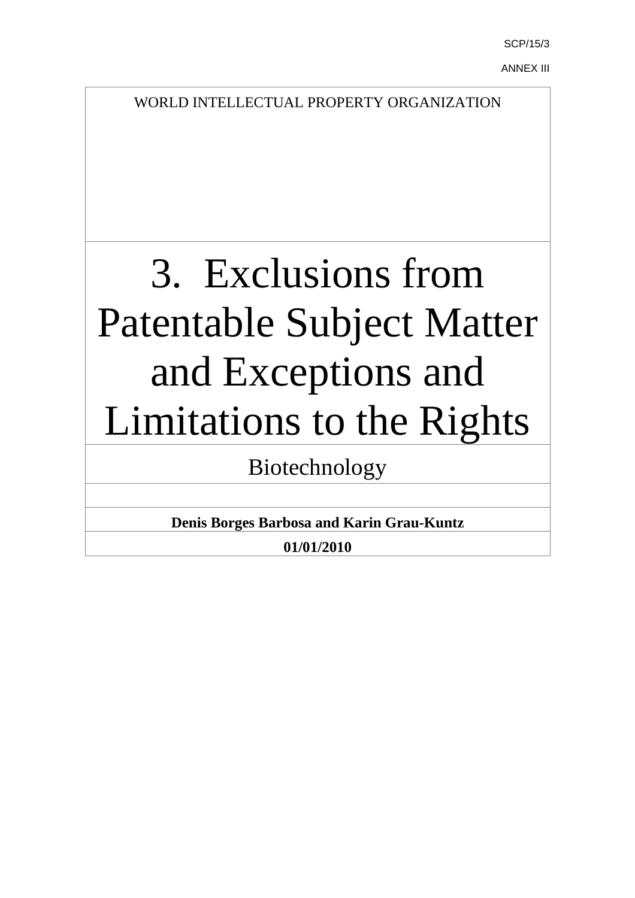SCP/15/3

ANNEX III

WORLD INTELLECTUAL PROPERTY ORGANIZATION

# 3. Exclusions from Patentable Subject Matter and Exceptions and Limitations to the Rights

## Biotechnology

**Denis Borges Barbosa and Karin Grau-Kuntz**

**01/01/2010**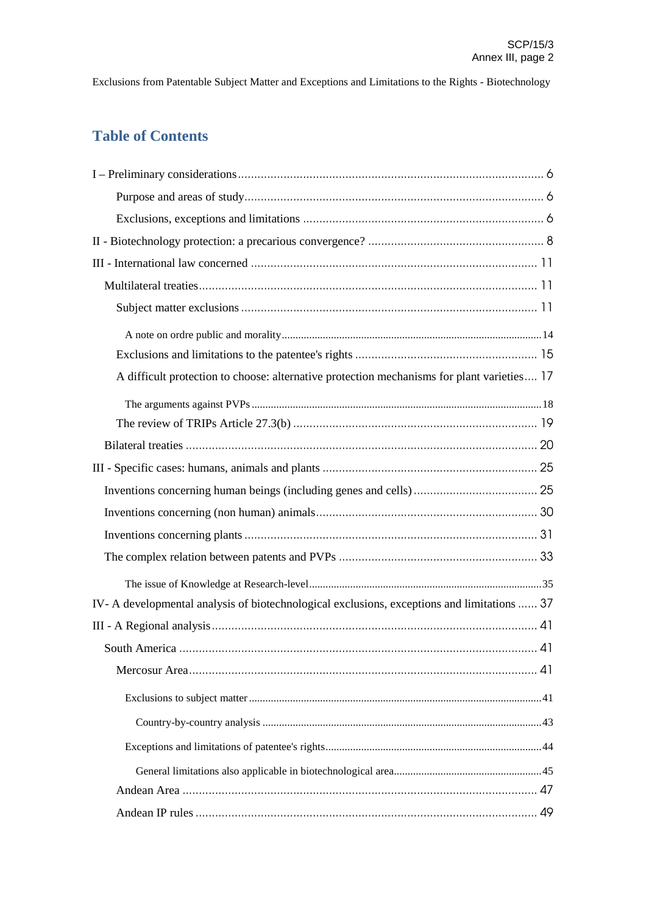## Table of Contents

I – Preliminary considerations ... 6

- Purpose and areas of study ... 6
- Exclusions, exceptions and limitations ... 6

II - Biotechnology protection: a precarious convergence? ... 8

III - International law concerned ... 11

- Multilateral treaties ... 11
  - Subject matter exclusions ... 11
    - A note on ordre public and morality ... 14
  - Exclusions and limitations to the patentee's rights ... 15
  - A difficult protection to choose: alternative protection mechanisms for plant varieties ... 17
    - The arguments against PVPs ... 18
  - The review of TRIPs Article 27.3(b) ... 19
- Bilateral treaties ... 20

III - Specific cases: humans, animals and plants ... 25

- Inventions concerning human beings (including genes and cells) ... 25
- Inventions concerning (non human) animals ... 30
- Inventions concerning plants ... 31
- The complex relation between patents and PVPs ... 33
  - The issue of Knowledge at Research-level ... 35

IV- A developmental analysis of biotechnological exclusions, exceptions and limitations ... 37

III - A Regional analysis ... 41

- South America ... 41
  - Mercosur Area ... 41
    - Exclusions to subject matter ... 41
      - Country-by-country analysis ... 43
    - Exceptions and limitations of patentee's rights ... 44
      - General limitations also applicable in biotechnological area ... 45
  - Andean Area ... 47
  - Andean IP rules ... 49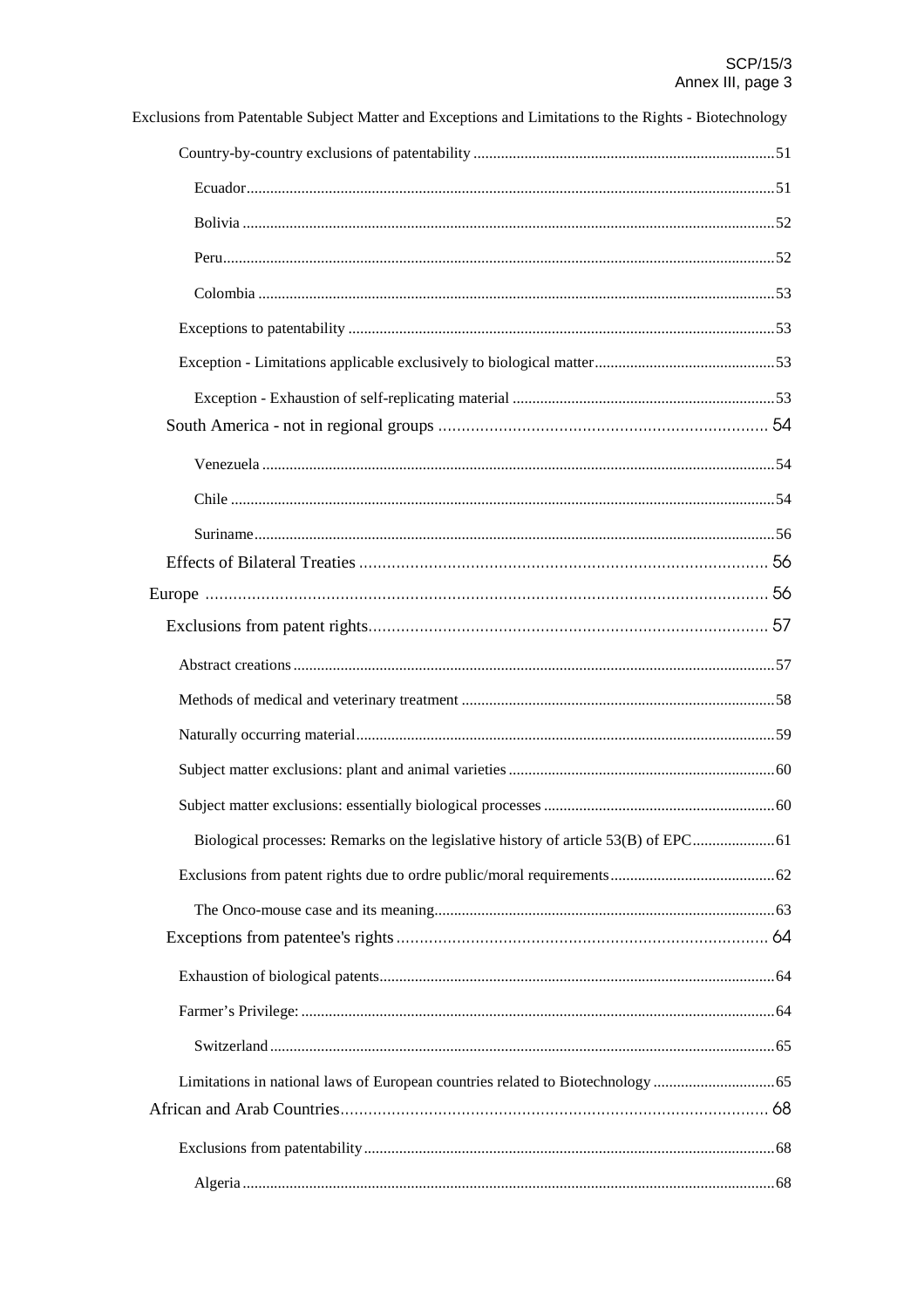Exclusions from Patentable Subject Matter and Exceptions and Limitations to the Rights - Biotechnology

- Country-by-country exclusions of patentability ... 51
  - Ecuador ... 51
  - Bolivia ... 52
  - Peru ... 52
  - Colombia ... 53
- Exceptions to patentability ... 53
- Exception - Limitations applicable exclusively to biological matter ... 53
  - Exception - Exhaustion of self-replicating material ... 53

South America - not in regional groups ... 54

- Venezuela ... 54
- Chile ... 54
- Suriname ... 56

Effects of Bilateral Treaties ... 56

Europe ... 56

Exclusions from patent rights ... 57

- Abstract creations ... 57
- Methods of medical and veterinary treatment ... 58
- Naturally occurring material ... 59
- Subject matter exclusions: plant and animal varieties ... 60
- Subject matter exclusions: essentially biological processes ... 60
  - Biological processes: Remarks on the legislative history of article 53(B) of EPC ... 61
- Exclusions from patent rights due to ordre public/moral requirements ... 62
  - The Onco-mouse case and its meaning ... 63

Exceptions from patentee's rights ... 64

- Exhaustion of biological patents ... 64
- Farmer's Privilege: ... 64
  - Switzerland ... 65
- Limitations in national laws of European countries related to Biotechnology ... 65

African and Arab Countries ... 68

- Exclusions from patentability ... 68
  - Algeria ... 68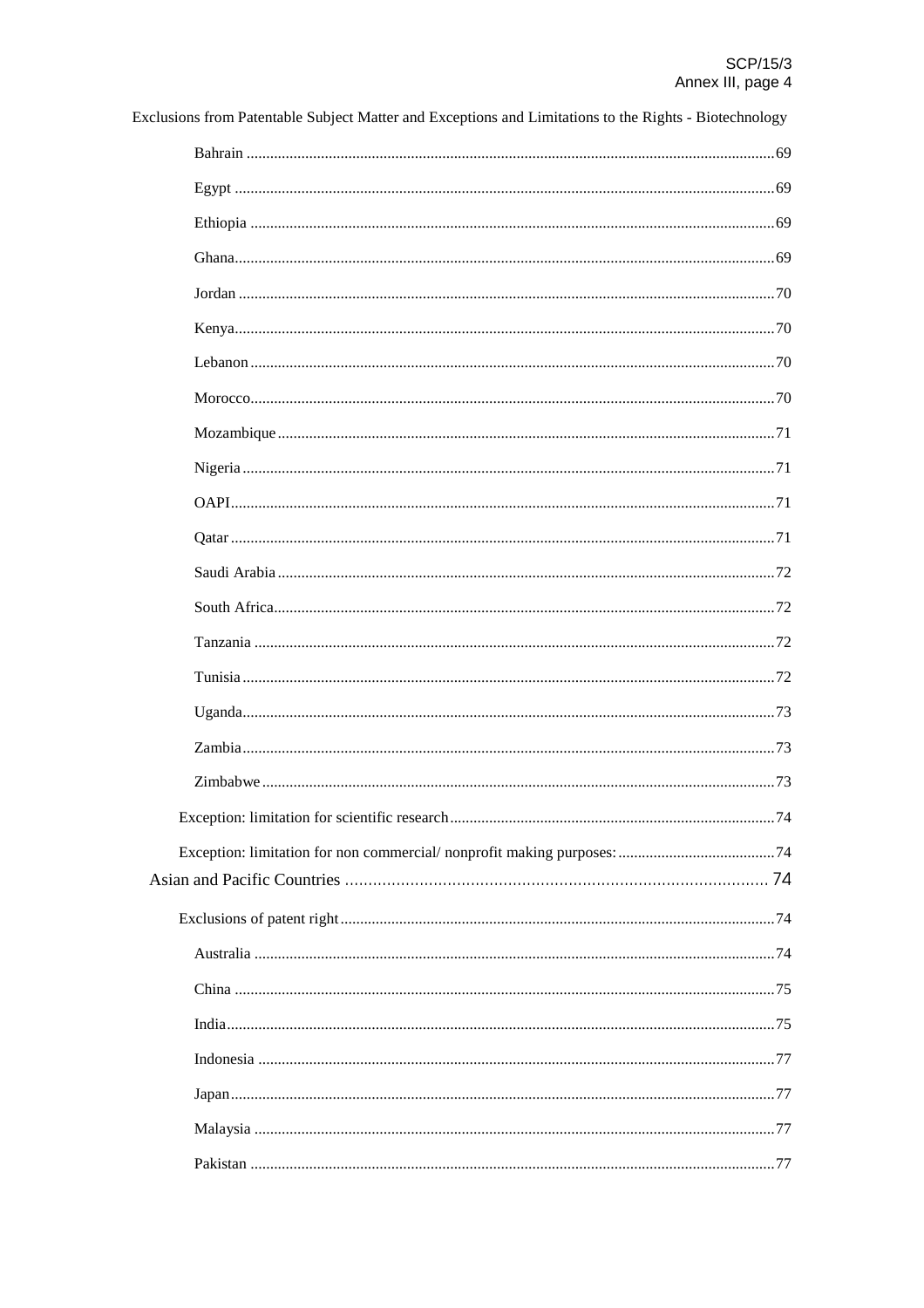Exclusions from Patentable Subject Matter and Exceptions and Limitations to the Rights - Biotechnology

- Bahrain ... 69
- Egypt ... 69
- Ethiopia ... 69
- Ghana ... 69
- Jordan ... 70
- Kenya ... 70
- Lebanon ... 70
- Morocco ... 70
- Mozambique ... 71
- Nigeria ... 71
- OAPI ... 71
- Qatar ... 71
- Saudi Arabia ... 72
- South Africa ... 72
- Tanzania ... 72
- Tunisia ... 72
- Uganda ... 73
- Zambia ... 73
- Zimbabwe ... 73

Exception: limitation for scientific research ... 74

Exception: limitation for non commercial/ nonprofit making purposes: ... 74

Asian and Pacific Countries ... 74

Exclusions of patent right ... 74

- Australia ... 74
- China ... 75
- India ... 75
- Indonesia ... 77
- Japan ... 77
- Malaysia ... 77
- Pakistan ... 77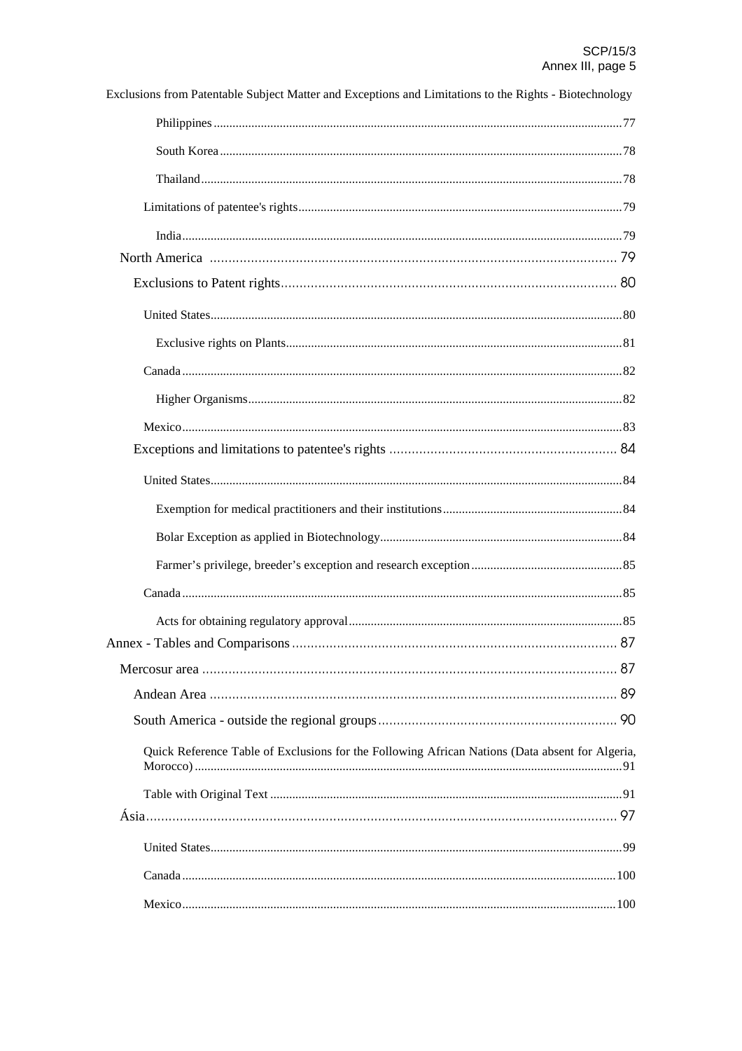Exclusions from Patentable Subject Matter and Exceptions and Limitations to the Rights - Biotechnology

- Philippines ... 77
- South Korea ... 78
- Thailand ... 78
- Limitations of patentee's rights ... 79
- India ... 79
- North America ... 79
- Exclusions to Patent rights ... 80
- United States ... 80
- Exclusive rights on Plants ... 81
- Canada ... 82
- Higher Organisms ... 82
- Mexico ... 83
- Exceptions and limitations to patentee's rights ... 84
- United States ... 84
- Exemption for medical practitioners and their institutions ... 84
- Bolar Exception as applied in Biotechnology ... 84
- Farmer’s privilege, breeder’s exception and research exception ... 85
- Canada ... 85
- Acts for obtaining regulatory approval ... 85
- Annex - Tables and Comparisons ... 87
- Mercosur area ... 87
- Andean Area ... 89
- South America - outside the regional groups ... 90
- Quick Reference Table of Exclusions for the Following African Nations (Data absent for Algeria, Morocco) ... 91
- Table with Original Text ... 91
- Ásia ... 97
- United States ... 99
- Canada ... 100
- Mexico ... 100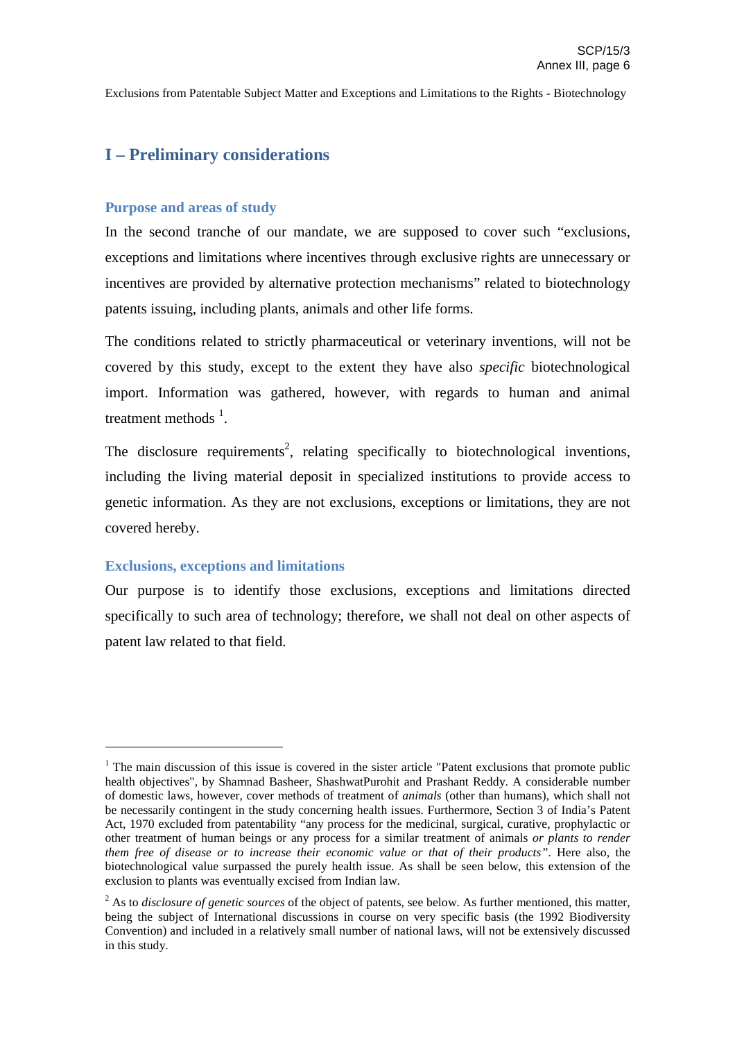## I – Preliminary considerations

### Purpose and areas of study

In the second tranche of our mandate, we are supposed to cover such "exclusions, exceptions and limitations where incentives through exclusive rights are unnecessary or incentives are provided by alternative protection mechanisms" related to biotechnology patents issuing, including plants, animals and other life forms.

The conditions related to strictly pharmaceutical or veterinary inventions, will not be covered by this study, except to the extent they have also *specific* biotechnological import. Information was gathered, however, with regards to human and animal treatment methods [1].

The disclosure requirements[2], relating specifically to biotechnological inventions, including the living material deposit in specialized institutions to provide access to genetic information. As they are not exclusions, exceptions or limitations, they are not covered hereby.

### Exclusions, exceptions and limitations

Our purpose is to identify those exclusions, exceptions and limitations directed specifically to such area of technology; therefore, we shall not deal on other aspects of patent law related to that field.

---

[1] The main discussion of this issue is covered in the sister article "Patent exclusions that promote public health objectives", by Shamnad Basheer, ShashwatPurohit and Prashant Reddy. A considerable number of domestic laws, however, cover methods of treatment of *animals* (other than humans), which shall not be necessarily contingent in the study concerning health issues. Furthermore, Section 3 of India's Patent Act, 1970 excluded from patentability "any process for the medicinal, surgical, curative, prophylactic or other treatment of human beings or any process for a similar treatment of animals *or plants to render them free of disease or to increase their economic value or that of their products"*. Here also, the biotechnological value surpassed the purely health issue. As shall be seen below, this extension of the exclusion to plants was eventually excised from Indian law.

[2] As to *disclosure of genetic sources* of the object of patents, see below. As further mentioned, this matter, being the subject of International discussions in course on very specific basis (the 1992 Biodiversity Convention) and included in a relatively small number of national laws, will not be extensively discussed in this study.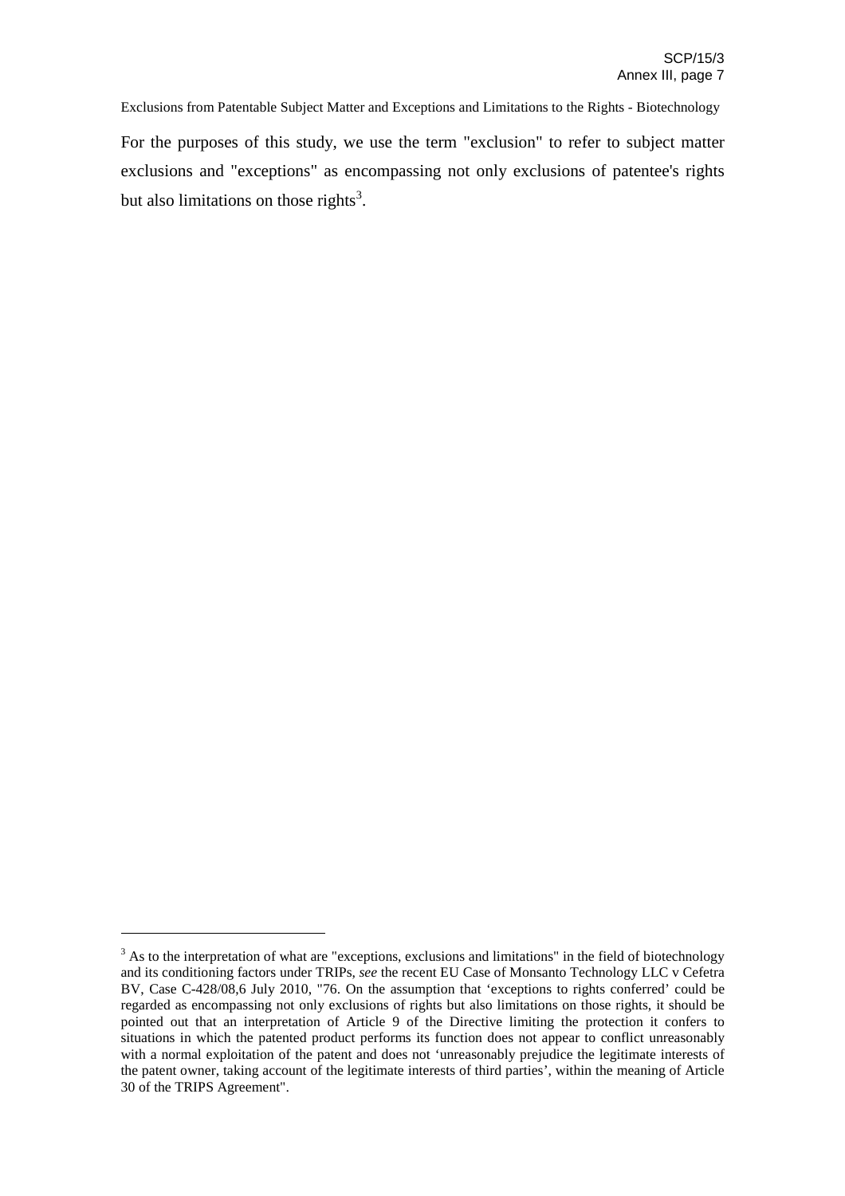For the purposes of this study, we use the term "exclusion" to refer to subject matter exclusions and "exceptions" as encompassing not only exclusions of patentee's rights but also limitations on those rights[3].

---

[3] As to the interpretation of what are "exceptions, exclusions and limitations" in the field of biotechnology and its conditioning factors under TRIPs, *see* the recent EU Case of Monsanto Technology LLC v Cefetra BV, Case C-428/08,6 July 2010, "76. On the assumption that 'exceptions to rights conferred' could be regarded as encompassing not only exclusions of rights but also limitations on those rights, it should be pointed out that an interpretation of Article 9 of the Directive limiting the protection it confers to situations in which the patented product performs its function does not appear to conflict unreasonably with a normal exploitation of the patent and does not 'unreasonably prejudice the legitimate interests of the patent owner, taking account of the legitimate interests of third parties', within the meaning of Article 30 of the TRIPS Agreement".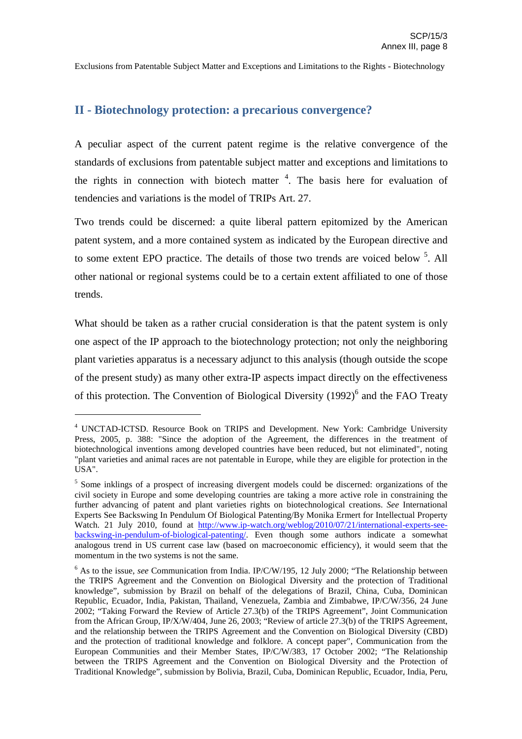## II - Biotechnology protection: a precarious convergence?

A peculiar aspect of the current patent regime is the relative convergence of the standards of exclusions from patentable subject matter and exceptions and limitations to the rights in connection with biotech matter [4]. The basis here for evaluation of tendencies and variations is the model of TRIPs Art. 27.

Two trends could be discerned: a quite liberal pattern epitomized by the American patent system, and a more contained system as indicated by the European directive and to some extent EPO practice. The details of those two trends are voiced below [5]. All other national or regional systems could be to a certain extent affiliated to one of those trends.

What should be taken as a rather crucial consideration is that the patent system is only one aspect of the IP approach to the biotechnology protection; not only the neighboring plant varieties apparatus is a necessary adjunct to this analysis (though outside the scope of the present study) as many other extra-IP aspects impact directly on the effectiveness of this protection. The Convention of Biological Diversity (1992)[6] and the FAO Treaty

---

[4] UNCTAD-ICTSD. Resource Book on TRIPS and Development. New York: Cambridge University Press, 2005, p. 388: "Since the adoption of the Agreement, the differences in the treatment of biotechnological inventions among developed countries have been reduced, but not eliminated", noting "plant varieties and animal races are not patentable in Europe, while they are eligible for protection in the USA".

[5] Some inklings of a prospect of increasing divergent models could be discerned: organizations of the civil society in Europe and some developing countries are taking a more active role in constraining the further advancing of patent and plant varieties rights on biotechnological creations. *See* International Experts See Backswing In Pendulum Of Biological Patenting/By Monika Ermert for Intellectual Property Watch. 21 July 2010, found at [http://www.ip-watch.org/weblog/2010/07/21/international-experts-see-backswing-in-pendulum-of-biological-patenting/](http://www.ip-watch.org/weblog/2010/07/21/international-experts-see-backswing-in-pendulum-of-biological-patenting/). Even though some authors indicate a somewhat analogous trend in US current case law (based on macroeconomic efficiency), it would seem that the momentum in the two systems is not the same.

[6] As to the issue, *see* Communication from India. IP/C/W/195, 12 July 2000; "The Relationship between the TRIPS Agreement and the Convention on Biological Diversity and the protection of Traditional knowledge", submission by Brazil on behalf of the delegations of Brazil, China, Cuba, Dominican Republic, Ecuador, India, Pakistan, Thailand, Venezuela, Zambia and Zimbabwe, IP/C/W/356, 24 June 2002; "Taking Forward the Review of Article 27.3(b) of the TRIPS Agreement", Joint Communication from the African Group, IP/X/W/404, June 26, 2003; "Review of article 27.3(b) of the TRIPS Agreement, and the relationship between the TRIPS Agreement and the Convention on Biological Diversity (CBD) and the protection of traditional knowledge and folklore. A concept paper", Communication from the European Communities and their Member States, IP/C/W/383, 17 October 2002; "The Relationship between the TRIPS Agreement and the Convention on Biological Diversity and the Protection of Traditional Knowledge", submission by Bolivia, Brazil, Cuba, Dominican Republic, Ecuador, India, Peru,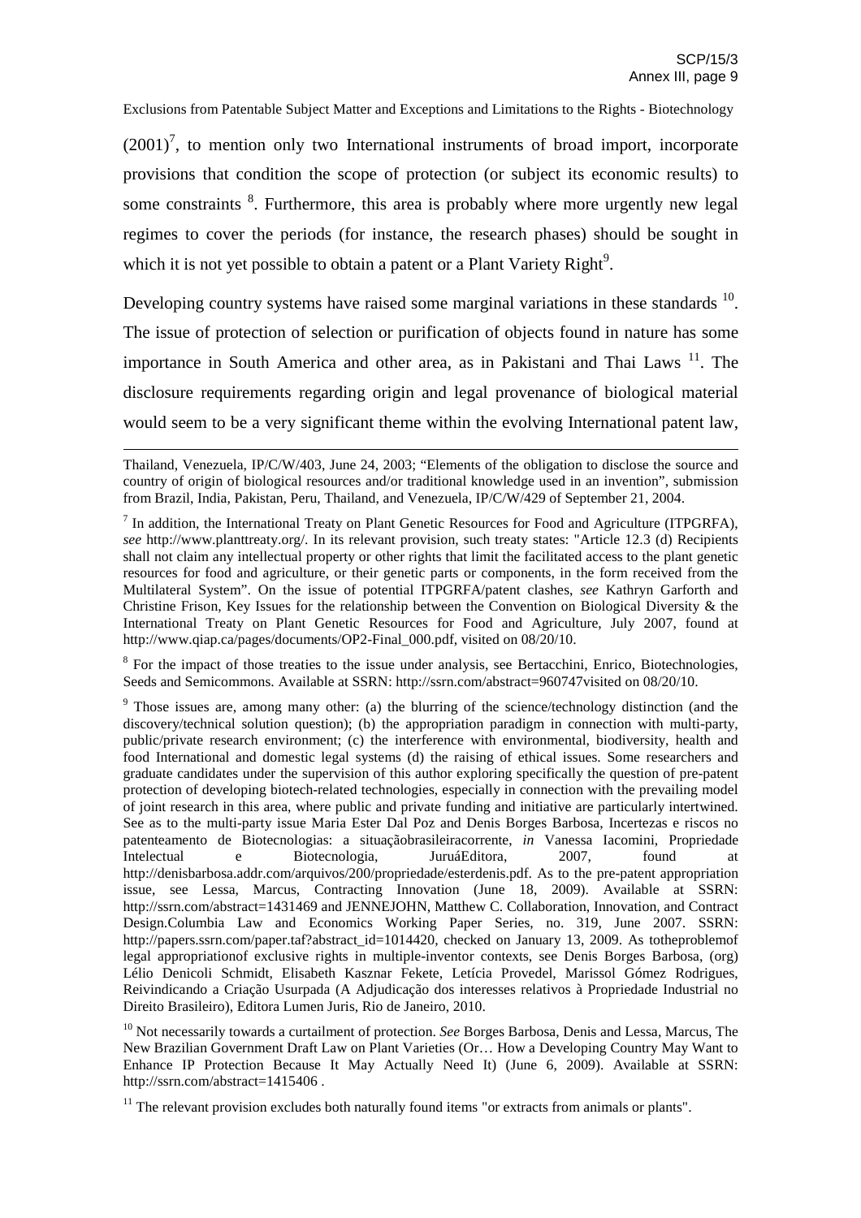(2001)[7], to mention only two International instruments of broad import, incorporate provisions that condition the scope of protection (or subject its economic results) to some constraints [8]. Furthermore, this area is probably where more urgently new legal regimes to cover the periods (for instance, the research phases) should be sought in which it is not yet possible to obtain a patent or a Plant Variety Right[9].

Developing country systems have raised some marginal variations in these standards [10]. The issue of protection of selection or purification of objects found in nature has some importance in South America and other area, as in Pakistani and Thai Laws [11]. The disclosure requirements regarding origin and legal provenance of biological material would seem to be a very significant theme within the evolving International patent law,

---

Thailand, Venezuela, IP/C/W/403, June 24, 2003; "Elements of the obligation to disclose the source and country of origin of biological resources and/or traditional knowledge used in an invention", submission from Brazil, India, Pakistan, Peru, Thailand, and Venezuela, IP/C/W/429 of September 21, 2004.

[7] In addition, the International Treaty on Plant Genetic Resources for Food and Agriculture (ITPGRFA), *see* http://www.planttreaty.org/. In its relevant provision, such treaty states: "Article 12.3 (d) Recipients shall not claim any intellectual property or other rights that limit the facilitated access to the plant genetic resources for food and agriculture, or their genetic parts or components, in the form received from the Multilateral System". On the issue of potential ITPGRFA/patent clashes, *see* Kathryn Garforth and Christine Frison, Key Issues for the relationship between the Convention on Biological Diversity & the International Treaty on Plant Genetic Resources for Food and Agriculture, July 2007, found at http://www.qiap.ca/pages/documents/OP2-Final_000.pdf, visited on 08/20/10.

[8] For the impact of those treaties to the issue under analysis, see Bertacchini, Enrico, Biotechnologies, Seeds and Semicommons. Available at SSRN: http://ssrn.com/abstract=960747visited on 08/20/10.

[9] Those issues are, among many other: (a) the blurring of the science/technology distinction (and the discovery/technical solution question); (b) the appropriation paradigm in connection with multi-party, public/private research environment; (c) the interference with environmental, biodiversity, health and food International and domestic legal systems (d) the raising of ethical issues. Some researchers and graduate candidates under the supervision of this author exploring specifically the question of pre-patent protection of developing biotech-related technologies, especially in connection with the prevailing model of joint research in this area, where public and private funding and initiative are particularly intertwined. See as to the multi-party issue Maria Ester Dal Poz and Denis Borges Barbosa, Incertezas e riscos no patenteamento de Biotecnologias: a situaçãobrasileiracorrente, *in* Vanessa Iacomini, Propriedade Intelectual e Biotecnologia, JuruáEditora, 2007, found at http://denisbarbosa.addr.com/arquivos/200/propriedade/esterdenis.pdf. As to the pre-patent appropriation issue, see Lessa, Marcus, Contracting Innovation (June 18, 2009). Available at SSRN: http://ssrn.com/abstract=1431469 and JENNEJOHN, Matthew C. Collaboration, Innovation, and Contract Design.Columbia Law and Economics Working Paper Series, no. 319, June 2007. SSRN: http://papers.ssrn.com/paper.taf?abstract_id=1014420, checked on January 13, 2009. As totheproblemof legal appropriationof exclusive rights in multiple-inventor contexts, see Denis Borges Barbosa, (org) Lélio Denicoli Schmidt, Elisabeth Kasznar Fekete, Letícia Provedel, Marissol Gómez Rodrigues, Reivindicando a Criação Usurpada (A Adjudicação dos interesses relativos à Propriedade Industrial no Direito Brasileiro), Editora Lumen Juris, Rio de Janeiro, 2010.

[10] Not necessarily towards a curtailment of protection. *See* Borges Barbosa, Denis and Lessa, Marcus, The New Brazilian Government Draft Law on Plant Varieties (Or… How a Developing Country May Want to Enhance IP Protection Because It May Actually Need It) (June 6, 2009). Available at SSRN: http://ssrn.com/abstract=1415406 .

[11] The relevant provision excludes both naturally found items "or extracts from animals or plants".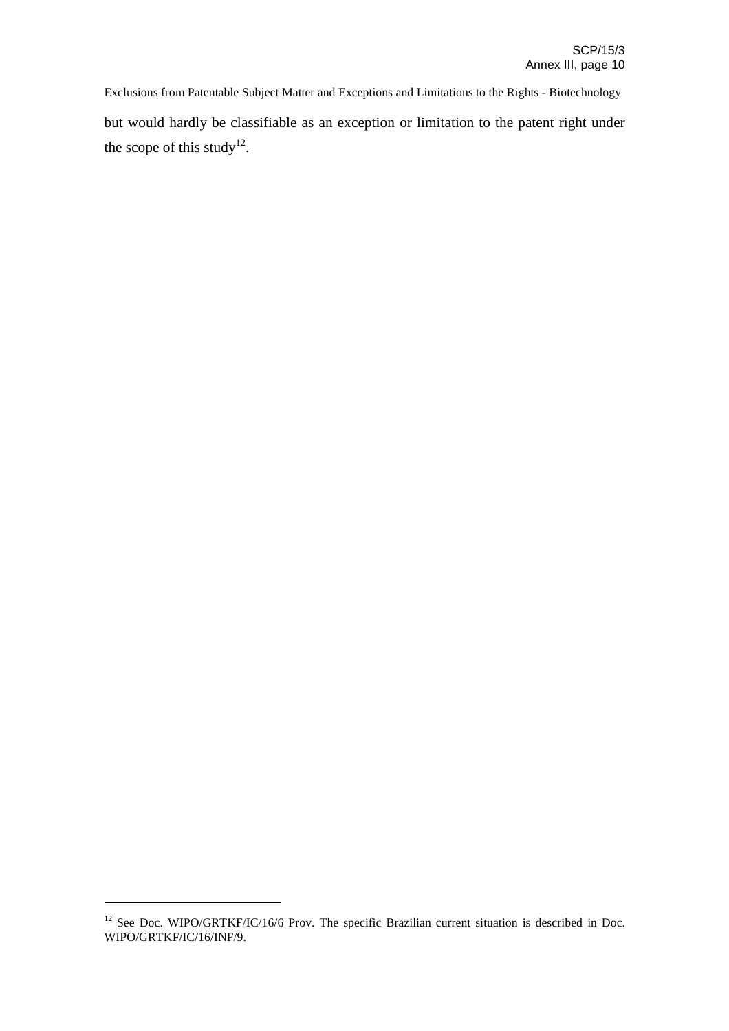but would hardly be classifiable as an exception or limitation to the patent right under the scope of this study[12].

---

[12] See Doc. WIPO/GRTKF/IC/16/6 Prov. The specific Brazilian current situation is described in Doc. WIPO/GRTKF/IC/16/INF/9.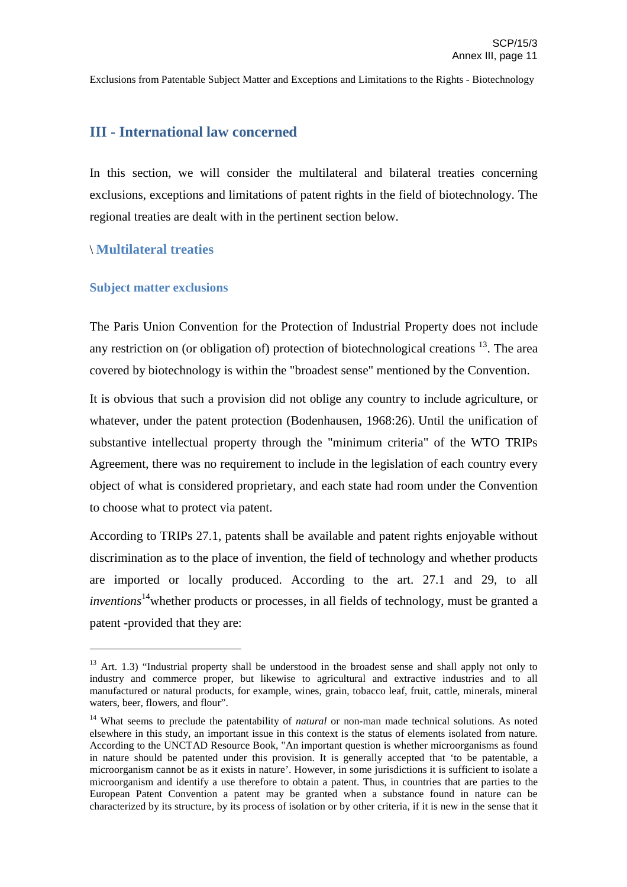## III - International law concerned

In this section, we will consider the multilateral and bilateral treaties concerning exclusions, exceptions and limitations of patent rights in the field of biotechnology. The regional treaties are dealt with in the pertinent section below.

### \ Multilateral treaties

#### Subject matter exclusions

The Paris Union Convention for the Protection of Industrial Property does not include any restriction on (or obligation of) protection of biotechnological creations [13]. The area covered by biotechnology is within the "broadest sense" mentioned by the Convention.

It is obvious that such a provision did not oblige any country to include agriculture, or whatever, under the patent protection (Bodenhausen, 1968:26). Until the unification of substantive intellectual property through the "minimum criteria" of the WTO TRIPs Agreement, there was no requirement to include in the legislation of each country every object of what is considered proprietary, and each state had room under the Convention to choose what to protect via patent.

According to TRIPs 27.1, patents shall be available and patent rights enjoyable without discrimination as to the place of invention, the field of technology and whether products are imported or locally produced. According to the art. 27.1 and 29, to all *inventions*[14]whether products or processes, in all fields of technology, must be granted a patent -provided that they are:

---

[13] Art. 1.3) "Industrial property shall be understood in the broadest sense and shall apply not only to industry and commerce proper, but likewise to agricultural and extractive industries and to all manufactured or natural products, for example, wines, grain, tobacco leaf, fruit, cattle, minerals, mineral waters, beer, flowers, and flour".

[14] What seems to preclude the patentability of *natural* or non-man made technical solutions. As noted elsewhere in this study, an important issue in this context is the status of elements isolated from nature. According to the UNCTAD Resource Book, "An important question is whether microorganisms as found in nature should be patented under this provision. It is generally accepted that 'to be patentable, a microorganism cannot be as it exists in nature'. However, in some jurisdictions it is sufficient to isolate a microorganism and identify a use therefore to obtain a patent. Thus, in countries that are parties to the European Patent Convention a patent may be granted when a substance found in nature can be characterized by its structure, by its process of isolation or by other criteria, if it is new in the sense that it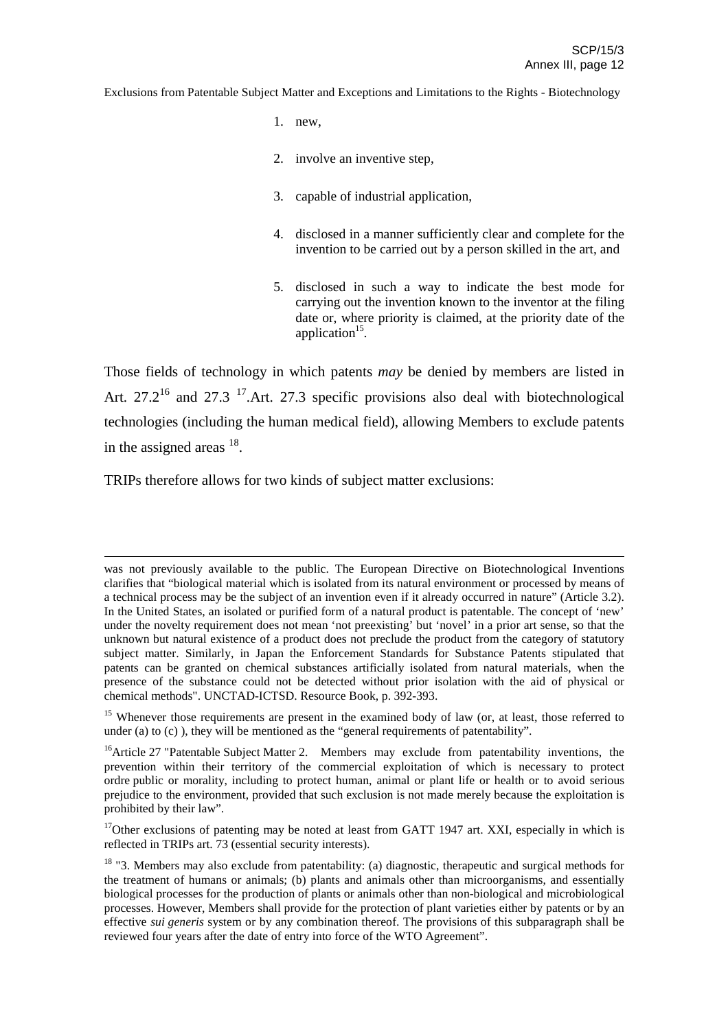1. new,
2. involve an inventive step,
3. capable of industrial application,
4. disclosed in a manner sufficiently clear and complete for the invention to be carried out by a person skilled in the art, and
5. disclosed in such a way to indicate the best mode for carrying out the invention known to the inventor at the filing date or, where priority is claimed, at the priority date of the application[15].

Those fields of technology in which patents *may* be denied by members are listed in Art. 27.2[16] and 27.3 [17].Art. 27.3 specific provisions also deal with biotechnological technologies (including the human medical field), allowing Members to exclude patents in the assigned areas [18].

TRIPs therefore allows for two kinds of subject matter exclusions:

---

was not previously available to the public. The European Directive on Biotechnological Inventions clarifies that "biological material which is isolated from its natural environment or processed by means of a technical process may be the subject of an invention even if it already occurred in nature" (Article 3.2). In the United States, an isolated or purified form of a natural product is patentable. The concept of 'new' under the novelty requirement does not mean 'not preexisting' but 'novel' in a prior art sense, so that the unknown but natural existence of a product does not preclude the product from the category of statutory subject matter. Similarly, in Japan the Enforcement Standards for Substance Patents stipulated that patents can be granted on chemical substances artificially isolated from natural materials, when the presence of the substance could not be detected without prior isolation with the aid of physical or chemical methods". UNCTAD-ICTSD. Resource Book, p. 392-393.

[15] Whenever those requirements are present in the examined body of law (or, at least, those referred to under (a) to (c) ), they will be mentioned as the "general requirements of patentability".

[16] Article 27 "Patentable Subject Matter 2. Members may exclude from patentability inventions, the prevention within their territory of the commercial exploitation of which is necessary to protect ordre public or morality, including to protect human, animal or plant life or health or to avoid serious prejudice to the environment, provided that such exclusion is not made merely because the exploitation is prohibited by their law".

[17] Other exclusions of patenting may be noted at least from GATT 1947 art. XXI, especially in which is reflected in TRIPs art. 73 (essential security interests).

[18] "3. Members may also exclude from patentability: (a) diagnostic, therapeutic and surgical methods for the treatment of humans or animals; (b) plants and animals other than microorganisms, and essentially biological processes for the production of plants or animals other than non-biological and microbiological processes. However, Members shall provide for the protection of plant varieties either by patents or by an effective *sui generis* system or by any combination thereof. The provisions of this subparagraph shall be reviewed four years after the date of entry into force of the WTO Agreement".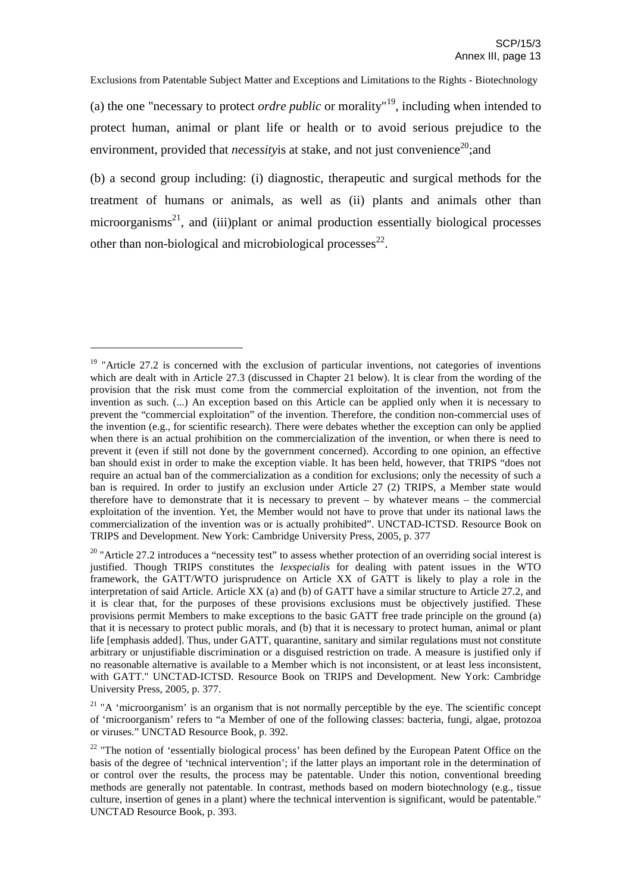(a) the one "necessary to protect *ordre public* or morality"[19], including when intended to protect human, animal or plant life or health or to avoid serious prejudice to the environment, provided that *necessity*is at stake, and not just convenience[20];and

(b) a second group including: (i) diagnostic, therapeutic and surgical methods for the treatment of humans or animals, as well as (ii) plants and animals other than microorganisms[21], and (iii)plant or animal production essentially biological processes other than non-biological and microbiological processes[22].

---

[19] "Article 27.2 is concerned with the exclusion of particular inventions, not categories of inventions which are dealt with in Article 27.3 (discussed in Chapter 21 below). It is clear from the wording of the provision that the risk must come from the commercial exploitation of the invention, not from the invention as such. (...) An exception based on this Article can be applied only when it is necessary to prevent the "commercial exploitation" of the invention. Therefore, the condition non-commercial uses of the invention (e.g., for scientific research). There were debates whether the exception can only be applied when there is an actual prohibition on the commercialization of the invention, or when there is need to prevent it (even if still not done by the government concerned). According to one opinion, an effective ban should exist in order to make the exception viable. It has been held, however, that TRIPS "does not require an actual ban of the commercialization as a condition for exclusions; only the necessity of such a ban is required. In order to justify an exclusion under Article 27 (2) TRIPS, a Member state would therefore have to demonstrate that it is necessary to prevent – by whatever means – the commercial exploitation of the invention. Yet, the Member would not have to prove that under its national laws the commercialization of the invention was or is actually prohibited". UNCTAD-ICTSD. Resource Book on TRIPS and Development. New York: Cambridge University Press, 2005, p. 377

[20] "Article 27.2 introduces a "necessity test" to assess whether protection of an overriding social interest is justified. Though TRIPS constitutes the *lexspecialis* for dealing with patent issues in the WTO framework, the GATT/WTO jurisprudence on Article XX of GATT is likely to play a role in the interpretation of said Article. Article XX (a) and (b) of GATT have a similar structure to Article 27.2, and it is clear that, for the purposes of these provisions exclusions must be objectively justified. These provisions permit Members to make exceptions to the basic GATT free trade principle on the ground (a) that it is necessary to protect public morals, and (b) that it is necessary to protect human, animal or plant life [emphasis added]. Thus, under GATT, quarantine, sanitary and similar regulations must not constitute arbitrary or unjustifiable discrimination or a disguised restriction on trade. A measure is justified only if no reasonable alternative is available to a Member which is not inconsistent, or at least less inconsistent, with GATT." UNCTAD-ICTSD. Resource Book on TRIPS and Development. New York: Cambridge University Press, 2005, p. 377.

[21] "A 'microorganism' is an organism that is not normally perceptible by the eye. The scientific concept of 'microorganism' refers to "a Member of one of the following classes: bacteria, fungi, algae, protozoa or viruses." UNCTAD Resource Book, p. 392.

[22] "The notion of 'essentially biological process' has been defined by the European Patent Office on the basis of the degree of 'technical intervention'; if the latter plays an important role in the determination of or control over the results, the process may be patentable. Under this notion, conventional breeding methods are generally not patentable. In contrast, methods based on modern biotechnology (e.g., tissue culture, insertion of genes in a plant) where the technical intervention is significant, would be patentable." UNCTAD Resource Book, p. 393.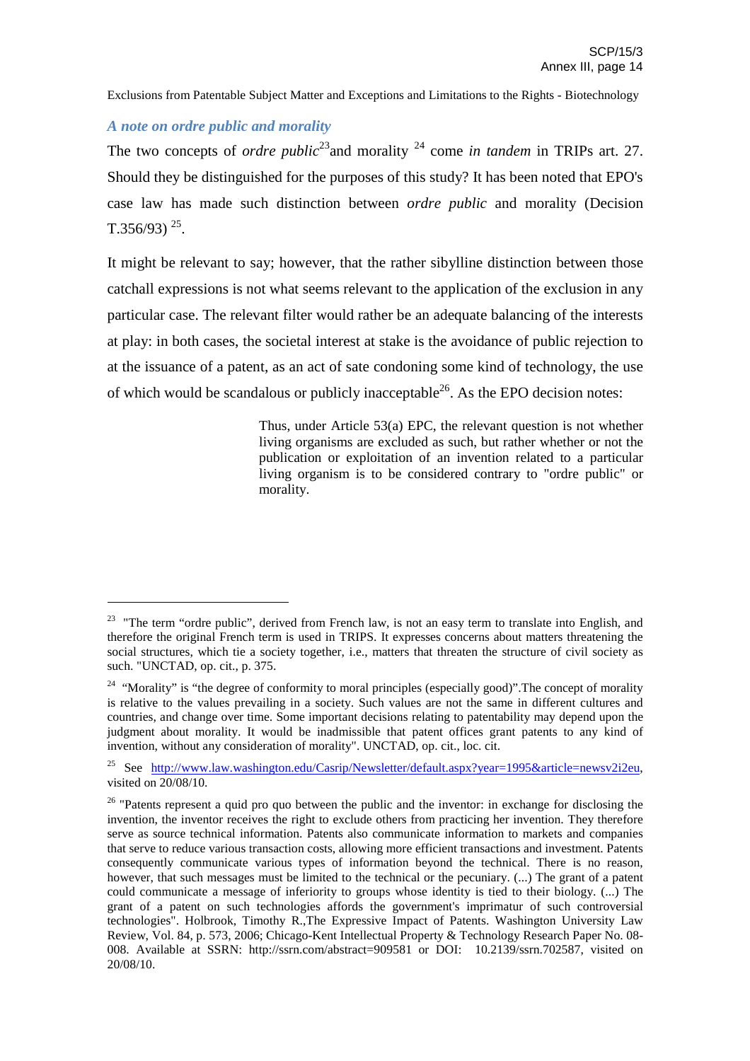Exclusions from Patentable Subject Matter and Exceptions and Limitations to the Rights - Biotechnology

### *A note on ordre public and morality*

The two concepts of *ordre public*[23] and morality [24] come *in tandem* in TRIPs art. 27. Should they be distinguished for the purposes of this study? It has been noted that EPO's case law has made such distinction between *ordre public* and morality (Decision T.356/93) [25].

It might be relevant to say; however, that the rather sibylline distinction between those catchall expressions is not what seems relevant to the application of the exclusion in any particular case. The relevant filter would rather be an adequate balancing of the interests at play: in both cases, the societal interest at stake is the avoidance of public rejection to at the issuance of a patent, as an act of sate condoning some kind of technology, the use of which would be scandalous or publicly inacceptable[26]. As the EPO decision notes:

> Thus, under Article 53(a) EPC, the relevant question is not whether living organisms are excluded as such, but rather whether or not the publication or exploitation of an invention related to a particular living organism is to be considered contrary to "ordre public" or morality.

---

[23] "The term "ordre public", derived from French law, is not an easy term to translate into English, and therefore the original French term is used in TRIPS. It expresses concerns about matters threatening the social structures, which tie a society together, i.e., matters that threaten the structure of civil society as such. "UNCTAD, op. cit., p. 375.

[24] "Morality" is "the degree of conformity to moral principles (especially good)".The concept of morality is relative to the values prevailing in a society. Such values are not the same in different cultures and countries, and change over time. Some important decisions relating to patentability may depend upon the judgment about morality. It would be inadmissible that patent offices grant patents to any kind of invention, without any consideration of morality". UNCTAD, op. cit., loc. cit.

[25] See http://www.law.washington.edu/Casrip/Newsletter/default.aspx?year=1995&article=newsv2i2eu, visited on 20/08/10.

[26] "Patents represent a quid pro quo between the public and the inventor: in exchange for disclosing the invention, the inventor receives the right to exclude others from practicing her invention. They therefore serve as source technical information. Patents also communicate information to markets and companies that serve to reduce various transaction costs, allowing more efficient transactions and investment. Patents consequently communicate various types of information beyond the technical. There is no reason, however, that such messages must be limited to the technical or the pecuniary. (...) The grant of a patent could communicate a message of inferiority to groups whose identity is tied to their biology. (...) The grant of a patent on such technologies affords the government's imprimatur of such controversial technologies". Holbrook, Timothy R.,The Expressive Impact of Patents. Washington University Law Review, Vol. 84, p. 573, 2006; Chicago-Kent Intellectual Property & Technology Research Paper No. 08-008. Available at SSRN: http://ssrn.com/abstract=909581 or DOI: 10.2139/ssrn.702587, visited on 20/08/10.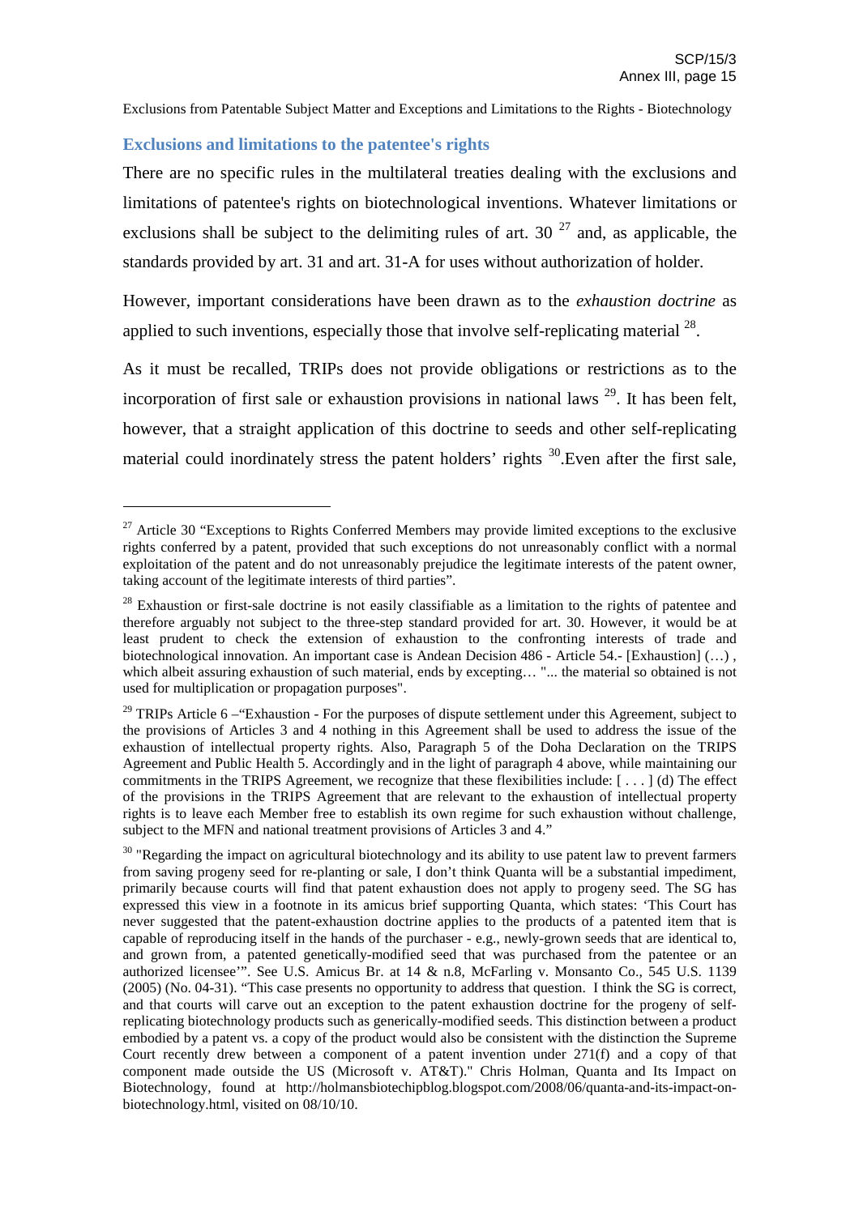### Exclusions and limitations to the patentee's rights

There are no specific rules in the multilateral treaties dealing with the exclusions and limitations of patentee's rights on biotechnological inventions. Whatever limitations or exclusions shall be subject to the delimiting rules of art. 30 [27] and, as applicable, the standards provided by art. 31 and art. 31-A for uses without authorization of holder.

However, important considerations have been drawn as to the *exhaustion doctrine* as applied to such inventions, especially those that involve self-replicating material [28].

As it must be recalled, TRIPs does not provide obligations or restrictions as to the incorporation of first sale or exhaustion provisions in national laws [29]. It has been felt, however, that a straight application of this doctrine to seeds and other self-replicating material could inordinately stress the patent holders' rights [30].Even after the first sale,

---

[27] Article 30 "Exceptions to Rights Conferred Members may provide limited exceptions to the exclusive rights conferred by a patent, provided that such exceptions do not unreasonably conflict with a normal exploitation of the patent and do not unreasonably prejudice the legitimate interests of the patent owner, taking account of the legitimate interests of third parties".

[28] Exhaustion or first-sale doctrine is not easily classifiable as a limitation to the rights of patentee and therefore arguably not subject to the three-step standard provided for art. 30. However, it would be at least prudent to check the extension of exhaustion to the confronting interests of trade and biotechnological innovation. An important case is Andean Decision 486 - Article 54.- [Exhaustion] (…) , which albeit assuring exhaustion of such material, ends by excepting… "... the material so obtained is not used for multiplication or propagation purposes".

[29] TRIPs Article 6 –"Exhaustion - For the purposes of dispute settlement under this Agreement, subject to the provisions of Articles 3 and 4 nothing in this Agreement shall be used to address the issue of the exhaustion of intellectual property rights. Also, Paragraph 5 of the Doha Declaration on the TRIPS Agreement and Public Health 5. Accordingly and in the light of paragraph 4 above, while maintaining our commitments in the TRIPS Agreement, we recognize that these flexibilities include: [ . . . ] (d) The effect of the provisions in the TRIPS Agreement that are relevant to the exhaustion of intellectual property rights is to leave each Member free to establish its own regime for such exhaustion without challenge, subject to the MFN and national treatment provisions of Articles 3 and 4."

[30] "Regarding the impact on agricultural biotechnology and its ability to use patent law to prevent farmers from saving progeny seed for re-planting or sale, I don't think Quanta will be a substantial impediment, primarily because courts will find that patent exhaustion does not apply to progeny seed. The SG has expressed this view in a footnote in its amicus brief supporting Quanta, which states: 'This Court has never suggested that the patent-exhaustion doctrine applies to the products of a patented item that is capable of reproducing itself in the hands of the purchaser - e.g., newly-grown seeds that are identical to, and grown from, a patented genetically-modified seed that was purchased from the patentee or an authorized licensee'". See U.S. Amicus Br. at 14 & n.8, McFarling v. Monsanto Co., 545 U.S. 1139 (2005) (No. 04-31). "This case presents no opportunity to address that question. I think the SG is correct, and that courts will carve out an exception to the patent exhaustion doctrine for the progeny of self-replicating biotechnology products such as generically-modified seeds. This distinction between a product embodied by a patent vs. a copy of the product would also be consistent with the distinction the Supreme Court recently drew between a component of a patent invention under 271(f) and a copy of that component made outside the US (Microsoft v. AT&T)." Chris Holman, Quanta and Its Impact on Biotechnology, found at http://holmansbiotechipblog.blogspot.com/2008/06/quanta-and-its-impact-on-biotechnology.html, visited on 08/10/10.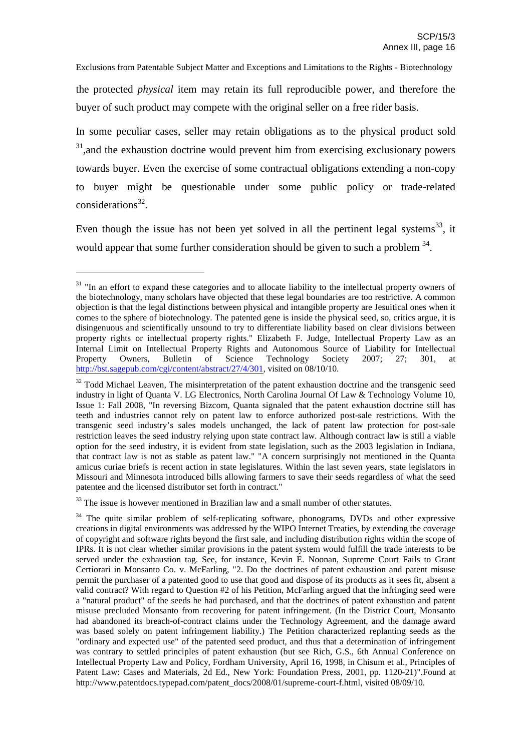the protected *physical* item may retain its full reproducible power, and therefore the buyer of such product may compete with the original seller on a free rider basis.

In some peculiar cases, seller may retain obligations as to the physical product sold [31],and the exhaustion doctrine would prevent him from exercising exclusionary powers towards buyer. Even the exercise of some contractual obligations extending a non-copy to buyer might be questionable under some public policy or trade-related considerations[32].

Even though the issue has not been yet solved in all the pertinent legal systems[33], it would appear that some further consideration should be given to such a problem [34].

---

[31] "In an effort to expand these categories and to allocate liability to the intellectual property owners of the biotechnology, many scholars have objected that these legal boundaries are too restrictive. A common objection is that the legal distinctions between physical and intangible property are Jesuitical ones when it comes to the sphere of biotechnology. The patented gene is inside the physical seed, so, critics argue, it is disingenuous and scientifically unsound to try to differentiate liability based on clear divisions between property rights or intellectual property rights." Elizabeth F. Judge, Intellectual Property Law as an Internal Limit on Intellectual Property Rights and Autonomous Source of Liability for Intellectual Property Owners, Bulletin of Science Technology Society 2007; 27; 301, at http://bst.sagepub.com/cgi/content/abstract/27/4/301, visited on 08/10/10.

[32] Todd Michael Leaven, The misinterpretation of the patent exhaustion doctrine and the transgenic seed industry in light of Quanta V. LG Electronics, North Carolina Journal Of Law & Technology Volume 10, Issue 1: Fall 2008, "In reversing Bizcom, Quanta signaled that the patent exhaustion doctrine still has teeth and industries cannot rely on patent law to enforce authorized post-sale restrictions. With the transgenic seed industry's sales models unchanged, the lack of patent law protection for post-sale restriction leaves the seed industry relying upon state contract law. Although contract law is still a viable option for the seed industry, it is evident from state legislation, such as the 2003 legislation in Indiana, that contract law is not as stable as patent law." "A concern surprisingly not mentioned in the Quanta amicus curiae briefs is recent action in state legislatures. Within the last seven years, state legislators in Missouri and Minnesota introduced bills allowing farmers to save their seeds regardless of what the seed patentee and the licensed distributor set forth in contract."

[33] The issue is however mentioned in Brazilian law and a small number of other statutes.

[34] The quite similar problem of self-replicating software, phonograms, DVDs and other expressive creations in digital environments was addressed by the WIPO Internet Treaties, by extending the coverage of copyright and software rights beyond the first sale, and including distribution rights within the scope of IPRs. It is not clear whether similar provisions in the patent system would fulfill the trade interests to be served under the exhaustion tag. See, for instance, Kevin E. Noonan, Supreme Court Fails to Grant Certiorari in Monsanto Co. v. McFarling, "2. Do the doctrines of patent exhaustion and patent misuse permit the purchaser of a patented good to use that good and dispose of its products as it sees fit, absent a valid contract? With regard to Question #2 of his Petition, McFarling argued that the infringing seed were a "natural product" of the seeds he had purchased, and that the doctrines of patent exhaustion and patent misuse precluded Monsanto from recovering for patent infringement. (In the District Court, Monsanto had abandoned its breach-of-contract claims under the Technology Agreement, and the damage award was based solely on patent infringement liability.) The Petition characterized replanting seeds as the "ordinary and expected use" of the patented seed product, and thus that a determination of infringement was contrary to settled principles of patent exhaustion (but see Rich, G.S., 6th Annual Conference on Intellectual Property Law and Policy, Fordham University, April 16, 1998, in Chisum et al., Principles of Patent Law: Cases and Materials, 2d Ed., New York: Foundation Press, 2001, pp. 1120-21)".Found at http://www.patentdocs.typepad.com/patent_docs/2008/01/supreme-court-f.html, visited 08/09/10.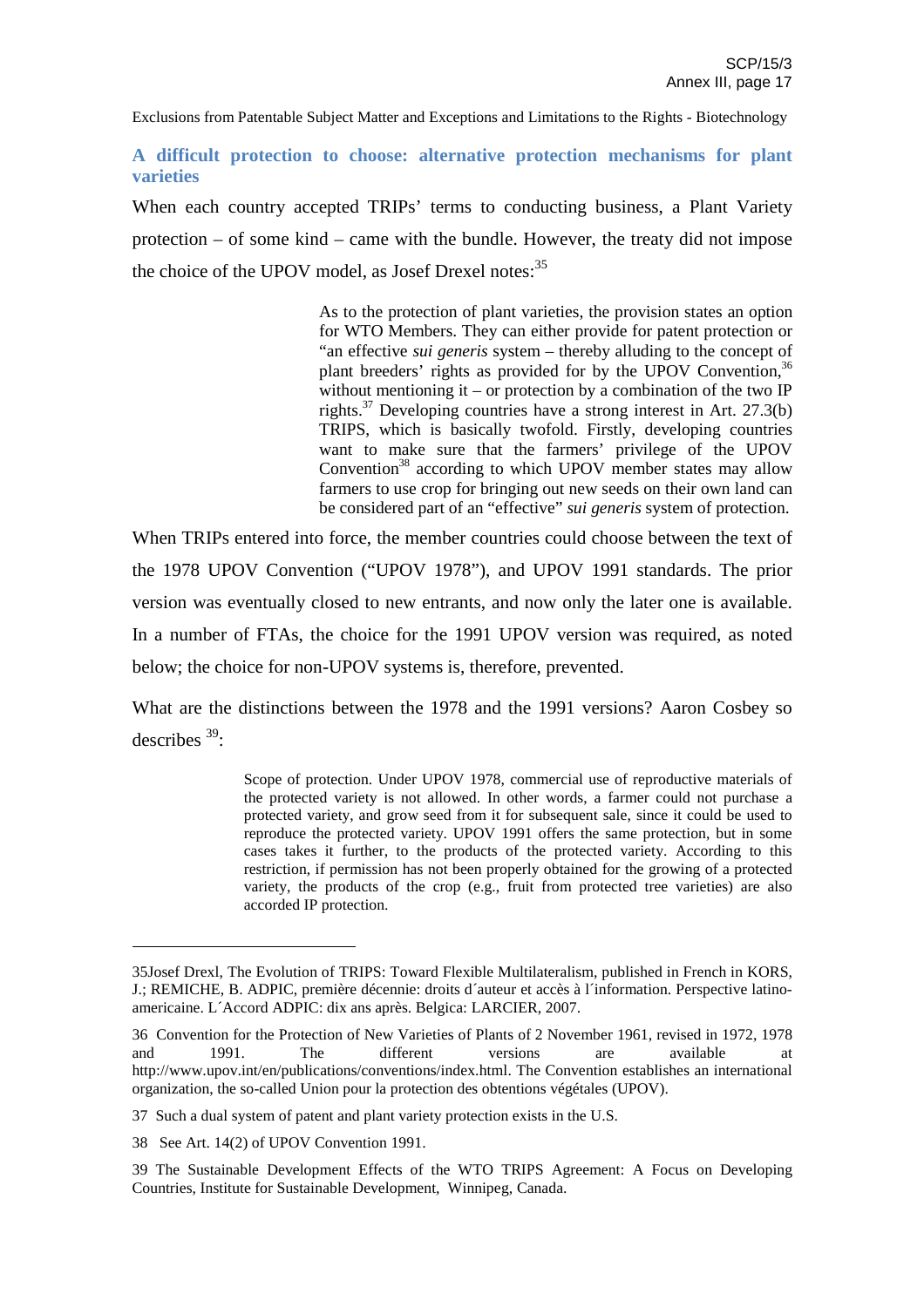Exclusions from Patentable Subject Matter and Exceptions and Limitations to the Rights - Biotechnology

## A difficult protection to choose: alternative protection mechanisms for plant varieties

When each country accepted TRIPs' terms to conducting business, a Plant Variety protection – of some kind – came with the bundle. However, the treaty did not impose the choice of the UPOV model, as Josef Drexel notes:[35]

> As to the protection of plant varieties, the provision states an option for WTO Members. They can either provide for patent protection or "an effective *sui generis* system – thereby alluding to the concept of plant breeders' rights as provided for by the UPOV Convention,[36] without mentioning it – or protection by a combination of the two IP rights.[37] Developing countries have a strong interest in Art. 27.3(b) TRIPS, which is basically twofold. Firstly, developing countries want to make sure that the farmers' privilege of the UPOV Convention[38] according to which UPOV member states may allow farmers to use crop for bringing out new seeds on their own land can be considered part of an "effective" *sui generis* system of protection.

When TRIPs entered into force, the member countries could choose between the text of the 1978 UPOV Convention ("UPOV 1978"), and UPOV 1991 standards. The prior version was eventually closed to new entrants, and now only the later one is available. In a number of FTAs, the choice for the 1991 UPOV version was required, as noted below; the choice for non-UPOV systems is, therefore, prevented.

What are the distinctions between the 1978 and the 1991 versions? Aaron Cosbey so describes [39]:

> Scope of protection. Under UPOV 1978, commercial use of reproductive materials of the protected variety is not allowed. In other words, a farmer could not purchase a protected variety, and grow seed from it for subsequent sale, since it could be used to reproduce the protected variety. UPOV 1991 offers the same protection, but in some cases takes it further, to the products of the protected variety. According to this restriction, if permission has not been properly obtained for the growing of a protected variety, the products of the crop (e.g., fruit from protected tree varieties) are also accorded IP protection.

---

35Josef Drexl, The Evolution of TRIPS: Toward Flexible Multilateralism, published in French in KORS, J.; REMICHE, B. ADPIC, première décennie: droits d´auteur et accès à l´information. Perspective latino-americaine. L´Accord ADPIC: dix ans après. Belgica: LARCIER, 2007.

36 Convention for the Protection of New Varieties of Plants of 2 November 1961, revised in 1972, 1978 and 1991. The different versions are available at http://www.upov.int/en/publications/conventions/index.html. The Convention establishes an international organization, the so-called Union pour la protection des obtentions végétales (UPOV).

37 Such a dual system of patent and plant variety protection exists in the U.S.

38 See Art. 14(2) of UPOV Convention 1991.

39 The Sustainable Development Effects of the WTO TRIPS Agreement: A Focus on Developing Countries, Institute for Sustainable Development, Winnipeg, Canada.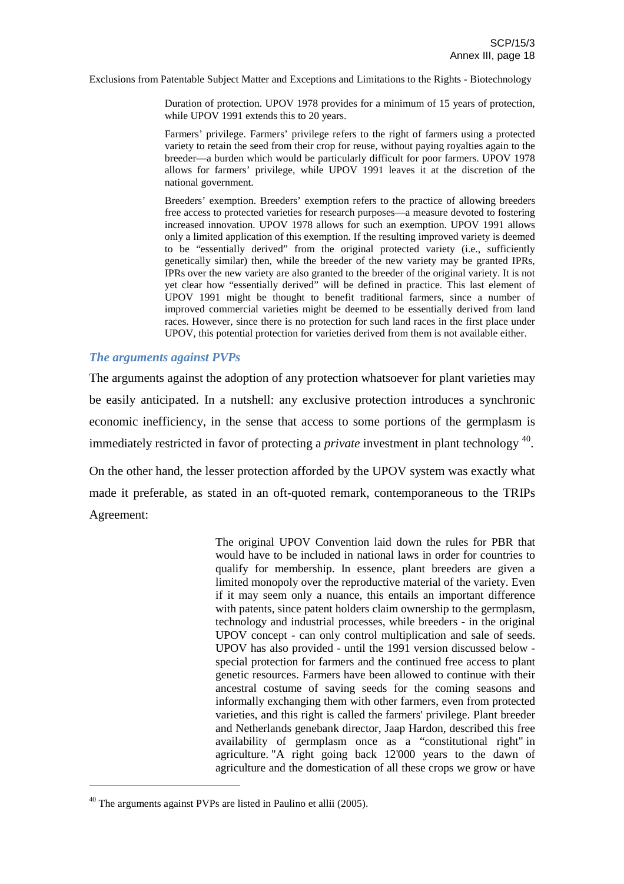> Duration of protection. UPOV 1978 provides for a minimum of 15 years of protection, while UPOV 1991 extends this to 20 years.
>
> Farmers' privilege. Farmers' privilege refers to the right of farmers using a protected variety to retain the seed from their crop for reuse, without paying royalties again to the breeder—a burden which would be particularly difficult for poor farmers. UPOV 1978 allows for farmers' privilege, while UPOV 1991 leaves it at the discretion of the national government.
>
> Breeders' exemption. Breeders' exemption refers to the practice of allowing breeders free access to protected varieties for research purposes—a measure devoted to fostering increased innovation. UPOV 1978 allows for such an exemption. UPOV 1991 allows only a limited application of this exemption. If the resulting improved variety is deemed to be "essentially derived" from the original protected variety (i.e., sufficiently genetically similar) then, while the breeder of the new variety may be granted IPRs, IPRs over the new variety are also granted to the breeder of the original variety. It is not yet clear how "essentially derived" will be defined in practice. This last element of UPOV 1991 might be thought to benefit traditional farmers, since a number of improved commercial varieties might be deemed to be essentially derived from land races. However, since there is no protection for such land races in the first place under UPOV, this potential protection for varieties derived from them is not available either.

### *The arguments against PVPs*

The arguments against the adoption of any protection whatsoever for plant varieties may be easily anticipated. In a nutshell: any exclusive protection introduces a synchronic economic inefficiency, in the sense that access to some portions of the germplasm is immediately restricted in favor of protecting a *private* investment in plant technology [40].

On the other hand, the lesser protection afforded by the UPOV system was exactly what made it preferable, as stated in an oft-quoted remark, contemporaneous to the TRIPs Agreement:

> The original UPOV Convention laid down the rules for PBR that would have to be included in national laws in order for countries to qualify for membership. In essence, plant breeders are given a limited monopoly over the reproductive material of the variety. Even if it may seem only a nuance, this entails an important difference with patents, since patent holders claim ownership to the germplasm, technology and industrial processes, while breeders - in the original UPOV concept - can only control multiplication and sale of seeds. UPOV has also provided - until the 1991 version discussed below - special protection for farmers and the continued free access to plant genetic resources. Farmers have been allowed to continue with their ancestral costume of saving seeds for the coming seasons and informally exchanging them with other farmers, even from protected varieties, and this right is called the farmers' privilege. Plant breeder and Netherlands genebank director, Jaap Hardon, described this free availability of germplasm once as a "constitutional right" in agriculture. "A right going back 12'000 years to the dawn of agriculture and the domestication of all these crops we grow or have

[40] The arguments against PVPs are listed in Paulino et allii (2005).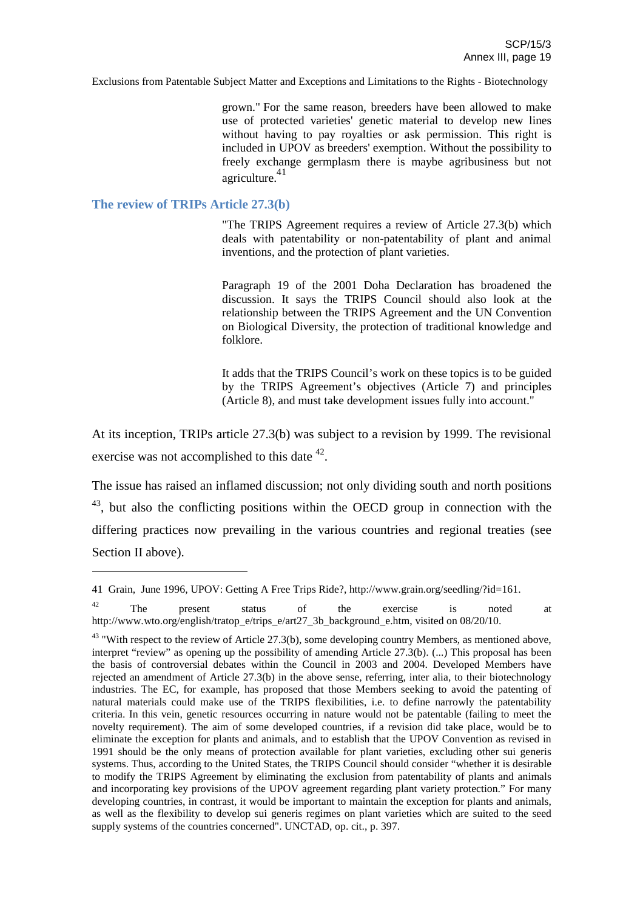grown." For the same reason, breeders have been allowed to make use of protected varieties' genetic material to develop new lines without having to pay royalties or ask permission. This right is included in UPOV as breeders' exemption. Without the possibility to freely exchange germplasm there is maybe agribusiness but not agriculture.[41]

### The review of TRIPs Article 27.3(b)

> "The TRIPS Agreement requires a review of Article 27.3(b) which deals with patentability or non-patentability of plant and animal inventions, and the protection of plant varieties.
>
> Paragraph 19 of the 2001 Doha Declaration has broadened the discussion. It says the TRIPS Council should also look at the relationship between the TRIPS Agreement and the UN Convention on Biological Diversity, the protection of traditional knowledge and folklore.
>
> It adds that the TRIPS Council's work on these topics is to be guided by the TRIPS Agreement's objectives (Article 7) and principles (Article 8), and must take development issues fully into account."

At its inception, TRIPs article 27.3(b) was subject to a revision by 1999. The revisional exercise was not accomplished to this date [42].

The issue has raised an inflamed discussion; not only dividing south and north positions [43], but also the conflicting positions within the OECD group in connection with the differing practices now prevailing in the various countries and regional treaties (see Section II above).

---

41 Grain, June 1996, UPOV: Getting A Free Trips Ride?, http://www.grain.org/seedling/?id=161.

42 The present status of the exercise is noted at http://www.wto.org/english/tratop_e/trips_e/art27_3b_background_e.htm, visited on 08/20/10.

43 "With respect to the review of Article 27.3(b), some developing country Members, as mentioned above, interpret "review" as opening up the possibility of amending Article 27.3(b). (...) This proposal has been the basis of controversial debates within the Council in 2003 and 2004. Developed Members have rejected an amendment of Article 27.3(b) in the above sense, referring, inter alia, to their biotechnology industries. The EC, for example, has proposed that those Members seeking to avoid the patenting of natural materials could make use of the TRIPS flexibilities, i.e. to define narrowly the patentability criteria. In this vein, genetic resources occurring in nature would not be patentable (failing to meet the novelty requirement). The aim of some developed countries, if a revision did take place, would be to eliminate the exception for plants and animals, and to establish that the UPOV Convention as revised in 1991 should be the only means of protection available for plant varieties, excluding other sui generis systems. Thus, according to the United States, the TRIPS Council should consider "whether it is desirable to modify the TRIPS Agreement by eliminating the exclusion from patentability of plants and animals and incorporating key provisions of the UPOV agreement regarding plant variety protection." For many developing countries, in contrast, it would be important to maintain the exception for plants and animals, as well as the flexibility to develop sui generis regimes on plant varieties which are suited to the seed supply systems of the countries concerned". UNCTAD, op. cit., p. 397.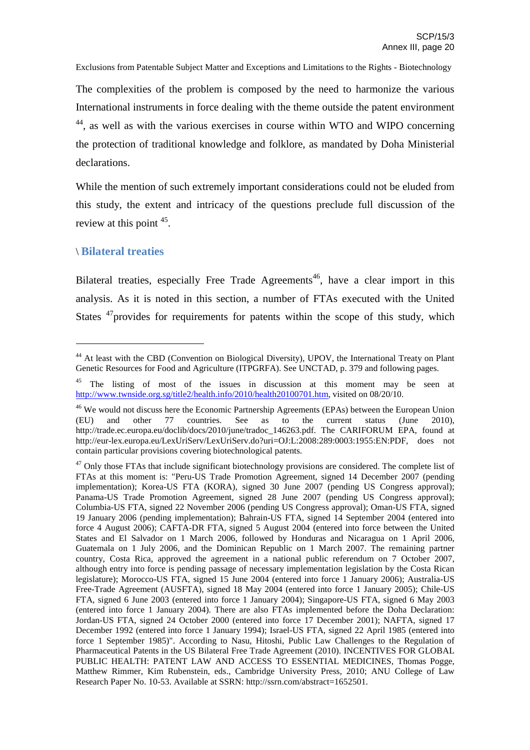The complexities of the problem is composed by the need to harmonize the various International instruments in force dealing with the theme outside the patent environment [44], as well as with the various exercises in course within WTO and WIPO concerning the protection of traditional knowledge and folklore, as mandated by Doha Ministerial declarations.

While the mention of such extremely important considerations could not be eluded from this study, the extent and intricacy of the questions preclude full discussion of the review at this point [45].

## \ Bilateral treaties

Bilateral treaties, especially Free Trade Agreements[46], have a clear import in this analysis. As it is noted in this section, a number of FTAs executed with the United States [47]provides for requirements for patents within the scope of this study, which

---

[44] At least with the CBD (Convention on Biological Diversity), UPOV, the International Treaty on Plant Genetic Resources for Food and Agriculture (ITPGRFA). See UNCTAD, p. 379 and following pages.

[45] The listing of most of the issues in discussion at this moment may be seen at http://www.twnside.org.sg/title2/health.info/2010/health20100701.htm, visited on 08/20/10.

[46] We would not discuss here the Economic Partnership Agreements (EPAs) between the European Union (EU) and other 77 countries. See as to the current status (June 2010), http://trade.ec.europa.eu/doclib/docs/2010/june/tradoc_146263.pdf. The CARIFORUM EPA, found at http://eur-lex.europa.eu/LexUriServ/LexUriServ.do?uri=OJ:L:2008:289:0003:1955:EN:PDF, does not contain particular provisions covering biotechnological patents.

[47] Only those FTAs that include significant biotechnology provisions are considered. The complete list of FTAs at this moment is: "Peru-US Trade Promotion Agreement, signed 14 December 2007 (pending implementation); Korea-US FTA (KORA), signed 30 June 2007 (pending US Congress approval); Panama-US Trade Promotion Agreement, signed 28 June 2007 (pending US Congress approval); Columbia-US FTA, signed 22 November 2006 (pending US Congress approval); Oman-US FTA, signed 19 January 2006 (pending implementation); Bahrain-US FTA, signed 14 September 2004 (entered into force 4 August 2006); CAFTA-DR FTA, signed 5 August 2004 (entered into force between the United States and El Salvador on 1 March 2006, followed by Honduras and Nicaragua on 1 April 2006, Guatemala on 1 July 2006, and the Dominican Republic on 1 March 2007. The remaining partner country, Costa Rica, approved the agreement in a national public referendum on 7 October 2007, although entry into force is pending passage of necessary implementation legislation by the Costa Rican legislature); Morocco-US FTA, signed 15 June 2004 (entered into force 1 January 2006); Australia-US Free-Trade Agreement (AUSFTA), signed 18 May 2004 (entered into force 1 January 2005); Chile-US FTA, signed 6 June 2003 (entered into force 1 January 2004); Singapore-US FTA, signed 6 May 2003 (entered into force 1 January 2004). There are also FTAs implemented before the Doha Declaration: Jordan-US FTA, signed 24 October 2000 (entered into force 17 December 2001); NAFTA, signed 17 December 1992 (entered into force 1 January 1994); Israel-US FTA, signed 22 April 1985 (entered into force 1 September 1985)". According to Nasu, Hitoshi, Public Law Challenges to the Regulation of Pharmaceutical Patents in the US Bilateral Free Trade Agreement (2010). INCENTIVES FOR GLOBAL PUBLIC HEALTH: PATENT LAW AND ACCESS TO ESSENTIAL MEDICINES, Thomas Pogge, Matthew Rimmer, Kim Rubenstein, eds., Cambridge University Press, 2010; ANU College of Law Research Paper No. 10-53. Available at SSRN: http://ssrn.com/abstract=1652501.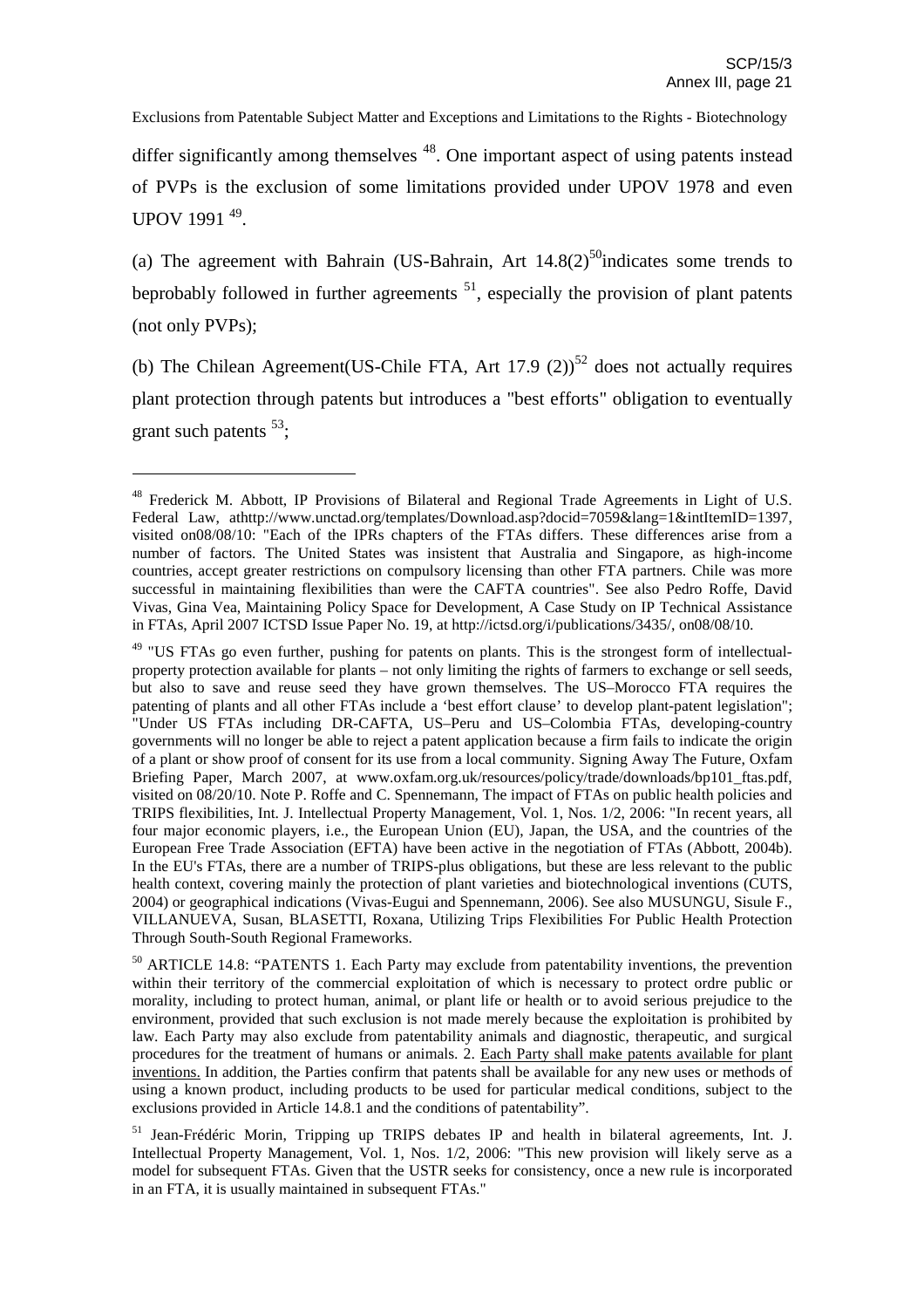differ significantly among themselves [48]. One important aspect of using patents instead of PVPs is the exclusion of some limitations provided under UPOV 1978 and even UPOV 1991 [49].

(a) The agreement with Bahrain (US-Bahrain, Art 14.8(2)[50]indicates some trends to beprobably followed in further agreements [51], especially the provision of plant patents (not only PVPs);

(b) The Chilean Agreement(US-Chile FTA, Art 17.9 (2))[52] does not actually requires plant protection through patents but introduces a "best efforts" obligation to eventually grant such patents [53];

---

[48] Frederick M. Abbott, IP Provisions of Bilateral and Regional Trade Agreements in Light of U.S. Federal Law, athttp://www.unctad.org/templates/Download.asp?docid=7059&lang=1&intItemID=1397, visited on08/08/10: "Each of the IPRs chapters of the FTAs differs. These differences arise from a number of factors. The United States was insistent that Australia and Singapore, as high-income countries, accept greater restrictions on compulsory licensing than other FTA partners. Chile was more successful in maintaining flexibilities than were the CAFTA countries". See also Pedro Roffe, David Vivas, Gina Vea, Maintaining Policy Space for Development, A Case Study on IP Technical Assistance in FTAs, April 2007 ICTSD Issue Paper No. 19, at http://ictsd.org/i/publications/3435/, on08/08/10.

[49] "US FTAs go even further, pushing for patents on plants. This is the strongest form of intellectual-property protection available for plants – not only limiting the rights of farmers to exchange or sell seeds, but also to save and reuse seed they have grown themselves. The US–Morocco FTA requires the patenting of plants and all other FTAs include a 'best effort clause' to develop plant-patent legislation"; "Under US FTAs including DR-CAFTA, US–Peru and US–Colombia FTAs, developing-country governments will no longer be able to reject a patent application because a firm fails to indicate the origin of a plant or show proof of consent for its use from a local community. Signing Away The Future, Oxfam Briefing Paper, March 2007, at www.oxfam.org.uk/resources/policy/trade/downloads/bp101_ftas.pdf, visited on 08/20/10. Note P. Roffe and C. Spennemann, The impact of FTAs on public health policies and TRIPS flexibilities, Int. J. Intellectual Property Management, Vol. 1, Nos. 1/2, 2006: "In recent years, all four major economic players, i.e., the European Union (EU), Japan, the USA, and the countries of the European Free Trade Association (EFTA) have been active in the negotiation of FTAs (Abbott, 2004b). In the EU's FTAs, there are a number of TRIPS-plus obligations, but these are less relevant to the public health context, covering mainly the protection of plant varieties and biotechnological inventions (CUTS, 2004) or geographical indications (Vivas-Eugui and Spennemann, 2006). See also MUSUNGU, Sisule F., VILLANUEVA, Susan, BLASETTI, Roxana, Utilizing Trips Flexibilities For Public Health Protection Through South-South Regional Frameworks.

[50] ARTICLE 14.8: "PATENTS 1. Each Party may exclude from patentability inventions, the prevention within their territory of the commercial exploitation of which is necessary to protect ordre public or morality, including to protect human, animal, or plant life or health or to avoid serious prejudice to the environment, provided that such exclusion is not made merely because the exploitation is prohibited by law. Each Party may also exclude from patentability animals and diagnostic, therapeutic, and surgical procedures for the treatment of humans or animals. 2. <u>Each Party shall make patents available for plant inventions.</u> In addition, the Parties confirm that patents shall be available for any new uses or methods of using a known product, including products to be used for particular medical conditions, subject to the exclusions provided in Article 14.8.1 and the conditions of patentability".

[51] Jean-Frédéric Morin, Tripping up TRIPS debates IP and health in bilateral agreements, Int. J. Intellectual Property Management, Vol. 1, Nos. 1/2, 2006: "This new provision will likely serve as a model for subsequent FTAs. Given that the USTR seeks for consistency, once a new rule is incorporated in an FTA, it is usually maintained in subsequent FTAs."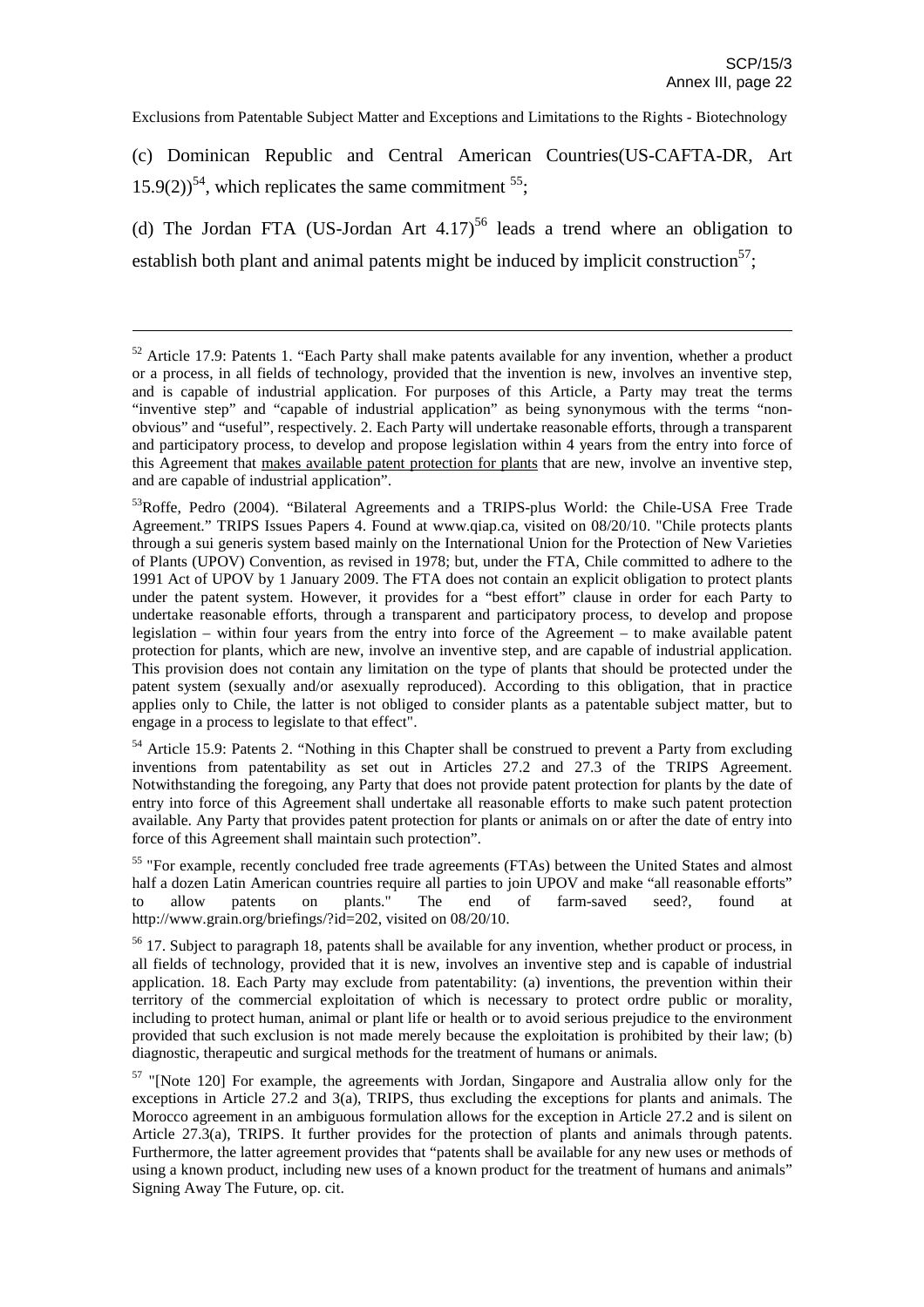(c) Dominican Republic and Central American Countries(US-CAFTA-DR, Art 15.9(2))[54], which replicates the same commitment [55];

(d) The Jordan FTA (US-Jordan Art 4.17)[56] leads a trend where an obligation to establish both plant and animal patents might be induced by implicit construction[57];

---

[52] Article 17.9: Patents 1. "Each Party shall make patents available for any invention, whether a product or a process, in all fields of technology, provided that the invention is new, involves an inventive step, and is capable of industrial application. For purposes of this Article, a Party may treat the terms "inventive step" and "capable of industrial application" as being synonymous with the terms "non-obvious" and "useful", respectively. 2. Each Party will undertake reasonable efforts, through a transparent and participatory process, to develop and propose legislation within 4 years from the entry into force of this Agreement that makes available patent protection for plants that are new, involve an inventive step, and are capable of industrial application".

[53] Roffe, Pedro (2004). "Bilateral Agreements and a TRIPS-plus World: the Chile-USA Free Trade Agreement." TRIPS Issues Papers 4. Found at www.qiap.ca, visited on 08/20/10. "Chile protects plants through a sui generis system based mainly on the International Union for the Protection of New Varieties of Plants (UPOV) Convention, as revised in 1978; but, under the FTA, Chile committed to adhere to the 1991 Act of UPOV by 1 January 2009. The FTA does not contain an explicit obligation to protect plants under the patent system. However, it provides for a "best effort" clause in order for each Party to undertake reasonable efforts, through a transparent and participatory process, to develop and propose legislation – within four years from the entry into force of the Agreement – to make available patent protection for plants, which are new, involve an inventive step, and are capable of industrial application. This provision does not contain any limitation on the type of plants that should be protected under the patent system (sexually and/or asexually reproduced). According to this obligation, that in practice applies only to Chile, the latter is not obliged to consider plants as a patentable subject matter, but to engage in a process to legislate to that effect".

[54] Article 15.9: Patents 2. "Nothing in this Chapter shall be construed to prevent a Party from excluding inventions from patentability as set out in Articles 27.2 and 27.3 of the TRIPS Agreement. Notwithstanding the foregoing, any Party that does not provide patent protection for plants by the date of entry into force of this Agreement shall undertake all reasonable efforts to make such patent protection available. Any Party that provides patent protection for plants or animals on or after the date of entry into force of this Agreement shall maintain such protection".

[55] "For example, recently concluded free trade agreements (FTAs) between the United States and almost half a dozen Latin American countries require all parties to join UPOV and make "all reasonable efforts" to allow patents on plants." The end of farm-saved seed?, found at http://www.grain.org/briefings/?id=202, visited on 08/20/10.

[56] 17. Subject to paragraph 18, patents shall be available for any invention, whether product or process, in all fields of technology, provided that it is new, involves an inventive step and is capable of industrial application. 18. Each Party may exclude from patentability: (a) inventions, the prevention within their territory of the commercial exploitation of which is necessary to protect ordre public or morality, including to protect human, animal or plant life or health or to avoid serious prejudice to the environment provided that such exclusion is not made merely because the exploitation is prohibited by their law; (b) diagnostic, therapeutic and surgical methods for the treatment of humans or animals.

[57] "[Note 120] For example, the agreements with Jordan, Singapore and Australia allow only for the exceptions in Article 27.2 and 3(a), TRIPS, thus excluding the exceptions for plants and animals. The Morocco agreement in an ambiguous formulation allows for the exception in Article 27.2 and is silent on Article 27.3(a), TRIPS. It further provides for the protection of plants and animals through patents. Furthermore, the latter agreement provides that "patents shall be available for any new uses or methods of using a known product, including new uses of a known product for the treatment of humans and animals" Signing Away The Future, op. cit.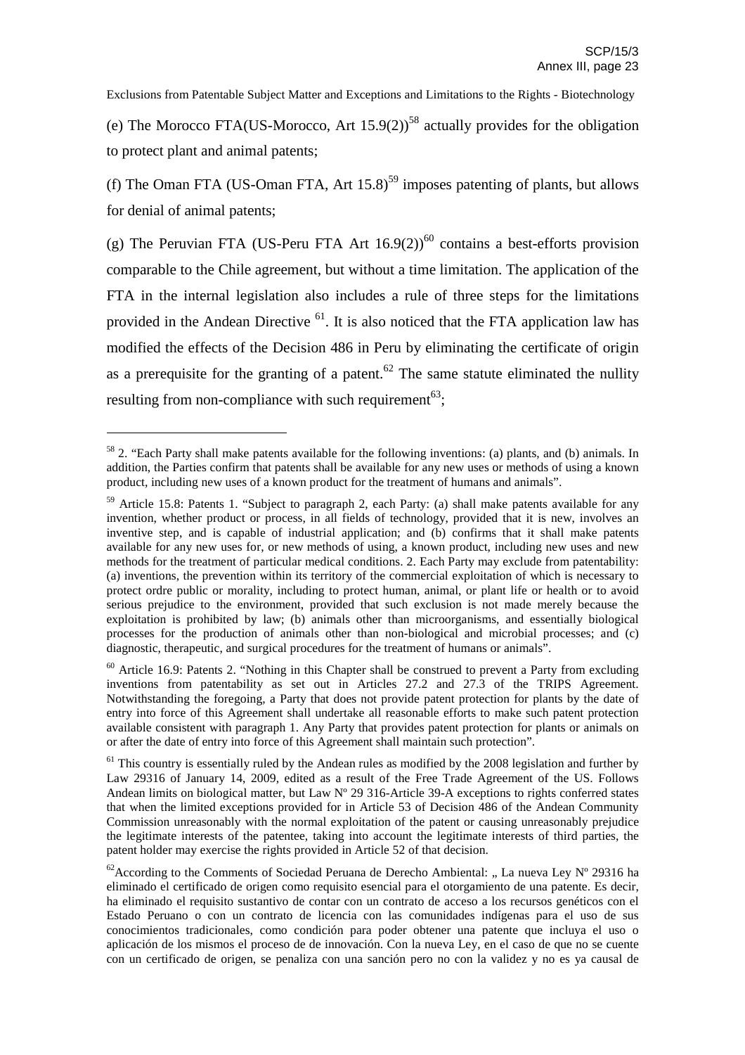(e) The Morocco FTA(US-Morocco, Art 15.9(2))[58] actually provides for the obligation to protect plant and animal patents;

(f) The Oman FTA (US-Oman FTA, Art 15.8)[59] imposes patenting of plants, but allows for denial of animal patents;

(g) The Peruvian FTA (US-Peru FTA Art 16.9(2))[60] contains a best-efforts provision comparable to the Chile agreement, but without a time limitation. The application of the FTA in the internal legislation also includes a rule of three steps for the limitations provided in the Andean Directive [61]. It is also noticed that the FTA application law has modified the effects of the Decision 486 in Peru by eliminating the certificate of origin as a prerequisite for the granting of a patent.[62] The same statute eliminated the nullity resulting from non-compliance with such requirement[63];

---

[58] 2. "Each Party shall make patents available for the following inventions: (a) plants, and (b) animals. In addition, the Parties confirm that patents shall be available for any new uses or methods of using a known product, including new uses of a known product for the treatment of humans and animals".

[59] Article 15.8: Patents 1. "Subject to paragraph 2, each Party: (a) shall make patents available for any invention, whether product or process, in all fields of technology, provided that it is new, involves an inventive step, and is capable of industrial application; and (b) confirms that it shall make patents available for any new uses for, or new methods of using, a known product, including new uses and new methods for the treatment of particular medical conditions. 2. Each Party may exclude from patentability: (a) inventions, the prevention within its territory of the commercial exploitation of which is necessary to protect ordre public or morality, including to protect human, animal, or plant life or health or to avoid serious prejudice to the environment, provided that such exclusion is not made merely because the exploitation is prohibited by law; (b) animals other than microorganisms, and essentially biological processes for the production of animals other than non-biological and microbial processes; and (c) diagnostic, therapeutic, and surgical procedures for the treatment of humans or animals".

[60] Article 16.9: Patents 2. "Nothing in this Chapter shall be construed to prevent a Party from excluding inventions from patentability as set out in Articles 27.2 and 27.3 of the TRIPS Agreement. Notwithstanding the foregoing, a Party that does not provide patent protection for plants by the date of entry into force of this Agreement shall undertake all reasonable efforts to make such patent protection available consistent with paragraph 1. Any Party that provides patent protection for plants or animals on or after the date of entry into force of this Agreement shall maintain such protection".

[61] This country is essentially ruled by the Andean rules as modified by the 2008 legislation and further by Law 29316 of January 14, 2009, edited as a result of the Free Trade Agreement of the US. Follows Andean limits on biological matter, but Law Nº 29 316-Article 39-A exceptions to rights conferred states that when the limited exceptions provided for in Article 53 of Decision 486 of the Andean Community Commission unreasonably with the normal exploitation of the patent or causing unreasonably prejudice the legitimate interests of the patentee, taking into account the legitimate interests of third parties, the patent holder may exercise the rights provided in Article 52 of that decision.

[62] According to the Comments of Sociedad Peruana de Derecho Ambiental: „ La nueva Ley Nº 29316 ha eliminado el certificado de origen como requisito esencial para el otorgamiento de una patente. Es decir, ha eliminado el requisito sustantivo de contar con un contrato de acceso a los recursos genéticos con el Estado Peruano o con un contrato de licencia con las comunidades indígenas para el uso de sus conocimientos tradicionales, como condición para poder obtener una patente que incluya el uso o aplicación de los mismos el proceso de de innovación. Con la nueva Ley, en el caso de que no se cuente con un certificado de origen, se penaliza con una sanción pero no con la validez y no es ya causal de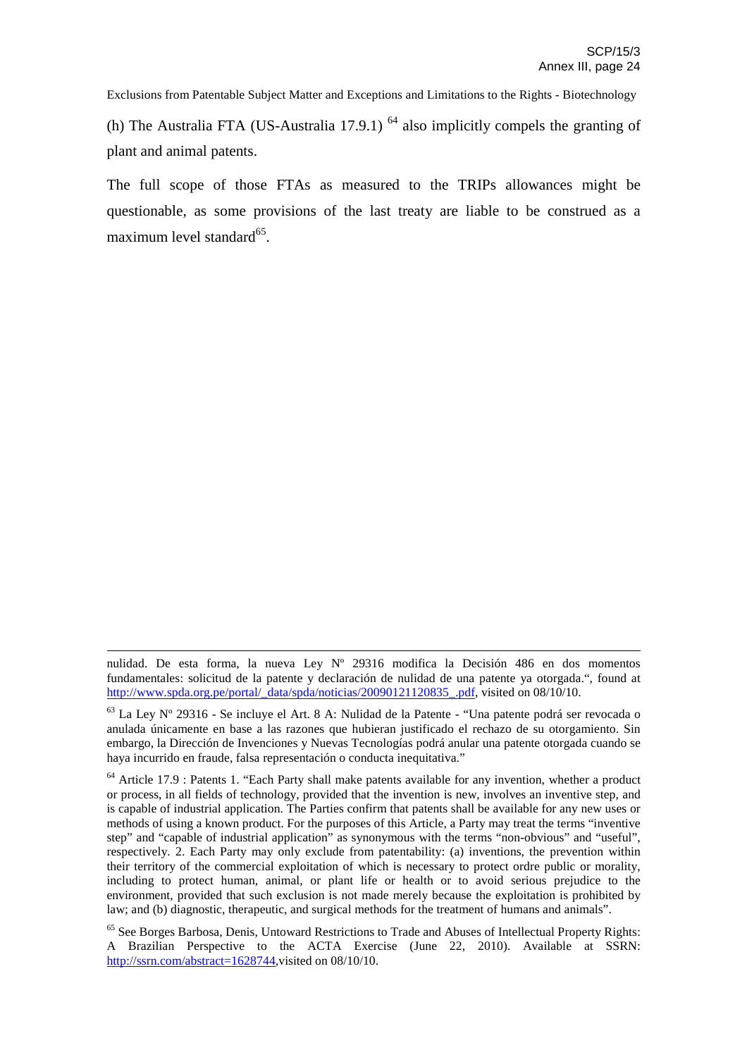(h) The Australia FTA (US-Australia 17.9.1) [64] also implicitly compels the granting of plant and animal patents.

The full scope of those FTAs as measured to the TRIPs allowances might be questionable, as some provisions of the last treaty are liable to be construed as a maximum level standard[65].

---

nulidad. De esta forma, la nueva Ley Nº 29316 modifica la Decisión 486 en dos momentos fundamentales: solicitud de la patente y declaración de nulidad de una patente ya otorgada.", found at http://www.spda.org.pe/portal/_data/spda/noticias/20090121120835_.pdf, visited on 08/10/10.

[63] La Ley Nº 29316 - Se incluye el Art. 8 A: Nulidad de la Patente - "Una patente podrá ser revocada o anulada únicamente en base a las razones que hubieran justificado el rechazo de su otorgamiento. Sin embargo, la Dirección de Invenciones y Nuevas Tecnologías podrá anular una patente otorgada cuando se haya incurrido en fraude, falsa representación o conducta inequitativa."

[64] Article 17.9 : Patents 1. "Each Party shall make patents available for any invention, whether a product or process, in all fields of technology, provided that the invention is new, involves an inventive step, and is capable of industrial application. The Parties confirm that patents shall be available for any new uses or methods of using a known product. For the purposes of this Article, a Party may treat the terms "inventive step" and "capable of industrial application" as synonymous with the terms "non-obvious" and "useful", respectively. 2. Each Party may only exclude from patentability: (a) inventions, the prevention within their territory of the commercial exploitation of which is necessary to protect ordre public or morality, including to protect human, animal, or plant life or health or to avoid serious prejudice to the environment, provided that such exclusion is not made merely because the exploitation is prohibited by law; and (b) diagnostic, therapeutic, and surgical methods for the treatment of humans and animals".

[65] See Borges Barbosa, Denis, Untoward Restrictions to Trade and Abuses of Intellectual Property Rights: A Brazilian Perspective to the ACTA Exercise (June 22, 2010). Available at SSRN: http://ssrn.com/abstract=1628744,visited on 08/10/10.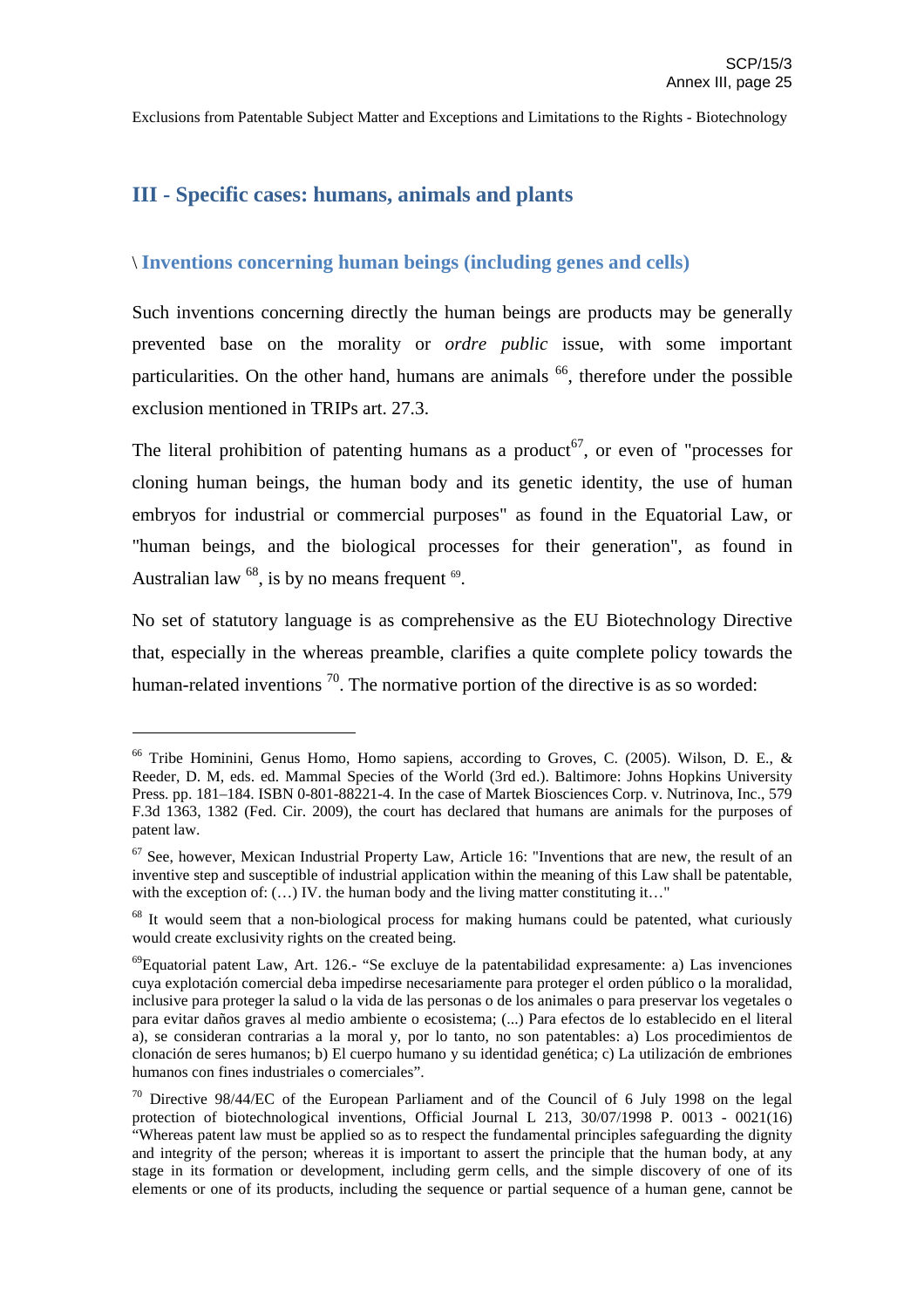## III - Specific cases: humans, animals and plants

### \ Inventions concerning human beings (including genes and cells)

Such inventions concerning directly the human beings are products may be generally prevented base on the morality or *ordre public* issue, with some important particularities. On the other hand, humans are animals [66], therefore under the possible exclusion mentioned in TRIPs art. 27.3.

The literal prohibition of patenting humans as a product[67], or even of "processes for cloning human beings, the human body and its genetic identity, the use of human embryos for industrial or commercial purposes" as found in the Equatorial Law, or "human beings, and the biological processes for their generation", as found in Australian law [68], is by no means frequent [69].

No set of statutory language is as comprehensive as the EU Biotechnology Directive that, especially in the whereas preamble, clarifies a quite complete policy towards the human-related inventions [70]. The normative portion of the directive is as so worded:

---

[66] Tribe Hominini, Genus Homo, Homo sapiens, according to Groves, C. (2005). Wilson, D. E., & Reeder, D. M, eds. ed. Mammal Species of the World (3rd ed.). Baltimore: Johns Hopkins University Press. pp. 181–184. ISBN 0-801-88221-4. In the case of Martek Biosciences Corp. v. Nutrinova, Inc., 579 F.3d 1363, 1382 (Fed. Cir. 2009), the court has declared that humans are animals for the purposes of patent law.

[67] See, however, Mexican Industrial Property Law, Article 16: "Inventions that are new, the result of an inventive step and susceptible of industrial application within the meaning of this Law shall be patentable, with the exception of: (…) IV. the human body and the living matter constituting it…"

[68] It would seem that a non-biological process for making humans could be patented, what curiously would create exclusivity rights on the created being.

[69] Equatorial patent Law, Art. 126.- "Se excluye de la patentabilidad expresamente: a) Las invenciones cuya explotación comercial deba impedirse necesariamente para proteger el orden público o la moralidad, inclusive para proteger la salud o la vida de las personas o de los animales o para preservar los vegetales o para evitar daños graves al medio ambiente o ecosistema; (...) Para efectos de lo establecido en el literal a), se consideran contrarias a la moral y, por lo tanto, no son patentables: a) Los procedimientos de clonación de seres humanos; b) El cuerpo humano y su identidad genética; c) La utilización de embriones humanos con fines industriales o comerciales".

[70] Directive 98/44/EC of the European Parliament and of the Council of 6 July 1998 on the legal protection of biotechnological inventions, Official Journal L 213, 30/07/1998 P. 0013 - 0021(16) "Whereas patent law must be applied so as to respect the fundamental principles safeguarding the dignity and integrity of the person; whereas it is important to assert the principle that the human body, at any stage in its formation or development, including germ cells, and the simple discovery of one of its elements or one of its products, including the sequence or partial sequence of a human gene, cannot be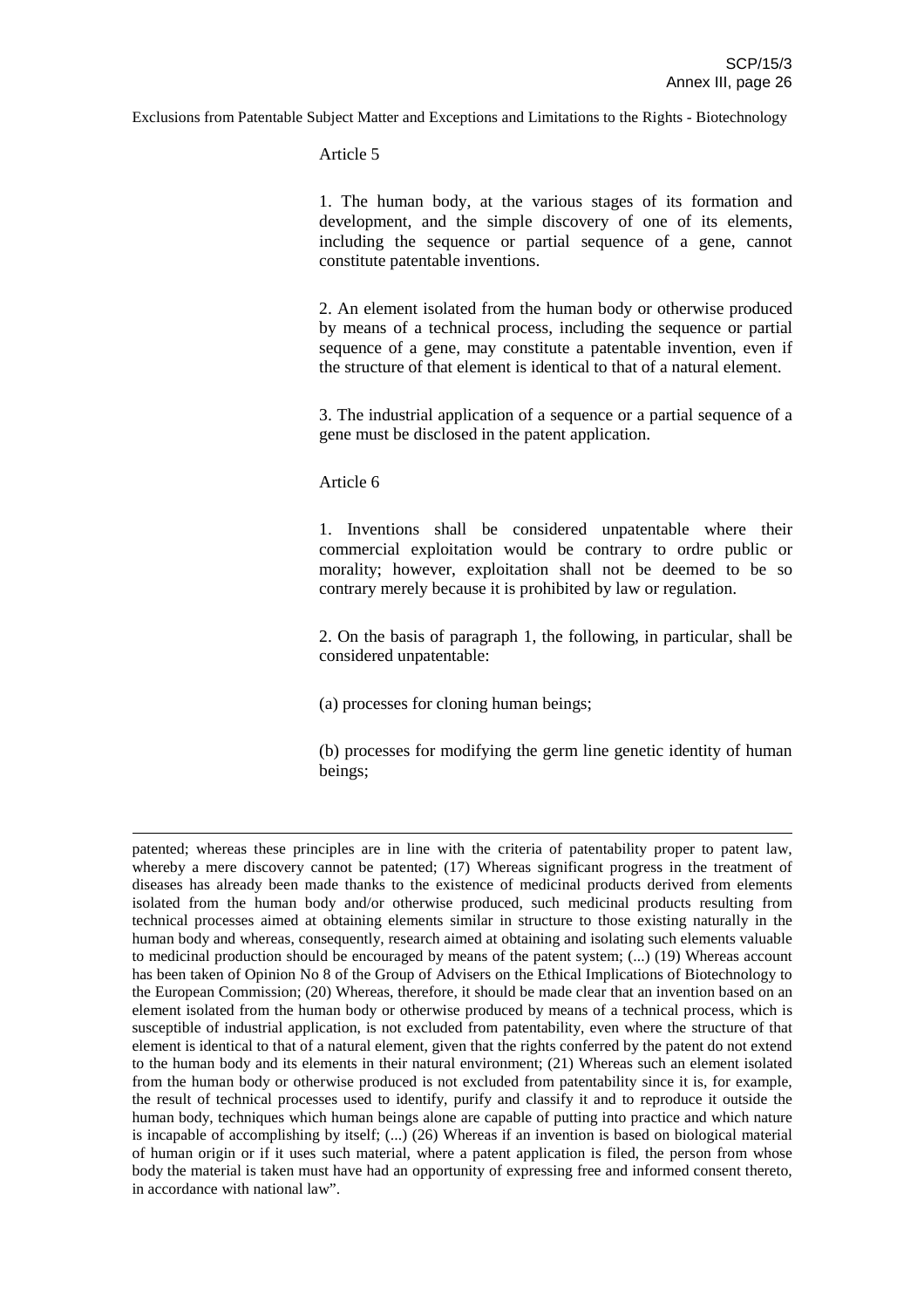Exclusions from Patentable Subject Matter and Exceptions and Limitations to the Rights - Biotechnology

Article 5

1. The human body, at the various stages of its formation and development, and the simple discovery of one of its elements, including the sequence or partial sequence of a gene, cannot constitute patentable inventions.

2. An element isolated from the human body or otherwise produced by means of a technical process, including the sequence or partial sequence of a gene, may constitute a patentable invention, even if the structure of that element is identical to that of a natural element.

3. The industrial application of a sequence or a partial sequence of a gene must be disclosed in the patent application.

Article 6

1. Inventions shall be considered unpatentable where their commercial exploitation would be contrary to ordre public or morality; however, exploitation shall not be deemed to be so contrary merely because it is prohibited by law or regulation.

2. On the basis of paragraph 1, the following, in particular, shall be considered unpatentable:

(a) processes for cloning human beings;

(b) processes for modifying the germ line genetic identity of human beings;

---

patented; whereas these principles are in line with the criteria of patentability proper to patent law, whereby a mere discovery cannot be patented; (17) Whereas significant progress in the treatment of diseases has already been made thanks to the existence of medicinal products derived from elements isolated from the human body and/or otherwise produced, such medicinal products resulting from technical processes aimed at obtaining elements similar in structure to those existing naturally in the human body and whereas, consequently, research aimed at obtaining and isolating such elements valuable to medicinal production should be encouraged by means of the patent system; (...) (19) Whereas account has been taken of Opinion No 8 of the Group of Advisers on the Ethical Implications of Biotechnology to the European Commission; (20) Whereas, therefore, it should be made clear that an invention based on an element isolated from the human body or otherwise produced by means of a technical process, which is susceptible of industrial application, is not excluded from patentability, even where the structure of that element is identical to that of a natural element, given that the rights conferred by the patent do not extend to the human body and its elements in their natural environment; (21) Whereas such an element isolated from the human body or otherwise produced is not excluded from patentability since it is, for example, the result of technical processes used to identify, purify and classify it and to reproduce it outside the human body, techniques which human beings alone are capable of putting into practice and which nature is incapable of accomplishing by itself; (...) (26) Whereas if an invention is based on biological material of human origin or if it uses such material, where a patent application is filed, the person from whose body the material is taken must have had an opportunity of expressing free and informed consent thereto, in accordance with national law".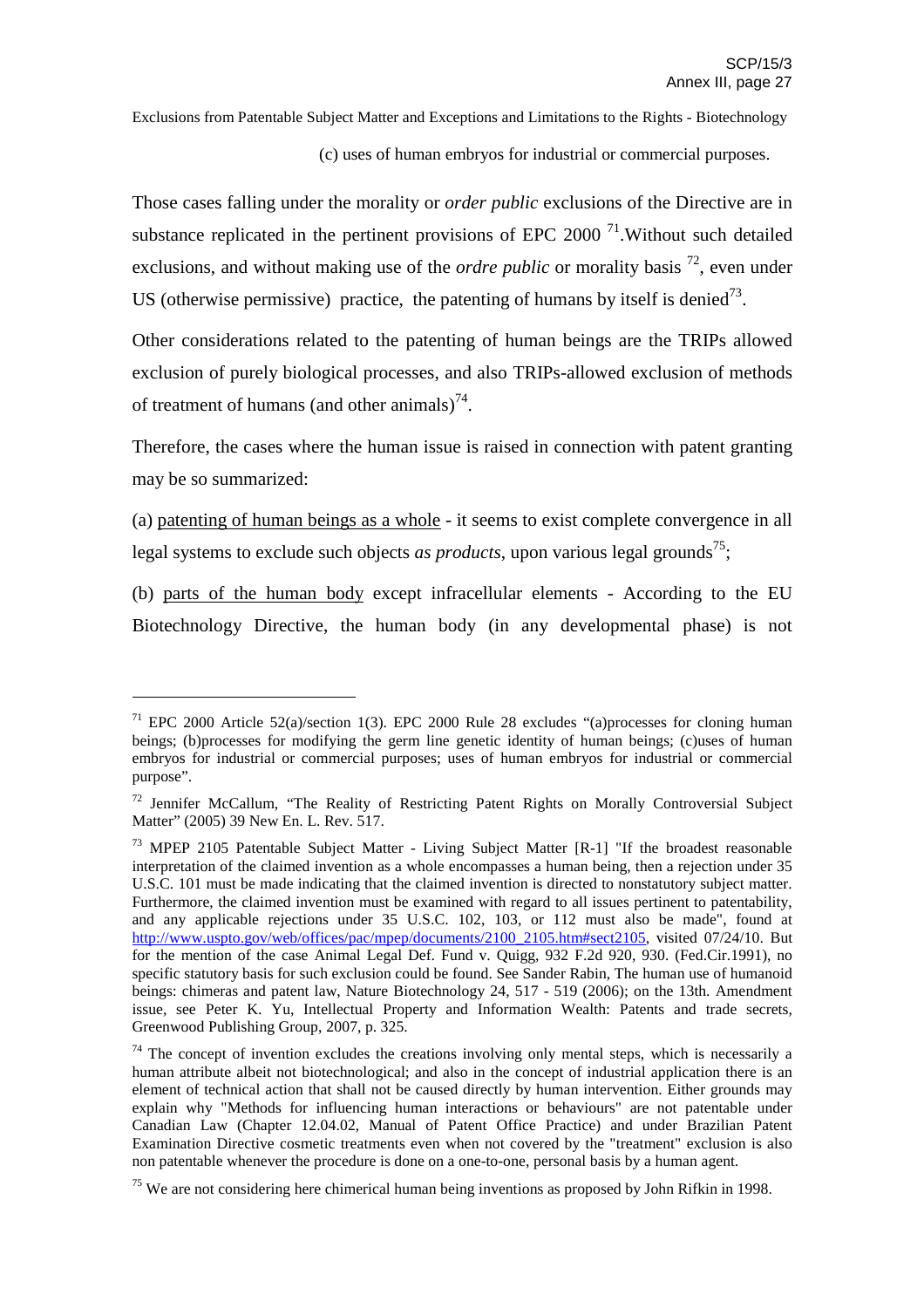(c) uses of human embryos for industrial or commercial purposes.

Those cases falling under the morality or *order public* exclusions of the Directive are in substance replicated in the pertinent provisions of EPC 2000 [71].Without such detailed exclusions, and without making use of the *ordre public* or morality basis [72], even under US (otherwise permissive) practice, the patenting of humans by itself is denied[73].

Other considerations related to the patenting of human beings are the TRIPs allowed exclusion of purely biological processes, and also TRIPs-allowed exclusion of methods of treatment of humans (and other animals)[74].

Therefore, the cases where the human issue is raised in connection with patent granting may be so summarized:

(a) patenting of human beings as a whole - it seems to exist complete convergence in all legal systems to exclude such objects *as products*, upon various legal grounds[75];

(b) parts of the human body except infracellular elements - According to the EU Biotechnology Directive, the human body (in any developmental phase) is not

---

[71] EPC 2000 Article 52(a)/section 1(3). EPC 2000 Rule 28 excludes "(a)processes for cloning human beings; (b)processes for modifying the germ line genetic identity of human beings; (c)uses of human embryos for industrial or commercial purposes; uses of human embryos for industrial or commercial purpose".

[72] Jennifer McCallum, "The Reality of Restricting Patent Rights on Morally Controversial Subject Matter" (2005) 39 New En. L. Rev. 517.

[73] MPEP 2105 Patentable Subject Matter - Living Subject Matter [R-1] "If the broadest reasonable interpretation of the claimed invention as a whole encompasses a human being, then a rejection under 35 U.S.C. 101 must be made indicating that the claimed invention is directed to nonstatutory subject matter. Furthermore, the claimed invention must be examined with regard to all issues pertinent to patentability, and any applicable rejections under 35 U.S.C. 102, 103, or 112 must also be made", found at http://www.uspto.gov/web/offices/pac/mpep/documents/2100_2105.htm#sect2105, visited 07/24/10. But for the mention of the case Animal Legal Def. Fund v. Quigg, 932 F.2d 920, 930. (Fed.Cir.1991), no specific statutory basis for such exclusion could be found. See Sander Rabin, The human use of humanoid beings: chimeras and patent law, Nature Biotechnology 24, 517 - 519 (2006); on the 13th. Amendment issue, see Peter K. Yu, Intellectual Property and Information Wealth: Patents and trade secrets, Greenwood Publishing Group, 2007, p. 325.

[74] The concept of invention excludes the creations involving only mental steps, which is necessarily a human attribute albeit not biotechnological; and also in the concept of industrial application there is an element of technical action that shall not be caused directly by human intervention. Either grounds may explain why "Methods for influencing human interactions or behaviours" are not patentable under Canadian Law (Chapter 12.04.02, Manual of Patent Office Practice) and under Brazilian Patent Examination Directive cosmetic treatments even when not covered by the "treatment" exclusion is also non patentable whenever the procedure is done on a one-to-one, personal basis by a human agent.

[75] We are not considering here chimerical human being inventions as proposed by John Rifkin in 1998.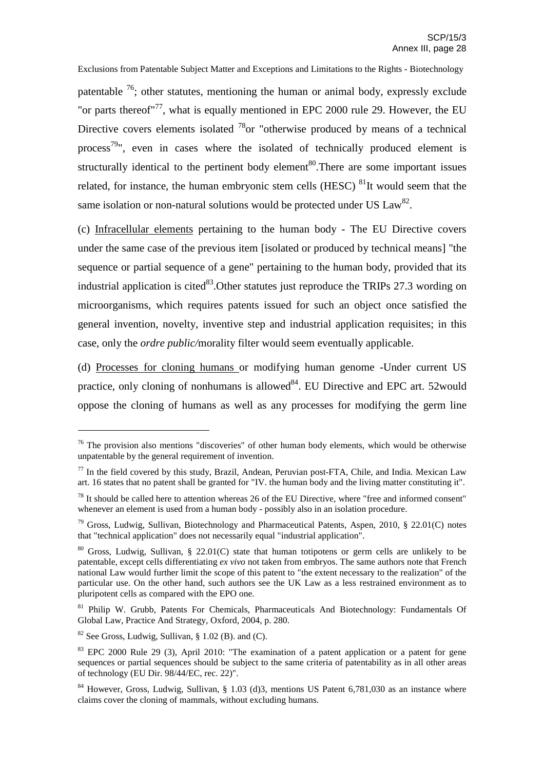patentable [76]; other statutes, mentioning the human or animal body, expressly exclude "or parts thereof"[77], what is equally mentioned in EPC 2000 rule 29. However, the EU Directive covers elements isolated [78]or "otherwise produced by means of a technical process[79]", even in cases where the isolated of technically produced element is structurally identical to the pertinent body element[80].There are some important issues related, for instance, the human embryonic stem cells (HESC) [81]It would seem that the same isolation or non-natural solutions would be protected under US Law[82].

(c) <u>Infracellular elements</u> pertaining to the human body - The EU Directive covers under the same case of the previous item [isolated or produced by technical means] "the sequence or partial sequence of a gene" pertaining to the human body, provided that its industrial application is cited[83].Other statutes just reproduce the TRIPs 27.3 wording on microorganisms, which requires patents issued for such an object once satisfied the general invention, novelty, inventive step and industrial application requisites; in this case, only the *ordre public/*morality filter would seem eventually applicable.

(d) <u>Processes for cloning humans</u> or modifying human genome -Under current US practice, only cloning of nonhumans is allowed[84]. EU Directive and EPC art. 52would oppose the cloning of humans as well as any processes for modifying the germ line

---

[76] The provision also mentions "discoveries" of other human body elements, which would be otherwise unpatentable by the general requirement of invention.

[77] In the field covered by this study, Brazil, Andean, Peruvian post-FTA, Chile, and India. Mexican Law art. 16 states that no patent shall be granted for "IV. the human body and the living matter constituting it".

[78] It should be called here to attention whereas 26 of the EU Directive, where "free and informed consent" whenever an element is used from a human body - possibly also in an isolation procedure.

[79] Gross, Ludwig, Sullivan, Biotechnology and Pharmaceutical Patents, Aspen, 2010, § 22.01(C) notes that "technical application" does not necessarily equal "industrial application".

[80] Gross, Ludwig, Sullivan, § 22.01(C) state that human totipotens or germ cells are unlikely to be patentable, except cells differentiating *ex vivo* not taken from embryos. The same authors note that French national Law would further limit the scope of this patent to "the extent necessary to the realization" of the particular use. On the other hand, such authors see the UK Law as a less restrained environment as to pluripotent cells as compared with the EPO one.

[81] Philip W. Grubb, Patents For Chemicals, Pharmaceuticals And Biotechnology: Fundamentals Of Global Law, Practice And Strategy, Oxford, 2004, p. 280.

[82] See Gross, Ludwig, Sullivan, § 1.02 (B). and (C).

[83] EPC 2000 Rule 29 (3), April 2010: "The examination of a patent application or a patent for gene sequences or partial sequences should be subject to the same criteria of patentability as in all other areas of technology (EU Dir. 98/44/EC, rec. 22)".

[84] However, Gross, Ludwig, Sullivan, § 1.03 (d)3, mentions US Patent 6,781,030 as an instance where claims cover the cloning of mammals, without excluding humans.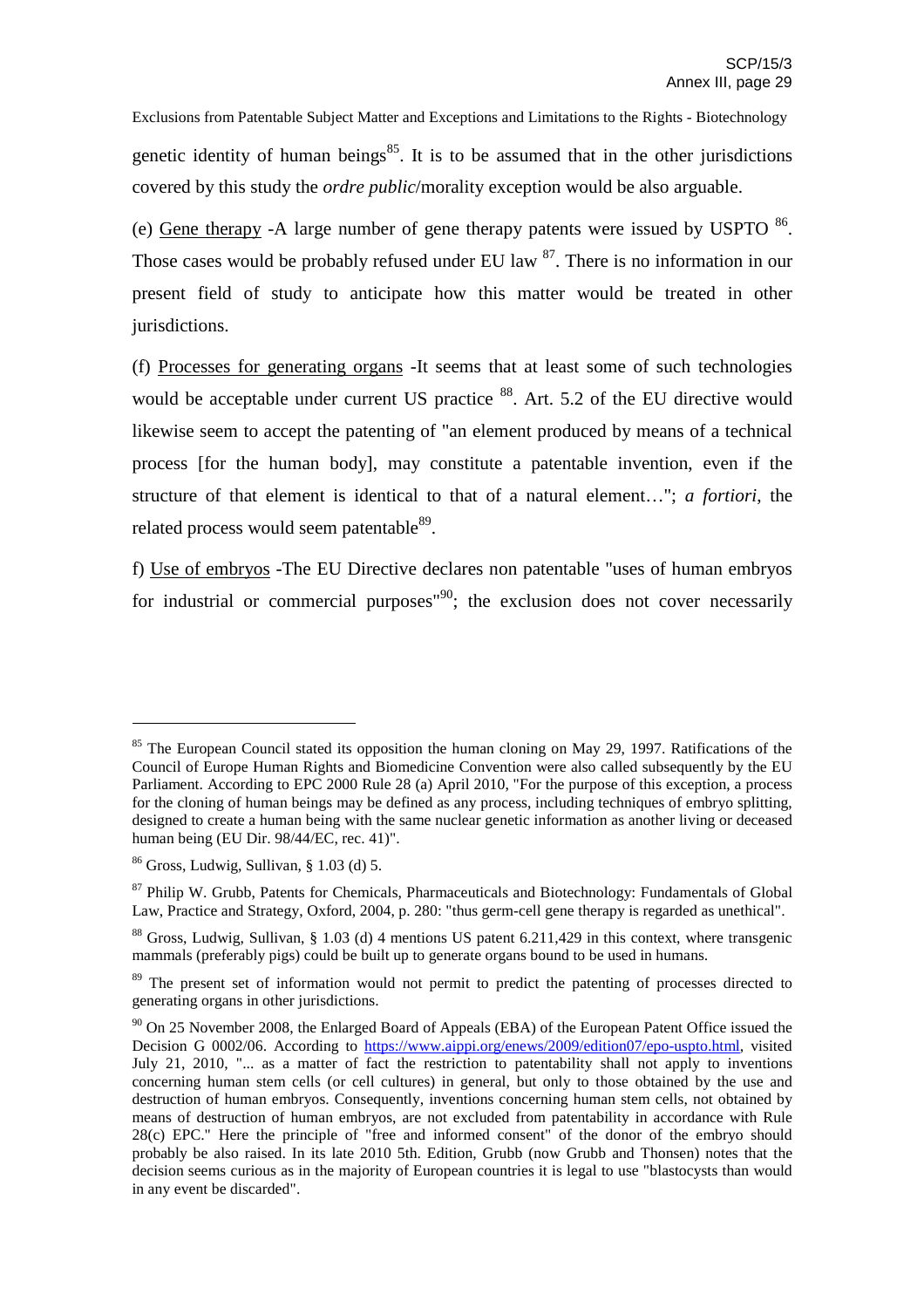genetic identity of human beings[85]. It is to be assumed that in the other jurisdictions covered by this study the *ordre public*/morality exception would be also arguable.

(e) Gene therapy -A large number of gene therapy patents were issued by USPTO [86]. Those cases would be probably refused under EU law [87]. There is no information in our present field of study to anticipate how this matter would be treated in other jurisdictions.

(f) Processes for generating organs -It seems that at least some of such technologies would be acceptable under current US practice [88]. Art. 5.2 of the EU directive would likewise seem to accept the patenting of "an element produced by means of a technical process [for the human body], may constitute a patentable invention, even if the structure of that element is identical to that of a natural element…"; *a fortiori*, the related process would seem patentable[89].

f) Use of embryos -The EU Directive declares non patentable "uses of human embryos for industrial or commercial purposes"[90]; the exclusion does not cover necessarily

---

[85] The European Council stated its opposition the human cloning on May 29, 1997. Ratifications of the Council of Europe Human Rights and Biomedicine Convention were also called subsequently by the EU Parliament. According to EPC 2000 Rule 28 (a) April 2010, "For the purpose of this exception, a process for the cloning of human beings may be defined as any process, including techniques of embryo splitting, designed to create a human being with the same nuclear genetic information as another living or deceased human being (EU Dir. 98/44/EC, rec. 41)".

[86] Gross, Ludwig, Sullivan, § 1.03 (d) 5.

[87] Philip W. Grubb, Patents for Chemicals, Pharmaceuticals and Biotechnology: Fundamentals of Global Law, Practice and Strategy, Oxford, 2004, p. 280: "thus germ-cell gene therapy is regarded as unethical".

[88] Gross, Ludwig, Sullivan, § 1.03 (d) 4 mentions US patent 6.211,429 in this context, where transgenic mammals (preferably pigs) could be built up to generate organs bound to be used in humans.

[89] The present set of information would not permit to predict the patenting of processes directed to generating organs in other jurisdictions.

[90] On 25 November 2008, the Enlarged Board of Appeals (EBA) of the European Patent Office issued the Decision G 0002/06. According to https://www.aippi.org/enews/2009/edition07/epo-uspto.html, visited July 21, 2010, "... as a matter of fact the restriction to patentability shall not apply to inventions concerning human stem cells (or cell cultures) in general, but only to those obtained by the use and destruction of human embryos. Consequently, inventions concerning human stem cells, not obtained by means of destruction of human embryos, are not excluded from patentability in accordance with Rule 28(c) EPC." Here the principle of "free and informed consent" of the donor of the embryo should probably be also raised. In its late 2010 5th. Edition, Grubb (now Grubb and Thonsen) notes that the decision seems curious as in the majority of European countries it is legal to use "blastocysts than would in any event be discarded".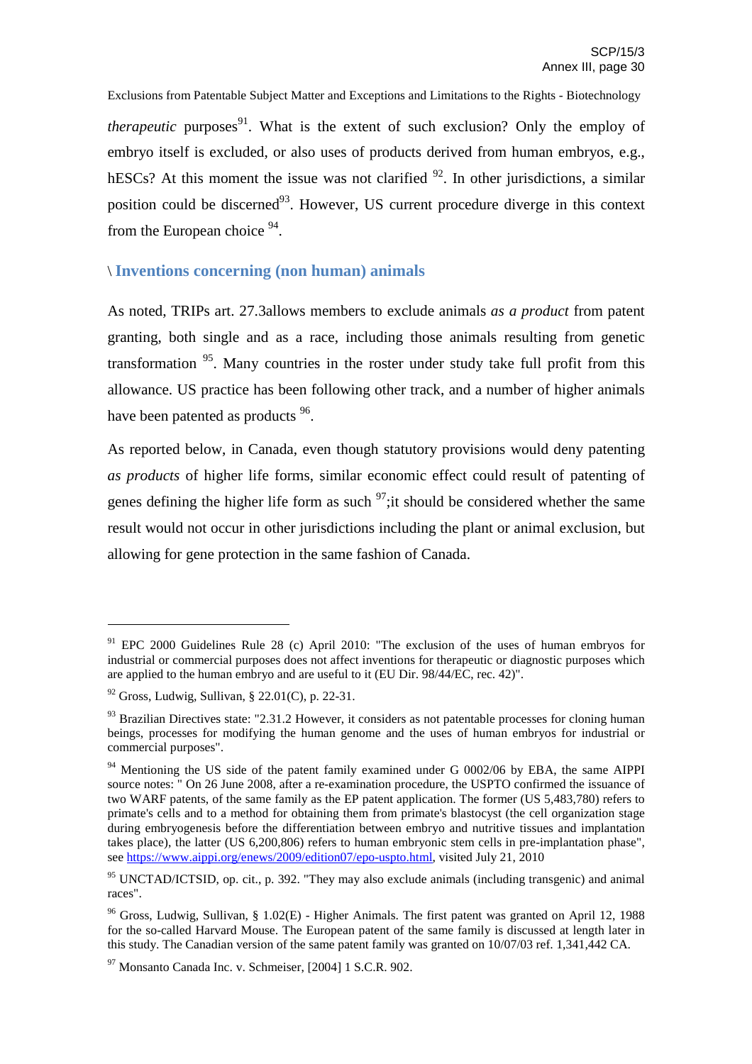*therapeutic* purposes[91]. What is the extent of such exclusion? Only the employ of embryo itself is excluded, or also uses of products derived from human embryos, e.g., hESCs? At this moment the issue was not clarified [92]. In other jurisdictions, a similar position could be discerned[93]. However, US current procedure diverge in this context from the European choice [94].

### \ Inventions concerning (non human) animals

As noted, TRIPs art. 27.3allows members to exclude animals *as a product* from patent granting, both single and as a race, including those animals resulting from genetic transformation [95]. Many countries in the roster under study take full profit from this allowance. US practice has been following other track, and a number of higher animals have been patented as products [96].

As reported below, in Canada, even though statutory provisions would deny patenting *as products* of higher life forms, similar economic effect could result of patenting of genes defining the higher life form as such [97];it should be considered whether the same result would not occur in other jurisdictions including the plant or animal exclusion, but allowing for gene protection in the same fashion of Canada.

---

[91] EPC 2000 Guidelines Rule 28 (c) April 2010: "The exclusion of the uses of human embryos for industrial or commercial purposes does not affect inventions for therapeutic or diagnostic purposes which are applied to the human embryo and are useful to it (EU Dir. 98/44/EC, rec. 42)".

[92] Gross, Ludwig, Sullivan, § 22.01(C), p. 22-31.

[93] Brazilian Directives state: "2.31.2 However, it considers as not patentable processes for cloning human beings, processes for modifying the human genome and the uses of human embryos for industrial or commercial purposes".

[94] Mentioning the US side of the patent family examined under G 0002/06 by EBA, the same AIPPI source notes: " On 26 June 2008, after a re-examination procedure, the USPTO confirmed the issuance of two WARF patents, of the same family as the EP patent application. The former (US 5,483,780) refers to primate's cells and to a method for obtaining them from primate's blastocyst (the cell organization stage during embryogenesis before the differentiation between embryo and nutritive tissues and implantation takes place), the latter (US 6,200,806) refers to human embryonic stem cells in pre-implantation phase", see https://www.aippi.org/enews/2009/edition07/epo-uspto.html, visited July 21, 2010

[95] UNCTAD/ICTSID, op. cit., p. 392. "They may also exclude animals (including transgenic) and animal races".

[96] Gross, Ludwig, Sullivan, § 1.02(E) - Higher Animals. The first patent was granted on April 12, 1988 for the so-called Harvard Mouse. The European patent of the same family is discussed at length later in this study. The Canadian version of the same patent family was granted on 10/07/03 ref. 1,341,442 CA.

[97] Monsanto Canada Inc. v. Schmeiser, [2004] 1 S.C.R. 902.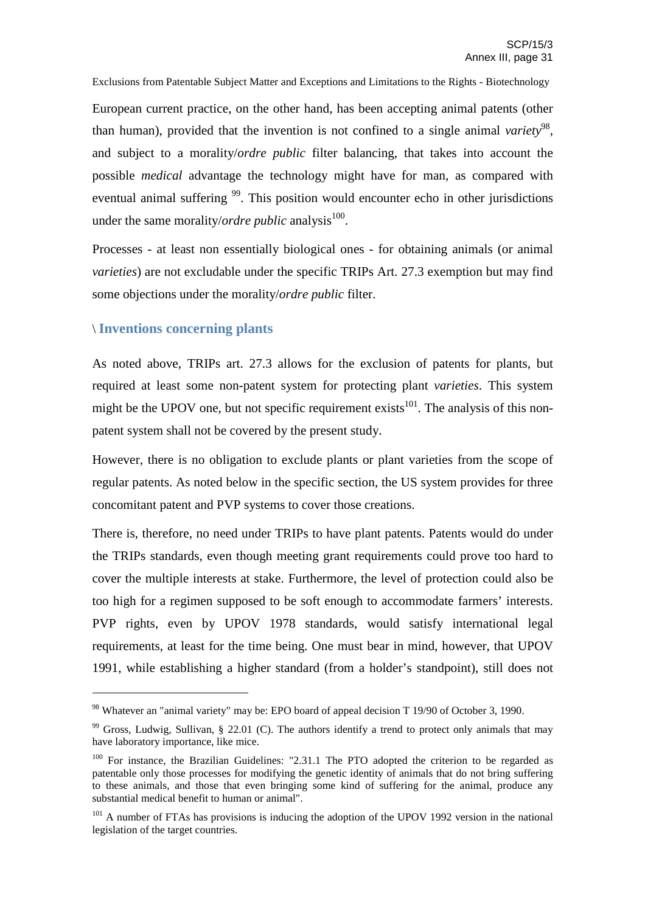European current practice, on the other hand, has been accepting animal patents (other than human), provided that the invention is not confined to a single animal *variety*[98], and subject to a morality/*ordre public* filter balancing, that takes into account the possible *medical* advantage the technology might have for man, as compared with eventual animal suffering [99]. This position would encounter echo in other jurisdictions under the same morality/*ordre public* analysis[100].

Processes - at least non essentially biological ones - for obtaining animals (or animal *varieties*) are not excludable under the specific TRIPs Art. 27.3 exemption but may find some objections under the morality/*ordre public* filter.

## \ Inventions concerning plants

As noted above, TRIPs art. 27.3 allows for the exclusion of patents for plants, but required at least some non-patent system for protecting plant *varieties*. This system might be the UPOV one, but not specific requirement exists[101]. The analysis of this non-patent system shall not be covered by the present study.

However, there is no obligation to exclude plants or plant varieties from the scope of regular patents. As noted below in the specific section, the US system provides for three concomitant patent and PVP systems to cover those creations.

There is, therefore, no need under TRIPs to have plant patents. Patents would do under the TRIPs standards, even though meeting grant requirements could prove too hard to cover the multiple interests at stake. Furthermore, the level of protection could also be too high for a regimen supposed to be soft enough to accommodate farmers' interests. PVP rights, even by UPOV 1978 standards, would satisfy international legal requirements, at least for the time being. One must bear in mind, however, that UPOV 1991, while establishing a higher standard (from a holder's standpoint), still does not

---

[98] Whatever an "animal variety" may be: EPO board of appeal decision T 19/90 of October 3, 1990.

[99] Gross, Ludwig, Sullivan, § 22.01 (C). The authors identify a trend to protect only animals that may have laboratory importance, like mice.

[100] For instance, the Brazilian Guidelines: "2.31.1 The PTO adopted the criterion to be regarded as patentable only those processes for modifying the genetic identity of animals that do not bring suffering to these animals, and those that even bringing some kind of suffering for the animal, produce any substantial medical benefit to human or animal".

[101] A number of FTAs has provisions is inducing the adoption of the UPOV 1992 version in the national legislation of the target countries.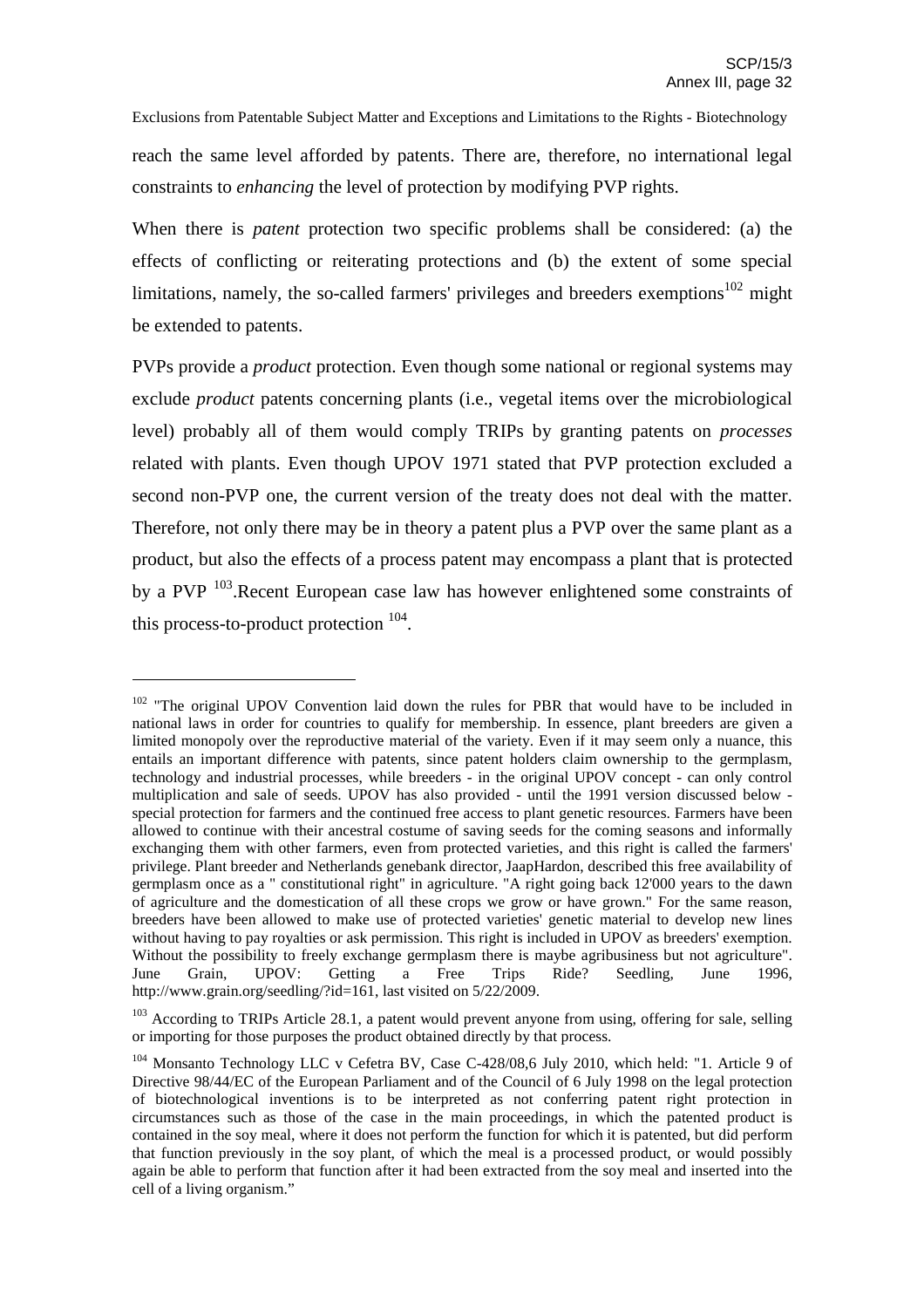reach the same level afforded by patents. There are, therefore, no international legal constraints to *enhancing* the level of protection by modifying PVP rights.

When there is *patent* protection two specific problems shall be considered: (a) the effects of conflicting or reiterating protections and (b) the extent of some special limitations, namely, the so-called farmers' privileges and breeders exemptions[102] might be extended to patents.

PVPs provide a *product* protection. Even though some national or regional systems may exclude *product* patents concerning plants (i.e., vegetal items over the microbiological level) probably all of them would comply TRIPs by granting patents on *processes* related with plants. Even though UPOV 1971 stated that PVP protection excluded a second non-PVP one, the current version of the treaty does not deal with the matter. Therefore, not only there may be in theory a patent plus a PVP over the same plant as a product, but also the effects of a process patent may encompass a plant that is protected by a PVP [103].Recent European case law has however enlightened some constraints of this process-to-product protection [104].

---

[102] "The original UPOV Convention laid down the rules for PBR that would have to be included in national laws in order for countries to qualify for membership. In essence, plant breeders are given a limited monopoly over the reproductive material of the variety. Even if it may seem only a nuance, this entails an important difference with patents, since patent holders claim ownership to the germplasm, technology and industrial processes, while breeders - in the original UPOV concept - can only control multiplication and sale of seeds. UPOV has also provided - until the 1991 version discussed below - special protection for farmers and the continued free access to plant genetic resources. Farmers have been allowed to continue with their ancestral costume of saving seeds for the coming seasons and informally exchanging them with other farmers, even from protected varieties, and this right is called the farmers' privilege. Plant breeder and Netherlands genebank director, JaapHardon, described this free availability of germplasm once as a " constitutional right" in agriculture. "A right going back 12'000 years to the dawn of agriculture and the domestication of all these crops we grow or have grown." For the same reason, breeders have been allowed to make use of protected varieties' genetic material to develop new lines without having to pay royalties or ask permission. This right is included in UPOV as breeders' exemption. Without the possibility to freely exchange germplasm there is maybe agribusiness but not agriculture". June Grain, UPOV: Getting a Free Trips Ride? Seedling, June 1996, http://www.grain.org/seedling/?id=161, last visited on 5/22/2009.

[103] According to TRIPs Article 28.1, a patent would prevent anyone from using, offering for sale, selling or importing for those purposes the product obtained directly by that process.

[104] Monsanto Technology LLC v Cefetra BV, Case C-428/08,6 July 2010, which held: "1. Article 9 of Directive 98/44/EC of the European Parliament and of the Council of 6 July 1998 on the legal protection of biotechnological inventions is to be interpreted as not conferring patent right protection in circumstances such as those of the case in the main proceedings, in which the patented product is contained in the soy meal, where it does not perform the function for which it is patented, but did perform that function previously in the soy plant, of which the meal is a processed product, or would possibly again be able to perform that function after it had been extracted from the soy meal and inserted into the cell of a living organism."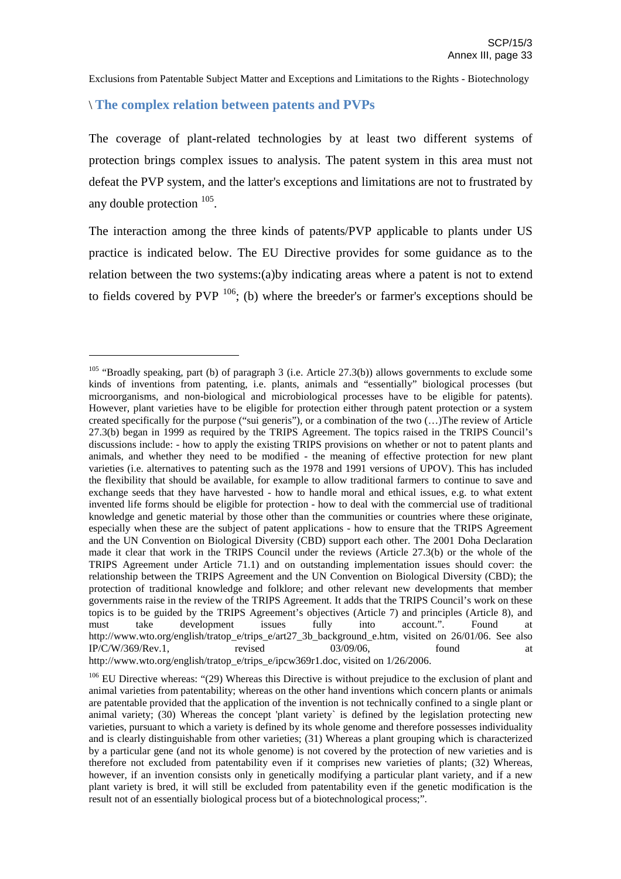Exclusions from Patentable Subject Matter and Exceptions and Limitations to the Rights - Biotechnology

## \ The complex relation between patents and PVPs

The coverage of plant-related technologies by at least two different systems of protection brings complex issues to analysis. The patent system in this area must not defeat the PVP system, and the latter's exceptions and limitations are not to frustrated by any double protection [105].

The interaction among the three kinds of patents/PVP applicable to plants under US practice is indicated below. The EU Directive provides for some guidance as to the relation between the two systems:(a)by indicating areas where a patent is not to extend to fields covered by PVP [106]; (b) where the breeder's or farmer's exceptions should be

---

[105] "Broadly speaking, part (b) of paragraph 3 (i.e. Article 27.3(b)) allows governments to exclude some kinds of inventions from patenting, i.e. plants, animals and "essentially" biological processes (but microorganisms, and non-biological and microbiological processes have to be eligible for patents). However, plant varieties have to be eligible for protection either through patent protection or a system created specifically for the purpose ("sui generis"), or a combination of the two (…)The review of Article 27.3(b) began in 1999 as required by the TRIPS Agreement. The topics raised in the TRIPS Council's discussions include: - how to apply the existing TRIPS provisions on whether or not to patent plants and animals, and whether they need to be modified - the meaning of effective protection for new plant varieties (i.e. alternatives to patenting such as the 1978 and 1991 versions of UPOV). This has included the flexibility that should be available, for example to allow traditional farmers to continue to save and exchange seeds that they have harvested - how to handle moral and ethical issues, e.g. to what extent invented life forms should be eligible for protection - how to deal with the commercial use of traditional knowledge and genetic material by those other than the communities or countries where these originate, especially when these are the subject of patent applications - how to ensure that the TRIPS Agreement and the UN Convention on Biological Diversity (CBD) support each other. The 2001 Doha Declaration made it clear that work in the TRIPS Council under the reviews (Article 27.3(b) or the whole of the TRIPS Agreement under Article 71.1) and on outstanding implementation issues should cover: the relationship between the TRIPS Agreement and the UN Convention on Biological Diversity (CBD); the protection of traditional knowledge and folklore; and other relevant new developments that member governments raise in the review of the TRIPS Agreement. It adds that the TRIPS Council's work on these topics is to be guided by the TRIPS Agreement's objectives (Article 7) and principles (Article 8), and must take development issues fully into account.". Found at http://www.wto.org/english/tratop_e/trips_e/art27_3b_background_e.htm, visited on 26/01/06. See also IP/C/W/369/Rev.1, revised 03/09/06, found at http://www.wto.org/english/tratop_e/trips_e/ipcw369r1.doc, visited on 1/26/2006.

[106] EU Directive whereas: "(29) Whereas this Directive is without prejudice to the exclusion of plant and animal varieties from patentability; whereas on the other hand inventions which concern plants or animals are patentable provided that the application of the invention is not technically confined to a single plant or animal variety; (30) Whereas the concept 'plant variety` is defined by the legislation protecting new varieties, pursuant to which a variety is defined by its whole genome and therefore possesses individuality and is clearly distinguishable from other varieties; (31) Whereas a plant grouping which is characterized by a particular gene (and not its whole genome) is not covered by the protection of new varieties and is therefore not excluded from patentability even if it comprises new varieties of plants; (32) Whereas, however, if an invention consists only in genetically modifying a particular plant variety, and if a new plant variety is bred, it will still be excluded from patentability even if the genetic modification is the result not of an essentially biological process but of a biotechnological process;".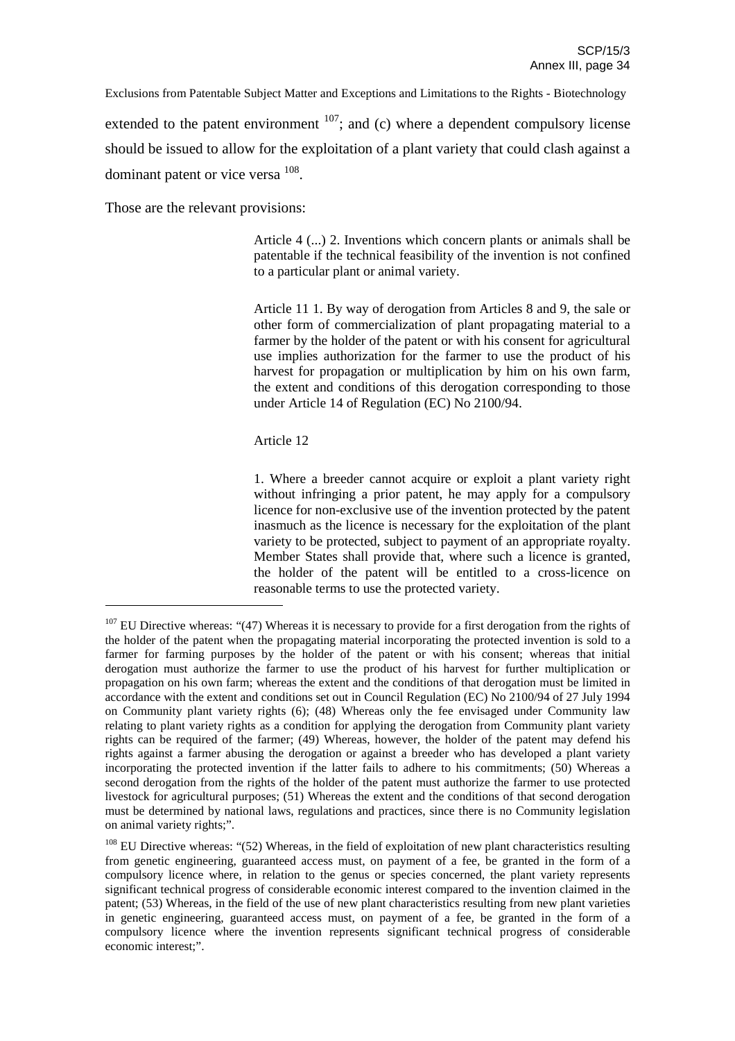extended to the patent environment [107]; and (c) where a dependent compulsory license should be issued to allow for the exploitation of a plant variety that could clash against a dominant patent or vice versa [108].

Those are the relevant provisions:

> Article 4 (...) 2. Inventions which concern plants or animals shall be patentable if the technical feasibility of the invention is not confined to a particular plant or animal variety.
>
> Article 11 1. By way of derogation from Articles 8 and 9, the sale or other form of commercialization of plant propagating material to a farmer by the holder of the patent or with his consent for agricultural use implies authorization for the farmer to use the product of his harvest for propagation or multiplication by him on his own farm, the extent and conditions of this derogation corresponding to those under Article 14 of Regulation (EC) No 2100/94.
>
> Article 12
>
> 1. Where a breeder cannot acquire or exploit a plant variety right without infringing a prior patent, he may apply for a compulsory licence for non-exclusive use of the invention protected by the patent inasmuch as the licence is necessary for the exploitation of the plant variety to be protected, subject to payment of an appropriate royalty. Member States shall provide that, where such a licence is granted, the holder of the patent will be entitled to a cross-licence on reasonable terms to use the protected variety.

---

[107] EU Directive whereas: "(47) Whereas it is necessary to provide for a first derogation from the rights of the holder of the patent when the propagating material incorporating the protected invention is sold to a farmer for farming purposes by the holder of the patent or with his consent; whereas that initial derogation must authorize the farmer to use the product of his harvest for further multiplication or propagation on his own farm; whereas the extent and the conditions of that derogation must be limited in accordance with the extent and conditions set out in Council Regulation (EC) No 2100/94 of 27 July 1994 on Community plant variety rights (6); (48) Whereas only the fee envisaged under Community law relating to plant variety rights as a condition for applying the derogation from Community plant variety rights can be required of the farmer; (49) Whereas, however, the holder of the patent may defend his rights against a farmer abusing the derogation or against a breeder who has developed a plant variety incorporating the protected invention if the latter fails to adhere to his commitments; (50) Whereas a second derogation from the rights of the holder of the patent must authorize the farmer to use protected livestock for agricultural purposes; (51) Whereas the extent and the conditions of that second derogation must be determined by national laws, regulations and practices, since there is no Community legislation on animal variety rights;".

[108] EU Directive whereas: "(52) Whereas, in the field of exploitation of new plant characteristics resulting from genetic engineering, guaranteed access must, on payment of a fee, be granted in the form of a compulsory licence where, in relation to the genus or species concerned, the plant variety represents significant technical progress of considerable economic interest compared to the invention claimed in the patent; (53) Whereas, in the field of the use of new plant characteristics resulting from new plant varieties in genetic engineering, guaranteed access must, on payment of a fee, be granted in the form of a compulsory licence where the invention represents significant technical progress of considerable economic interest;".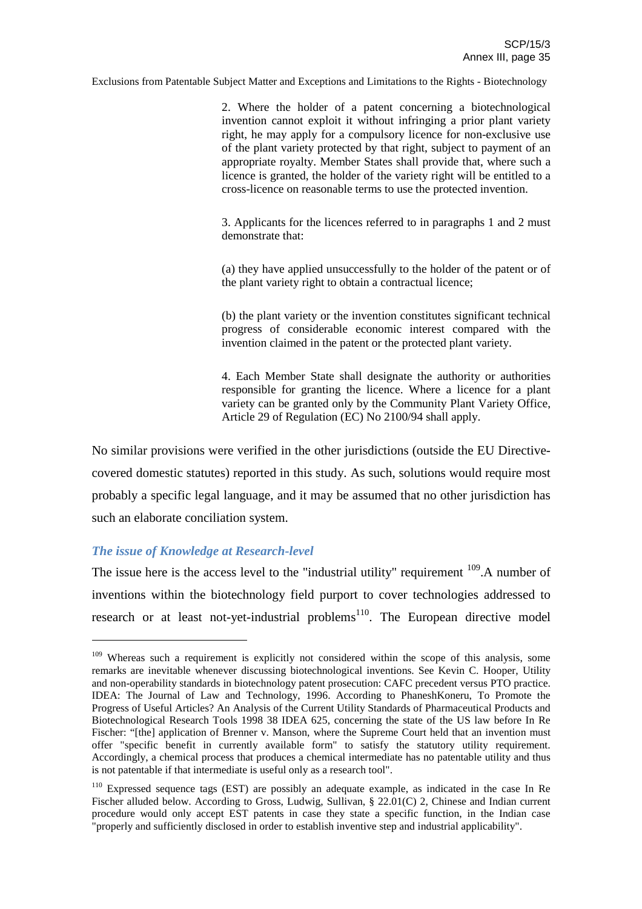> 2. Where the holder of a patent concerning a biotechnological invention cannot exploit it without infringing a prior plant variety right, he may apply for a compulsory licence for non-exclusive use of the plant variety protected by that right, subject to payment of an appropriate royalty. Member States shall provide that, where such a licence is granted, the holder of the variety right will be entitled to a cross-licence on reasonable terms to use the protected invention.
>
> 3. Applicants for the licences referred to in paragraphs 1 and 2 must demonstrate that:
>
> (a) they have applied unsuccessfully to the holder of the patent or of the plant variety right to obtain a contractual licence;
>
> (b) the plant variety or the invention constitutes significant technical progress of considerable economic interest compared with the invention claimed in the patent or the protected plant variety.
>
> 4. Each Member State shall designate the authority or authorities responsible for granting the licence. Where a licence for a plant variety can be granted only by the Community Plant Variety Office, Article 29 of Regulation (EC) No 2100/94 shall apply.

No similar provisions were verified in the other jurisdictions (outside the EU Directive-covered domestic statutes) reported in this study. As such, solutions would require most probably a specific legal language, and it may be assumed that no other jurisdiction has such an elaborate conciliation system.

### *The issue of Knowledge at Research-level*

The issue here is the access level to the "industrial utility" requirement [109].A number of inventions within the biotechnology field purport to cover technologies addressed to research or at least not-yet-industrial problems[110]. The European directive model

---

[109] Whereas such a requirement is explicitly not considered within the scope of this analysis, some remarks are inevitable whenever discussing biotechnological inventions. See Kevin C. Hooper, Utility and non-operability standards in biotechnology patent prosecution: CAFC precedent versus PTO practice. IDEA: The Journal of Law and Technology, 1996. According to PhaneshKoneru, To Promote the Progress of Useful Articles? An Analysis of the Current Utility Standards of Pharmaceutical Products and Biotechnological Research Tools 1998 38 IDEA 625, concerning the state of the US law before In Re Fischer: "[the] application of Brenner v. Manson, where the Supreme Court held that an invention must offer "specific benefit in currently available form" to satisfy the statutory utility requirement. Accordingly, a chemical process that produces a chemical intermediate has no patentable utility and thus is not patentable if that intermediate is useful only as a research tool".

[110] Expressed sequence tags (EST) are possibly an adequate example, as indicated in the case In Re Fischer alluded below. According to Gross, Ludwig, Sullivan, § 22.01(C) 2, Chinese and Indian current procedure would only accept EST patents in case they state a specific function, in the Indian case "properly and sufficiently disclosed in order to establish inventive step and industrial applicability".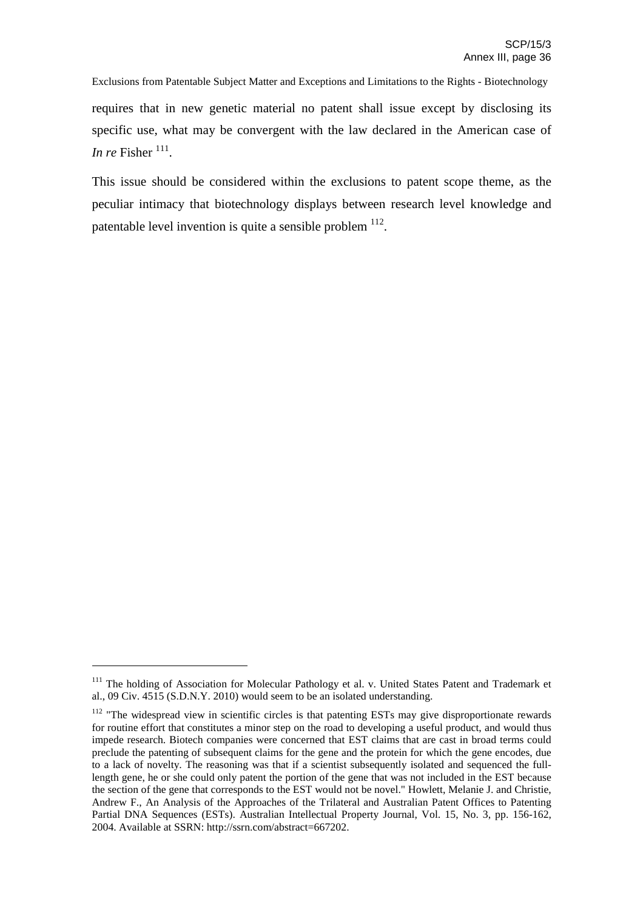requires that in new genetic material no patent shall issue except by disclosing its specific use, what may be convergent with the law declared in the American case of *In re* Fisher [111].

This issue should be considered within the exclusions to patent scope theme, as the peculiar intimacy that biotechnology displays between research level knowledge and patentable level invention is quite a sensible problem [112].

---

[111] The holding of Association for Molecular Pathology et al. v. United States Patent and Trademark et al., 09 Civ. 4515 (S.D.N.Y. 2010) would seem to be an isolated understanding.

[112] "The widespread view in scientific circles is that patenting ESTs may give disproportionate rewards for routine effort that constitutes a minor step on the road to developing a useful product, and would thus impede research. Biotech companies were concerned that EST claims that are cast in broad terms could preclude the patenting of subsequent claims for the gene and the protein for which the gene encodes, due to a lack of novelty. The reasoning was that if a scientist subsequently isolated and sequenced the full-length gene, he or she could only patent the portion of the gene that was not included in the EST because the section of the gene that corresponds to the EST would not be novel." Howlett, Melanie J. and Christie, Andrew F., An Analysis of the Approaches of the Trilateral and Australian Patent Offices to Patenting Partial DNA Sequences (ESTs). Australian Intellectual Property Journal, Vol. 15, No. 3, pp. 156-162, 2004. Available at SSRN: http://ssrn.com/abstract=667202.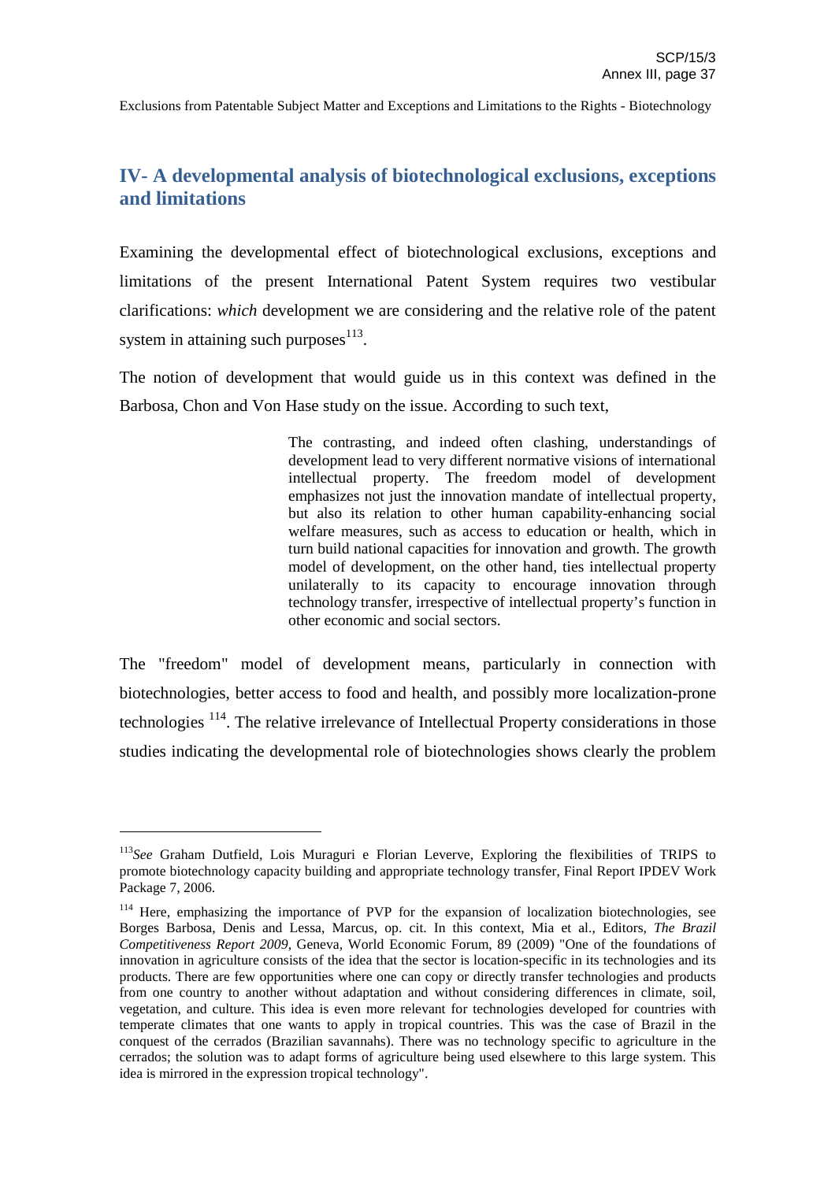## IV- A developmental analysis of biotechnological exclusions, exceptions and limitations

Examining the developmental effect of biotechnological exclusions, exceptions and limitations of the present International Patent System requires two vestibular clarifications: *which* development we are considering and the relative role of the patent system in attaining such purposes[113].

The notion of development that would guide us in this context was defined in the Barbosa, Chon and Von Hase study on the issue. According to such text,

> The contrasting, and indeed often clashing, understandings of development lead to very different normative visions of international intellectual property. The freedom model of development emphasizes not just the innovation mandate of intellectual property, but also its relation to other human capability-enhancing social welfare measures, such as access to education or health, which in turn build national capacities for innovation and growth. The growth model of development, on the other hand, ties intellectual property unilaterally to its capacity to encourage innovation through technology transfer, irrespective of intellectual property's function in other economic and social sectors.

The "freedom" model of development means, particularly in connection with biotechnologies, better access to food and health, and possibly more localization-prone technologies [114]. The relative irrelevance of Intellectual Property considerations in those studies indicating the developmental role of biotechnologies shows clearly the problem

---

[113] *See* Graham Dutfield, Lois Muraguri e Florian Leverve, Exploring the flexibilities of TRIPS to promote biotechnology capacity building and appropriate technology transfer, Final Report IPDEV Work Package 7, 2006.

[114] Here, emphasizing the importance of PVP for the expansion of localization biotechnologies, see Borges Barbosa, Denis and Lessa, Marcus, op. cit. In this context, Mia et al., Editors, *The Brazil Competitiveness Report 2009*, Geneva, World Economic Forum, 89 (2009) "One of the foundations of innovation in agriculture consists of the idea that the sector is location-specific in its technologies and its products. There are few opportunities where one can copy or directly transfer technologies and products from one country to another without adaptation and without considering differences in climate, soil, vegetation, and culture. This idea is even more relevant for technologies developed for countries with temperate climates that one wants to apply in tropical countries. This was the case of Brazil in the conquest of the cerrados (Brazilian savannahs). There was no technology specific to agriculture in the cerrados; the solution was to adapt forms of agriculture being used elsewhere to this large system. This idea is mirrored in the expression tropical technology".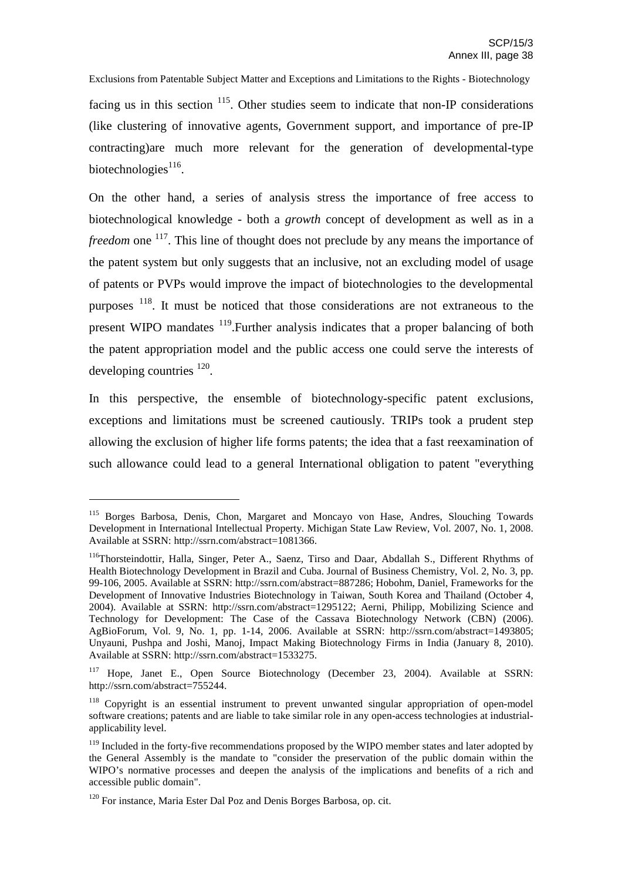facing us in this section [115]. Other studies seem to indicate that non-IP considerations (like clustering of innovative agents, Government support, and importance of pre-IP contracting)are much more relevant for the generation of developmental-type biotechnologies[116].

On the other hand, a series of analysis stress the importance of free access to biotechnological knowledge - both a *growth* concept of development as well as in a *freedom* one [117]. This line of thought does not preclude by any means the importance of the patent system but only suggests that an inclusive, not an excluding model of usage of patents or PVPs would improve the impact of biotechnologies to the developmental purposes [118]. It must be noticed that those considerations are not extraneous to the present WIPO mandates [119].Further analysis indicates that a proper balancing of both the patent appropriation model and the public access one could serve the interests of developing countries [120].

In this perspective, the ensemble of biotechnology-specific patent exclusions, exceptions and limitations must be screened cautiously. TRIPs took a prudent step allowing the exclusion of higher life forms patents; the idea that a fast reexamination of such allowance could lead to a general International obligation to patent "everything

---

[115] Borges Barbosa, Denis, Chon, Margaret and Moncayo von Hase, Andres, Slouching Towards Development in International Intellectual Property. Michigan State Law Review, Vol. 2007, No. 1, 2008. Available at SSRN: http://ssrn.com/abstract=1081366.

[116]Thorsteindottir, Halla, Singer, Peter A., Saenz, Tirso and Daar, Abdallah S., Different Rhythms of Health Biotechnology Development in Brazil and Cuba. Journal of Business Chemistry, Vol. 2, No. 3, pp. 99-106, 2005. Available at SSRN: http://ssrn.com/abstract=887286; Hobohm, Daniel, Frameworks for the Development of Innovative Industries Biotechnology in Taiwan, South Korea and Thailand (October 4, 2004). Available at SSRN: http://ssrn.com/abstract=1295122; Aerni, Philipp, Mobilizing Science and Technology for Development: The Case of the Cassava Biotechnology Network (CBN) (2006). AgBioForum, Vol. 9, No. 1, pp. 1-14, 2006. Available at SSRN: http://ssrn.com/abstract=1493805; Unyauni, Pushpa and Joshi, Manoj, Impact Making Biotechnology Firms in India (January 8, 2010). Available at SSRN: http://ssrn.com/abstract=1533275.

[117] Hope, Janet E., Open Source Biotechnology (December 23, 2004). Available at SSRN: http://ssrn.com/abstract=755244.

[118] Copyright is an essential instrument to prevent unwanted singular appropriation of open-model software creations; patents and are liable to take similar role in any open-access technologies at industrial-applicability level.

[119] Included in the forty-five recommendations proposed by the WIPO member states and later adopted by the General Assembly is the mandate to "consider the preservation of the public domain within the WIPO's normative processes and deepen the analysis of the implications and benefits of a rich and accessible public domain".

[120] For instance, Maria Ester Dal Poz and Denis Borges Barbosa, op. cit.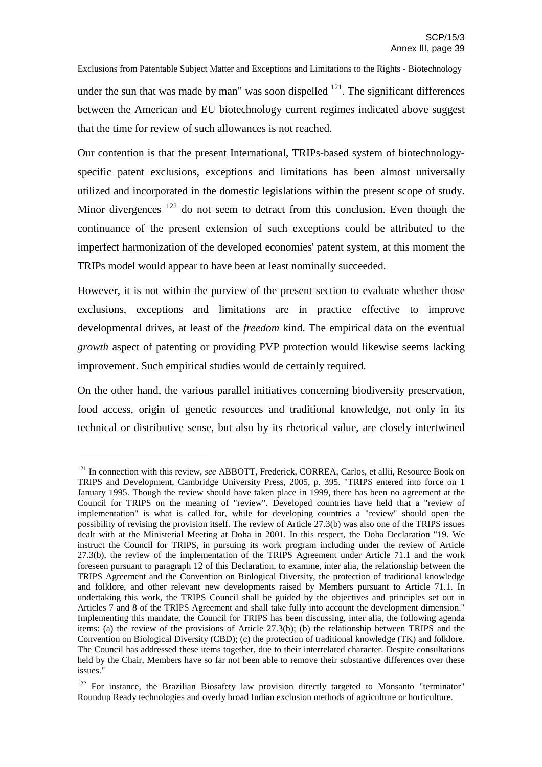under the sun that was made by man" was soon dispelled [121]. The significant differences between the American and EU biotechnology current regimes indicated above suggest that the time for review of such allowances is not reached.

Our contention is that the present International, TRIPs-based system of biotechnology-specific patent exclusions, exceptions and limitations has been almost universally utilized and incorporated in the domestic legislations within the present scope of study. Minor divergences [122] do not seem to detract from this conclusion. Even though the continuance of the present extension of such exceptions could be attributed to the imperfect harmonization of the developed economies' patent system, at this moment the TRIPs model would appear to have been at least nominally succeeded.

However, it is not within the purview of the present section to evaluate whether those exclusions, exceptions and limitations are in practice effective to improve developmental drives, at least of the *freedom* kind. The empirical data on the eventual *growth* aspect of patenting or providing PVP protection would likewise seems lacking improvement. Such empirical studies would de certainly required.

On the other hand, the various parallel initiatives concerning biodiversity preservation, food access, origin of genetic resources and traditional knowledge, not only in its technical or distributive sense, but also by its rhetorical value, are closely intertwined

---

[121] In connection with this review, *see* ABBOTT, Frederick, CORREA, Carlos, et allii, Resource Book on TRIPS and Development, Cambridge University Press, 2005, p. 395. "TRIPS entered into force on 1 January 1995. Though the review should have taken place in 1999, there has been no agreement at the Council for TRIPS on the meaning of "review". Developed countries have held that a "review of implementation" is what is called for, while for developing countries a "review" should open the possibility of revising the provision itself. The review of Article 27.3(b) was also one of the TRIPS issues dealt with at the Ministerial Meeting at Doha in 2001. In this respect, the Doha Declaration "19. We instruct the Council for TRIPS, in pursuing its work program including under the review of Article 27.3(b), the review of the implementation of the TRIPS Agreement under Article 71.1 and the work foreseen pursuant to paragraph 12 of this Declaration, to examine, inter alia, the relationship between the TRIPS Agreement and the Convention on Biological Diversity, the protection of traditional knowledge and folklore, and other relevant new developments raised by Members pursuant to Article 71.1. In undertaking this work, the TRIPS Council shall be guided by the objectives and principles set out in Articles 7 and 8 of the TRIPS Agreement and shall take fully into account the development dimension." Implementing this mandate, the Council for TRIPS has been discussing, inter alia, the following agenda items: (a) the review of the provisions of Article 27.3(b); (b) the relationship between TRIPS and the Convention on Biological Diversity (CBD); (c) the protection of traditional knowledge (TK) and folklore. The Council has addressed these items together, due to their interrelated character. Despite consultations held by the Chair, Members have so far not been able to remove their substantive differences over these issues."

[122] For instance, the Brazilian Biosafety law provision directly targeted to Monsanto "terminator" Roundup Ready technologies and overly broad Indian exclusion methods of agriculture or horticulture.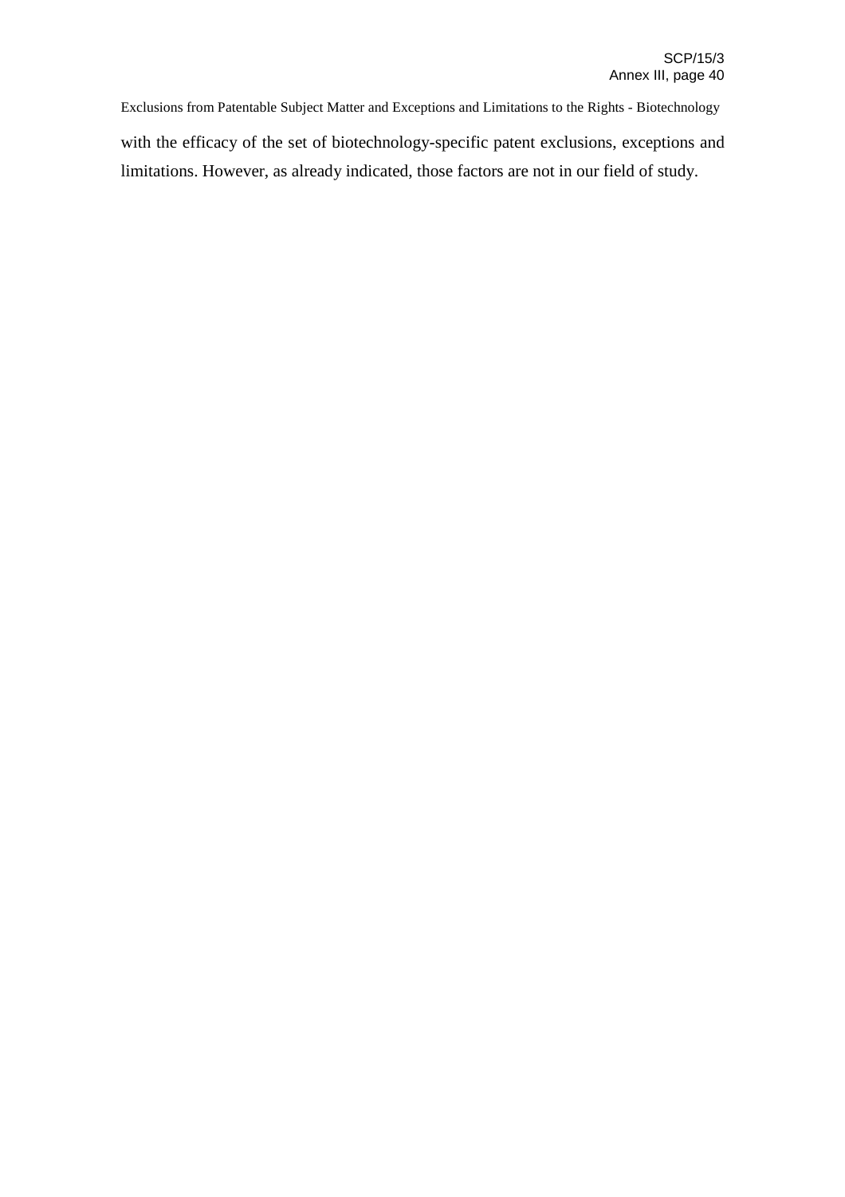with the efficacy of the set of biotechnology-specific patent exclusions, exceptions and limitations. However, as already indicated, those factors are not in our field of study.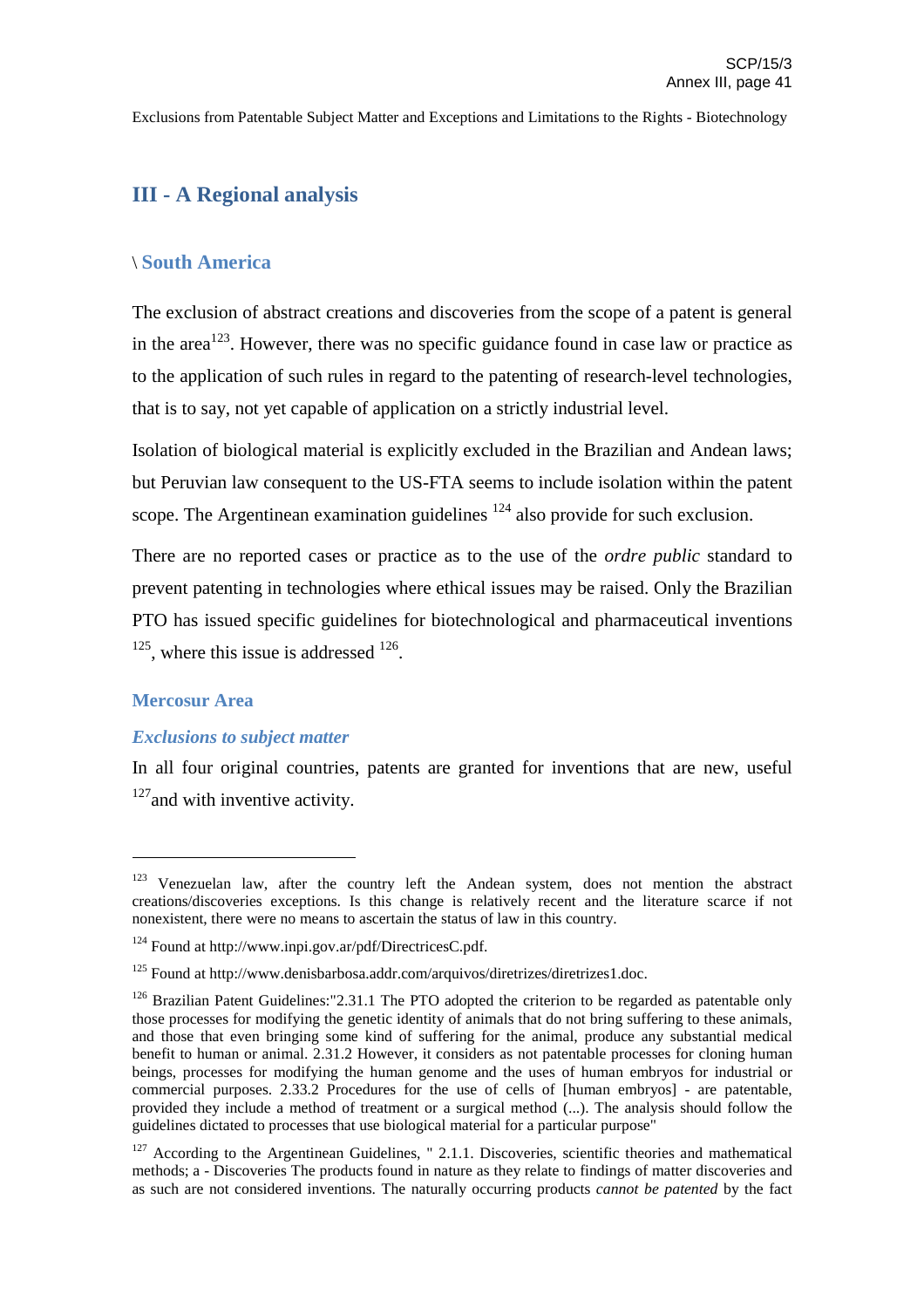## III - A Regional analysis

### \ South America

The exclusion of abstract creations and discoveries from the scope of a patent is general in the area[123]. However, there was no specific guidance found in case law or practice as to the application of such rules in regard to the patenting of research-level technologies, that is to say, not yet capable of application on a strictly industrial level.

Isolation of biological material is explicitly excluded in the Brazilian and Andean laws; but Peruvian law consequent to the US-FTA seems to include isolation within the patent scope. The Argentinean examination guidelines [124] also provide for such exclusion.

There are no reported cases or practice as to the use of the *ordre public* standard to prevent patenting in technologies where ethical issues may be raised. Only the Brazilian PTO has issued specific guidelines for biotechnological and pharmaceutical inventions [125], where this issue is addressed [126].

#### Mercosur Area

##### *Exclusions to subject matter*

In all four original countries, patents are granted for inventions that are new, useful [127]and with inventive activity.

---

[123] Venezuelan law, after the country left the Andean system, does not mention the abstract creations/discoveries exceptions. Is this change is relatively recent and the literature scarce if not nonexistent, there were no means to ascertain the status of law in this country.

[124] Found at http://www.inpi.gov.ar/pdf/DirectricesC.pdf.

[125] Found at http://www.denisbarbosa.addr.com/arquivos/diretrizes/diretrizes1.doc.

[126] Brazilian Patent Guidelines:"2.31.1 The PTO adopted the criterion to be regarded as patentable only those processes for modifying the genetic identity of animals that do not bring suffering to these animals, and those that even bringing some kind of suffering for the animal, produce any substantial medical benefit to human or animal. 2.31.2 However, it considers as not patentable processes for cloning human beings, processes for modifying the human genome and the uses of human embryos for industrial or commercial purposes. 2.33.2 Procedures for the use of cells of [human embryos] - are patentable, provided they include a method of treatment or a surgical method (...). The analysis should follow the guidelines dictated to processes that use biological material for a particular purpose"

[127] According to the Argentinean Guidelines, " 2.1.1. Discoveries, scientific theories and mathematical methods; a - Discoveries The products found in nature as they relate to findings of matter discoveries and as such are not considered inventions. The naturally occurring products *cannot be patented* by the fact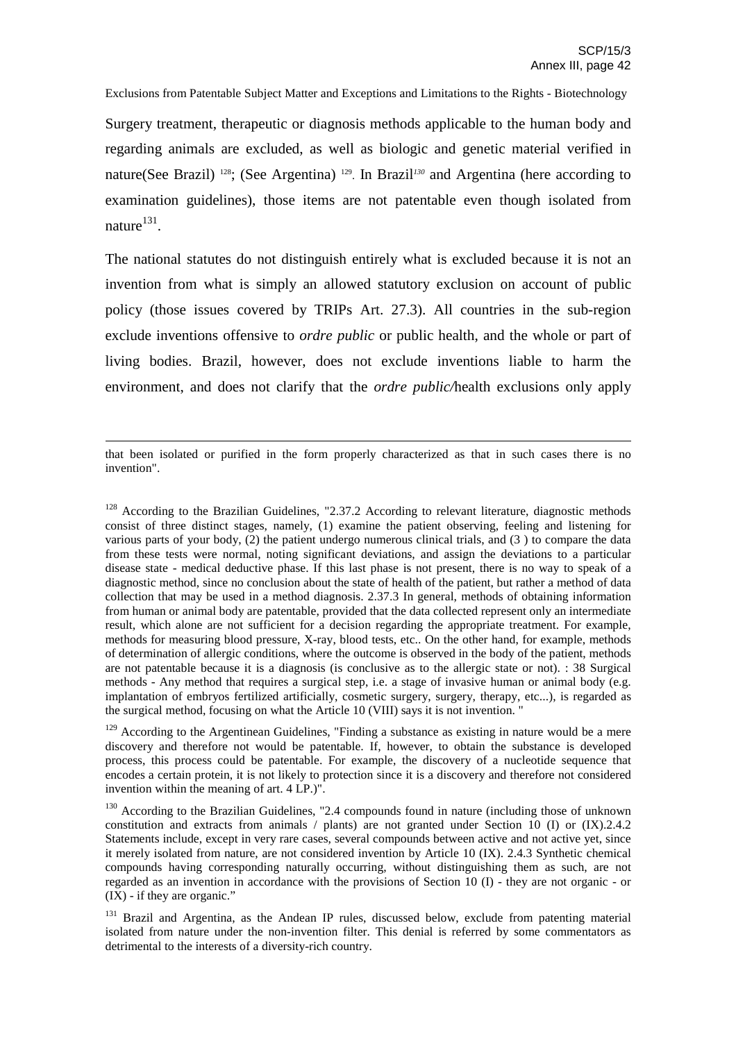Surgery treatment, therapeutic or diagnosis methods applicable to the human body and regarding animals are excluded, as well as biologic and genetic material verified in nature(See Brazil) [128]; (See Argentina) [129]. In Brazil[130] and Argentina (here according to examination guidelines), those items are not patentable even though isolated from nature[131].

The national statutes do not distinguish entirely what is excluded because it is not an invention from what is simply an allowed statutory exclusion on account of public policy (those issues covered by TRIPs Art. 27.3). All countries in the sub-region exclude inventions offensive to *ordre public* or public health, and the whole or part of living bodies. Brazil, however, does not exclude inventions liable to harm the environment, and does not clarify that the *ordre public/*health exclusions only apply

---

that been isolated or purified in the form properly characterized as that in such cases there is no invention".

[128] According to the Brazilian Guidelines, "2.37.2 According to relevant literature, diagnostic methods consist of three distinct stages, namely, (1) examine the patient observing, feeling and listening for various parts of your body, (2) the patient undergo numerous clinical trials, and (3 ) to compare the data from these tests were normal, noting significant deviations, and assign the deviations to a particular disease state - medical deductive phase. If this last phase is not present, there is no way to speak of a diagnostic method, since no conclusion about the state of health of the patient, but rather a method of data collection that may be used in a method diagnosis. 2.37.3 In general, methods of obtaining information from human or animal body are patentable, provided that the data collected represent only an intermediate result, which alone are not sufficient for a decision regarding the appropriate treatment. For example, methods for measuring blood pressure, X-ray, blood tests, etc.. On the other hand, for example, methods of determination of allergic conditions, where the outcome is observed in the body of the patient, methods are not patentable because it is a diagnosis (is conclusive as to the allergic state or not). : 38 Surgical methods - Any method that requires a surgical step, i.e. a stage of invasive human or animal body (e.g. implantation of embryos fertilized artificially, cosmetic surgery, surgery, therapy, etc...), is regarded as the surgical method, focusing on what the Article 10 (VIII) says it is not invention. "

[129] According to the Argentinean Guidelines, "Finding a substance as existing in nature would be a mere discovery and therefore not would be patentable. If, however, to obtain the substance is developed process, this process could be patentable. For example, the discovery of a nucleotide sequence that encodes a certain protein, it is not likely to protection since it is a discovery and therefore not considered invention within the meaning of art. 4 LP.)".

[130] According to the Brazilian Guidelines, "2.4 compounds found in nature (including those of unknown constitution and extracts from animals / plants) are not granted under Section 10 (I) or (IX).2.4.2 Statements include, except in very rare cases, several compounds between active and not active yet, since it merely isolated from nature, are not considered invention by Article 10 (IX). 2.4.3 Synthetic chemical compounds having corresponding naturally occurring, without distinguishing them as such, are not regarded as an invention in accordance with the provisions of Section 10 (I) - they are not organic - or (IX) - if they are organic."

[131] Brazil and Argentina, as the Andean IP rules, discussed below, exclude from patenting material isolated from nature under the non-invention filter. This denial is referred by some commentators as detrimental to the interests of a diversity-rich country.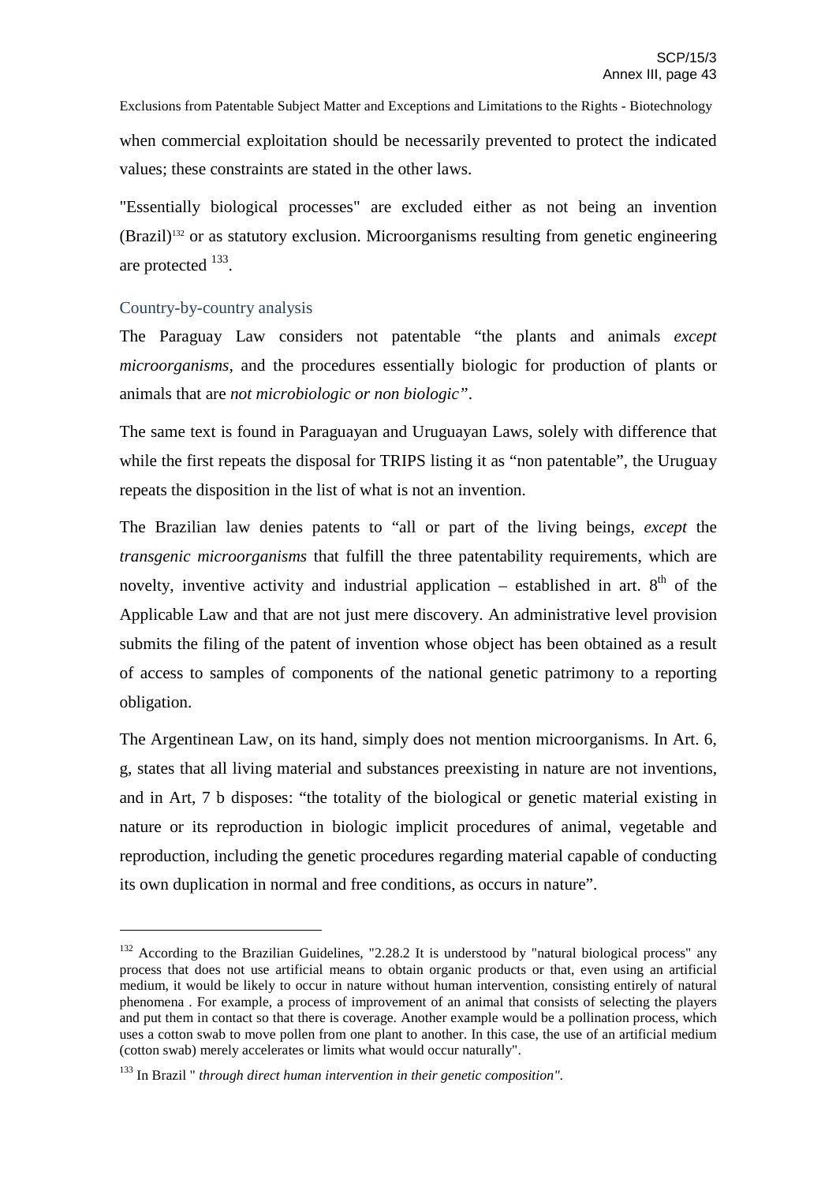when commercial exploitation should be necessarily prevented to protect the indicated values; these constraints are stated in the other laws.

"Essentially biological processes" are excluded either as not being an invention (Brazil)[132] or as statutory exclusion. Microorganisms resulting from genetic engineering are protected [133].

### Country-by-country analysis

The Paraguay Law considers not patentable "the plants and animals *except microorganisms*, and the procedures essentially biologic for production of plants or animals that are *not microbiologic or non biologic"*.

The same text is found in Paraguayan and Uruguayan Laws, solely with difference that while the first repeats the disposal for TRIPS listing it as "non patentable", the Uruguay repeats the disposition in the list of what is not an invention.

The Brazilian law denies patents to "all or part of the living beings, *except* the *transgenic microorganisms* that fulfill the three patentability requirements, which are novelty, inventive activity and industrial application – established in art. 8[th] of the Applicable Law and that are not just mere discovery. An administrative level provision submits the filing of the patent of invention whose object has been obtained as a result of access to samples of components of the national genetic patrimony to a reporting obligation.

The Argentinean Law, on its hand, simply does not mention microorganisms. In Art. 6, g, states that all living material and substances preexisting in nature are not inventions, and in Art, 7 b disposes: "the totality of the biological or genetic material existing in nature or its reproduction in biologic implicit procedures of animal, vegetable and reproduction, including the genetic procedures regarding material capable of conducting its own duplication in normal and free conditions, as occurs in nature".

---

[132] According to the Brazilian Guidelines, "2.28.2 It is understood by "natural biological process" any process that does not use artificial means to obtain organic products or that, even using an artificial medium, it would be likely to occur in nature without human intervention, consisting entirely of natural phenomena . For example, a process of improvement of an animal that consists of selecting the players and put them in contact so that there is coverage. Another example would be a pollination process, which uses a cotton swab to move pollen from one plant to another. In this case, the use of an artificial medium (cotton swab) merely accelerates or limits what would occur naturally".

[133] In Brazil " *through direct human intervention in their genetic composition".*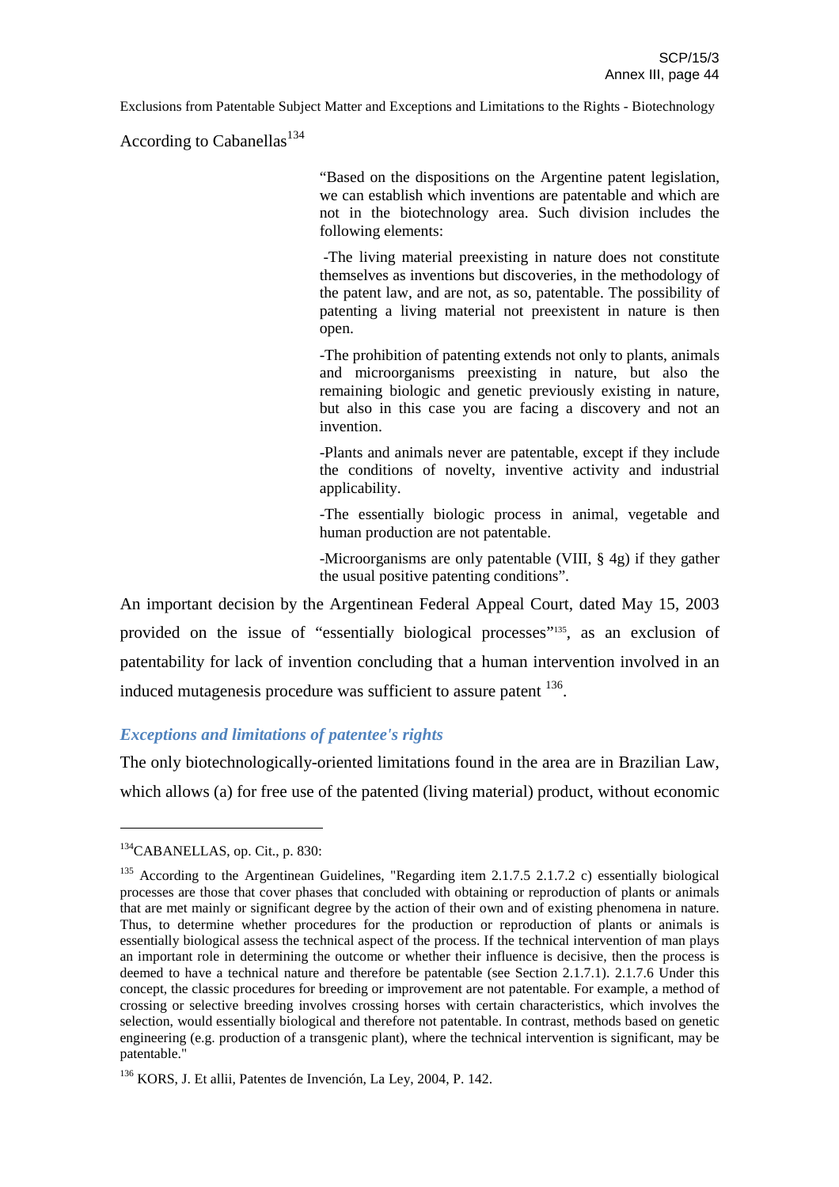According to Cabanellas[134]

> "Based on the dispositions on the Argentine patent legislation, we can establish which inventions are patentable and which are not in the biotechnology area. Such division includes the following elements:
>
> -The living material preexisting in nature does not constitute themselves as inventions but discoveries, in the methodology of the patent law, and are not, as so, patentable. The possibility of patenting a living material not preexistent in nature is then open.
>
> -The prohibition of patenting extends not only to plants, animals and microorganisms preexisting in nature, but also the remaining biologic and genetic previously existing in nature, but also in this case you are facing a discovery and not an invention.
>
> -Plants and animals never are patentable, except if they include the conditions of novelty, inventive activity and industrial applicability.
>
> -The essentially biologic process in animal, vegetable and human production are not patentable.
>
> -Microorganisms are only patentable (VIII, § 4g) if they gather the usual positive patenting conditions".

An important decision by the Argentinean Federal Appeal Court, dated May 15, 2003 provided on the issue of "essentially biological processes"[135], as an exclusion of patentability for lack of invention concluding that a human intervention involved in an induced mutagenesis procedure was sufficient to assure patent [136].

### *Exceptions and limitations of patentee's rights*

The only biotechnologically-oriented limitations found in the area are in Brazilian Law, which allows (a) for free use of the patented (living material) product, without economic

---

[134] CABANELLAS, op. Cit., p. 830:

[135] According to the Argentinean Guidelines, "Regarding item 2.1.7.5 2.1.7.2 c) essentially biological processes are those that cover phases that concluded with obtaining or reproduction of plants or animals that are met mainly or significant degree by the action of their own and of existing phenomena in nature. Thus, to determine whether procedures for the production or reproduction of plants or animals is essentially biological assess the technical aspect of the process. If the technical intervention of man plays an important role in determining the outcome or whether their influence is decisive, then the process is deemed to have a technical nature and therefore be patentable (see Section 2.1.7.1). 2.1.7.6 Under this concept, the classic procedures for breeding or improvement are not patentable. For example, a method of crossing or selective breeding involves crossing horses with certain characteristics, which involves the selection, would essentially biological and therefore not patentable. In contrast, methods based on genetic engineering (e.g. production of a transgenic plant), where the technical intervention is significant, may be patentable."

[136] KORS, J. Et allii, Patentes de Invención, La Ley, 2004, P. 142.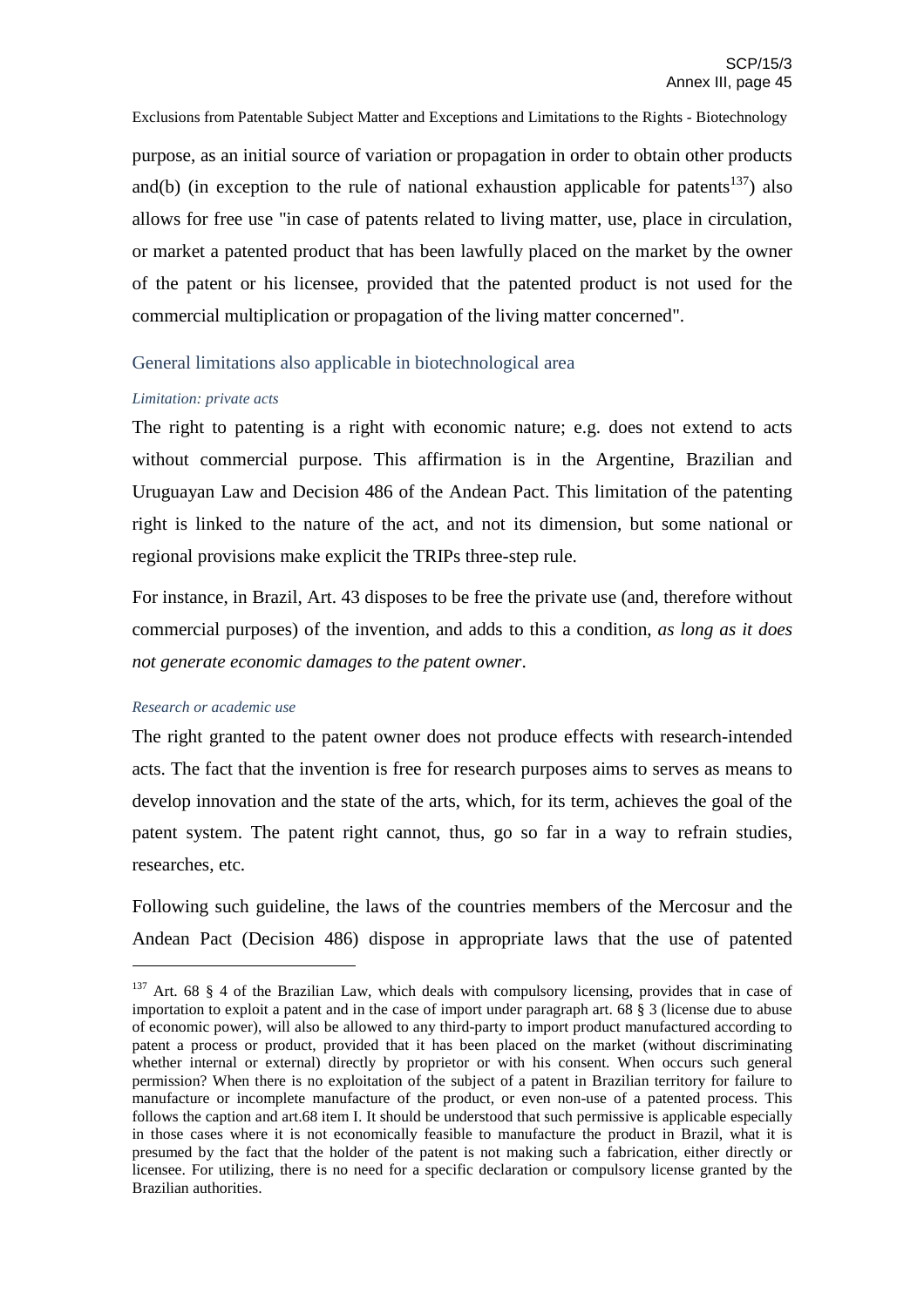purpose, as an initial source of variation or propagation in order to obtain other products and(b) (in exception to the rule of national exhaustion applicable for patents[137]) also allows for free use "in case of patents related to living matter, use, place in circulation, or market a patented product that has been lawfully placed on the market by the owner of the patent or his licensee, provided that the patented product is not used for the commercial multiplication or propagation of the living matter concerned".

## General limitations also applicable in biotechnological area

#### *Limitation: private acts*

The right to patenting is a right with economic nature; e.g. does not extend to acts without commercial purpose. This affirmation is in the Argentine, Brazilian and Uruguayan Law and Decision 486 of the Andean Pact. This limitation of the patenting right is linked to the nature of the act, and not its dimension, but some national or regional provisions make explicit the TRIPs three-step rule.

For instance, in Brazil, Art. 43 disposes to be free the private use (and, therefore without commercial purposes) of the invention, and adds to this a condition, *as long as it does not generate economic damages to the patent owner*.

#### *Research or academic use*

The right granted to the patent owner does not produce effects with research-intended acts. The fact that the invention is free for research purposes aims to serves as means to develop innovation and the state of the arts, which, for its term, achieves the goal of the patent system. The patent right cannot, thus, go so far in a way to refrain studies, researches, etc.

Following such guideline, the laws of the countries members of the Mercosur and the Andean Pact (Decision 486) dispose in appropriate laws that the use of patented

---

[137] Art. 68 § 4 of the Brazilian Law, which deals with compulsory licensing, provides that in case of importation to exploit a patent and in the case of import under paragraph art. 68 § 3 (license due to abuse of economic power), will also be allowed to any third-party to import product manufactured according to patent a process or product, provided that it has been placed on the market (without discriminating whether internal or external) directly by proprietor or with his consent. When occurs such general permission? When there is no exploitation of the subject of a patent in Brazilian territory for failure to manufacture or incomplete manufacture of the product, or even non-use of a patented process. This follows the caption and art.68 item I. It should be understood that such permissive is applicable especially in those cases where it is not economically feasible to manufacture the product in Brazil, what it is presumed by the fact that the holder of the patent is not making such a fabrication, either directly or licensee. For utilizing, there is no need for a specific declaration or compulsory license granted by the Brazilian authorities.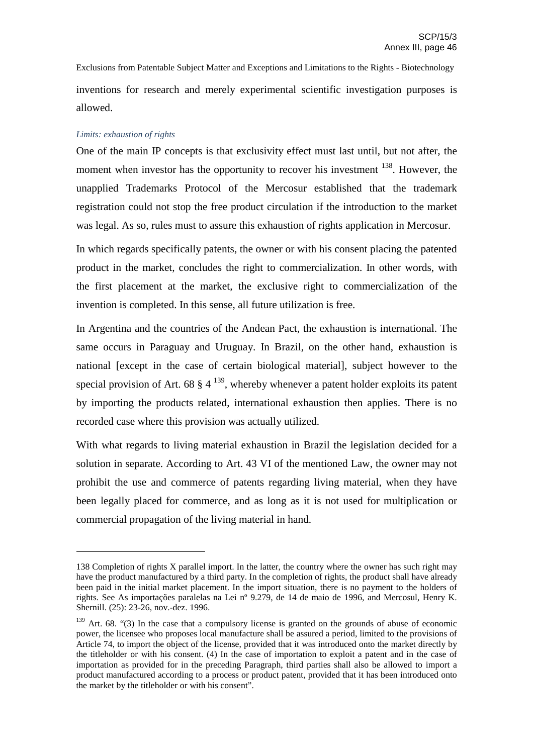inventions for research and merely experimental scientific investigation purposes is allowed.

*Limits: exhaustion of rights*

One of the main IP concepts is that exclusivity effect must last until, but not after, the moment when investor has the opportunity to recover his investment [138]. However, the unapplied Trademarks Protocol of the Mercosur established that the trademark registration could not stop the free product circulation if the introduction to the market was legal. As so, rules must to assure this exhaustion of rights application in Mercosur.

In which regards specifically patents, the owner or with his consent placing the patented product in the market, concludes the right to commercialization. In other words, with the first placement at the market, the exclusive right to commercialization of the invention is completed. In this sense, all future utilization is free.

In Argentina and the countries of the Andean Pact, the exhaustion is international. The same occurs in Paraguay and Uruguay. In Brazil, on the other hand, exhaustion is national [except in the case of certain biological material], subject however to the special provision of Art. 68 § 4 [139], whereby whenever a patent holder exploits its patent by importing the products related, international exhaustion then applies. There is no recorded case where this provision was actually utilized.

With what regards to living material exhaustion in Brazil the legislation decided for a solution in separate. According to Art. 43 VI of the mentioned Law, the owner may not prohibit the use and commerce of patents regarding living material, when they have been legally placed for commerce, and as long as it is not used for multiplication or commercial propagation of the living material in hand.

---

138 Completion of rights X parallel import. In the latter, the country where the owner has such right may have the product manufactured by a third party. In the completion of rights, the product shall have already been paid in the initial market placement. In the import situation, there is no payment to the holders of rights. See As importações paralelas na Lei nº 9.279, de 14 de maio de 1996, and Mercosul, Henry K. Shernill. (25): 23-26, nov.-dez. 1996.

139 Art. 68. "(3) In the case that a compulsory license is granted on the grounds of abuse of economic power, the licensee who proposes local manufacture shall be assured a period, limited to the provisions of Article 74, to import the object of the license, provided that it was introduced onto the market directly by the titleholder or with his consent. (4) In the case of importation to exploit a patent and in the case of importation as provided for in the preceding Paragraph, third parties shall also be allowed to import a product manufactured according to a process or product patent, provided that it has been introduced onto the market by the titleholder or with his consent".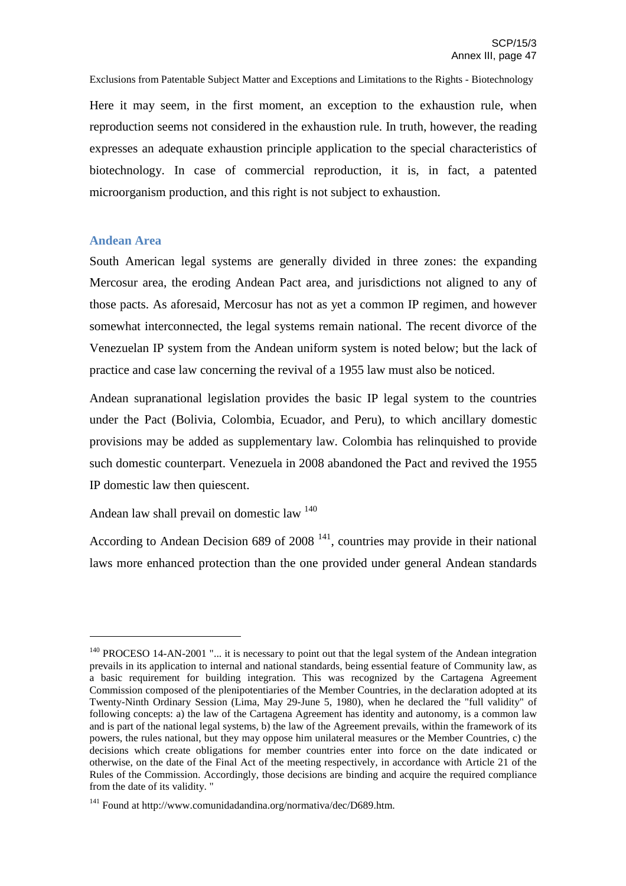Here it may seem, in the first moment, an exception to the exhaustion rule, when reproduction seems not considered in the exhaustion rule. In truth, however, the reading expresses an adequate exhaustion principle application to the special characteristics of biotechnology. In case of commercial reproduction, it is, in fact, a patented microorganism production, and this right is not subject to exhaustion.

### Andean Area

South American legal systems are generally divided in three zones: the expanding Mercosur area, the eroding Andean Pact area, and jurisdictions not aligned to any of those pacts. As aforesaid, Mercosur has not as yet a common IP regimen, and however somewhat interconnected, the legal systems remain national. The recent divorce of the Venezuelan IP system from the Andean uniform system is noted below; but the lack of practice and case law concerning the revival of a 1955 law must also be noticed.

Andean supranational legislation provides the basic IP legal system to the countries under the Pact (Bolivia, Colombia, Ecuador, and Peru), to which ancillary domestic provisions may be added as supplementary law. Colombia has relinquished to provide such domestic counterpart. Venezuela in 2008 abandoned the Pact and revived the 1955 IP domestic law then quiescent.

Andean law shall prevail on domestic law [140]

According to Andean Decision 689 of 2008 [141], countries may provide in their national laws more enhanced protection than the one provided under general Andean standards

---

[140] PROCESO 14-AN-2001 "... it is necessary to point out that the legal system of the Andean integration prevails in its application to internal and national standards, being essential feature of Community law, as a basic requirement for building integration. This was recognized by the Cartagena Agreement Commission composed of the plenipotentiaries of the Member Countries, in the declaration adopted at its Twenty-Ninth Ordinary Session (Lima, May 29-June 5, 1980), when he declared the "full validity" of following concepts: a) the law of the Cartagena Agreement has identity and autonomy, is a common law and is part of the national legal systems, b) the law of the Agreement prevails, within the framework of its powers, the rules national, but they may oppose him unilateral measures or the Member Countries, c) the decisions which create obligations for member countries enter into force on the date indicated or otherwise, on the date of the Final Act of the meeting respectively, in accordance with Article 21 of the Rules of the Commission. Accordingly, those decisions are binding and acquire the required compliance from the date of its validity. "

[141] Found at http://www.comunidadandina.org/normativa/dec/D689.htm.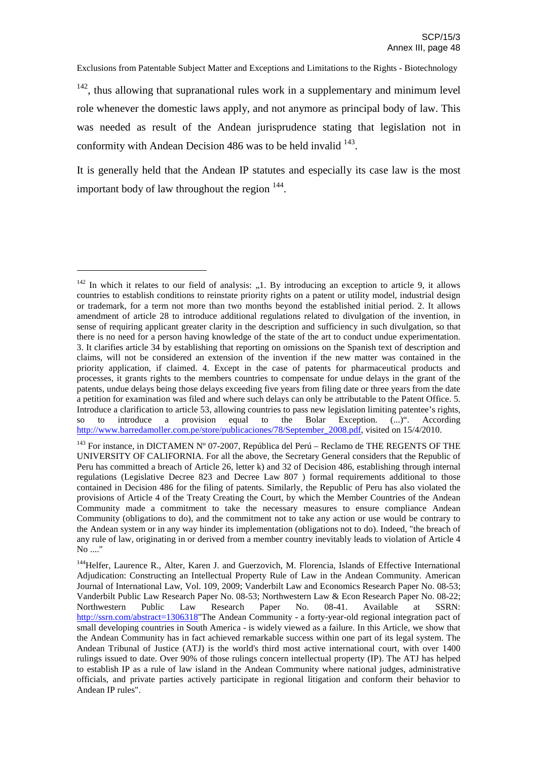[142], thus allowing that supranational rules work in a supplementary and minimum level role whenever the domestic laws apply, and not anymore as principal body of law. This was needed as result of the Andean jurisprudence stating that legislation not in conformity with Andean Decision 486 was to be held invalid [143].

It is generally held that the Andean IP statutes and especially its case law is the most important body of law throughout the region [144].

---

[142] In which it relates to our field of analysis: „1. By introducing an exception to article 9, it allows countries to establish conditions to reinstate priority rights on a patent or utility model, industrial design or trademark, for a term not more than two months beyond the established initial period. 2. It allows amendment of article 28 to introduce additional regulations related to divulgation of the invention, in sense of requiring applicant greater clarity in the description and sufficiency in such divulgation, so that there is no need for a person having knowledge of the state of the art to conduct undue experimentation. 3. It clarifies article 34 by establishing that reporting on omissions on the Spanish text of description and claims, will not be considered an extension of the invention if the new matter was contained in the priority application, if claimed. 4. Except in the case of patents for pharmaceutical products and processes, it grants rights to the members countries to compensate for undue delays in the grant of the patents, undue delays being those delays exceeding five years from filing date or three years from the date a petition for examination was filed and where such delays can only be attributable to the Patent Office. 5. Introduce a clarification to article 53, allowing countries to pass new legislation limiting patentee's rights, so to introduce a provision equal to the Bolar Exception. (...)". According http://www.barredamoller.com.pe/store/publicaciones/78/September_2008.pdf, visited on 15/4/2010.

[143] For instance, in DICTAMEN Nº 07-2007, República del Perú – Reclamo de THE REGENTS OF THE UNIVERSITY OF CALIFORNIA. For all the above, the Secretary General considers that the Republic of Peru has committed a breach of Article 26, letter k) and 32 of Decision 486, establishing through internal regulations (Legislative Decree 823 and Decree Law 807 ) formal requirements additional to those contained in Decision 486 for the filing of patents. Similarly, the Republic of Peru has also violated the provisions of Article 4 of the Treaty Creating the Court, by which the Member Countries of the Andean Community made a commitment to take the necessary measures to ensure compliance Andean Community (obligations to do), and the commitment not to take any action or use would be contrary to the Andean system or in any way hinder its implementation (obligations not to do). Indeed, "the breach of any rule of law, originating in or derived from a member country inevitably leads to violation of Article 4 No ...."

[144] Helfer, Laurence R., Alter, Karen J. and Guerzovich, M. Florencia, Islands of Effective International Adjudication: Constructing an Intellectual Property Rule of Law in the Andean Community. American Journal of International Law, Vol. 109, 2009; Vanderbilt Law and Economics Research Paper No. 08-53; Vanderbilt Public Law Research Paper No. 08-53; Northwestern Law & Econ Research Paper No. 08-22; Northwestern Public Law Research Paper No. 08-41. Available at SSRN: http://ssrn.com/abstract=1306318"The Andean Community - a forty-year-old regional integration pact of small developing countries in South America - is widely viewed as a failure. In this Article, we show that the Andean Community has in fact achieved remarkable success within one part of its legal system. The Andean Tribunal of Justice (ATJ) is the world's third most active international court, with over 1400 rulings issued to date. Over 90% of those rulings concern intellectual property (IP). The ATJ has helped to establish IP as a rule of law island in the Andean Community where national judges, administrative officials, and private parties actively participate in regional litigation and conform their behavior to Andean IP rules".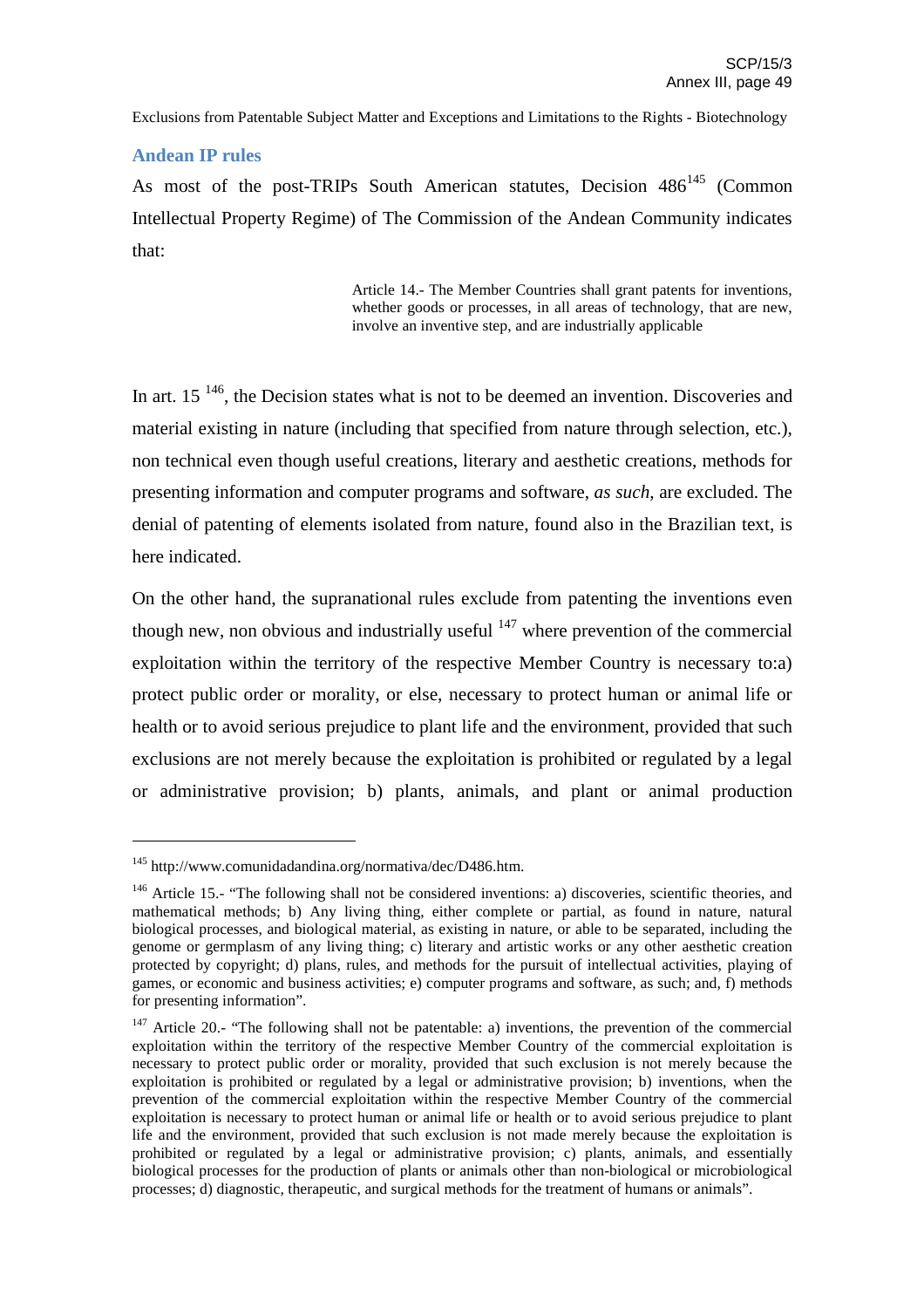Exclusions from Patentable Subject Matter and Exceptions and Limitations to the Rights - Biotechnology

## Andean IP rules

As most of the post-TRIPs South American statutes, Decision 486[145] (Common Intellectual Property Regime) of The Commission of the Andean Community indicates that:

> Article 14.- The Member Countries shall grant patents for inventions, whether goods or processes, in all areas of technology, that are new, involve an inventive step, and are industrially applicable

In art. 15 [146], the Decision states what is not to be deemed an invention. Discoveries and material existing in nature (including that specified from nature through selection, etc.), non technical even though useful creations, literary and aesthetic creations, methods for presenting information and computer programs and software, *as such*, are excluded. The denial of patenting of elements isolated from nature, found also in the Brazilian text, is here indicated.

On the other hand, the supranational rules exclude from patenting the inventions even though new, non obvious and industrially useful [147] where prevention of the commercial exploitation within the territory of the respective Member Country is necessary to:a) protect public order or morality, or else, necessary to protect human or animal life or health or to avoid serious prejudice to plant life and the environment, provided that such exclusions are not merely because the exploitation is prohibited or regulated by a legal or administrative provision; b) plants, animals, and plant or animal production

---

[145] http://www.comunidadandina.org/normativa/dec/D486.htm.

[146] Article 15.- "The following shall not be considered inventions: a) discoveries, scientific theories, and mathematical methods; b) Any living thing, either complete or partial, as found in nature, natural biological processes, and biological material, as existing in nature, or able to be separated, including the genome or germplasm of any living thing; c) literary and artistic works or any other aesthetic creation protected by copyright; d) plans, rules, and methods for the pursuit of intellectual activities, playing of games, or economic and business activities; e) computer programs and software, as such; and, f) methods for presenting information".

[147] Article 20.- "The following shall not be patentable: a) inventions, the prevention of the commercial exploitation within the territory of the respective Member Country of the commercial exploitation is necessary to protect public order or morality, provided that such exclusion is not merely because the exploitation is prohibited or regulated by a legal or administrative provision; b) inventions, when the prevention of the commercial exploitation within the respective Member Country of the commercial exploitation is necessary to protect human or animal life or health or to avoid serious prejudice to plant life and the environment, provided that such exclusion is not made merely because the exploitation is prohibited or regulated by a legal or administrative provision; c) plants, animals, and essentially biological processes for the production of plants or animals other than non-biological or microbiological processes; d) diagnostic, therapeutic, and surgical methods for the treatment of humans or animals".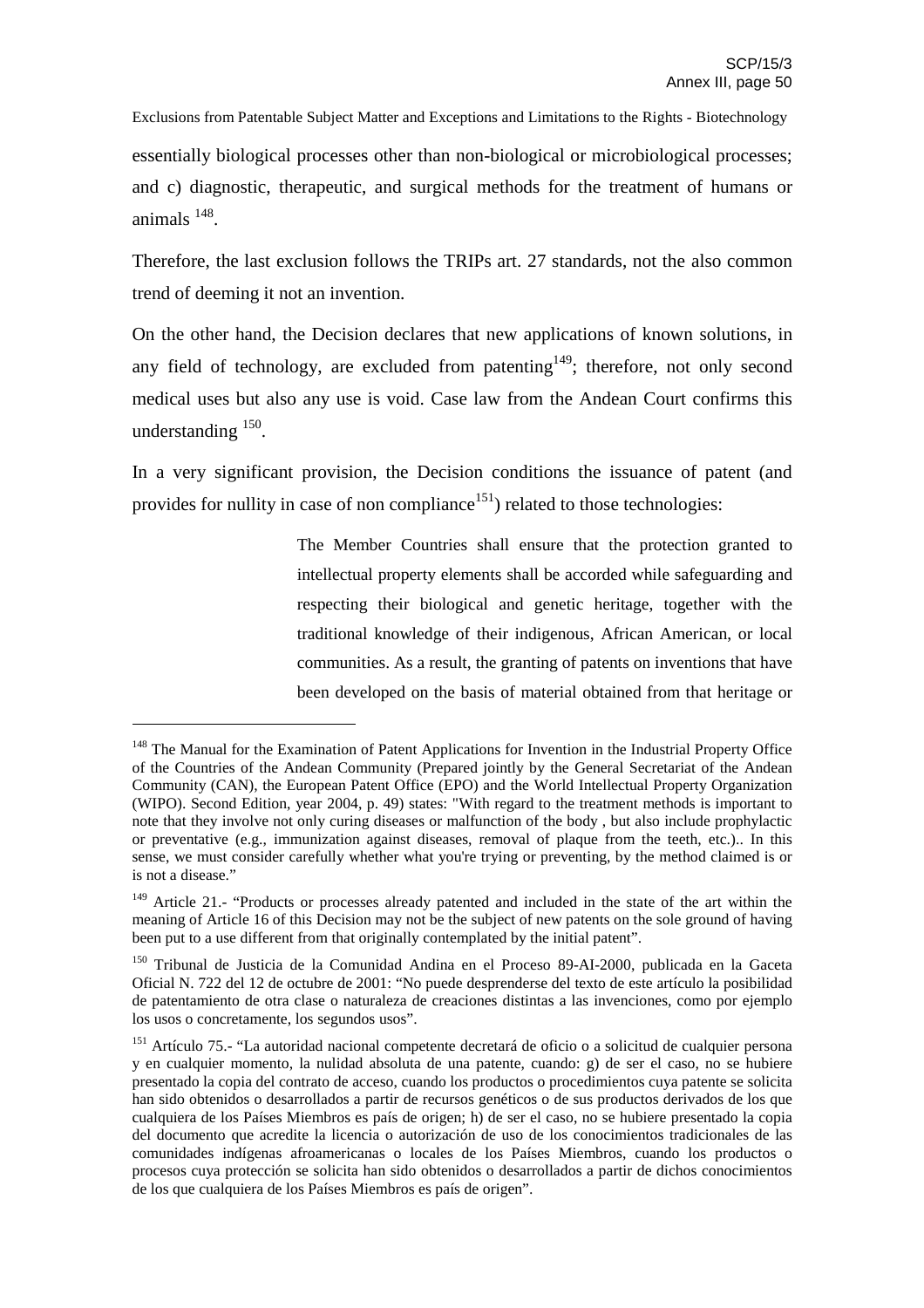essentially biological processes other than non-biological or microbiological processes; and c) diagnostic, therapeutic, and surgical methods for the treatment of humans or animals [148].

Therefore, the last exclusion follows the TRIPs art. 27 standards, not the also common trend of deeming it not an invention.

On the other hand, the Decision declares that new applications of known solutions, in any field of technology, are excluded from patenting[149]; therefore, not only second medical uses but also any use is void. Case law from the Andean Court confirms this understanding [150].

In a very significant provision, the Decision conditions the issuance of patent (and provides for nullity in case of non compliance[151]) related to those technologies:

> The Member Countries shall ensure that the protection granted to intellectual property elements shall be accorded while safeguarding and respecting their biological and genetic heritage, together with the traditional knowledge of their indigenous, African American, or local communities. As a result, the granting of patents on inventions that have been developed on the basis of material obtained from that heritage or

---

[148] The Manual for the Examination of Patent Applications for Invention in the Industrial Property Office of the Countries of the Andean Community (Prepared jointly by the General Secretariat of the Andean Community (CAN), the European Patent Office (EPO) and the World Intellectual Property Organization (WIPO). Second Edition, year 2004, p. 49) states: "With regard to the treatment methods is important to note that they involve not only curing diseases or malfunction of the body , but also include prophylactic or preventative (e.g., immunization against diseases, removal of plaque from the teeth, etc.).. In this sense, we must consider carefully whether what you're trying or preventing, by the method claimed is or is not a disease."

[149] Article 21.- "Products or processes already patented and included in the state of the art within the meaning of Article 16 of this Decision may not be the subject of new patents on the sole ground of having been put to a use different from that originally contemplated by the initial patent".

[150] Tribunal de Justicia de la Comunidad Andina en el Proceso 89-AI-2000, publicada en la Gaceta Oficial N. 722 del 12 de octubre de 2001: "No puede desprenderse del texto de este artículo la posibilidad de patentamiento de otra clase o naturaleza de creaciones distintas a las invenciones, como por ejemplo los usos o concretamente, los segundos usos".

[151] Artículo 75.- "La autoridad nacional competente decretará de oficio o a solicitud de cualquier persona y en cualquier momento, la nulidad absoluta de una patente, cuando: g) de ser el caso, no se hubiere presentado la copia del contrato de acceso, cuando los productos o procedimientos cuya patente se solicita han sido obtenidos o desarrollados a partir de recursos genéticos o de sus productos derivados de los que cualquiera de los Países Miembros es país de origen; h) de ser el caso, no se hubiere presentado la copia del documento que acredite la licencia o autorización de uso de los conocimientos tradicionales de las comunidades indígenas afroamericanas o locales de los Países Miembros, cuando los productos o procesos cuya protección se solicita han sido obtenidos o desarrollados a partir de dichos conocimientos de los que cualquiera de los Países Miembros es país de origen".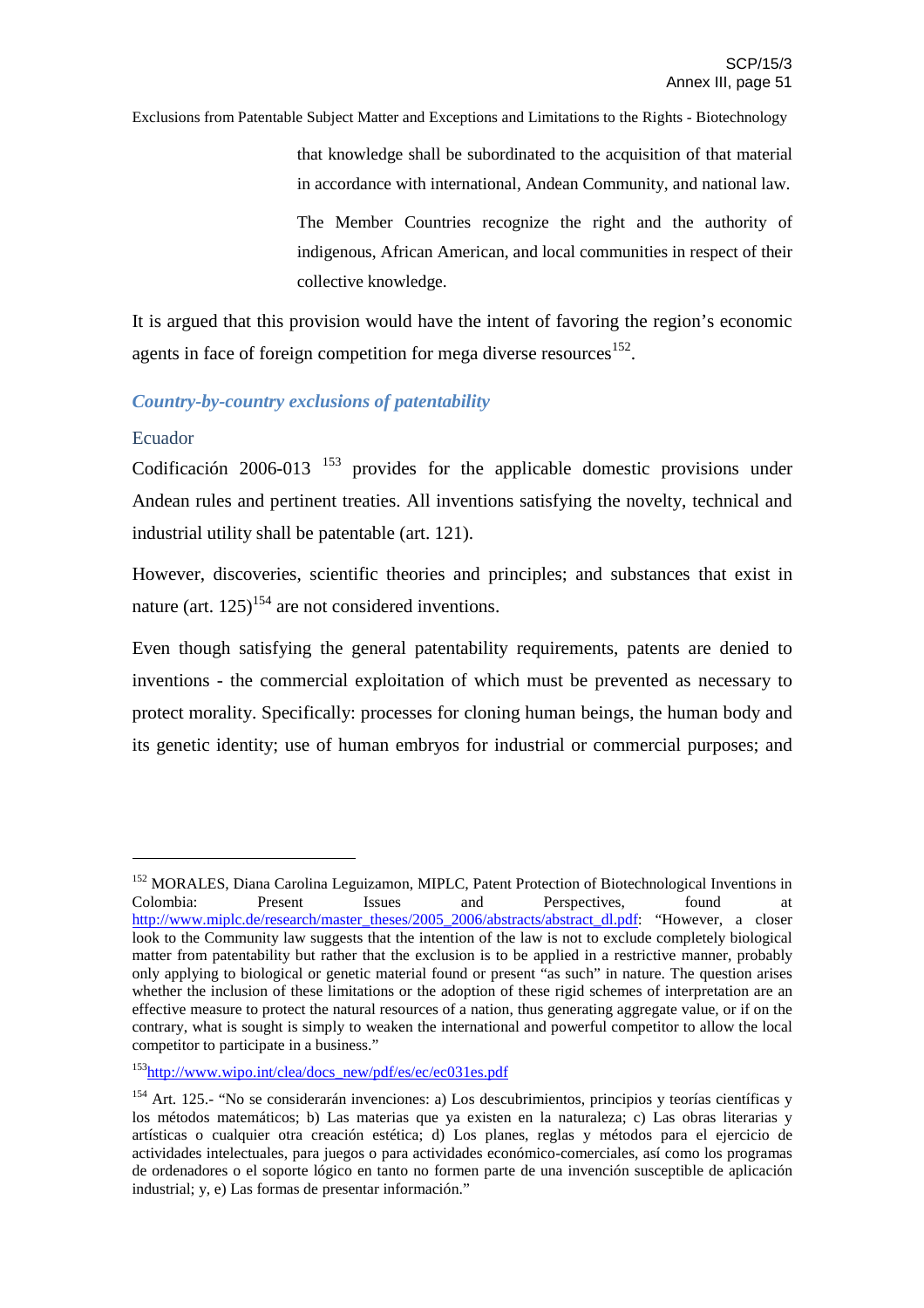> that knowledge shall be subordinated to the acquisition of that material in accordance with international, Andean Community, and national law.
>
> The Member Countries recognize the right and the authority of indigenous, African American, and local communities in respect of their collective knowledge.

It is argued that this provision would have the intent of favoring the region's economic agents in face of foreign competition for mega diverse resources[152].

### *Country-by-country exclusions of patentability*

#### Ecuador

Codificación 2006-013 [153] provides for the applicable domestic provisions under Andean rules and pertinent treaties. All inventions satisfying the novelty, technical and industrial utility shall be patentable (art. 121).

However, discoveries, scientific theories and principles; and substances that exist in nature (art. 125)[154] are not considered inventions.

Even though satisfying the general patentability requirements, patents are denied to inventions - the commercial exploitation of which must be prevented as necessary to protect morality. Specifically: processes for cloning human beings, the human body and its genetic identity; use of human embryos for industrial or commercial purposes; and

---

[152] MORALES, Diana Carolina Leguizamon, MIPLC, Patent Protection of Biotechnological Inventions in Colombia: Present Issues and Perspectives, found at http://www.miplc.de/research/master_theses/2005_2006/abstracts/abstract_dl.pdf: "However, a closer look to the Community law suggests that the intention of the law is not to exclude completely biological matter from patentability but rather that the exclusion is to be applied in a restrictive manner, probably only applying to biological or genetic material found or present "as such" in nature. The question arises whether the inclusion of these limitations or the adoption of these rigid schemes of interpretation are an effective measure to protect the natural resources of a nation, thus generating aggregate value, or if on the contrary, what is sought is simply to weaken the international and powerful competitor to allow the local competitor to participate in a business."

[153] http://www.wipo.int/clea/docs_new/pdf/es/ec/ec031es.pdf

[154] Art. 125.- "No se considerarán invenciones: a) Los descubrimientos, principios y teorías científicas y los métodos matemáticos; b) Las materias que ya existen en la naturaleza; c) Las obras literarias y artísticas o cualquier otra creación estética; d) Los planes, reglas y métodos para el ejercicio de actividades intelectuales, para juegos o para actividades económico-comerciales, así como los programas de ordenadores o el soporte lógico en tanto no formen parte de una invención susceptible de aplicación industrial; y, e) Las formas de presentar información."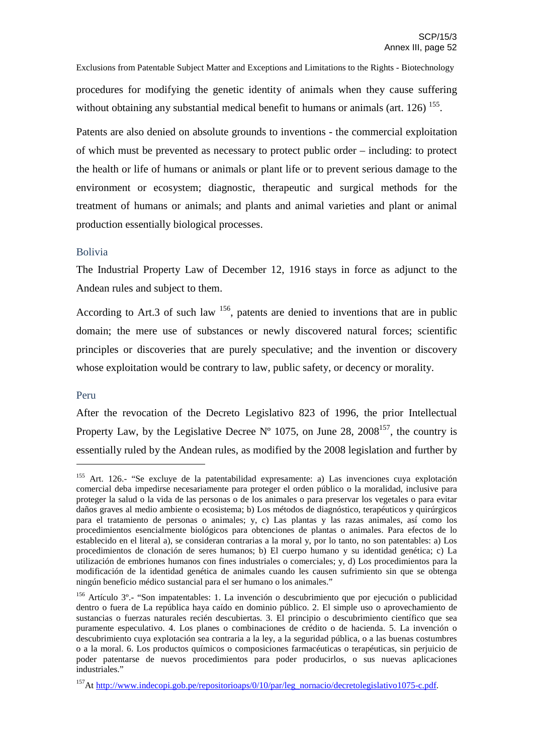procedures for modifying the genetic identity of animals when they cause suffering without obtaining any substantial medical benefit to humans or animals (art. 126) [155].

Patents are also denied on absolute grounds to inventions - the commercial exploitation of which must be prevented as necessary to protect public order – including: to protect the health or life of humans or animals or plant life or to prevent serious damage to the environment or ecosystem; diagnostic, therapeutic and surgical methods for the treatment of humans or animals; and plants and animal varieties and plant or animal production essentially biological processes.

### Bolivia

The Industrial Property Law of December 12, 1916 stays in force as adjunct to the Andean rules and subject to them.

According to Art.3 of such law [156], patents are denied to inventions that are in public domain; the mere use of substances or newly discovered natural forces; scientific principles or discoveries that are purely speculative; and the invention or discovery whose exploitation would be contrary to law, public safety, or decency or morality.

### Peru

After the revocation of the Decreto Legislativo 823 of 1996, the prior Intellectual Property Law, by the Legislative Decree Nº 1075, on June 28, 2008[157], the country is essentially ruled by the Andean rules, as modified by the 2008 legislation and further by

---

[155] Art. 126.- "Se excluye de la patentabilidad expresamente: a) Las invenciones cuya explotación comercial deba impedirse necesariamente para proteger el orden público o la moralidad, inclusive para proteger la salud o la vida de las personas o de los animales o para preservar los vegetales o para evitar daños graves al medio ambiente o ecosistema; b) Los métodos de diagnóstico, terapéuticos y quirúrgicos para el tratamiento de personas o animales; y, c) Las plantas y las razas animales, así como los procedimientos esencialmente biológicos para obtenciones de plantas o animales. Para efectos de lo establecido en el literal a), se consideran contrarias a la moral y, por lo tanto, no son patentables: a) Los procedimientos de clonación de seres humanos; b) El cuerpo humano y su identidad genética; c) La utilización de embriones humanos con fines industriales o comerciales; y, d) Los procedimientos para la modificación de la identidad genética de animales cuando les causen sufrimiento sin que se obtenga ningún beneficio médico sustancial para el ser humano o los animales."

[156] Artículo 3º.- "Son impatentables: 1. La invención o descubrimiento que por ejecución o publicidad dentro o fuera de La república haya caído en dominio público. 2. El simple uso o aprovechamiento de sustancias o fuerzas naturales recién descubiertas. 3. El principio o descubrimiento científico que sea puramente especulativo. 4. Los planes o combinaciones de crédito o de hacienda. 5. La invención o descubrimiento cuya explotación sea contraria a la ley, a la seguridad pública, o a las buenas costumbres o a la moral. 6. Los productos químicos o composiciones farmacéuticas o terapéuticas, sin perjuicio de poder patentarse de nuevos procedimientos para poder producirlos, o sus nuevas aplicaciones industriales."

[157] At http://www.indecopi.gob.pe/repositorioaps/0/10/par/leg_nornacio/decretolegislativo1075-c.pdf.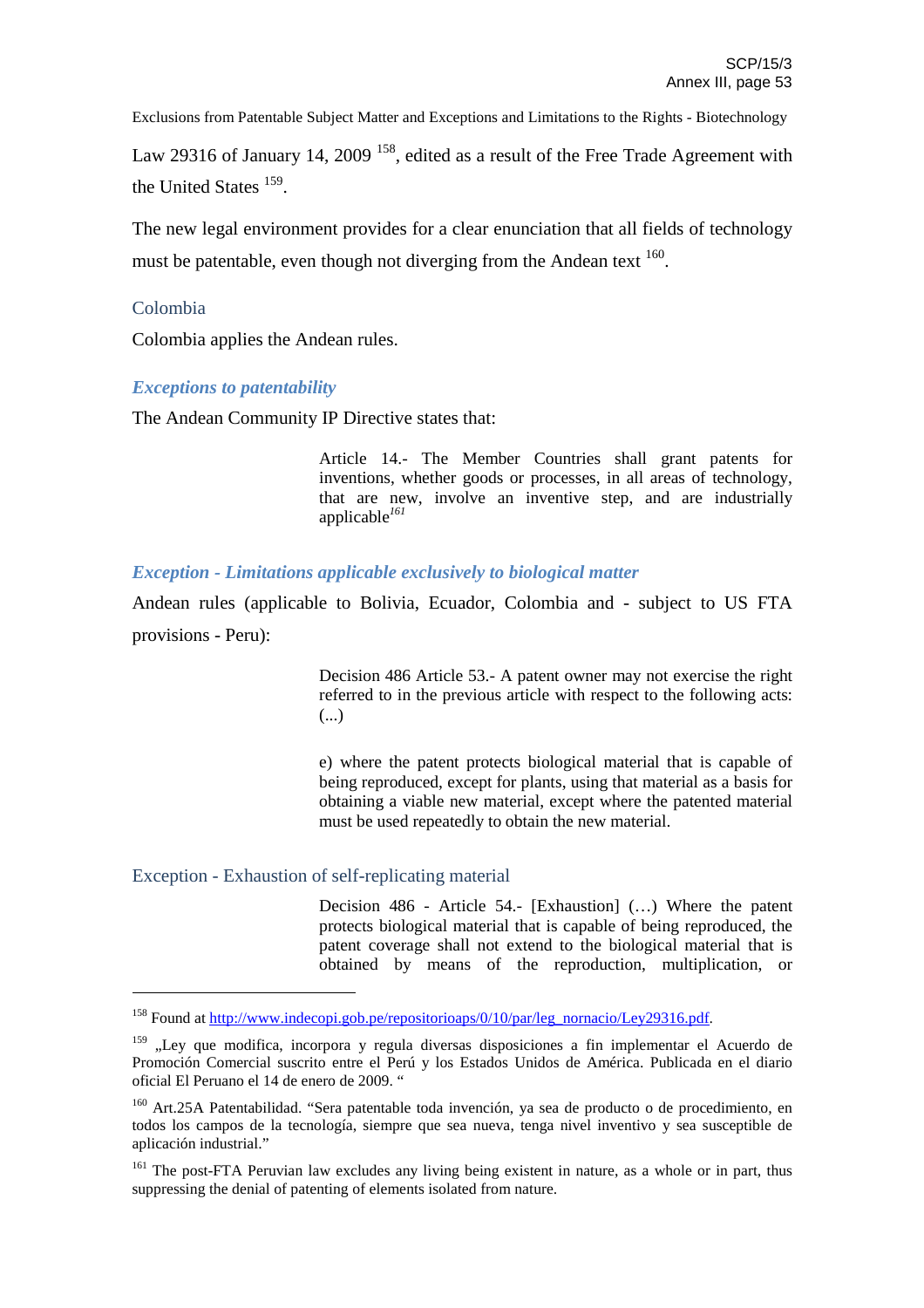Law 29316 of January 14, 2009 [158], edited as a result of the Free Trade Agreement with the United States [159].

The new legal environment provides for a clear enunciation that all fields of technology must be patentable, even though not diverging from the Andean text [160].

### Colombia

Colombia applies the Andean rules.

### *Exceptions to patentability*

The Andean Community IP Directive states that:

> Article 14.- The Member Countries shall grant patents for inventions, whether goods or processes, in all areas of technology, that are new, involve an inventive step, and are industrially applicable[161]

### *Exception - Limitations applicable exclusively to biological matter*

Andean rules (applicable to Bolivia, Ecuador, Colombia and - subject to US FTA provisions - Peru):

> Decision 486 Article 53.- A patent owner may not exercise the right referred to in the previous article with respect to the following acts: (...)
>
> e) where the patent protects biological material that is capable of being reproduced, except for plants, using that material as a basis for obtaining a viable new material, except where the patented material must be used repeatedly to obtain the new material.

### Exception - Exhaustion of self-replicating material

> Decision 486 - Article 54.- [Exhaustion] (…) Where the patent protects biological material that is capable of being reproduced, the patent coverage shall not extend to the biological material that is obtained by means of the reproduction, multiplication, or

---

[158] Found at http://www.indecopi.gob.pe/repositorioaps/0/10/par/leg_nornacio/Ley29316.pdf.

[159] „Ley que modifica, incorpora y regula diversas disposiciones a fin implementar el Acuerdo de Promoción Comercial suscrito entre el Perú y los Estados Unidos de América. Publicada en el diario oficial El Peruano el 14 de enero de 2009. "

[160] Art.25A Patentabilidad. "Sera patentable toda invención, ya sea de producto o de procedimiento, en todos los campos de la tecnología, siempre que sea nueva, tenga nivel inventivo y sea susceptible de aplicación industrial."

[161] The post-FTA Peruvian law excludes any living being existent in nature, as a whole or in part, thus suppressing the denial of patenting of elements isolated from nature.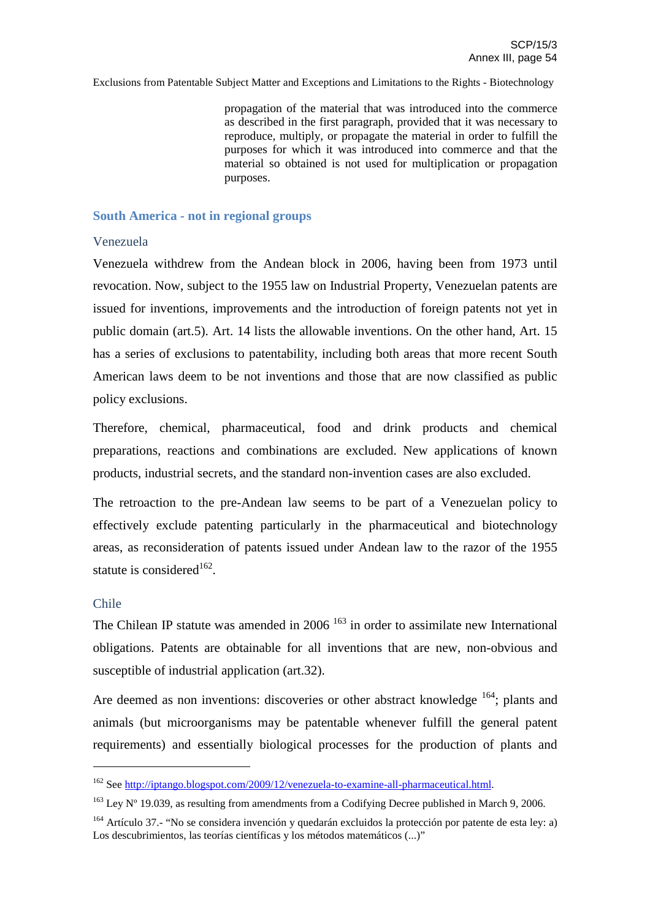> propagation of the material that was introduced into the commerce as described in the first paragraph, provided that it was necessary to reproduce, multiply, or propagate the material in order to fulfill the purposes for which it was introduced into commerce and that the material so obtained is not used for multiplication or propagation purposes.

## South America - not in regional groups

### Venezuela

Venezuela withdrew from the Andean block in 2006, having been from 1973 until revocation. Now, subject to the 1955 law on Industrial Property, Venezuelan patents are issued for inventions, improvements and the introduction of foreign patents not yet in public domain (art.5). Art. 14 lists the allowable inventions. On the other hand, Art. 15 has a series of exclusions to patentability, including both areas that more recent South American laws deem to be not inventions and those that are now classified as public policy exclusions.

Therefore, chemical, pharmaceutical, food and drink products and chemical preparations, reactions and combinations are excluded. New applications of known products, industrial secrets, and the standard non-invention cases are also excluded.

The retroaction to the pre-Andean law seems to be part of a Venezuelan policy to effectively exclude patenting particularly in the pharmaceutical and biotechnology areas, as reconsideration of patents issued under Andean law to the razor of the 1955 statute is considered[162].

### Chile

The Chilean IP statute was amended in 2006 [163] in order to assimilate new International obligations. Patents are obtainable for all inventions that are new, non-obvious and susceptible of industrial application (art.32).

Are deemed as non inventions: discoveries or other abstract knowledge [164]; plants and animals (but microorganisms may be patentable whenever fulfill the general patent requirements) and essentially biological processes for the production of plants and

---

[162] See http://iptango.blogspot.com/2009/12/venezuela-to-examine-all-pharmaceutical.html.

[163] Ley Nº 19.039, as resulting from amendments from a Codifying Decree published in March 9, 2006.

[164] Artículo 37.- "No se considera invención y quedarán excluidos la protección por patente de esta ley: a) Los descubrimientos, las teorías científicas y los métodos matemáticos (...)"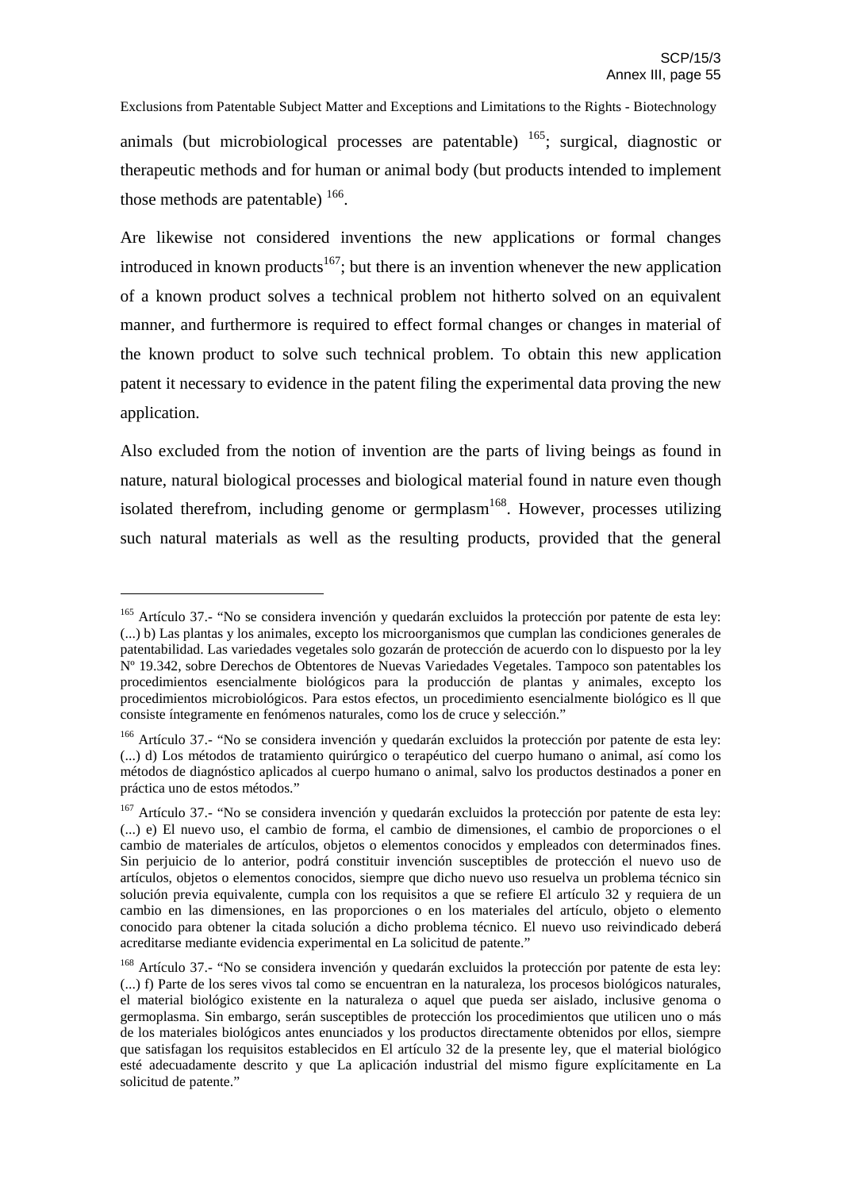animals (but microbiological processes are patentable) [165]; surgical, diagnostic or therapeutic methods and for human or animal body (but products intended to implement those methods are patentable) [166].

Are likewise not considered inventions the new applications or formal changes introduced in known products[167]; but there is an invention whenever the new application of a known product solves a technical problem not hitherto solved on an equivalent manner, and furthermore is required to effect formal changes or changes in material of the known product to solve such technical problem. To obtain this new application patent it necessary to evidence in the patent filing the experimental data proving the new application.

Also excluded from the notion of invention are the parts of living beings as found in nature, natural biological processes and biological material found in nature even though isolated therefrom, including genome or germplasm[168]. However, processes utilizing such natural materials as well as the resulting products, provided that the general

---

[165] Artículo 37.- "No se considera invención y quedarán excluidos la protección por patente de esta ley: (...) b) Las plantas y los animales, excepto los microorganismos que cumplan las condiciones generales de patentabilidad. Las variedades vegetales solo gozarán de protección de acuerdo con lo dispuesto por la ley Nº 19.342, sobre Derechos de Obtentores de Nuevas Variedades Vegetales. Tampoco son patentables los procedimientos esencialmente biológicos para la producción de plantas y animales, excepto los procedimientos microbiológicos. Para estos efectos, un procedimiento esencialmente biológico es ll que consiste íntegramente en fenómenos naturales, como los de cruce y selección."

[166] Artículo 37.- "No se considera invención y quedarán excluidos la protección por patente de esta ley: (...) d) Los métodos de tratamiento quirúrgico o terapéutico del cuerpo humano o animal, así como los métodos de diagnóstico aplicados al cuerpo humano o animal, salvo los productos destinados a poner en práctica uno de estos métodos."

[167] Artículo 37.- "No se considera invención y quedarán excluidos la protección por patente de esta ley: (...) e) El nuevo uso, el cambio de forma, el cambio de dimensiones, el cambio de proporciones o el cambio de materiales de artículos, objetos o elementos conocidos y empleados con determinados fines. Sin perjuicio de lo anterior, podrá constituir invención susceptibles de protección el nuevo uso de artículos, objetos o elementos conocidos, siempre que dicho nuevo uso resuelva un problema técnico sin solución previa equivalente, cumpla con los requisitos a que se refiere El artículo 32 y requiera de un cambio en las dimensiones, en las proporciones o en los materiales del artículo, objeto o elemento conocido para obtener la citada solución a dicho problema técnico. El nuevo uso reivindicado deberá acreditarse mediante evidencia experimental en La solicitud de patente."

[168] Artículo 37.- "No se considera invención y quedarán excluidos la protección por patente de esta ley: (...) f) Parte de los seres vivos tal como se encuentran en la naturaleza, los procesos biológicos naturales, el material biológico existente en la naturaleza o aquel que pueda ser aislado, inclusive genoma o germoplasma. Sin embargo, serán susceptibles de protección los procedimientos que utilicen uno o más de los materiales biológicos antes enunciados y los productos directamente obtenidos por ellos, siempre que satisfagan los requisitos establecidos en El artículo 32 de la presente ley, que el material biológico esté adecuadamente descrito y que La aplicación industrial del mismo figure explícitamente en La solicitud de patente."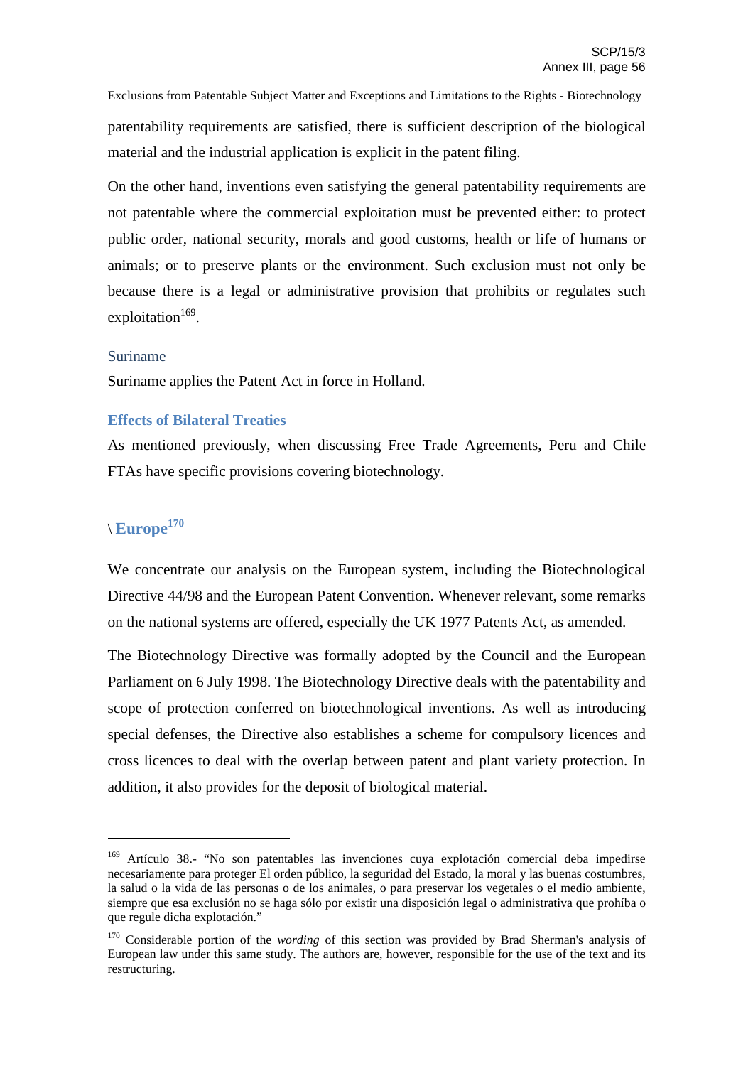patentability requirements are satisfied, there is sufficient description of the biological material and the industrial application is explicit in the patent filing.

On the other hand, inventions even satisfying the general patentability requirements are not patentable where the commercial exploitation must be prevented either: to protect public order, national security, morals and good customs, health or life of humans or animals; or to preserve plants or the environment. Such exclusion must not only be because there is a legal or administrative provision that prohibits or regulates such exploitation[169].

### Suriname

Suriname applies the Patent Act in force in Holland.

### Effects of Bilateral Treaties

As mentioned previously, when discussing Free Trade Agreements, Peru and Chile FTAs have specific provisions covering biotechnology.

## \ Europe[170]

We concentrate our analysis on the European system, including the Biotechnological Directive 44/98 and the European Patent Convention. Whenever relevant, some remarks on the national systems are offered, especially the UK 1977 Patents Act, as amended.

The Biotechnology Directive was formally adopted by the Council and the European Parliament on 6 July 1998. The Biotechnology Directive deals with the patentability and scope of protection conferred on biotechnological inventions. As well as introducing special defenses, the Directive also establishes a scheme for compulsory licences and cross licences to deal with the overlap between patent and plant variety protection. In addition, it also provides for the deposit of biological material.

---

[169] Artículo 38.- “No son patentables las invenciones cuya explotación comercial deba impedirse necesariamente para proteger El orden público, la seguridad del Estado, la moral y las buenas costumbres, la salud o la vida de las personas o de los animales, o para preservar los vegetales o el medio ambiente, siempre que esa exclusión no se haga sólo por existir una disposición legal o administrativa que prohíba o que regule dicha explotación.”

[170] Considerable portion of the *wording* of this section was provided by Brad Sherman's analysis of European law under this same study. The authors are, however, responsible for the use of the text and its restructuring.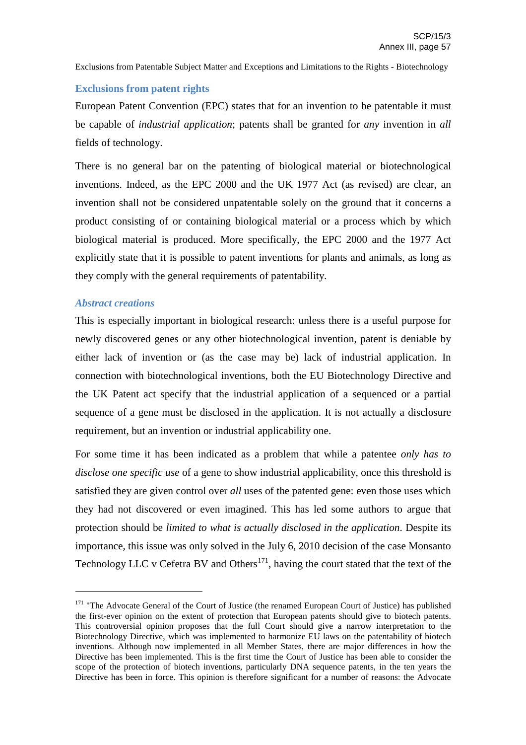Exclusions from Patentable Subject Matter and Exceptions and Limitations to the Rights - Biotechnology

### Exclusions from patent rights

European Patent Convention (EPC) states that for an invention to be patentable it must be capable of *industrial application*; patents shall be granted for *any* invention in *all* fields of technology.

There is no general bar on the patenting of biological material or biotechnological inventions. Indeed, as the EPC 2000 and the UK 1977 Act (as revised) are clear, an invention shall not be considered unpatentable solely on the ground that it concerns a product consisting of or containing biological material or a process which by which biological material is produced. More specifically, the EPC 2000 and the 1977 Act explicitly state that it is possible to patent inventions for plants and animals, as long as they comply with the general requirements of patentability.

#### *Abstract creations*

This is especially important in biological research: unless there is a useful purpose for newly discovered genes or any other biotechnological invention, patent is deniable by either lack of invention or (as the case may be) lack of industrial application. In connection with biotechnological inventions, both the EU Biotechnology Directive and the UK Patent act specify that the industrial application of a sequenced or a partial sequence of a gene must be disclosed in the application. It is not actually a disclosure requirement, but an invention or industrial applicability one.

For some time it has been indicated as a problem that while a patentee *only has to disclose one specific use* of a gene to show industrial applicability, once this threshold is satisfied they are given control over *all* uses of the patented gene: even those uses which they had not discovered or even imagined. This has led some authors to argue that protection should be *limited to what is actually disclosed in the application*. Despite its importance, this issue was only solved in the July 6, 2010 decision of the case Monsanto Technology LLC v Cefetra BV and Others[171], having the court stated that the text of the

---

[171] "The Advocate General of the Court of Justice (the renamed European Court of Justice) has published the first-ever opinion on the extent of protection that European patents should give to biotech patents. This controversial opinion proposes that the full Court should give a narrow interpretation to the Biotechnology Directive, which was implemented to harmonize EU laws on the patentability of biotech inventions. Although now implemented in all Member States, there are major differences in how the Directive has been implemented. This is the first time the Court of Justice has been able to consider the scope of the protection of biotech inventions, particularly DNA sequence patents, in the ten years the Directive has been in force. This opinion is therefore significant for a number of reasons: the Advocate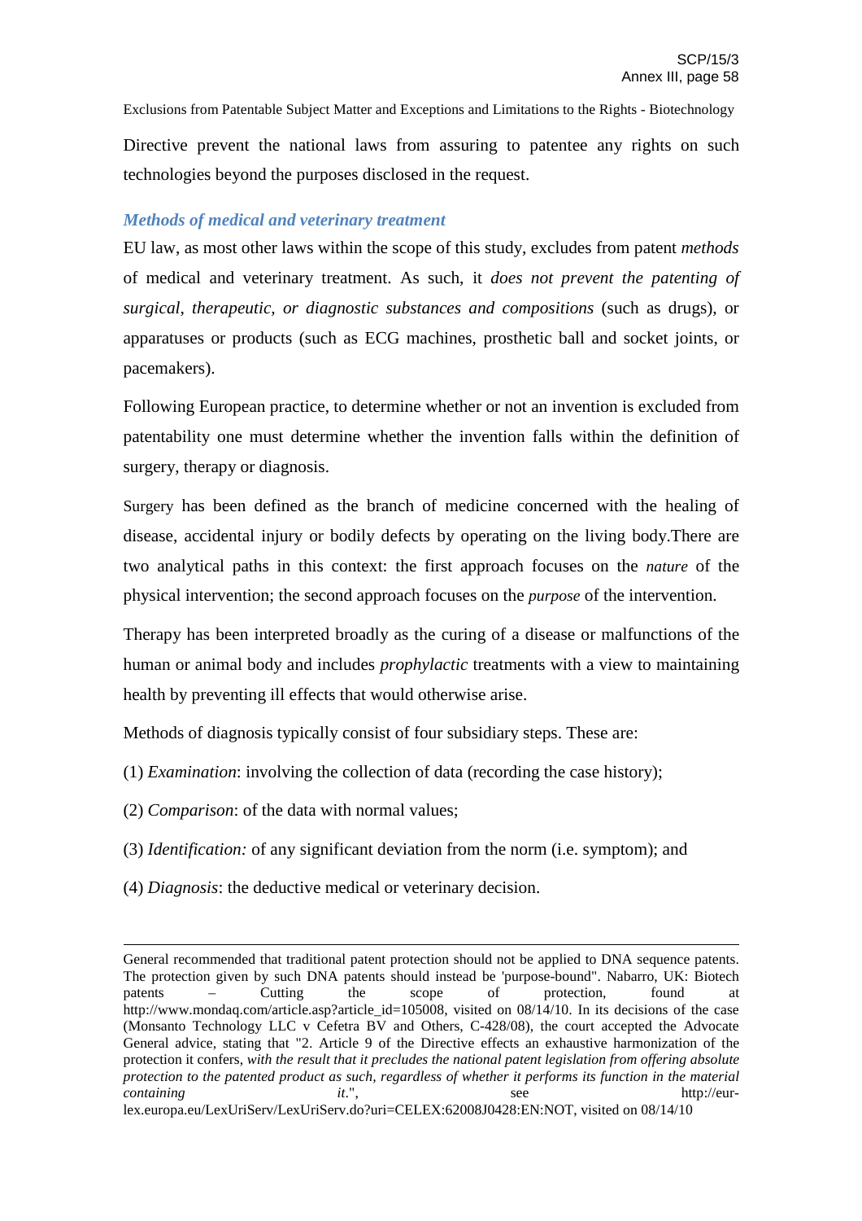Directive prevent the national laws from assuring to patentee any rights on such technologies beyond the purposes disclosed in the request.

### *Methods of medical and veterinary treatment*

EU law, as most other laws within the scope of this study, excludes from patent *methods* of medical and veterinary treatment. As such, it *does not prevent the patenting of surgical, therapeutic, or diagnostic substances and compositions* (such as drugs), or apparatuses or products (such as ECG machines, prosthetic ball and socket joints, or pacemakers).

Following European practice, to determine whether or not an invention is excluded from patentability one must determine whether the invention falls within the definition of surgery, therapy or diagnosis.

Surgery has been defined as the branch of medicine concerned with the healing of disease, accidental injury or bodily defects by operating on the living body.There are two analytical paths in this context: the first approach focuses on the *nature* of the physical intervention; the second approach focuses on the *purpose* of the intervention.

Therapy has been interpreted broadly as the curing of a disease or malfunctions of the human or animal body and includes *prophylactic* treatments with a view to maintaining health by preventing ill effects that would otherwise arise.

Methods of diagnosis typically consist of four subsidiary steps. These are:

(1) *Examination*: involving the collection of data (recording the case history);

(2) *Comparison*: of the data with normal values;

(3) *Identification:* of any significant deviation from the norm (i.e. symptom); and

(4) *Diagnosis*: the deductive medical or veterinary decision.

---

General recommended that traditional patent protection should not be applied to DNA sequence patents. The protection given by such DNA patents should instead be 'purpose-bound". Nabarro, UK: Biotech patents – Cutting the scope of protection, found at http://www.mondaq.com/article.asp?article_id=105008, visited on 08/14/10. In its decisions of the case (Monsanto Technology LLC v Cefetra BV and Others, C-428/08), the court accepted the Advocate General advice, stating that "2. Article 9 of the Directive effects an exhaustive harmonization of the protection it confers, *with the result that it precludes the national patent legislation from offering absolute protection to the patented product as such, regardless of whether it performs its function in the material containing it.*", see http://eur-lex.europa.eu/LexUriServ/LexUriServ.do?uri=CELEX:62008J0428:EN:NOT, visited on 08/14/10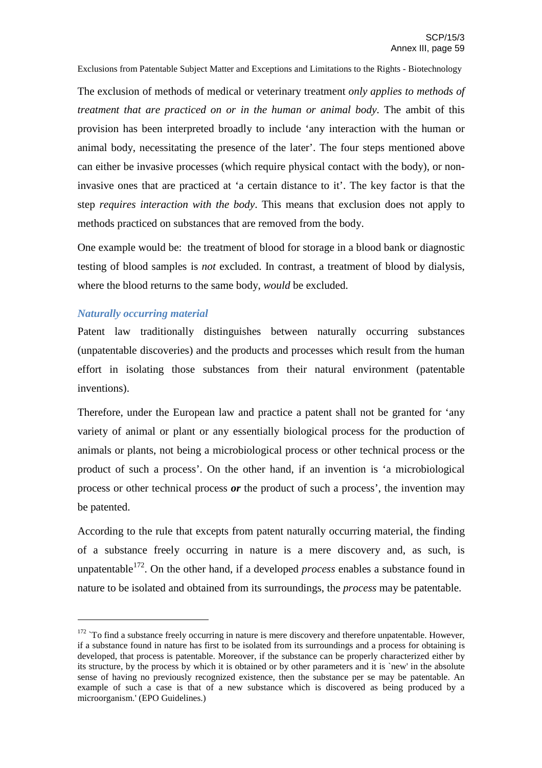The exclusion of methods of medical or veterinary treatment *only applies to methods of treatment that are practiced on or in the human or animal body*. The ambit of this provision has been interpreted broadly to include 'any interaction with the human or animal body, necessitating the presence of the later'. The four steps mentioned above can either be invasive processes (which require physical contact with the body), or non-invasive ones that are practiced at 'a certain distance to it'. The key factor is that the step *requires interaction with the body*. This means that exclusion does not apply to methods practiced on substances that are removed from the body.

One example would be: the treatment of blood for storage in a blood bank or diagnostic testing of blood samples is *not* excluded. In contrast, a treatment of blood by dialysis, where the blood returns to the same body, *would* be excluded.

### *Naturally occurring material*

Patent law traditionally distinguishes between naturally occurring substances (unpatentable discoveries) and the products and processes which result from the human effort in isolating those substances from their natural environment (patentable inventions).

Therefore, under the European law and practice a patent shall not be granted for 'any variety of animal or plant or any essentially biological process for the production of animals or plants, not being a microbiological process or other technical process or the product of such a process'. On the other hand, if an invention is 'a microbiological process or other technical process ***or*** the product of such a process', the invention may be patented.

According to the rule that excepts from patent naturally occurring material, the finding of a substance freely occurring in nature is a mere discovery and, as such, is unpatentable[172]. On the other hand, if a developed *process* enables a substance found in nature to be isolated and obtained from its surroundings, the *process* may be patentable.

---

[172] `To find a substance freely occurring in nature is mere discovery and therefore unpatentable. However, if a substance found in nature has first to be isolated from its surroundings and a process for obtaining is developed, that process is patentable. Moreover, if the substance can be properly characterized either by its structure, by the process by which it is obtained or by other parameters and it is `new' in the absolute sense of having no previously recognized existence, then the substance per se may be patentable. An example of such a case is that of a new substance which is discovered as being produced by a microorganism.' (EPO Guidelines.)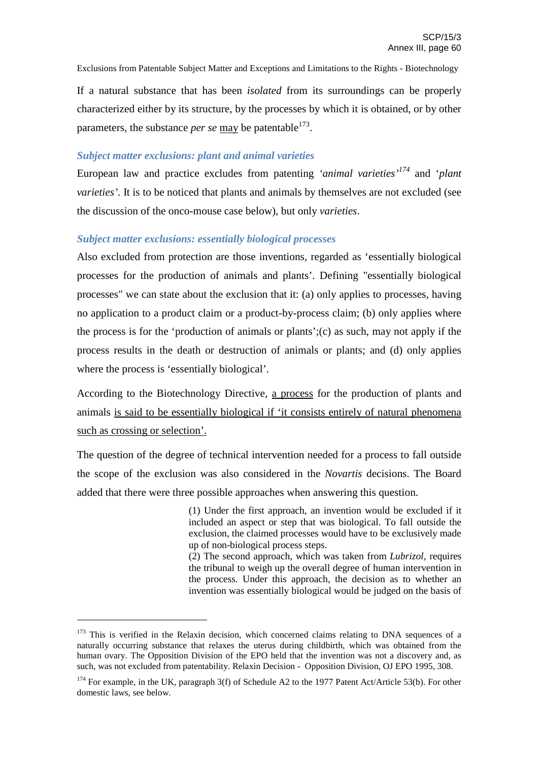If a natural substance that has been *isolated* from its surroundings can be properly characterized either by its structure, by the processes by which it is obtained, or by other parameters, the substance *per se* may be patentable[173].

### *Subject matter exclusions: plant and animal varieties*

European law and practice excludes from patenting *'animal varieties'*[174] and '*plant varieties'*. It is to be noticed that plants and animals by themselves are not excluded (see the discussion of the onco-mouse case below), but only *varieties*.

### *Subject matter exclusions: essentially biological processes*

Also excluded from protection are those inventions, regarded as 'essentially biological processes for the production of animals and plants'. Defining "essentially biological processes" we can state about the exclusion that it: (a) only applies to processes, having no application to a product claim or a product-by-process claim; (b) only applies where the process is for the 'production of animals or plants';(c) as such, may not apply if the process results in the death or destruction of animals or plants; and (d) only applies where the process is 'essentially biological'.

According to the Biotechnology Directive, a process for the production of plants and animals is said to be essentially biological if 'it consists entirely of natural phenomena such as crossing or selection'.

The question of the degree of technical intervention needed for a process to fall outside the scope of the exclusion was also considered in the *Novartis* decisions. The Board added that there were three possible approaches when answering this question.

> (1) Under the first approach, an invention would be excluded if it included an aspect or step that was biological. To fall outside the exclusion, the claimed processes would have to be exclusively made up of non-biological process steps.
> (2) The second approach, which was taken from *Lubrizol*, requires the tribunal to weigh up the overall degree of human intervention in the process. Under this approach, the decision as to whether an invention was essentially biological would be judged on the basis of

---

[173] This is verified in the Relaxin decision, which concerned claims relating to DNA sequences of a naturally occurring substance that relaxes the uterus during childbirth, which was obtained from the human ovary. The Opposition Division of the EPO held that the invention was not a discovery and, as such, was not excluded from patentability. Relaxin Decision - Opposition Division, OJ EPO 1995, 308.

[174] For example, in the UK, paragraph 3(f) of Schedule A2 to the 1977 Patent Act/Article 53(b). For other domestic laws, see below.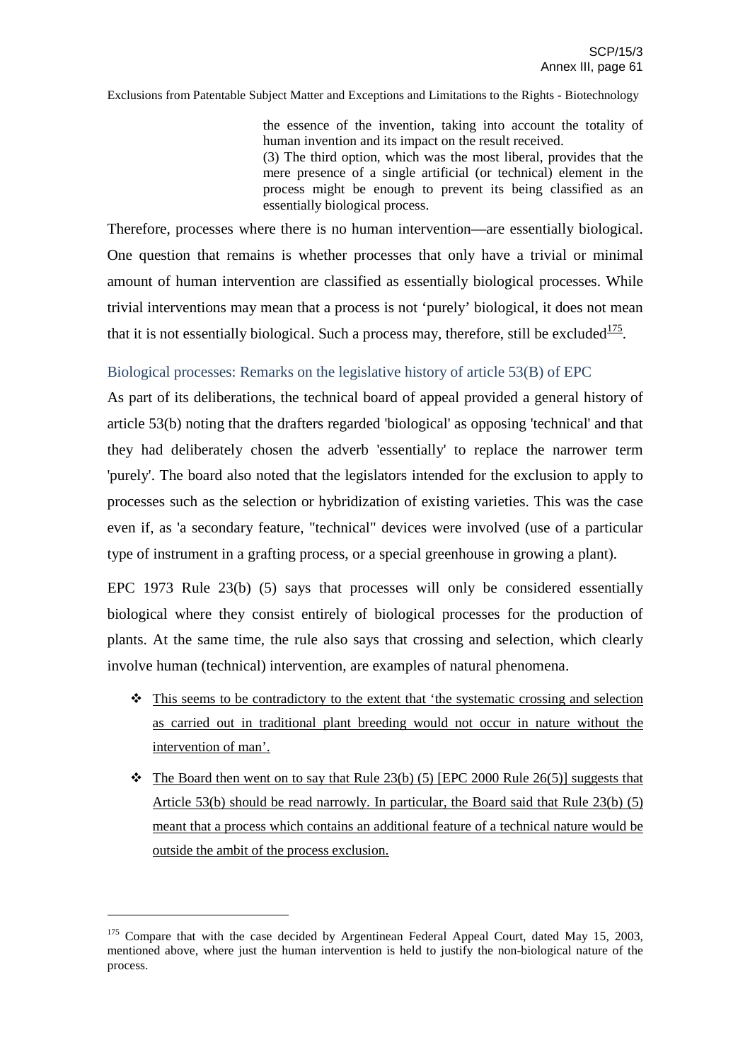> the essence of the invention, taking into account the totality of human invention and its impact on the result received.
> (3) The third option, which was the most liberal, provides that the mere presence of a single artificial (or technical) element in the process might be enough to prevent its being classified as an essentially biological process.

Therefore, processes where there is no human intervention—are essentially biological. One question that remains is whether processes that only have a trivial or minimal amount of human intervention are classified as essentially biological processes. While trivial interventions may mean that a process is not 'purely' biological, it does not mean that it is not essentially biological. Such a process may, therefore, still be excluded[175].

### Biological processes: Remarks on the legislative history of article 53(B) of EPC

As part of its deliberations, the technical board of appeal provided a general history of article 53(b) noting that the drafters regarded 'biological' as opposing 'technical' and that they had deliberately chosen the adverb 'essentially' to replace the narrower term 'purely'. The board also noted that the legislators intended for the exclusion to apply to processes such as the selection or hybridization of existing varieties. This was the case even if, as 'a secondary feature, "technical" devices were involved (use of a particular type of instrument in a grafting process, or a special greenhouse in growing a plant).

EPC 1973 Rule 23(b) (5) says that processes will only be considered essentially biological where they consist entirely of biological processes for the production of plants. At the same time, the rule also says that crossing and selection, which clearly involve human (technical) intervention, are examples of natural phenomena.

- This seems to be contradictory to the extent that 'the systematic crossing and selection as carried out in traditional plant breeding would not occur in nature without the intervention of man'.
- The Board then went on to say that Rule 23(b) (5) [EPC 2000 Rule 26(5)] suggests that Article 53(b) should be read narrowly. In particular, the Board said that Rule 23(b) (5) meant that a process which contains an additional feature of a technical nature would be outside the ambit of the process exclusion.

---

[175] Compare that with the case decided by Argentinean Federal Appeal Court, dated May 15, 2003, mentioned above, where just the human intervention is held to justify the non-biological nature of the process.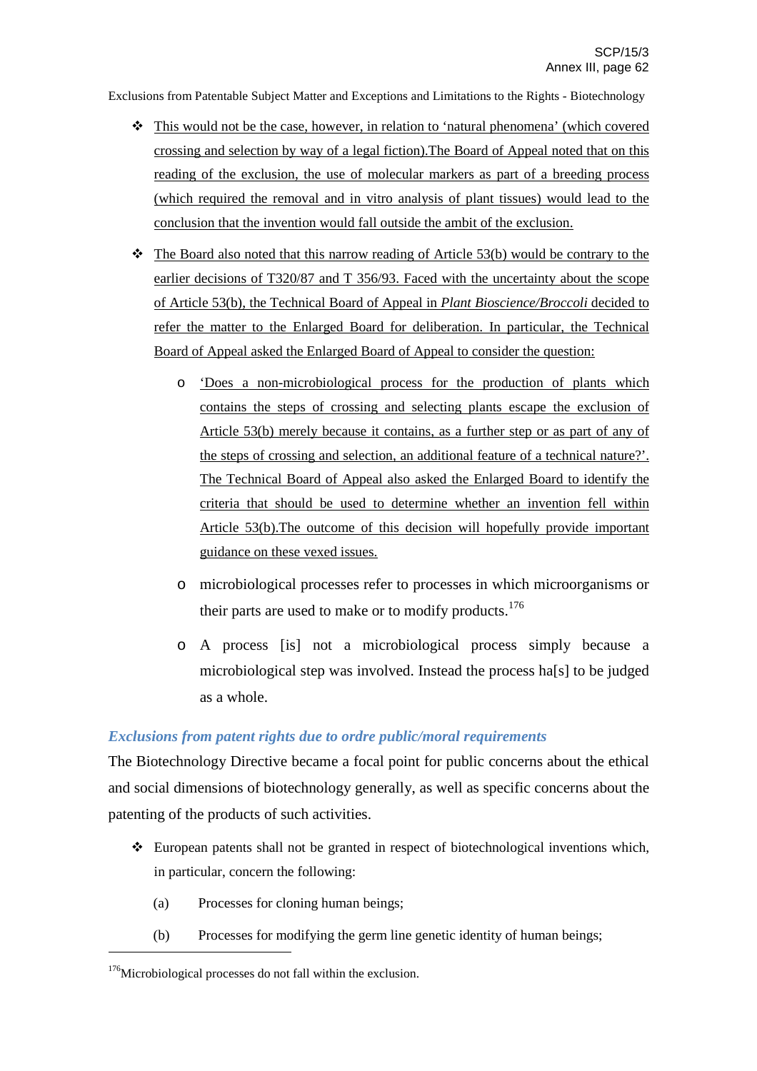- This would not be the case, however, in relation to 'natural phenomena' (which covered crossing and selection by way of a legal fiction).The Board of Appeal noted that on this reading of the exclusion, the use of molecular markers as part of a breeding process (which required the removal and in vitro analysis of plant tissues) would lead to the conclusion that the invention would fall outside the ambit of the exclusion.

- The Board also noted that this narrow reading of Article 53(b) would be contrary to the earlier decisions of T320/87 and T 356/93. Faced with the uncertainty about the scope of Article 53(b), the Technical Board of Appeal in *Plant Bioscience/Broccoli* decided to refer the matter to the Enlarged Board for deliberation. In particular, the Technical Board of Appeal asked the Enlarged Board of Appeal to consider the question:

    - 'Does a non-microbiological process for the production of plants which contains the steps of crossing and selecting plants escape the exclusion of Article 53(b) merely because it contains, as a further step or as part of any of the steps of crossing and selection, an additional feature of a technical nature?'. The Technical Board of Appeal also asked the Enlarged Board to identify the criteria that should be used to determine whether an invention fell within Article 53(b).The outcome of this decision will hopefully provide important guidance on these vexed issues.

    - microbiological processes refer to processes in which microorganisms or their parts are used to make or to modify products.[176]

    - A process [is] not a microbiological process simply because a microbiological step was involved. Instead the process ha[s] to be judged as a whole.

### *Exclusions from patent rights due to ordre public/moral requirements*

The Biotechnology Directive became a focal point for public concerns about the ethical and social dimensions of biotechnology generally, as well as specific concerns about the patenting of the products of such activities.

- European patents shall not be granted in respect of biotechnological inventions which, in particular, concern the following:

  (a) Processes for cloning human beings;

  (b) Processes for modifying the germ line genetic identity of human beings;

---

[176] Microbiological processes do not fall within the exclusion.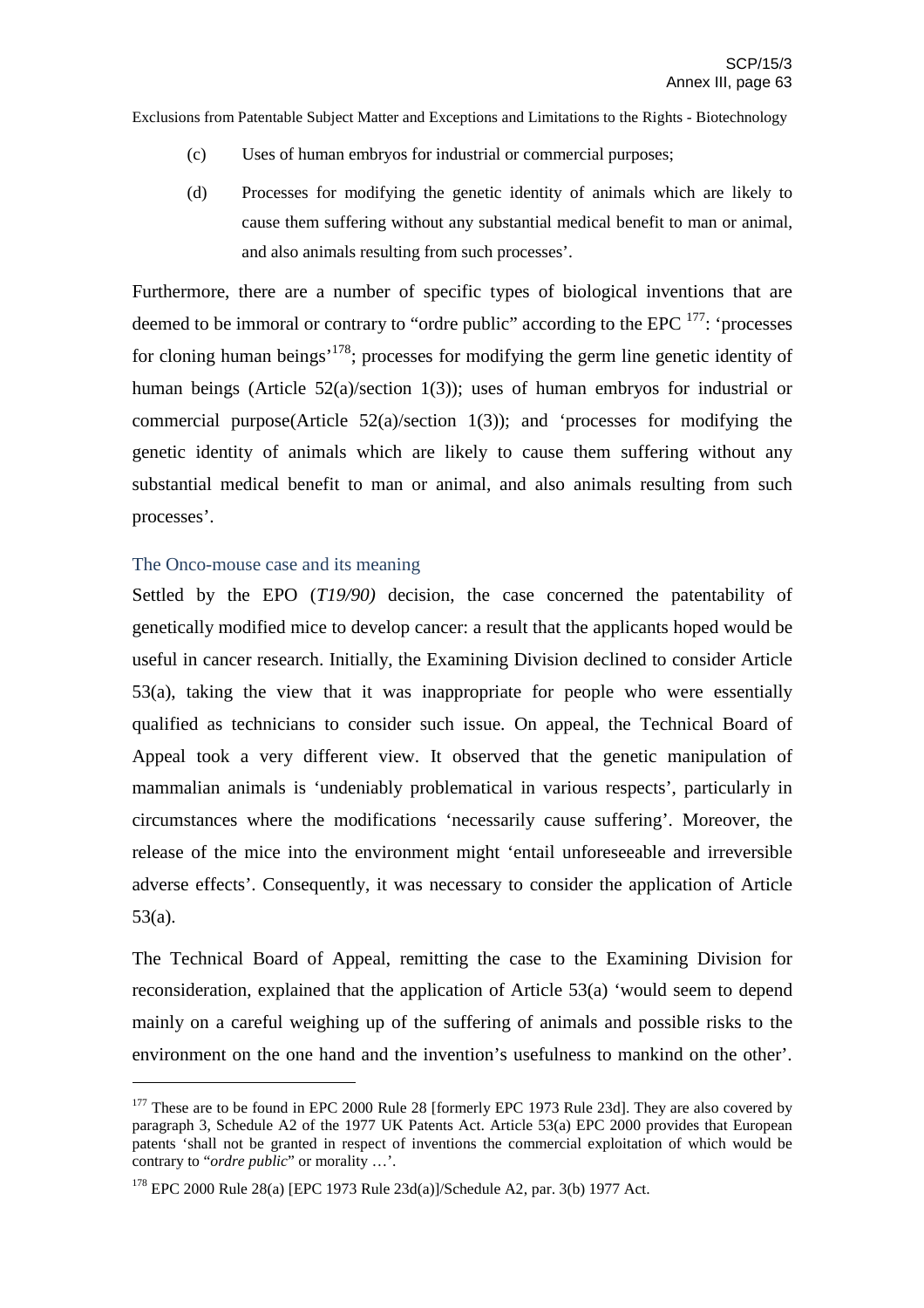(c) Uses of human embryos for industrial or commercial purposes;

(d) Processes for modifying the genetic identity of animals which are likely to cause them suffering without any substantial medical benefit to man or animal, and also animals resulting from such processes'.

Furthermore, there are a number of specific types of biological inventions that are deemed to be immoral or contrary to "ordre public" according to the EPC [177]: 'processes for cloning human beings'[178]; processes for modifying the germ line genetic identity of human beings (Article 52(a)/section 1(3)); uses of human embryos for industrial or commercial purpose(Article 52(a)/section 1(3)); and 'processes for modifying the genetic identity of animals which are likely to cause them suffering without any substantial medical benefit to man or animal, and also animals resulting from such processes'.

### The Onco-mouse case and its meaning

Settled by the EPO (*T19/90)* decision, the case concerned the patentability of genetically modified mice to develop cancer: a result that the applicants hoped would be useful in cancer research. Initially, the Examining Division declined to consider Article 53(a), taking the view that it was inappropriate for people who were essentially qualified as technicians to consider such issue. On appeal, the Technical Board of Appeal took a very different view. It observed that the genetic manipulation of mammalian animals is 'undeniably problematical in various respects', particularly in circumstances where the modifications 'necessarily cause suffering'. Moreover, the release of the mice into the environment might 'entail unforeseeable and irreversible adverse effects'. Consequently, it was necessary to consider the application of Article 53(a).

The Technical Board of Appeal, remitting the case to the Examining Division for reconsideration, explained that the application of Article 53(a) 'would seem to depend mainly on a careful weighing up of the suffering of animals and possible risks to the environment on the one hand and the invention's usefulness to mankind on the other'.

---

[177] These are to be found in EPC 2000 Rule 28 [formerly EPC 1973 Rule 23d]. They are also covered by paragraph 3, Schedule A2 of the 1977 UK Patents Act. Article 53(a) EPC 2000 provides that European patents 'shall not be granted in respect of inventions the commercial exploitation of which would be contrary to "*ordre public*" or morality …'.

[178] EPC 2000 Rule 28(a) [EPC 1973 Rule 23d(a)]/Schedule A2, par. 3(b) 1977 Act.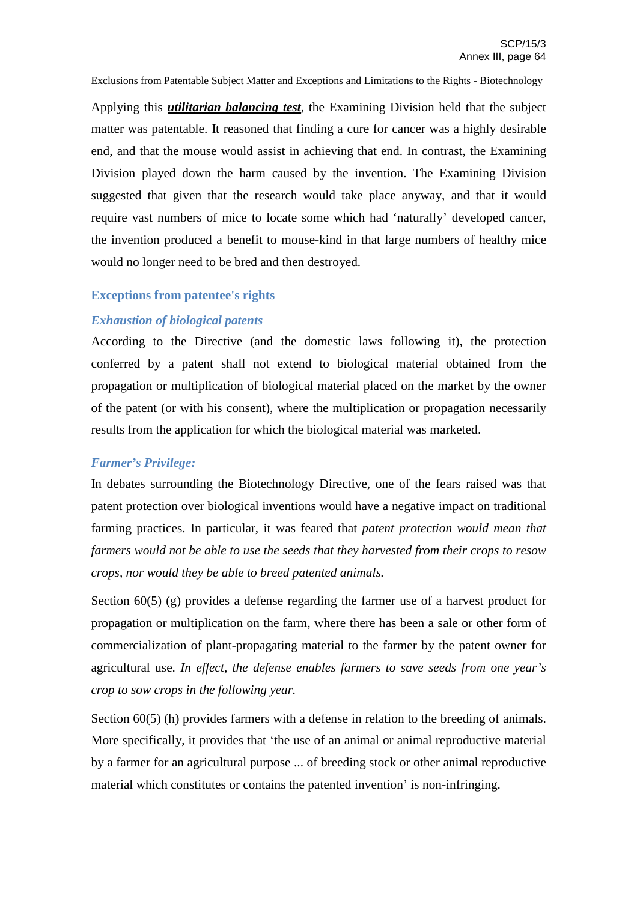Applying this ***utilitarian balancing test***, the Examining Division held that the subject matter was patentable. It reasoned that finding a cure for cancer was a highly desirable end, and that the mouse would assist in achieving that end. In contrast, the Examining Division played down the harm caused by the invention. The Examining Division suggested that given that the research would take place anyway, and that it would require vast numbers of mice to locate some which had 'naturally' developed cancer, the invention produced a benefit to mouse-kind in that large numbers of healthy mice would no longer need to be bred and then destroyed.

## Exceptions from patentee's rights

### *Exhaustion of biological patents*

According to the Directive (and the domestic laws following it), the protection conferred by a patent shall not extend to biological material obtained from the propagation or multiplication of biological material placed on the market by the owner of the patent (or with his consent), where the multiplication or propagation necessarily results from the application for which the biological material was marketed.

### *Farmer's Privilege:*

In debates surrounding the Biotechnology Directive, one of the fears raised was that patent protection over biological inventions would have a negative impact on traditional farming practices. In particular, it was feared that *patent protection would mean that farmers would not be able to use the seeds that they harvested from their crops to resow crops, nor would they be able to breed patented animals.*

Section 60(5) (g) provides a defense regarding the farmer use of a harvest product for propagation or multiplication on the farm, where there has been a sale or other form of commercialization of plant-propagating material to the farmer by the patent owner for agricultural use. *In effect, the defense enables farmers to save seeds from one year's crop to sow crops in the following year.*

Section 60(5) (h) provides farmers with a defense in relation to the breeding of animals. More specifically, it provides that 'the use of an animal or animal reproductive material by a farmer for an agricultural purpose ... of breeding stock or other animal reproductive material which constitutes or contains the patented invention' is non-infringing.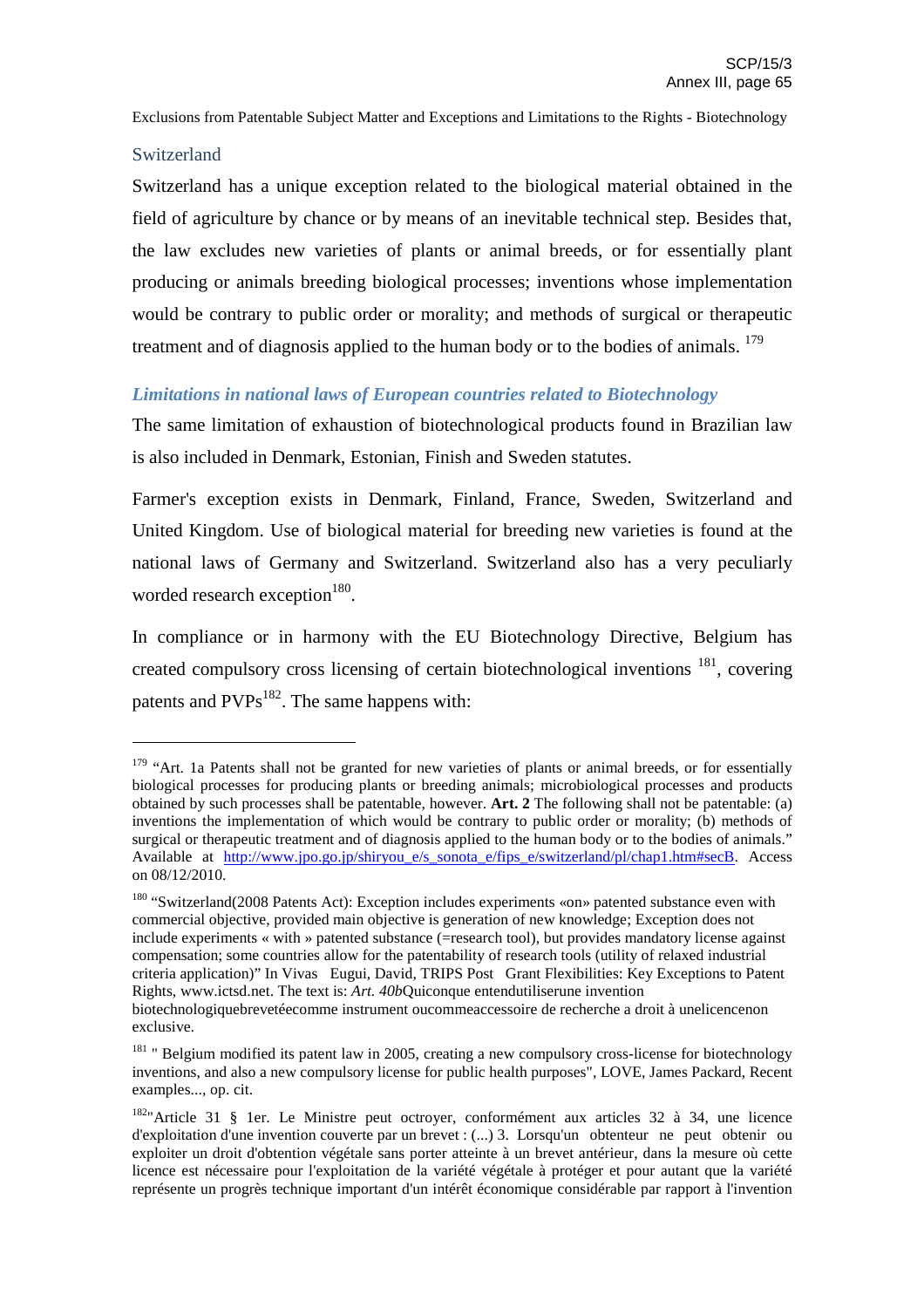Exclusions from Patentable Subject Matter and Exceptions and Limitations to the Rights - Biotechnology

### Switzerland

Switzerland has a unique exception related to the biological material obtained in the field of agriculture by chance or by means of an inevitable technical step. Besides that, the law excludes new varieties of plants or animal breeds, or for essentially plant producing or animals breeding biological processes; inventions whose implementation would be contrary to public order or morality; and methods of surgical or therapeutic treatment and of diagnosis applied to the human body or to the bodies of animals. [179]

### *Limitations in national laws of European countries related to Biotechnology*

The same limitation of exhaustion of biotechnological products found in Brazilian law is also included in Denmark, Estonian, Finish and Sweden statutes.

Farmer's exception exists in Denmark, Finland, France, Sweden, Switzerland and United Kingdom. Use of biological material for breeding new varieties is found at the national laws of Germany and Switzerland. Switzerland also has a very peculiarly worded research exception[180].

In compliance or in harmony with the EU Biotechnology Directive, Belgium has created compulsory cross licensing of certain biotechnological inventions [181], covering patents and PVPs[182]. The same happens with:

---

[179] "Art. 1a Patents shall not be granted for new varieties of plants or animal breeds, or for essentially biological processes for producing plants or breeding animals; microbiological processes and products obtained by such processes shall be patentable, however. **Art. 2** The following shall not be patentable: (a) inventions the implementation of which would be contrary to public order or morality; (b) methods of surgical or therapeutic treatment and of diagnosis applied to the human body or to the bodies of animals." Available at http://www.jpo.go.jp/shiryou_e/s_sonota_e/fips_e/switzerland/pl/chap1.htm#secB. Access on 08/12/2010.

[180] "Switzerland(2008 Patents Act): Exception includes experiments «on» patented substance even with commercial objective, provided main objective is generation of new knowledge; Exception does not include experiments « with » patented substance (=research tool), but provides mandatory license against compensation; some countries allow for the patentability of research tools (utility of relaxed industrial criteria application)" In Vivas Eugui, David, TRIPS Post Grant Flexibilities: Key Exceptions to Patent Rights, www.ictsd.net. The text is: *Art. 40b*Quiconque entendutiliserune invention biotechnologiquebrevetéecomme instrument oucommeaccessoire de recherche a droit à unelicencenon exclusive.

[181] " Belgium modified its patent law in 2005, creating a new compulsory cross-license for biotechnology inventions, and also a new compulsory license for public health purposes", LOVE, James Packard, Recent examples..., op. cit.

[182]"Article 31 § 1er. Le Ministre peut octroyer, conformément aux articles 32 à 34, une licence d'exploitation d'une invention couverte par un brevet : (...) 3. Lorsqu'un obtenteur ne peut obtenir ou exploiter un droit d'obtention végétale sans porter atteinte à un brevet antérieur, dans la mesure où cette licence est nécessaire pour l'exploitation de la variété végétale à protéger et pour autant que la variété représente un progrès technique important d'un intérêt économique considérable par rapport à l'invention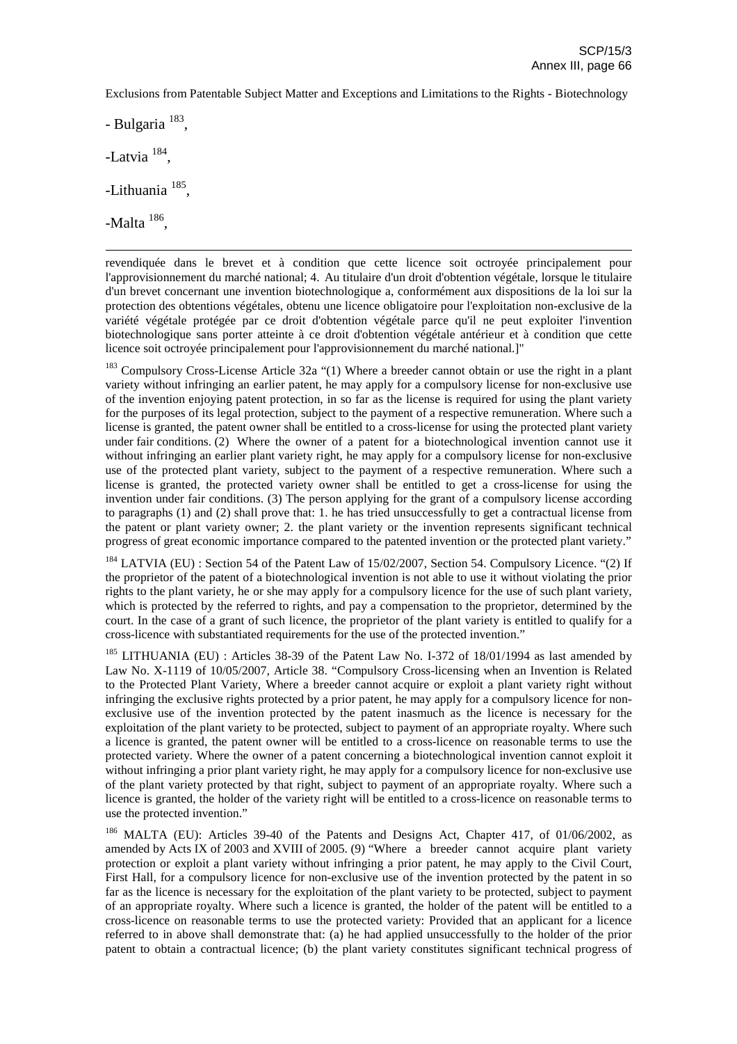Exclusions from Patentable Subject Matter and Exceptions and Limitations to the Rights - Biotechnology

- Bulgaria [183],

-Latvia [184],

-Lithuania [185],

-Malta [186],

---

revendiquée dans le brevet et à condition que cette licence soit octroyée principalement pour l'approvisionnement du marché national; 4. Au titulaire d'un droit d'obtention végétale, lorsque le titulaire d'un brevet concernant une invention biotechnologique a, conformément aux dispositions de la loi sur la protection des obtentions végétales, obtenu une licence obligatoire pour l'exploitation non-exclusive de la variété végétale protégée par ce droit d'obtention végétale parce qu'il ne peut exploiter l'invention biotechnologique sans porter atteinte à ce droit d'obtention végétale antérieur et à condition que cette licence soit octroyée principalement pour l'approvisionnement du marché national.]"

[183] Compulsory Cross-License Article 32a "(1) Where a breeder cannot obtain or use the right in a plant variety without infringing an earlier patent, he may apply for a compulsory license for non-exclusive use of the invention enjoying patent protection, in so far as the license is required for using the plant variety for the purposes of its legal protection, subject to the payment of a respective remuneration. Where such a license is granted, the patent owner shall be entitled to a cross-license for using the protected plant variety under fair conditions. (2) Where the owner of a patent for a biotechnological invention cannot use it without infringing an earlier plant variety right, he may apply for a compulsory license for non-exclusive use of the protected plant variety, subject to the payment of a respective remuneration. Where such a license is granted, the protected variety owner shall be entitled to get a cross-license for using the invention under fair conditions. (3) The person applying for the grant of a compulsory license according to paragraphs (1) and (2) shall prove that: 1. he has tried unsuccessfully to get a contractual license from the patent or plant variety owner; 2. the plant variety or the invention represents significant technical progress of great economic importance compared to the patented invention or the protected plant variety."

[184] LATVIA (EU) : Section 54 of the Patent Law of 15/02/2007, Section 54. Compulsory Licence. "(2) If the proprietor of the patent of a biotechnological invention is not able to use it without violating the prior rights to the plant variety, he or she may apply for a compulsory licence for the use of such plant variety, which is protected by the referred to rights, and pay a compensation to the proprietor, determined by the court. In the case of a grant of such licence, the proprietor of the plant variety is entitled to qualify for a cross-licence with substantiated requirements for the use of the protected invention."

[185] LITHUANIA (EU) : Articles 38-39 of the Patent Law No. I-372 of 18/01/1994 as last amended by Law No. X-1119 of 10/05/2007, Article 38. "Compulsory Cross-licensing when an Invention is Related to the Protected Plant Variety, Where a breeder cannot acquire or exploit a plant variety right without infringing the exclusive rights protected by a prior patent, he may apply for a compulsory licence for non-exclusive use of the invention protected by the patent inasmuch as the licence is necessary for the exploitation of the plant variety to be protected, subject to payment of an appropriate royalty. Where such a licence is granted, the patent owner will be entitled to a cross-licence on reasonable terms to use the protected variety. Where the owner of a patent concerning a biotechnological invention cannot exploit it without infringing a prior plant variety right, he may apply for a compulsory licence for non-exclusive use of the plant variety protected by that right, subject to payment of an appropriate royalty. Where such a licence is granted, the holder of the variety right will be entitled to a cross-licence on reasonable terms to use the protected invention."

[186] MALTA (EU): Articles 39-40 of the Patents and Designs Act, Chapter 417, of 01/06/2002, as amended by Acts IX of 2003 and XVIII of 2005. (9) "Where a breeder cannot acquire plant variety protection or exploit a plant variety without infringing a prior patent, he may apply to the Civil Court, First Hall, for a compulsory licence for non-exclusive use of the invention protected by the patent in so far as the licence is necessary for the exploitation of the plant variety to be protected, subject to payment of an appropriate royalty. Where such a licence is granted, the holder of the patent will be entitled to a cross-licence on reasonable terms to use the protected variety: Provided that an applicant for a licence referred to in above shall demonstrate that: (a) he had applied unsuccessfully to the holder of the prior patent to obtain a contractual licence; (b) the plant variety constitutes significant technical progress of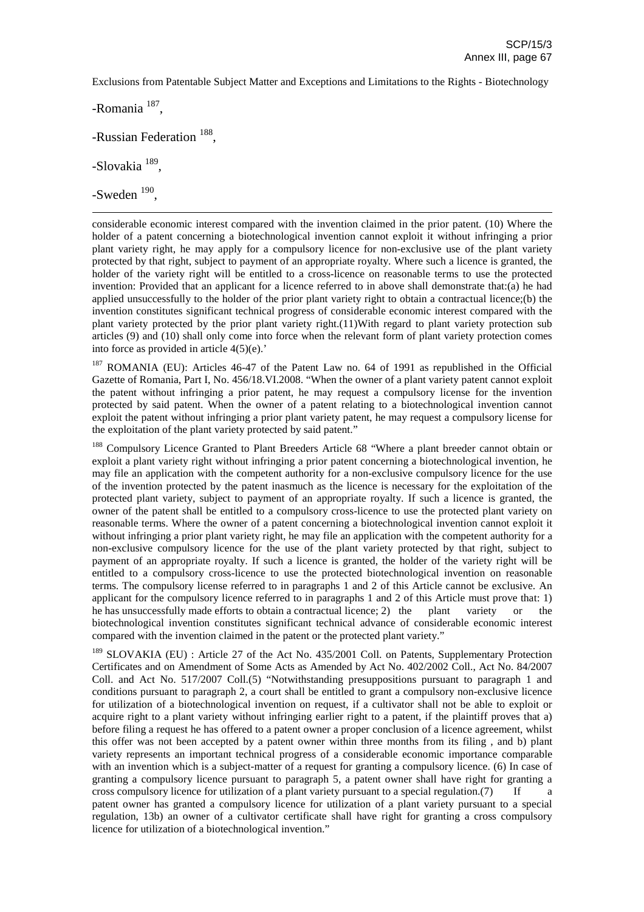Exclusions from Patentable Subject Matter and Exceptions and Limitations to the Rights - Biotechnology

-Romania [187],

-Russian Federation [188],

-Slovakia [189],

-Sweden [190],

---

considerable economic interest compared with the invention claimed in the prior patent. (10) Where the holder of a patent concerning a biotechnological invention cannot exploit it without infringing a prior plant variety right, he may apply for a compulsory licence for non-exclusive use of the plant variety protected by that right, subject to payment of an appropriate royalty. Where such a licence is granted, the holder of the variety right will be entitled to a cross-licence on reasonable terms to use the protected invention: Provided that an applicant for a licence referred to in above shall demonstrate that:(a) he had applied unsuccessfully to the holder of the prior plant variety right to obtain a contractual licence;(b) the invention constitutes significant technical progress of considerable economic interest compared with the plant variety protected by the prior plant variety right.(11)With regard to plant variety protection sub articles (9) and (10) shall only come into force when the relevant form of plant variety protection comes into force as provided in article 4(5)(e).'

[187] ROMANIA (EU): Articles 46-47 of the Patent Law no. 64 of 1991 as republished in the Official Gazette of Romania, Part I, No. 456/18.VI.2008. "When the owner of a plant variety patent cannot exploit the patent without infringing a prior patent, he may request a compulsory license for the invention protected by said patent. When the owner of a patent relating to a biotechnological invention cannot exploit the patent without infringing a prior plant variety patent, he may request a compulsory license for the exploitation of the plant variety protected by said patent."

[188] Compulsory Licence Granted to Plant Breeders Article 68 "Where a plant breeder cannot obtain or exploit a plant variety right without infringing a prior patent concerning a biotechnological invention, he may file an application with the competent authority for a non-exclusive compulsory licence for the use of the invention protected by the patent inasmuch as the licence is necessary for the exploitation of the protected plant variety, subject to payment of an appropriate royalty. If such a licence is granted, the owner of the patent shall be entitled to a compulsory cross-licence to use the protected plant variety on reasonable terms. Where the owner of a patent concerning a biotechnological invention cannot exploit it without infringing a prior plant variety right, he may file an application with the competent authority for a non-exclusive compulsory licence for the use of the plant variety protected by that right, subject to payment of an appropriate royalty. If such a licence is granted, the holder of the variety right will be entitled to a compulsory cross-licence to use the protected biotechnological invention on reasonable terms. The compulsory license referred to in paragraphs 1 and 2 of this Article cannot be exclusive. An applicant for the compulsory licence referred to in paragraphs 1 and 2 of this Article must prove that: 1) he has unsuccessfully made efforts to obtain a contractual licence; 2) the plant variety or the biotechnological invention constitutes significant technical advance of considerable economic interest compared with the invention claimed in the patent or the protected plant variety."

[189] SLOVAKIA (EU) : Article 27 of the Act No. 435/2001 Coll. on Patents, Supplementary Protection Certificates and on Amendment of Some Acts as Amended by Act No. 402/2002 Coll., Act No. 84/2007 Coll. and Act No. 517/2007 Coll.(5) "Notwithstanding presuppositions pursuant to paragraph 1 and conditions pursuant to paragraph 2, a court shall be entitled to grant a compulsory non-exclusive licence for utilization of a biotechnological invention on request, if a cultivator shall not be able to exploit or acquire right to a plant variety without infringing earlier right to a patent, if the plaintiff proves that a) before filing a request he has offered to a patent owner a proper conclusion of a licence agreement, whilst this offer was not been accepted by a patent owner within three months from its filing , and b) plant variety represents an important technical progress of a considerable economic importance comparable with an invention which is a subject-matter of a request for granting a compulsory licence. (6) In case of granting a compulsory licence pursuant to paragraph 5, a patent owner shall have right for granting a cross compulsory licence for utilization of a plant variety pursuant to a special regulation.(7) If a patent owner has granted a compulsory licence for utilization of a plant variety pursuant to a special regulation, 13b) an owner of a cultivator certificate shall have right for granting a cross compulsory licence for utilization of a biotechnological invention."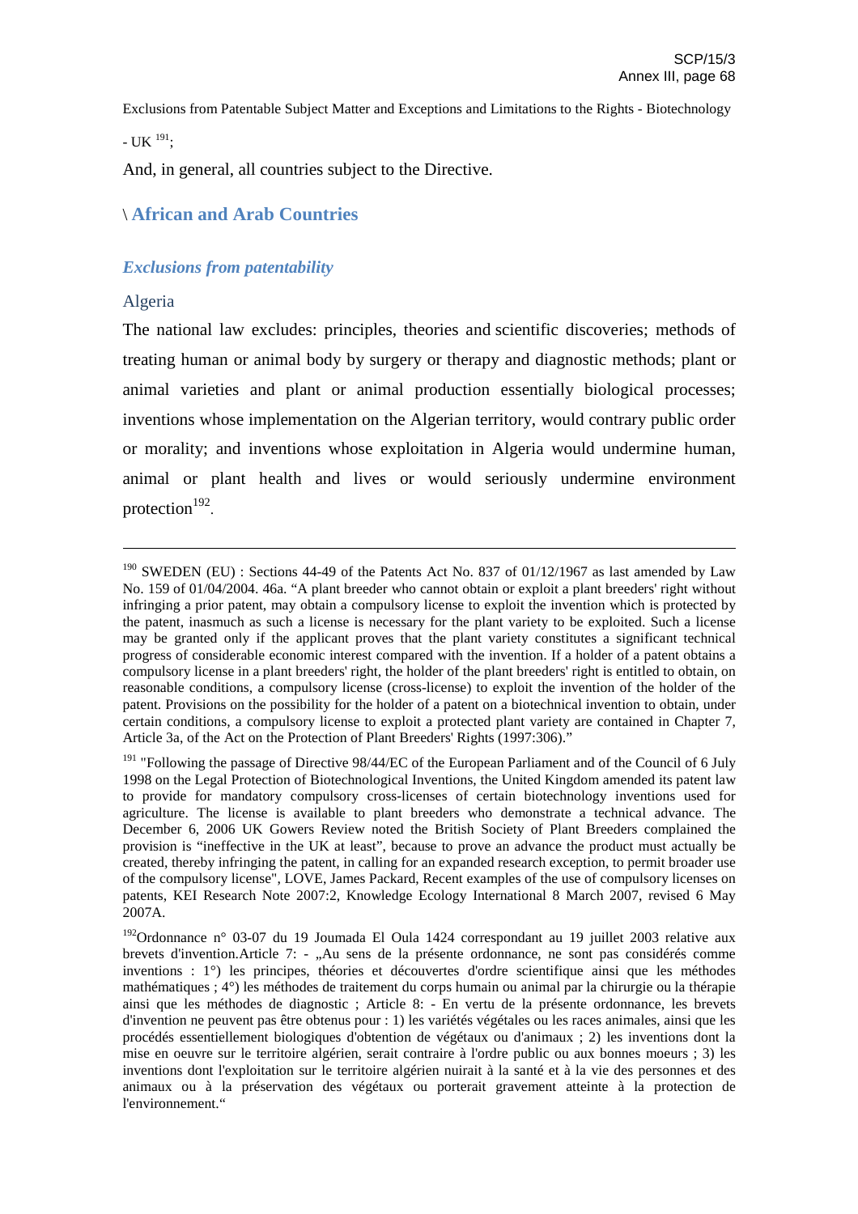Exclusions from Patentable Subject Matter and Exceptions and Limitations to the Rights - Biotechnology

- UK [191];

And, in general, all countries subject to the Directive.

## \ African and Arab Countries

### *Exclusions from patentability*

#### Algeria

The national law excludes: principles, theories and scientific discoveries; methods of treating human or animal body by surgery or therapy and diagnostic methods; plant or animal varieties and plant or animal production essentially biological processes; inventions whose implementation on the Algerian territory, would contrary public order or morality; and inventions whose exploitation in Algeria would undermine human, animal or plant health and lives or would seriously undermine environment protection[192].

---

[190] SWEDEN (EU) : Sections 44-49 of the Patents Act No. 837 of 01/12/1967 as last amended by Law No. 159 of 01/04/2004. 46a. "A plant breeder who cannot obtain or exploit a plant breeders' right without infringing a prior patent, may obtain a compulsory license to exploit the invention which is protected by the patent, inasmuch as such a license is necessary for the plant variety to be exploited. Such a license may be granted only if the applicant proves that the plant variety constitutes a significant technical progress of considerable economic interest compared with the invention. If a holder of a patent obtains a compulsory license in a plant breeders' right, the holder of the plant breeders' right is entitled to obtain, on reasonable conditions, a compulsory license (cross-license) to exploit the invention of the holder of the patent. Provisions on the possibility for the holder of a patent on a biotechnical invention to obtain, under certain conditions, a compulsory license to exploit a protected plant variety are contained in Chapter 7, Article 3a, of the Act on the Protection of Plant Breeders' Rights (1997:306)."

[191] "Following the passage of Directive 98/44/EC of the European Parliament and of the Council of 6 July 1998 on the Legal Protection of Biotechnological Inventions, the United Kingdom amended its patent law to provide for mandatory compulsory cross-licenses of certain biotechnology inventions used for agriculture. The license is available to plant breeders who demonstrate a technical advance. The December 6, 2006 UK Gowers Review noted the British Society of Plant Breeders complained the provision is "ineffective in the UK at least", because to prove an advance the product must actually be created, thereby infringing the patent, in calling for an expanded research exception, to permit broader use of the compulsory license", LOVE, James Packard, Recent examples of the use of compulsory licenses on patents, KEI Research Note 2007:2, Knowledge Ecology International 8 March 2007, revised 6 May 2007A.

[192] Ordonnance n° 03-07 du 19 Joumada El Oula 1424 correspondant au 19 juillet 2003 relative aux brevets d'invention.Article 7: - „Au sens de la présente ordonnance, ne sont pas considérés comme inventions : 1°) les principes, théories et découvertes d'ordre scientifique ainsi que les méthodes mathématiques ; 4°) les méthodes de traitement du corps humain ou animal par la chirurgie ou la thérapie ainsi que les méthodes de diagnostic ; Article 8: - En vertu de la présente ordonnance, les brevets d'invention ne peuvent pas être obtenus pour : 1) les variétés végétales ou les races animales, ainsi que les procédés essentiellement biologiques d'obtention de végétaux ou d'animaux ; 2) les inventions dont la mise en oeuvre sur le territoire algérien, serait contraire à l'ordre public ou aux bonnes moeurs ; 3) les inventions dont l'exploitation sur le territoire algérien nuirait à la santé et à la vie des personnes et des animaux ou à la préservation des végétaux ou porterait gravement atteinte à la protection de l'environnement."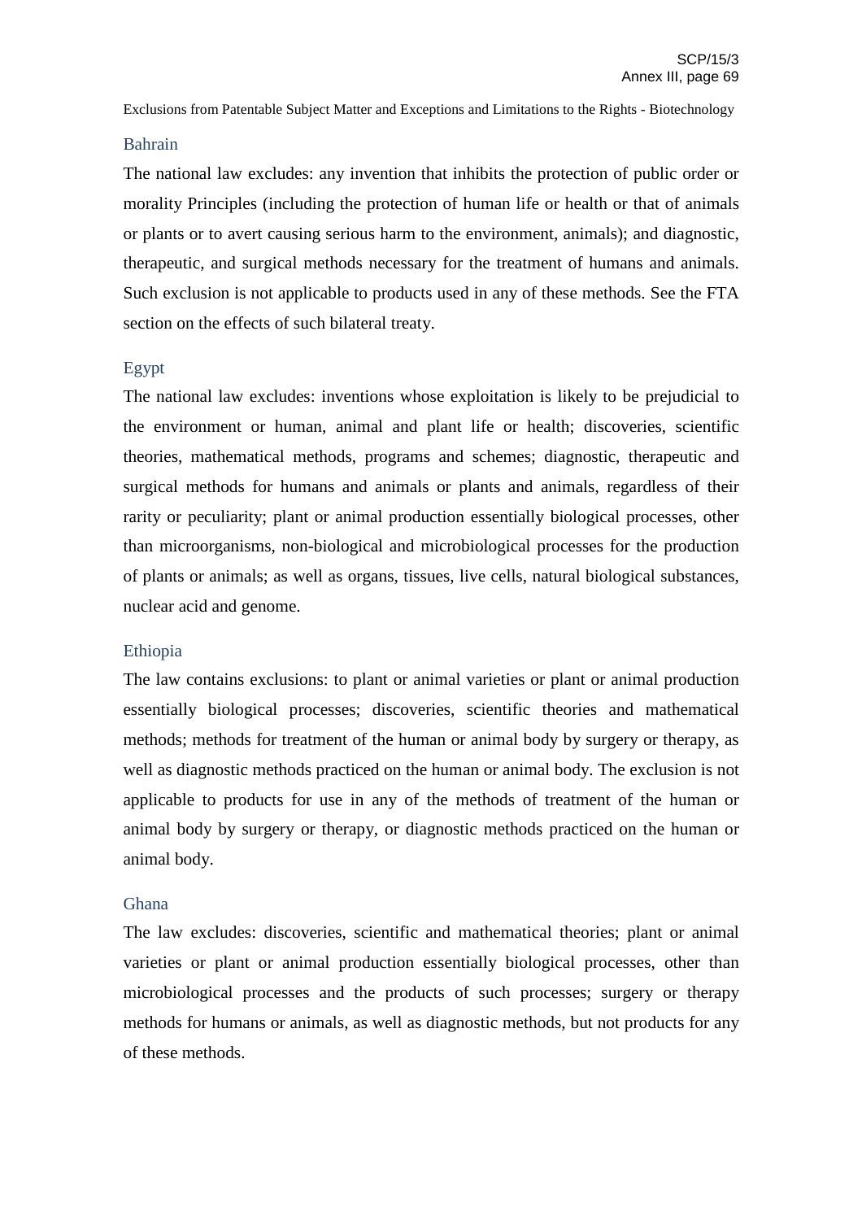Exclusions from Patentable Subject Matter and Exceptions and Limitations to the Rights - Biotechnology

### Bahrain

The national law excludes: any invention that inhibits the protection of public order or morality Principles (including the protection of human life or health or that of animals or plants or to avert causing serious harm to the environment, animals); and diagnostic, therapeutic, and surgical methods necessary for the treatment of humans and animals. Such exclusion is not applicable to products used in any of these methods. See the FTA section on the effects of such bilateral treaty.

### Egypt

The national law excludes: inventions whose exploitation is likely to be prejudicial to the environment or human, animal and plant life or health; discoveries, scientific theories, mathematical methods, programs and schemes; diagnostic, therapeutic and surgical methods for humans and animals or plants and animals, regardless of their rarity or peculiarity; plant or animal production essentially biological processes, other than microorganisms, non-biological and microbiological processes for the production of plants or animals; as well as organs, tissues, live cells, natural biological substances, nuclear acid and genome.

### Ethiopia

The law contains exclusions: to plant or animal varieties or plant or animal production essentially biological processes; discoveries, scientific theories and mathematical methods; methods for treatment of the human or animal body by surgery or therapy, as well as diagnostic methods practiced on the human or animal body. The exclusion is not applicable to products for use in any of the methods of treatment of the human or animal body by surgery or therapy, or diagnostic methods practiced on the human or animal body.

### Ghana

The law excludes: discoveries, scientific and mathematical theories; plant or animal varieties or plant or animal production essentially biological processes, other than microbiological processes and the products of such processes; surgery or therapy methods for humans or animals, as well as diagnostic methods, but not products for any of these methods.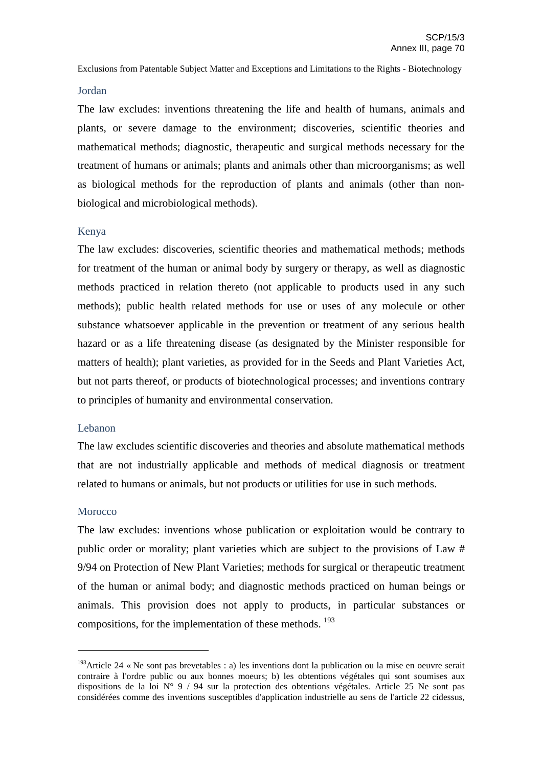Exclusions from Patentable Subject Matter and Exceptions and Limitations to the Rights - Biotechnology

### Jordan

The law excludes: inventions threatening the life and health of humans, animals and plants, or severe damage to the environment; discoveries, scientific theories and mathematical methods; diagnostic, therapeutic and surgical methods necessary for the treatment of humans or animals; plants and animals other than microorganisms; as well as biological methods for the reproduction of plants and animals (other than non-biological and microbiological methods).

### Kenya

The law excludes: discoveries, scientific theories and mathematical methods; methods for treatment of the human or animal body by surgery or therapy, as well as diagnostic methods practiced in relation thereto (not applicable to products used in any such methods); public health related methods for use or uses of any molecule or other substance whatsoever applicable in the prevention or treatment of any serious health hazard or as a life threatening disease (as designated by the Minister responsible for matters of health); plant varieties, as provided for in the Seeds and Plant Varieties Act, but not parts thereof, or products of biotechnological processes; and inventions contrary to principles of humanity and environmental conservation.

### Lebanon

The law excludes scientific discoveries and theories and absolute mathematical methods that are not industrially applicable and methods of medical diagnosis or treatment related to humans or animals, but not products or utilities for use in such methods.

### Morocco

The law excludes: inventions whose publication or exploitation would be contrary to public order or morality; plant varieties which are subject to the provisions of Law # 9/94 on Protection of New Plant Varieties; methods for surgical or therapeutic treatment of the human or animal body; and diagnostic methods practiced on human beings or animals. This provision does not apply to products, in particular substances or compositions, for the implementation of these methods. [193]

---

[193] Article 24 « Ne sont pas brevetables : a) les inventions dont la publication ou la mise en oeuvre serait contraire à l'ordre public ou aux bonnes moeurs; b) les obtentions végétales qui sont soumises aux dispositions de la loi N° 9 / 94 sur la protection des obtentions végétales. Article 25 Ne sont pas considérées comme des inventions susceptibles d'application industrielle au sens de l'article 22 cidessus,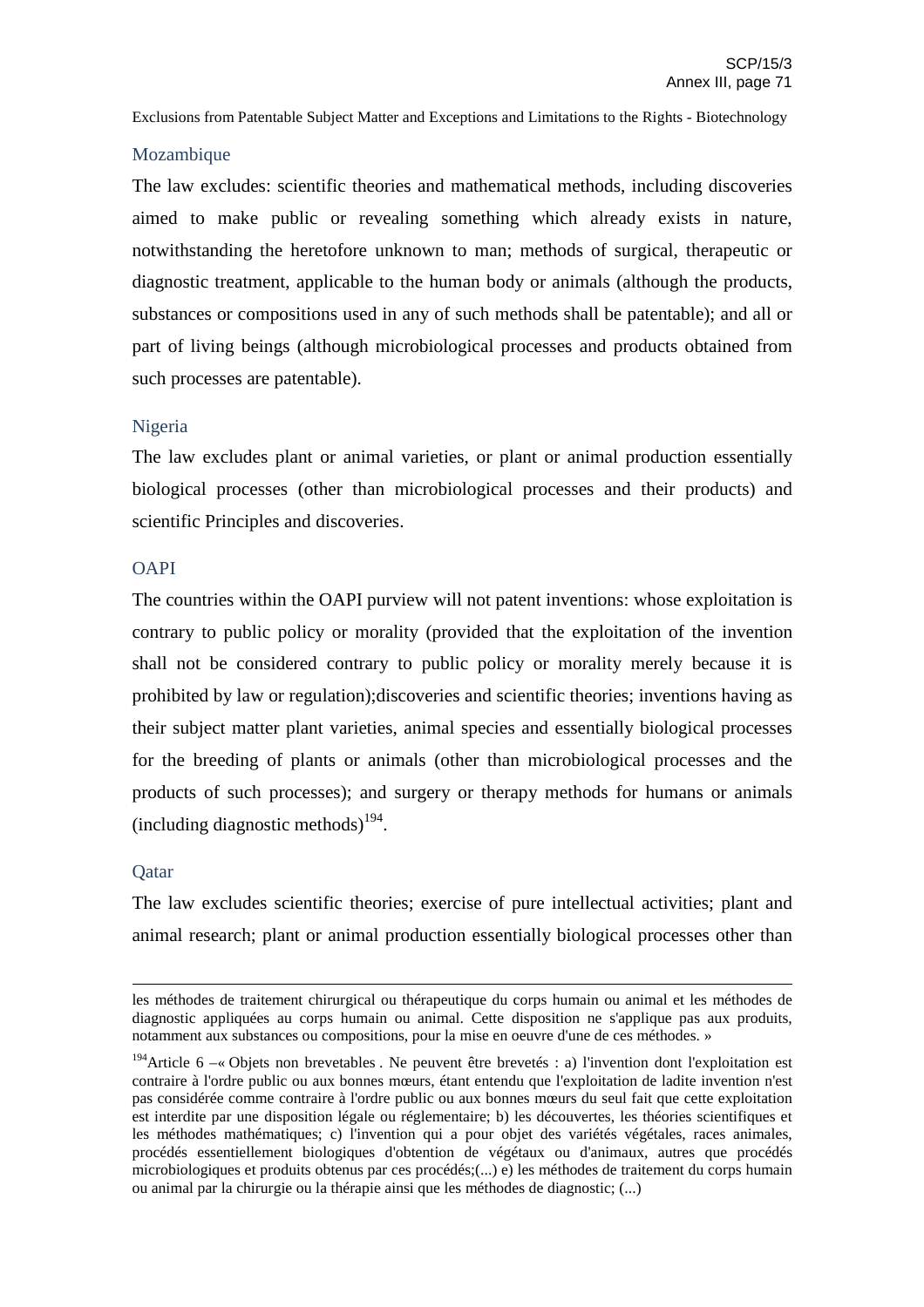Exclusions from Patentable Subject Matter and Exceptions and Limitations to the Rights - Biotechnology

### Mozambique

The law excludes: scientific theories and mathematical methods, including discoveries aimed to make public or revealing something which already exists in nature, notwithstanding the heretofore unknown to man; methods of surgical, therapeutic or diagnostic treatment, applicable to the human body or animals (although the products, substances or compositions used in any of such methods shall be patentable); and all or part of living beings (although microbiological processes and products obtained from such processes are patentable).

### Nigeria

The law excludes plant or animal varieties, or plant or animal production essentially biological processes (other than microbiological processes and their products) and scientific Principles and discoveries.

### OAPI

The countries within the OAPI purview will not patent inventions: whose exploitation is contrary to public policy or morality (provided that the exploitation of the invention shall not be considered contrary to public policy or morality merely because it is prohibited by law or regulation);discoveries and scientific theories; inventions having as their subject matter plant varieties, animal species and essentially biological processes for the breeding of plants or animals (other than microbiological processes and the products of such processes); and surgery or therapy methods for humans or animals (including diagnostic methods)[194].

### Qatar

The law excludes scientific theories; exercise of pure intellectual activities; plant and animal research; plant or animal production essentially biological processes other than

---

les méthodes de traitement chirurgical ou thérapeutique du corps humain ou animal et les méthodes de diagnostic appliquées au corps humain ou animal. Cette disposition ne s'applique pas aux produits, notamment aux substances ou compositions, pour la mise en oeuvre d'une de ces méthodes. »

[194]Article 6 –« Objets non brevetables . Ne peuvent être brevetés : a) l'invention dont l'exploitation est contraire à l'ordre public ou aux bonnes mœurs, étant entendu que l'exploitation de ladite invention n'est pas considérée comme contraire à l'ordre public ou aux bonnes mœurs du seul fait que cette exploitation est interdite par une disposition légale ou réglementaire; b) les découvertes, les théories scientifiques et les méthodes mathématiques; c) l'invention qui a pour objet des variétés végétales, races animales, procédés essentiellement biologiques d'obtention de végétaux ou d'animaux, autres que procédés microbiologiques et produits obtenus par ces procédés;(...) e) les méthodes de traitement du corps humain ou animal par la chirurgie ou la thérapie ainsi que les méthodes de diagnostic; (...)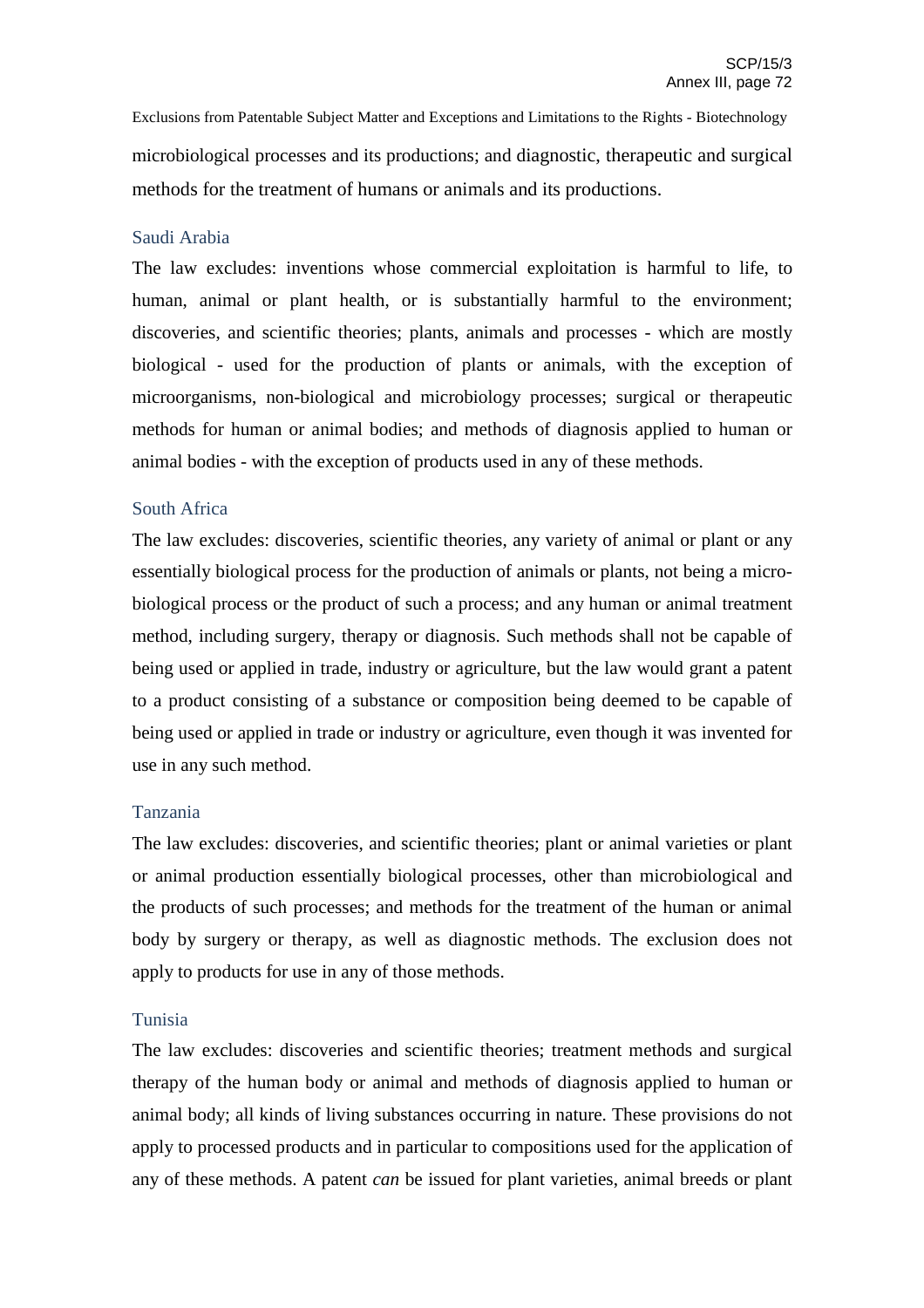microbiological processes and its productions; and diagnostic, therapeutic and surgical methods for the treatment of humans or animals and its productions.

### Saudi Arabia

The law excludes: inventions whose commercial exploitation is harmful to life, to human, animal or plant health, or is substantially harmful to the environment; discoveries, and scientific theories; plants, animals and processes - which are mostly biological - used for the production of plants or animals, with the exception of microorganisms, non-biological and microbiology processes; surgical or therapeutic methods for human or animal bodies; and methods of diagnosis applied to human or animal bodies - with the exception of products used in any of these methods.

### South Africa

The law excludes: discoveries, scientific theories, any variety of animal or plant or any essentially biological process for the production of animals or plants, not being a micro-biological process or the product of such a process; and any human or animal treatment method, including surgery, therapy or diagnosis. Such methods shall not be capable of being used or applied in trade, industry or agriculture, but the law would grant a patent to a product consisting of a substance or composition being deemed to be capable of being used or applied in trade or industry or agriculture, even though it was invented for use in any such method.

### Tanzania

The law excludes: discoveries, and scientific theories; plant or animal varieties or plant or animal production essentially biological processes, other than microbiological and the products of such processes; and methods for the treatment of the human or animal body by surgery or therapy, as well as diagnostic methods. The exclusion does not apply to products for use in any of those methods.

### Tunisia

The law excludes: discoveries and scientific theories; treatment methods and surgical therapy of the human body or animal and methods of diagnosis applied to human or animal body; all kinds of living substances occurring in nature. These provisions do not apply to processed products and in particular to compositions used for the application of any of these methods. A patent *can* be issued for plant varieties, animal breeds or plant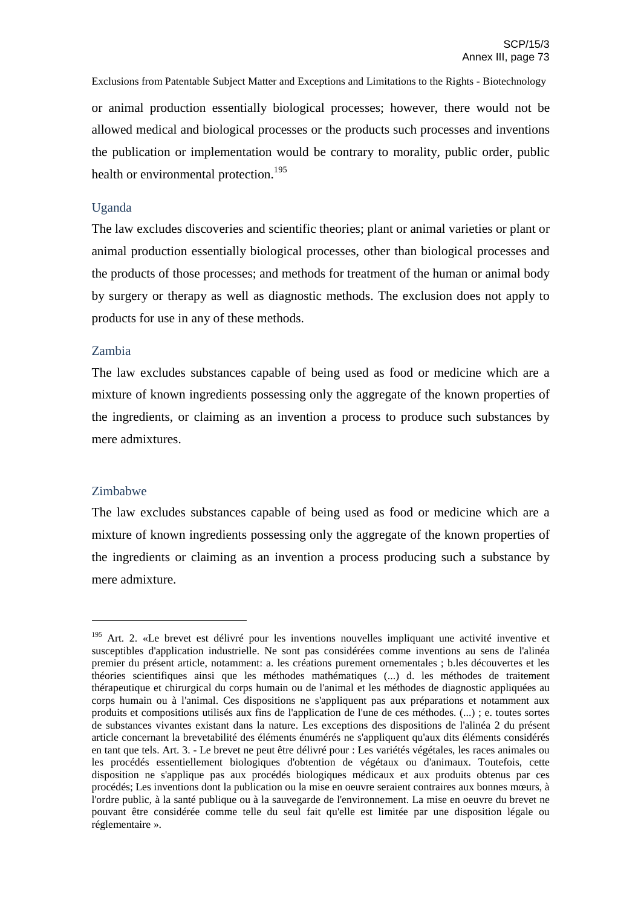or animal production essentially biological processes; however, there would not be allowed medical and biological processes or the products such processes and inventions the publication or implementation would be contrary to morality, public order, public health or environmental protection.[195]

### Uganda

The law excludes discoveries and scientific theories; plant or animal varieties or plant or animal production essentially biological processes, other than biological processes and the products of those processes; and methods for treatment of the human or animal body by surgery or therapy as well as diagnostic methods. The exclusion does not apply to products for use in any of these methods.

### Zambia

The law excludes substances capable of being used as food or medicine which are a mixture of known ingredients possessing only the aggregate of the known properties of the ingredients, or claiming as an invention a process to produce such substances by mere admixtures.

### Zimbabwe

The law excludes substances capable of being used as food or medicine which are a mixture of known ingredients possessing only the aggregate of the known properties of the ingredients or claiming as an invention a process producing such a substance by mere admixture.

---

[195] Art. 2. «Le brevet est délivré pour les inventions nouvelles impliquant une activité inventive et susceptibles d'application industrielle. Ne sont pas considérées comme inventions au sens de l'alinéa premier du présent article, notamment: a. les créations purement ornementales ; b.les découvertes et les théories scientifiques ainsi que les méthodes mathématiques (...) d. les méthodes de traitement thérapeutique et chirurgical du corps humain ou de l'animal et les méthodes de diagnostic appliquées au corps humain ou à l'animal. Ces dispositions ne s'appliquent pas aux préparations et notamment aux produits et compositions utilisés aux fins de l'application de l'une de ces méthodes. (...) ; e. toutes sortes de substances vivantes existant dans la nature. Les exceptions des dispositions de l'alinéa 2 du présent article concernant la brevetabilité des éléments énumérés ne s'appliquent qu'aux dits éléments considérés en tant que tels. Art. 3. - Le brevet ne peut être délivré pour : Les variétés végétales, les races animales ou les procédés essentiellement biologiques d'obtention de végétaux ou d'animaux. Toutefois, cette disposition ne s'applique pas aux procédés biologiques médicaux et aux produits obtenus par ces procédés; Les inventions dont la publication ou la mise en oeuvre seraient contraires aux bonnes mœurs, à l'ordre public, à la santé publique ou à la sauvegarde de l'environnement. La mise en oeuvre du brevet ne pouvant être considérée comme telle du seul fait qu'elle est limitée par une disposition légale ou réglementaire ».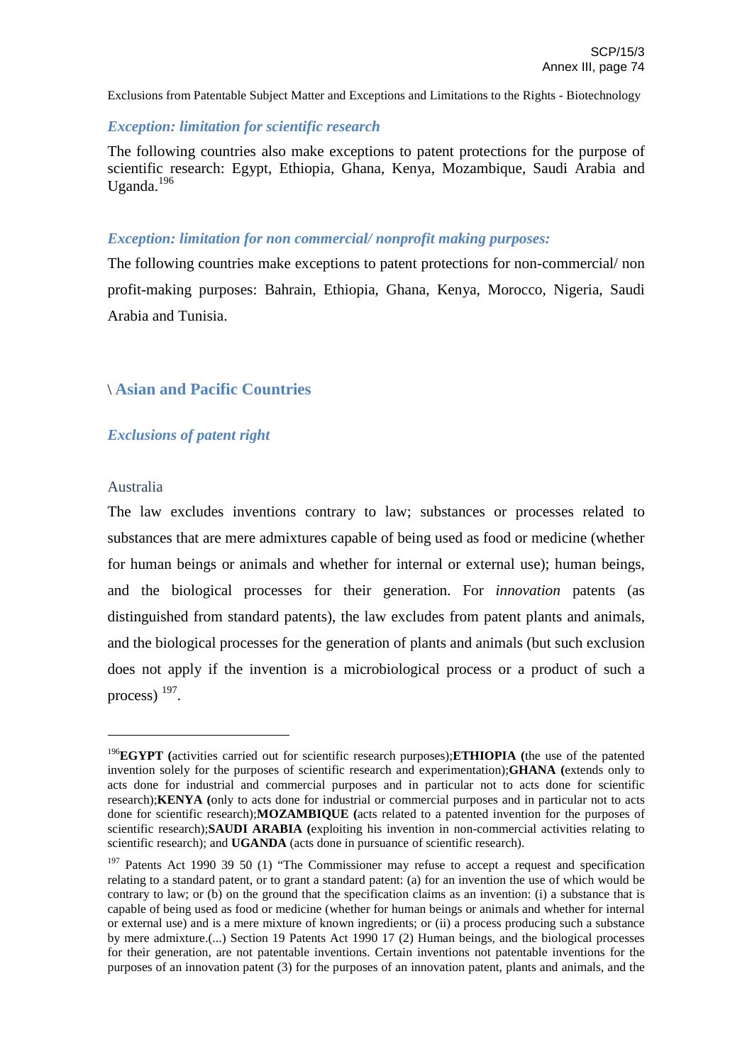Exclusions from Patentable Subject Matter and Exceptions and Limitations to the Rights - Biotechnology

### *Exception: limitation for scientific research*

The following countries also make exceptions to patent protections for the purpose of scientific research: Egypt, Ethiopia, Ghana, Kenya, Mozambique, Saudi Arabia and Uganda.[196]

### *Exception: limitation for non commercial/ nonprofit making purposes:*

The following countries make exceptions to patent protections for non-commercial/ non profit-making purposes: Bahrain, Ethiopia, Ghana, Kenya, Morocco, Nigeria, Saudi Arabia and Tunisia.

## \ Asian and Pacific Countries

### *Exclusions of patent right*

#### Australia

The law excludes inventions contrary to law; substances or processes related to substances that are mere admixtures capable of being used as food or medicine (whether for human beings or animals and whether for internal or external use); human beings, and the biological processes for their generation. For *innovation* patents (as distinguished from standard patents), the law excludes from patent plants and animals, and the biological processes for the generation of plants and animals (but such exclusion does not apply if the invention is a microbiological process or a product of such a process) [197].

---

[196] **EGYPT (**activities carried out for scientific research purposes);**ETHIOPIA (**the use of the patented invention solely for the purposes of scientific research and experimentation);**GHANA (**extends only to acts done for industrial and commercial purposes and in particular not to acts done for scientific research);**KENYA (**only to acts done for industrial or commercial purposes and in particular not to acts done for scientific research);**MOZAMBIQUE (**acts related to a patented invention for the purposes of scientific research);**SAUDI ARABIA (**exploiting his invention in non-commercial activities relating to scientific research); and **UGANDA** (acts done in pursuance of scientific research).

[197] Patents Act 1990 39 50 (1) "The Commissioner may refuse to accept a request and specification relating to a standard patent, or to grant a standard patent: (a) for an invention the use of which would be contrary to law; or (b) on the ground that the specification claims as an invention: (i) a substance that is capable of being used as food or medicine (whether for human beings or animals and whether for internal or external use) and is a mere mixture of known ingredients; or (ii) a process producing such a substance by mere admixture.(...) Section 19 Patents Act 1990 17 (2) Human beings, and the biological processes for their generation, are not patentable inventions. Certain inventions not patentable inventions for the purposes of an innovation patent (3) for the purposes of an innovation patent, plants and animals, and the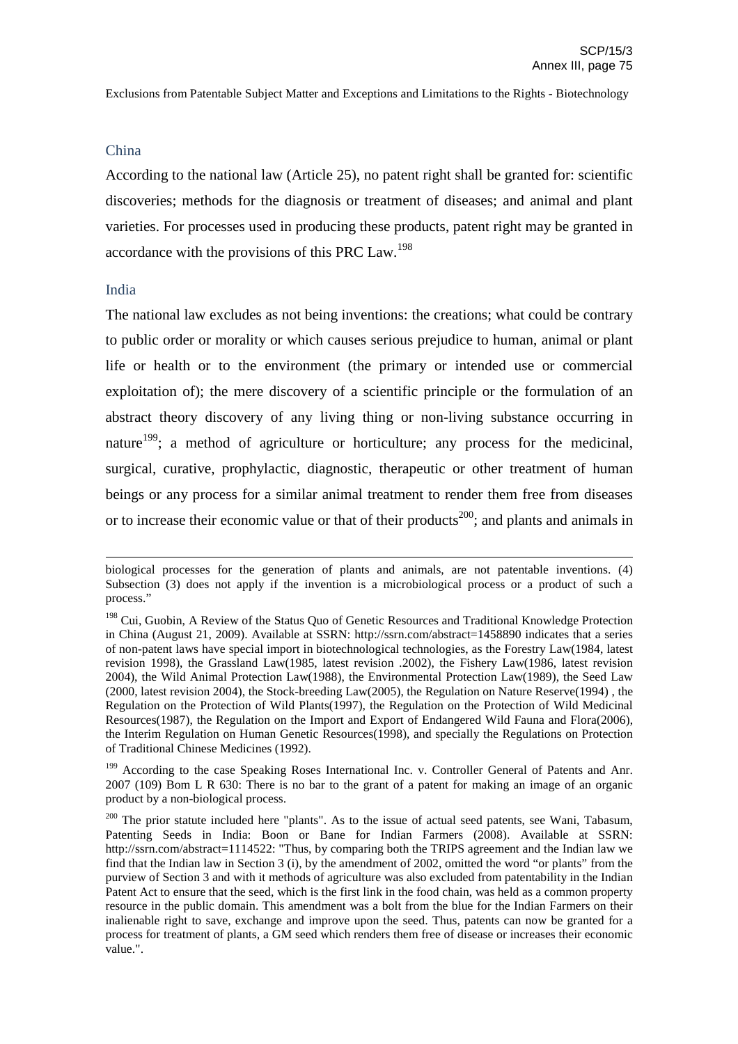## China

According to the national law (Article 25), no patent right shall be granted for: scientific discoveries; methods for the diagnosis or treatment of diseases; and animal and plant varieties. For processes used in producing these products, patent right may be granted in accordance with the provisions of this PRC Law.[198]

## India

The national law excludes as not being inventions: the creations; what could be contrary to public order or morality or which causes serious prejudice to human, animal or plant life or health or to the environment (the primary or intended use or commercial exploitation of); the mere discovery of a scientific principle or the formulation of an abstract theory discovery of any living thing or non-living substance occurring in nature[199]; a method of agriculture or horticulture; any process for the medicinal, surgical, curative, prophylactic, diagnostic, therapeutic or other treatment of human beings or any process for a similar animal treatment to render them free from diseases or to increase their economic value or that of their products[200]; and plants and animals in

---

biological processes for the generation of plants and animals, are not patentable inventions. (4) Subsection (3) does not apply if the invention is a microbiological process or a product of such a process."

[198] Cui, Guobin, A Review of the Status Quo of Genetic Resources and Traditional Knowledge Protection in China (August 21, 2009). Available at SSRN: http://ssrn.com/abstract=1458890 indicates that a series of non-patent laws have special import in biotechnological technologies, as the Forestry Law(1984, latest revision 1998), the Grassland Law(1985, latest revision .2002), the Fishery Law(1986, latest revision 2004), the Wild Animal Protection Law(1988), the Environmental Protection Law(1989), the Seed Law (2000, latest revision 2004), the Stock-breeding Law(2005), the Regulation on Nature Reserve(1994) , the Regulation on the Protection of Wild Plants(1997), the Regulation on the Protection of Wild Medicinal Resources(1987), the Regulation on the Import and Export of Endangered Wild Fauna and Flora(2006), the Interim Regulation on Human Genetic Resources(1998), and specially the Regulations on Protection of Traditional Chinese Medicines (1992).

[199] According to the case Speaking Roses International Inc. v. Controller General of Patents and Anr. 2007 (109) Bom L R 630: There is no bar to the grant of a patent for making an image of an organic product by a non-biological process.

[200] The prior statute included here "plants". As to the issue of actual seed patents, see Wani, Tabasum, Patenting Seeds in India: Boon or Bane for Indian Farmers (2008). Available at SSRN: http://ssrn.com/abstract=1114522: "Thus, by comparing both the TRIPS agreement and the Indian law we find that the Indian law in Section 3 (i), by the amendment of 2002, omitted the word "or plants" from the purview of Section 3 and with it methods of agriculture was also excluded from patentability in the Indian Patent Act to ensure that the seed, which is the first link in the food chain, was held as a common property resource in the public domain. This amendment was a bolt from the blue for the Indian Farmers on their inalienable right to save, exchange and improve upon the seed. Thus, patents can now be granted for a process for treatment of plants, a GM seed which renders them free of disease or increases their economic value.".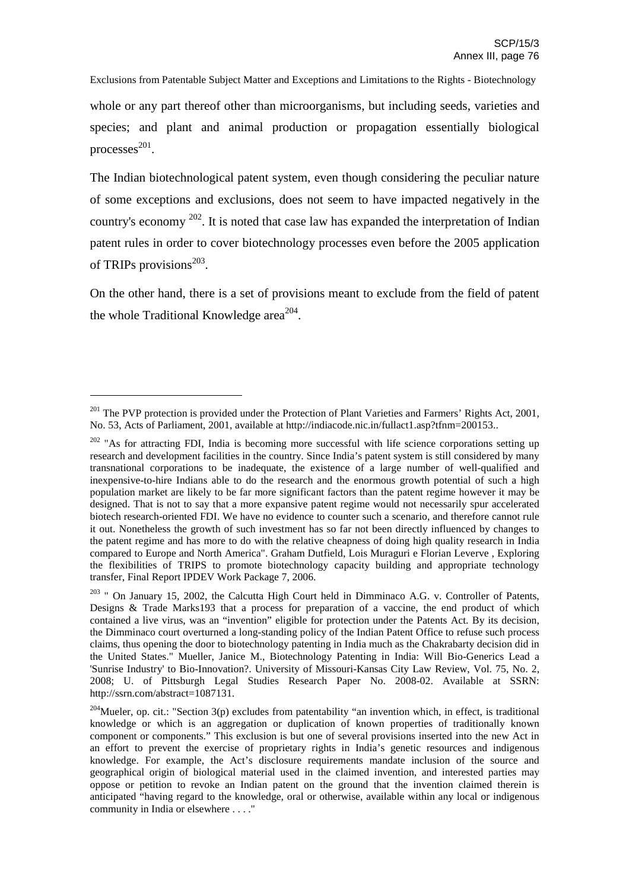whole or any part thereof other than microorganisms, but including seeds, varieties and species; and plant and animal production or propagation essentially biological processes[201].

The Indian biotechnological patent system, even though considering the peculiar nature of some exceptions and exclusions, does not seem to have impacted negatively in the country's economy [202]. It is noted that case law has expanded the interpretation of Indian patent rules in order to cover biotechnology processes even before the 2005 application of TRIPs provisions[203].

On the other hand, there is a set of provisions meant to exclude from the field of patent the whole Traditional Knowledge area[204].

---

[201] The PVP protection is provided under the Protection of Plant Varieties and Farmers' Rights Act, 2001, No. 53, Acts of Parliament, 2001, available at http://indiacode.nic.in/fullact1.asp?tfnm=200153..

[202] "As for attracting FDI, India is becoming more successful with life science corporations setting up research and development facilities in the country. Since India's patent system is still considered by many transnational corporations to be inadequate, the existence of a large number of well-qualified and inexpensive-to-hire Indians able to do the research and the enormous growth potential of such a high population market are likely to be far more significant factors than the patent regime however it may be designed. That is not to say that a more expansive patent regime would not necessarily spur accelerated biotech research-oriented FDI. We have no evidence to counter such a scenario, and therefore cannot rule it out. Nonetheless the growth of such investment has so far not been directly influenced by changes to the patent regime and has more to do with the relative cheapness of doing high quality research in India compared to Europe and North America". Graham Dutfield, Lois Muraguri e Florian Leverve , Exploring the flexibilities of TRIPS to promote biotechnology capacity building and appropriate technology transfer, Final Report IPDEV Work Package 7, 2006.

[203] " On January 15, 2002, the Calcutta High Court held in Dimminaco A.G. v. Controller of Patents, Designs & Trade Marks193 that a process for preparation of a vaccine, the end product of which contained a live virus, was an "invention" eligible for protection under the Patents Act. By its decision, the Dimminaco court overturned a long-standing policy of the Indian Patent Office to refuse such process claims, thus opening the door to biotechnology patenting in India much as the Chakrabarty decision did in the United States." Mueller, Janice M., Biotechnology Patenting in India: Will Bio-Generics Lead a 'Sunrise Industry' to Bio-Innovation?. University of Missouri-Kansas City Law Review, Vol. 75, No. 2, 2008; U. of Pittsburgh Legal Studies Research Paper No. 2008-02. Available at SSRN: http://ssrn.com/abstract=1087131.

[204] Mueler, op. cit.: "Section 3(p) excludes from patentability "an invention which, in effect, is traditional knowledge or which is an aggregation or duplication of known properties of traditionally known component or components." This exclusion is but one of several provisions inserted into the new Act in an effort to prevent the exercise of proprietary rights in India's genetic resources and indigenous knowledge. For example, the Act's disclosure requirements mandate inclusion of the source and geographical origin of biological material used in the claimed invention, and interested parties may oppose or petition to revoke an Indian patent on the ground that the invention claimed therein is anticipated "having regard to the knowledge, oral or otherwise, available within any local or indigenous community in India or elsewhere . . . ."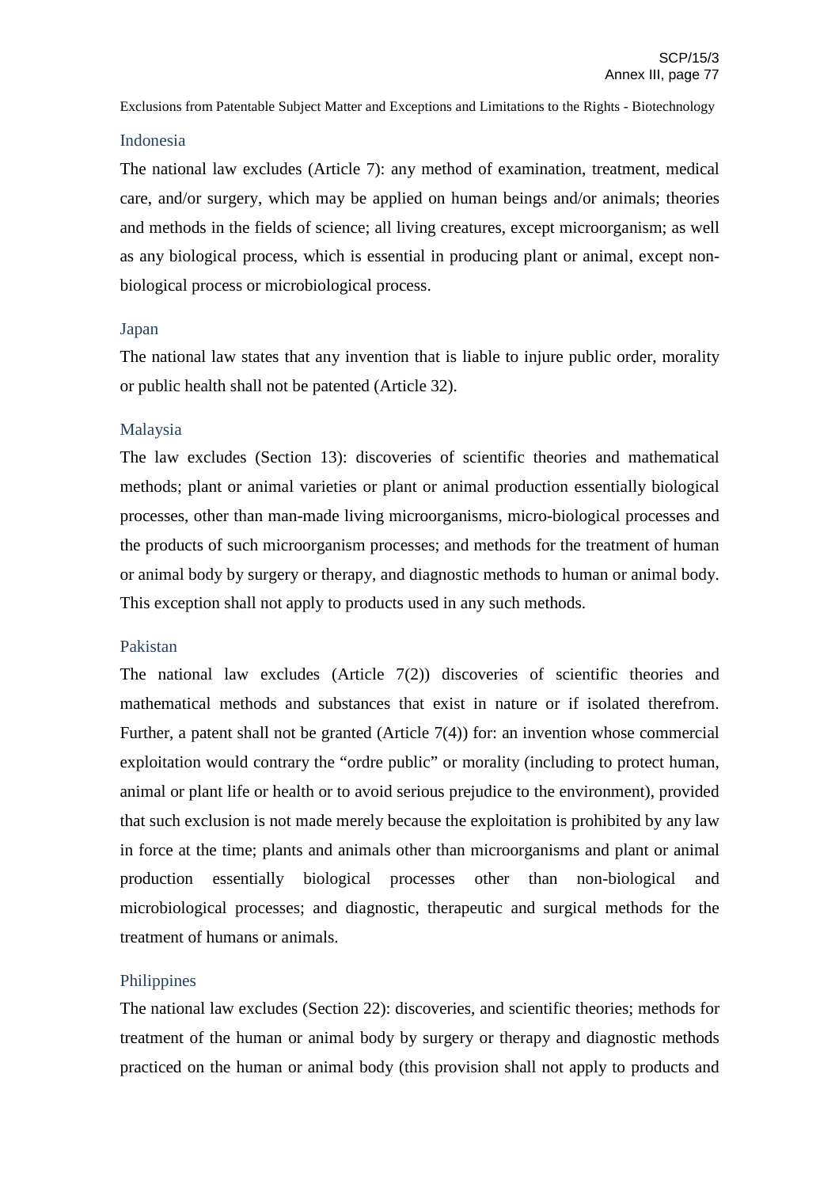### Indonesia

The national law excludes (Article 7): any method of examination, treatment, medical care, and/or surgery, which may be applied on human beings and/or animals; theories and methods in the fields of science; all living creatures, except microorganism; as well as any biological process, which is essential in producing plant or animal, except non-biological process or microbiological process.

### Japan

The national law states that any invention that is liable to injure public order, morality or public health shall not be patented (Article 32).

### Malaysia

The law excludes (Section 13): discoveries of scientific theories and mathematical methods; plant or animal varieties or plant or animal production essentially biological processes, other than man-made living microorganisms, micro-biological processes and the products of such microorganism processes; and methods for the treatment of human or animal body by surgery or therapy, and diagnostic methods to human or animal body. This exception shall not apply to products used in any such methods.

### Pakistan

The national law excludes (Article 7(2)) discoveries of scientific theories and mathematical methods and substances that exist in nature or if isolated therefrom. Further, a patent shall not be granted (Article 7(4)) for: an invention whose commercial exploitation would contrary the "ordre public" or morality (including to protect human, animal or plant life or health or to avoid serious prejudice to the environment), provided that such exclusion is not made merely because the exploitation is prohibited by any law in force at the time; plants and animals other than microorganisms and plant or animal production essentially biological processes other than non-biological and microbiological processes; and diagnostic, therapeutic and surgical methods for the treatment of humans or animals.

### Philippines

The national law excludes (Section 22): discoveries, and scientific theories; methods for treatment of the human or animal body by surgery or therapy and diagnostic methods practiced on the human or animal body (this provision shall not apply to products and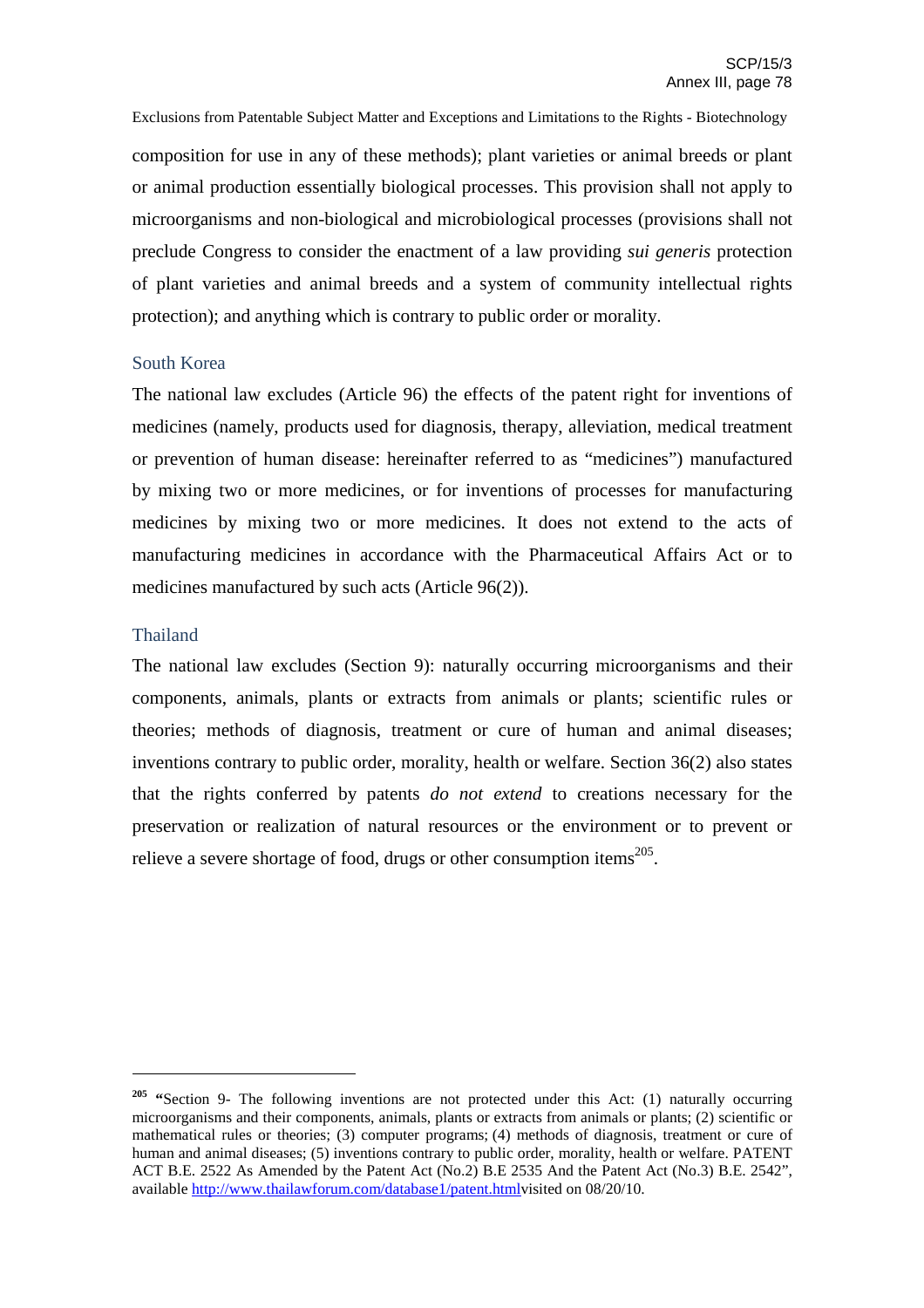composition for use in any of these methods); plant varieties or animal breeds or plant or animal production essentially biological processes. This provision shall not apply to microorganisms and non-biological and microbiological processes (provisions shall not preclude Congress to consider the enactment of a law providing *sui generis* protection of plant varieties and animal breeds and a system of community intellectual rights protection); and anything which is contrary to public order or morality.

### South Korea

The national law excludes (Article 96) the effects of the patent right for inventions of medicines (namely, products used for diagnosis, therapy, alleviation, medical treatment or prevention of human disease: hereinafter referred to as "medicines") manufactured by mixing two or more medicines, or for inventions of processes for manufacturing medicines by mixing two or more medicines. It does not extend to the acts of manufacturing medicines in accordance with the Pharmaceutical Affairs Act or to medicines manufactured by such acts (Article 96(2)).

### Thailand

The national law excludes (Section 9): naturally occurring microorganisms and their components, animals, plants or extracts from animals or plants; scientific rules or theories; methods of diagnosis, treatment or cure of human and animal diseases; inventions contrary to public order, morality, health or welfare. Section 36(2) also states that the rights conferred by patents *do not extend* to creations necessary for the preservation or realization of natural resources or the environment or to prevent or relieve a severe shortage of food, drugs or other consumption items[205].

---

[205] "Section 9- The following inventions are not protected under this Act: (1) naturally occurring microorganisms and their components, animals, plants or extracts from animals or plants; (2) scientific or mathematical rules or theories; (3) computer programs; (4) methods of diagnosis, treatment or cure of human and animal diseases; (5) inventions contrary to public order, morality, health or welfare. PATENT ACT B.E. 2522 As Amended by the Patent Act (No.2) B.E 2535 And the Patent Act (No.3) B.E. 2542", available http://www.thailawforum.com/database1/patent.htmlvisited on 08/20/10.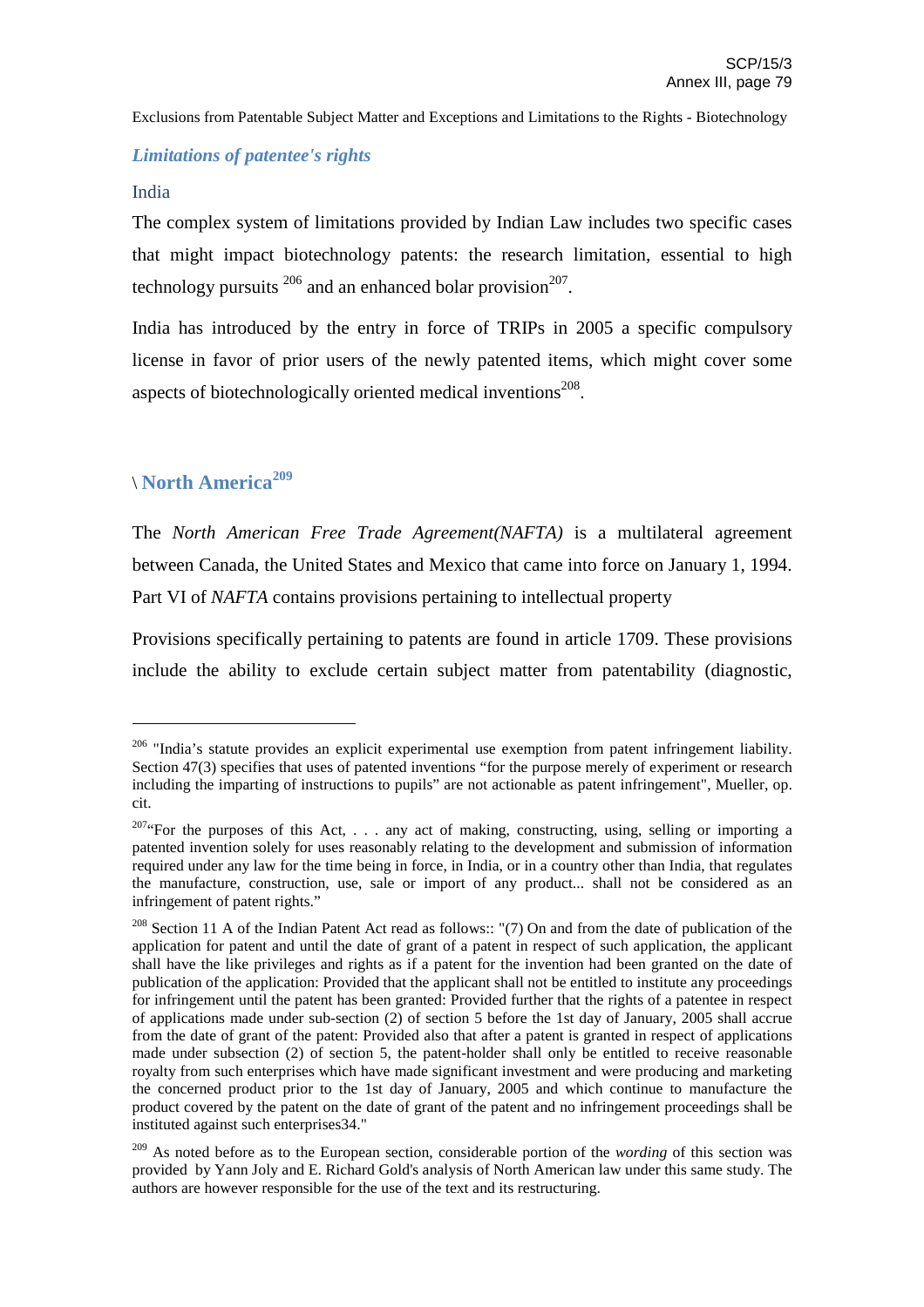Exclusions from Patentable Subject Matter and Exceptions and Limitations to the Rights - Biotechnology

### *Limitations of patentee's rights*

#### India

The complex system of limitations provided by Indian Law includes two specific cases that might impact biotechnology patents: the research limitation, essential to high technology pursuits [206] and an enhanced bolar provision[207].

India has introduced by the entry in force of TRIPs in 2005 a specific compulsory license in favor of prior users of the newly patented items, which might cover some aspects of biotechnologically oriented medical inventions[208].

## \ North America[209]

The *North American Free Trade Agreement(NAFTA)* is a multilateral agreement between Canada, the United States and Mexico that came into force on January 1, 1994. Part VI of *NAFTA* contains provisions pertaining to intellectual property

Provisions specifically pertaining to patents are found in article 1709. These provisions include the ability to exclude certain subject matter from patentability (diagnostic,

---

[206] "India's statute provides an explicit experimental use exemption from patent infringement liability. Section 47(3) specifies that uses of patented inventions "for the purpose merely of experiment or research including the imparting of instructions to pupils" are not actionable as patent infringement", Mueller, op. cit.

[207] "For the purposes of this Act, . . . any act of making, constructing, using, selling or importing a patented invention solely for uses reasonably relating to the development and submission of information required under any law for the time being in force, in India, or in a country other than India, that regulates the manufacture, construction, use, sale or import of any product... shall not be considered as an infringement of patent rights."

[208] Section 11 A of the Indian Patent Act read as follows:: "(7) On and from the date of publication of the application for patent and until the date of grant of a patent in respect of such application, the applicant shall have the like privileges and rights as if a patent for the invention had been granted on the date of publication of the application: Provided that the applicant shall not be entitled to institute any proceedings for infringement until the patent has been granted: Provided further that the rights of a patentee in respect of applications made under sub-section (2) of section 5 before the 1st day of January, 2005 shall accrue from the date of grant of the patent: Provided also that after a patent is granted in respect of applications made under subsection (2) of section 5, the patent-holder shall only be entitled to receive reasonable royalty from such enterprises which have made significant investment and were producing and marketing the concerned product prior to the 1st day of January, 2005 and which continue to manufacture the product covered by the patent on the date of grant of the patent and no infringement proceedings shall be instituted against such enterprises34."

[209] As noted before as to the European section, considerable portion of the *wording* of this section was provided by Yann Joly and E. Richard Gold's analysis of North American law under this same study. The authors are however responsible for the use of the text and its restructuring.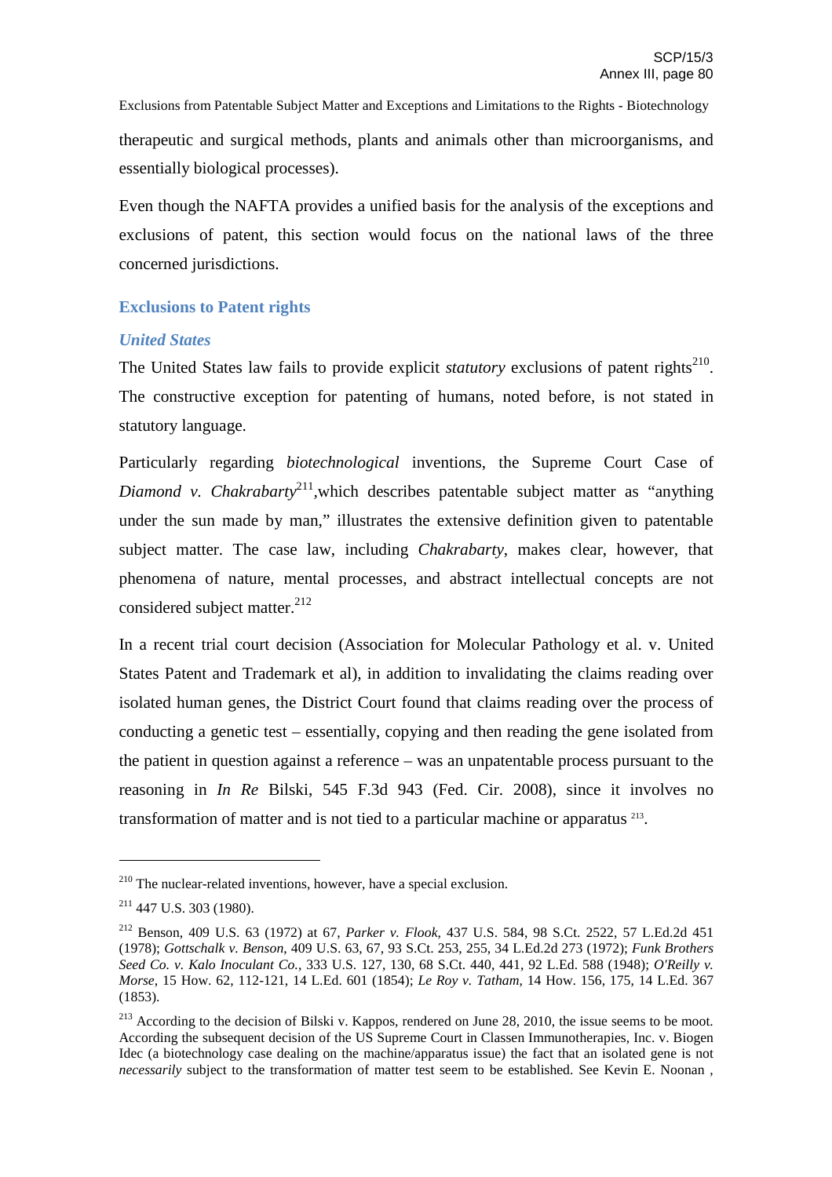therapeutic and surgical methods, plants and animals other than microorganisms, and essentially biological processes).

Even though the NAFTA provides a unified basis for the analysis of the exceptions and exclusions of patent, this section would focus on the national laws of the three concerned jurisdictions.

### Exclusions to Patent rights

#### *United States*

The United States law fails to provide explicit *statutory* exclusions of patent rights[210]. The constructive exception for patenting of humans, noted before, is not stated in statutory language.

Particularly regarding *biotechnological* inventions, the Supreme Court Case of *Diamond v. Chakrabarty*[211],which describes patentable subject matter as "anything under the sun made by man," illustrates the extensive definition given to patentable subject matter. The case law, including *Chakrabarty*, makes clear, however, that phenomena of nature, mental processes, and abstract intellectual concepts are not considered subject matter.[212]

In a recent trial court decision (Association for Molecular Pathology et al. v. United States Patent and Trademark et al), in addition to invalidating the claims reading over isolated human genes, the District Court found that claims reading over the process of conducting a genetic test – essentially, copying and then reading the gene isolated from the patient in question against a reference – was an unpatentable process pursuant to the reasoning in *In Re* Bilski, 545 F.3d 943 (Fed. Cir. 2008), since it involves no transformation of matter and is not tied to a particular machine or apparatus [213].

---

[210] The nuclear-related inventions, however, have a special exclusion.

[211] 447 U.S. 303 (1980).

[212] Benson, 409 U.S. 63 (1972) at 67, *Parker v. Flook*, 437 U.S. 584, 98 S.Ct. 2522, 57 L.Ed.2d 451 (1978); *Gottschalk v. Benson*, 409 U.S. 63, 67, 93 S.Ct. 253, 255, 34 L.Ed.2d 273 (1972); *Funk Brothers Seed Co. v. Kalo Inoculant Co.*, 333 U.S. 127, 130, 68 S.Ct. 440, 441, 92 L.Ed. 588 (1948); *O'Reilly v. Morse*, 15 How. 62, 112-121, 14 L.Ed. 601 (1854); *Le Roy v. Tatham*, 14 How. 156, 175, 14 L.Ed. 367 (1853).

[213] According to the decision of Bilski v. Kappos, rendered on June 28, 2010, the issue seems to be moot. According the subsequent decision of the US Supreme Court in Classen Immunotherapies, Inc. v. Biogen Idec (a biotechnology case dealing on the machine/apparatus issue) the fact that an isolated gene is not *necessarily* subject to the transformation of matter test seem to be established. See Kevin E. Noonan ,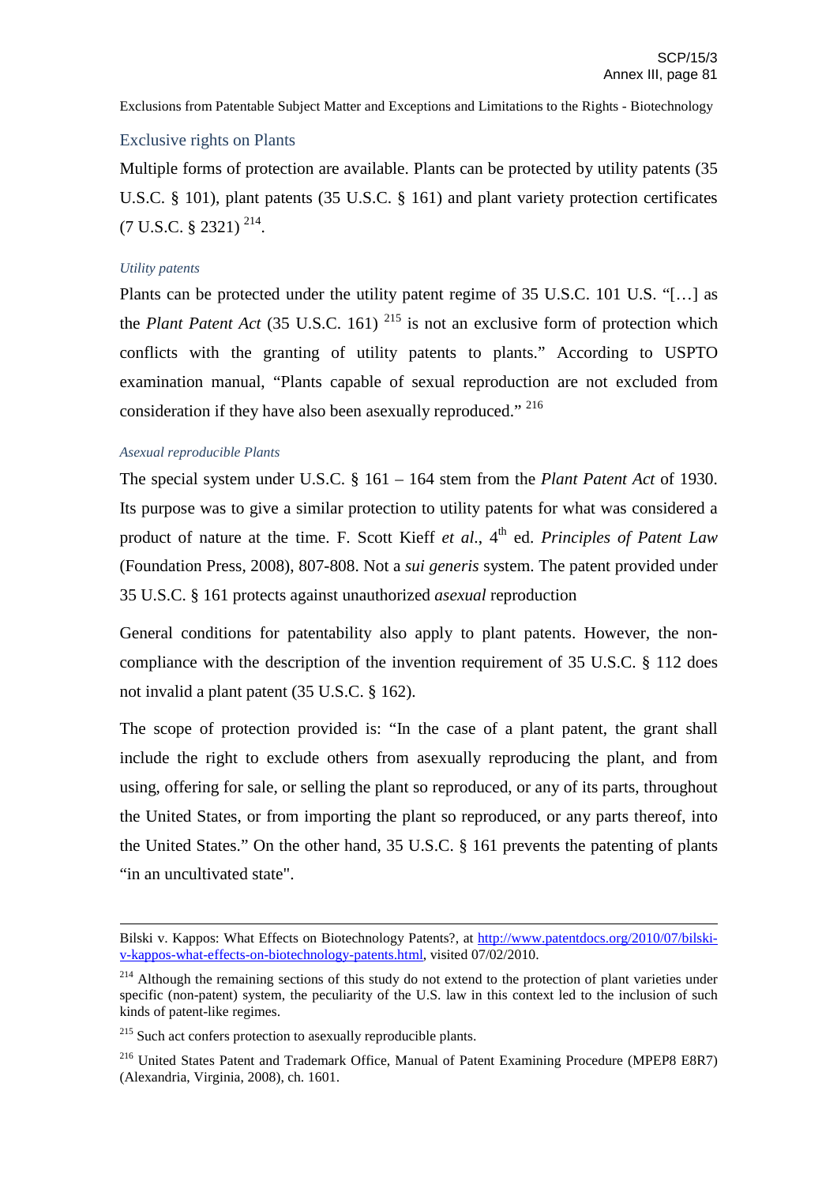## Exclusive rights on Plants

Multiple forms of protection are available. Plants can be protected by utility patents (35 U.S.C. § 101), plant patents (35 U.S.C. § 161) and plant variety protection certificates (7 U.S.C. § 2321) [214].

### *Utility patents*

Plants can be protected under the utility patent regime of 35 U.S.C. 101 U.S. "[…] as the *Plant Patent Act* (35 U.S.C. 161) [215] is not an exclusive form of protection which conflicts with the granting of utility patents to plants." According to USPTO examination manual, "Plants capable of sexual reproduction are not excluded from consideration if they have also been asexually reproduced." [216]

### *Asexual reproducible Plants*

The special system under U.S.C. § 161 – 164 stem from the *Plant Patent Act* of 1930. Its purpose was to give a similar protection to utility patents for what was considered a product of nature at the time. F. Scott Kieff *et al.*, 4th ed. *Principles of Patent Law* (Foundation Press, 2008), 807-808. Not a *sui generis* system. The patent provided under 35 U.S.C. § 161 protects against unauthorized *asexual* reproduction

General conditions for patentability also apply to plant patents. However, the non-compliance with the description of the invention requirement of 35 U.S.C. § 112 does not invalid a plant patent (35 U.S.C. § 162).

The scope of protection provided is: "In the case of a plant patent, the grant shall include the right to exclude others from asexually reproducing the plant, and from using, offering for sale, or selling the plant so reproduced, or any of its parts, throughout the United States, or from importing the plant so reproduced, or any parts thereof, into the United States." On the other hand, 35 U.S.C. § 161 prevents the patenting of plants "in an uncultivated state".

---

Bilski v. Kappos: What Effects on Biotechnology Patents?, at http://www.patentdocs.org/2010/07/bilski-v-kappos-what-effects-on-biotechnology-patents.html, visited 07/02/2010.

[214] Although the remaining sections of this study do not extend to the protection of plant varieties under specific (non-patent) system, the peculiarity of the U.S. law in this context led to the inclusion of such kinds of patent-like regimes.

[215] Such act confers protection to asexually reproducible plants.

[216] United States Patent and Trademark Office, Manual of Patent Examining Procedure (MPEP8 E8R7) (Alexandria, Virginia, 2008), ch. 1601.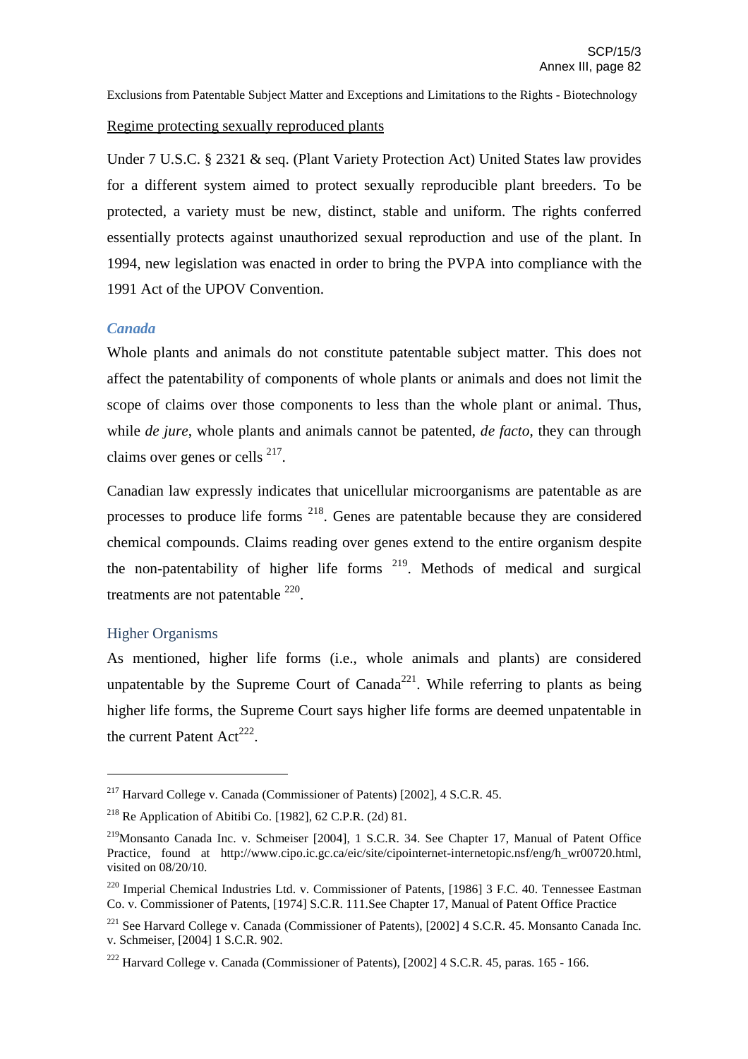Exclusions from Patentable Subject Matter and Exceptions and Limitations to the Rights - Biotechnology

Regime protecting sexually reproduced plants

Under 7 U.S.C. § 2321 & seq. (Plant Variety Protection Act) United States law provides for a different system aimed to protect sexually reproducible plant breeders. To be protected, a variety must be new, distinct, stable and uniform. The rights conferred essentially protects against unauthorized sexual reproduction and use of the plant. In 1994, new legislation was enacted in order to bring the PVPA into compliance with the 1991 Act of the UPOV Convention.

### *Canada*

Whole plants and animals do not constitute patentable subject matter. This does not affect the patentability of components of whole plants or animals and does not limit the scope of claims over those components to less than the whole plant or animal. Thus, while *de jure*, whole plants and animals cannot be patented, *de facto*, they can through claims over genes or cells [217].

Canadian law expressly indicates that unicellular microorganisms are patentable as are processes to produce life forms [218]. Genes are patentable because they are considered chemical compounds. Claims reading over genes extend to the entire organism despite the non-patentability of higher life forms [219]. Methods of medical and surgical treatments are not patentable [220].

#### Higher Organisms

As mentioned, higher life forms (i.e., whole animals and plants) are considered unpatentable by the Supreme Court of Canada[221]. While referring to plants as being higher life forms, the Supreme Court says higher life forms are deemed unpatentable in the current Patent Act[222].

---

[217] Harvard College v. Canada (Commissioner of Patents) [2002], 4 S.C.R. 45.

[218] Re Application of Abitibi Co. [1982], 62 C.P.R. (2d) 81.

[219] Monsanto Canada Inc. v. Schmeiser [2004], 1 S.C.R. 34. See Chapter 17, Manual of Patent Office Practice, found at http://www.cipo.ic.gc.ca/eic/site/cipointernet-internetopic.nsf/eng/h_wr00720.html, visited on 08/20/10.

[220] Imperial Chemical Industries Ltd. v. Commissioner of Patents, [1986] 3 F.C. 40. Tennessee Eastman Co. v. Commissioner of Patents, [1974] S.C.R. 111.See Chapter 17, Manual of Patent Office Practice

[221] See Harvard College v. Canada (Commissioner of Patents), [2002] 4 S.C.R. 45. Monsanto Canada Inc. v. Schmeiser, [2004] 1 S.C.R. 902.

[222] Harvard College v. Canada (Commissioner of Patents), [2002] 4 S.C.R. 45, paras. 165 - 166.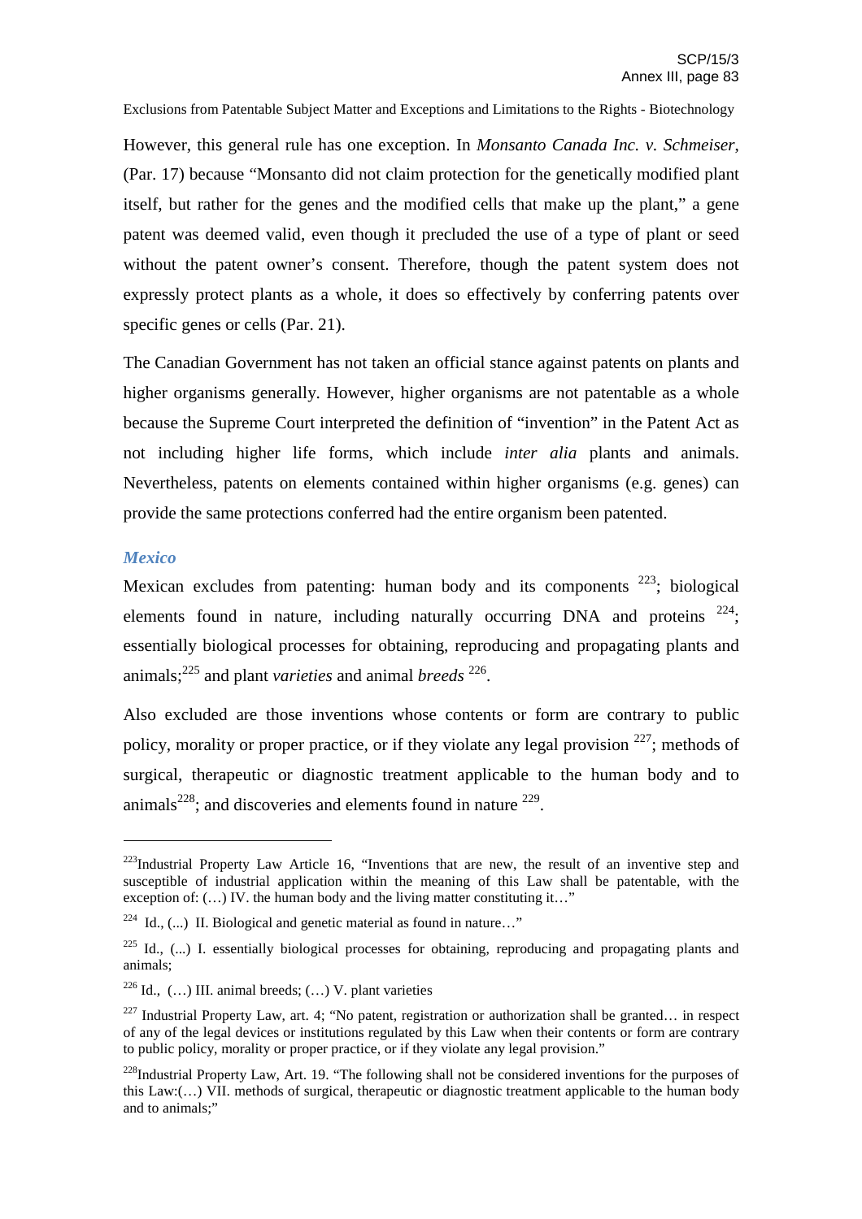However, this general rule has one exception. In *Monsanto Canada Inc. v. Schmeiser*, (Par. 17) because "Monsanto did not claim protection for the genetically modified plant itself, but rather for the genes and the modified cells that make up the plant," a gene patent was deemed valid, even though it precluded the use of a type of plant or seed without the patent owner's consent. Therefore, though the patent system does not expressly protect plants as a whole, it does so effectively by conferring patents over specific genes or cells (Par. 21).

The Canadian Government has not taken an official stance against patents on plants and higher organisms generally. However, higher organisms are not patentable as a whole because the Supreme Court interpreted the definition of "invention" in the Patent Act as not including higher life forms, which include *inter alia* plants and animals. Nevertheless, patents on elements contained within higher organisms (e.g. genes) can provide the same protections conferred had the entire organism been patented.

### *Mexico*

Mexican excludes from patenting: human body and its components [223]; biological elements found in nature, including naturally occurring DNA and proteins [224]; essentially biological processes for obtaining, reproducing and propagating plants and animals;[225] and plant *varieties* and animal *breeds* [226].

Also excluded are those inventions whose contents or form are contrary to public policy, morality or proper practice, or if they violate any legal provision [227]; methods of surgical, therapeutic or diagnostic treatment applicable to the human body and to animals[228]; and discoveries and elements found in nature [229].

---

[223] Industrial Property Law Article 16, "Inventions that are new, the result of an inventive step and susceptible of industrial application within the meaning of this Law shall be patentable, with the exception of: (…) IV. the human body and the living matter constituting it…"

[224] Id., (...) II. Biological and genetic material as found in nature…"

[225] Id., (...) I. essentially biological processes for obtaining, reproducing and propagating plants and animals;

[226] Id., (…) III. animal breeds; (…) V. plant varieties

[227] Industrial Property Law, art. 4; "No patent, registration or authorization shall be granted… in respect of any of the legal devices or institutions regulated by this Law when their contents or form are contrary to public policy, morality or proper practice, or if they violate any legal provision."

[228] Industrial Property Law, Art. 19. "The following shall not be considered inventions for the purposes of this Law:(…) VII. methods of surgical, therapeutic or diagnostic treatment applicable to the human body and to animals;"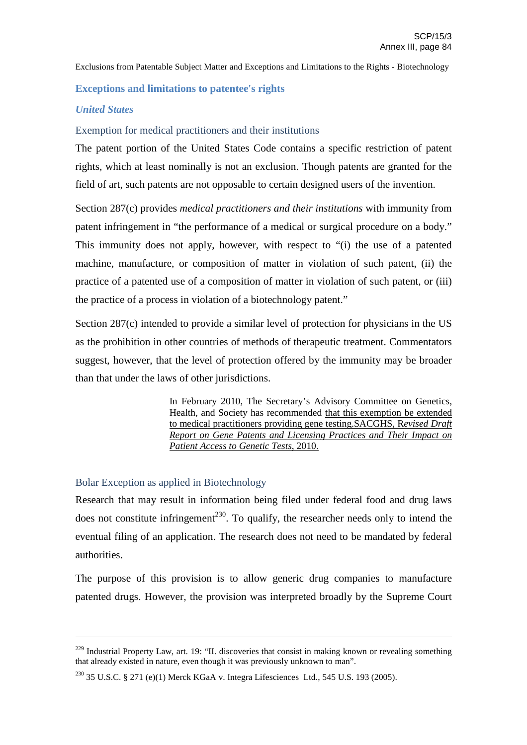Exclusions from Patentable Subject Matter and Exceptions and Limitations to the Rights - Biotechnology

## Exceptions and limitations to patentee's rights

### *United States*

#### Exemption for medical practitioners and their institutions

The patent portion of the United States Code contains a specific restriction of patent rights, which at least nominally is not an exclusion. Though patents are granted for the field of art, such patents are not opposable to certain designed users of the invention.

Section 287(c) provides *medical practitioners and their institutions* with immunity from patent infringement in "the performance of a medical or surgical procedure on a body." This immunity does not apply, however, with respect to "(i) the use of a patented machine, manufacture, or composition of matter in violation of such patent, (ii) the practice of a patented use of a composition of matter in violation of such patent, or (iii) the practice of a process in violation of a biotechnology patent."

Section 287(c) intended to provide a similar level of protection for physicians in the US as the prohibition in other countries of methods of therapeutic treatment. Commentators suggest, however, that the level of protection offered by the immunity may be broader than that under the laws of other jurisdictions.

> In February 2010, The Secretary's Advisory Committee on Genetics, Health, and Society has recommended that this exemption be extended to medical practitioners providing gene testing.SACGHS, R*evised Draft Report on Gene Patents and Licensing Practices and Their Impact on Patient Access to Genetic Tests*, 2010.

#### Bolar Exception as applied in Biotechnology

Research that may result in information being filed under federal food and drug laws does not constitute infringement[230]. To qualify, the researcher needs only to intend the eventual filing of an application. The research does not need to be mandated by federal authorities.

The purpose of this provision is to allow generic drug companies to manufacture patented drugs. However, the provision was interpreted broadly by the Supreme Court

---

[229] Industrial Property Law, art. 19: "II. discoveries that consist in making known or revealing something that already existed in nature, even though it was previously unknown to man".

[230] 35 U.S.C. § 271 (e)(1) Merck KGaA v. Integra Lifesciences Ltd., 545 U.S. 193 (2005).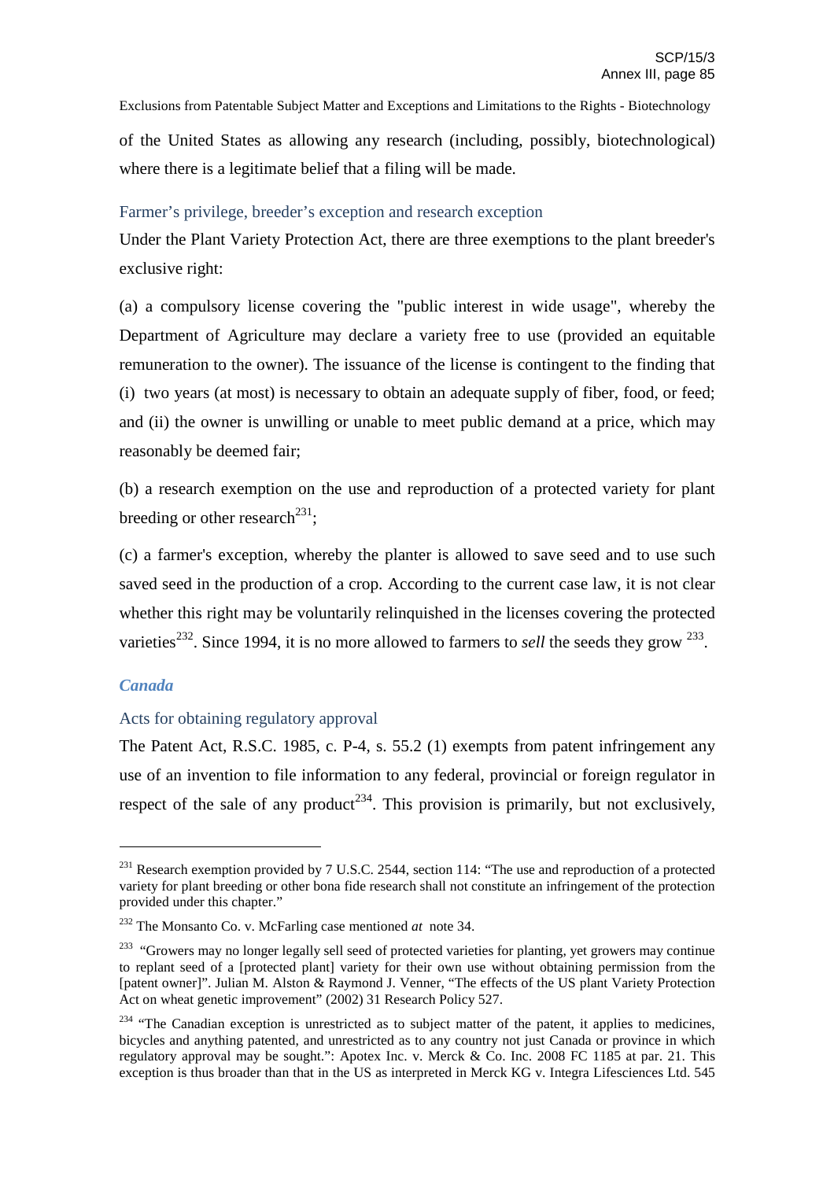of the United States as allowing any research (including, possibly, biotechnological) where there is a legitimate belief that a filing will be made.

### Farmer's privilege, breeder's exception and research exception

Under the Plant Variety Protection Act, there are three exemptions to the plant breeder's exclusive right:

(a) a compulsory license covering the "public interest in wide usage", whereby the Department of Agriculture may declare a variety free to use (provided an equitable remuneration to the owner). The issuance of the license is contingent to the finding that (i) two years (at most) is necessary to obtain an adequate supply of fiber, food, or feed; and (ii) the owner is unwilling or unable to meet public demand at a price, which may reasonably be deemed fair;

(b) a research exemption on the use and reproduction of a protected variety for plant breeding or other research[231];

(c) a farmer's exception, whereby the planter is allowed to save seed and to use such saved seed in the production of a crop. According to the current case law, it is not clear whether this right may be voluntarily relinquished in the licenses covering the protected varieties[232]. Since 1994, it is no more allowed to farmers to *sell* the seeds they grow [233].

## *Canada*

### Acts for obtaining regulatory approval

The Patent Act, R.S.C. 1985, c. P-4, s. 55.2 (1) exempts from patent infringement any use of an invention to file information to any federal, provincial or foreign regulator in respect of the sale of any product[234]. This provision is primarily, but not exclusively,

---

[231] Research exemption provided by 7 U.S.C. 2544, section 114: "The use and reproduction of a protected variety for plant breeding or other bona fide research shall not constitute an infringement of the protection provided under this chapter."

[232] The Monsanto Co. v. McFarling case mentioned *at* note 34.

[233] "Growers may no longer legally sell seed of protected varieties for planting, yet growers may continue to replant seed of a [protected plant] variety for their own use without obtaining permission from the [patent owner]". Julian M. Alston & Raymond J. Venner, "The effects of the US plant Variety Protection Act on wheat genetic improvement" (2002) 31 Research Policy 527.

[234] "The Canadian exception is unrestricted as to subject matter of the patent, it applies to medicines, bicycles and anything patented, and unrestricted as to any country not just Canada or province in which regulatory approval may be sought.": Apotex Inc. v. Merck & Co. Inc. 2008 FC 1185 at par. 21. This exception is thus broader than that in the US as interpreted in Merck KG v. Integra Lifesciences Ltd. 545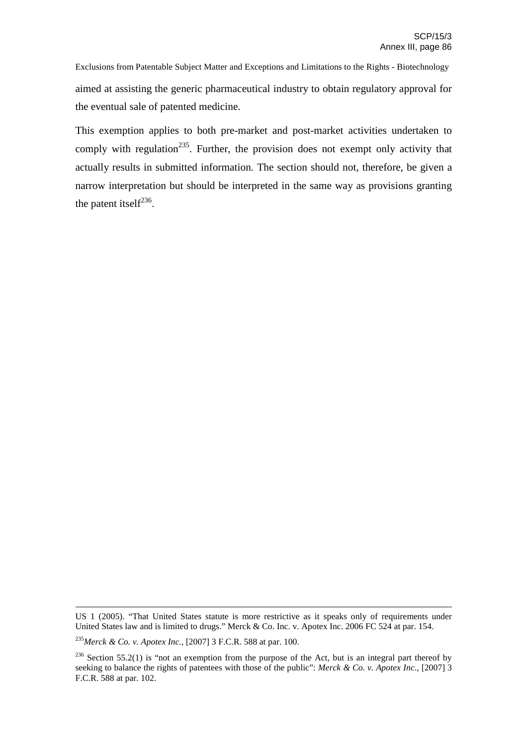aimed at assisting the generic pharmaceutical industry to obtain regulatory approval for the eventual sale of patented medicine.

This exemption applies to both pre-market and post-market activities undertaken to comply with regulation[235]. Further, the provision does not exempt only activity that actually results in submitted information. The section should not, therefore, be given a narrow interpretation but should be interpreted in the same way as provisions granting the patent itself[236].

---

US 1 (2005). "That United States statute is more restrictive as it speaks only of requirements under United States law and is limited to drugs." Merck & Co. Inc. v. Apotex Inc. 2006 FC 524 at par. 154.

[235] *Merck & Co. v. Apotex Inc.*, [2007] 3 F.C.R. 588 at par. 100.

[236] Section 55.2(1) is "not an exemption from the purpose of the Act, but is an integral part thereof by seeking to balance the rights of patentees with those of the public": *Merck & Co. v. Apotex Inc.*, [2007] 3 F.C.R. 588 at par. 102.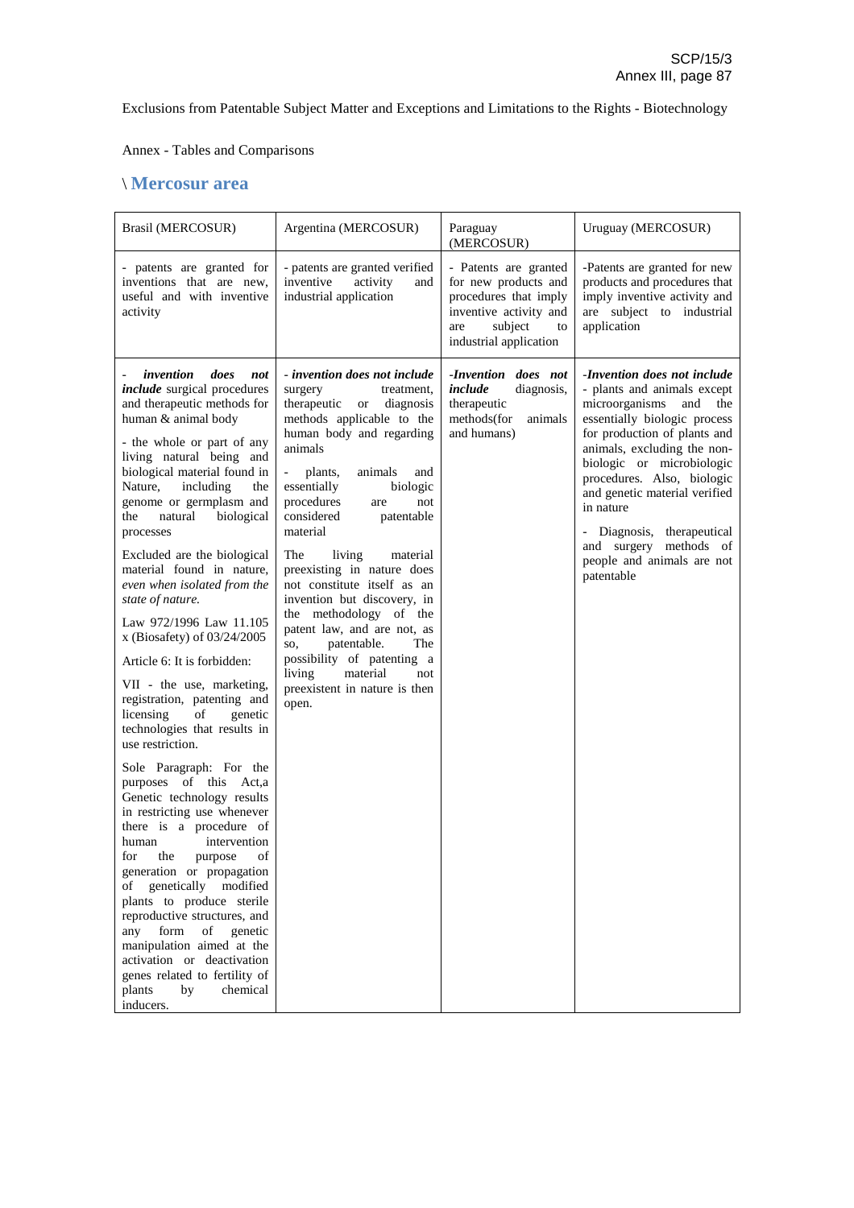Exclusions from Patentable Subject Matter and Exceptions and Limitations to the Rights - Biotechnology

Annex - Tables and Comparisons

## \ Mercosur area

| Brasil (MERCOSUR) | Argentina (MERCOSUR) | Paraguay (MERCOSUR) | Uruguay (MERCOSUR) |
|---|---|---|---|
| - patents are granted for inventions that are new, useful and with inventive activity | - patents are granted verified inventive activity and industrial application | - Patents are granted for new products and procedures that imply inventive activity and are subject to industrial application | -Patents are granted for new products and procedures that imply inventive activity and are subject to industrial application |
| - ***invention does not include*** surgical procedures and therapeutic methods for human & animal body<br><br>- the whole or part of any living natural being and biological material found in Nature, including the genome or germplasm and the natural biological processes<br><br>Excluded are the biological material found in nature, *even when isolated from the state of nature.*<br><br>Law 972/1996 Law 11.105 x (Biosafety) of 03/24/2005<br><br>Article 6: It is forbidden:<br><br>VII - the use, marketing, registration, patenting and licensing of genetic technologies that results in use restriction.<br><br>Sole Paragraph: For the purposes of this Act,a Genetic technology results in restricting use whenever there is a procedure of human intervention for the purpose of generation or propagation of genetically modified plants to produce sterile reproductive structures, and any form of genetic manipulation aimed at the activation or deactivation genes related to fertility of plants by chemical inducers. | ***- invention does not include*** surgery treatment, therapeutic or diagnosis methods applicable to the human body and regarding animals<br><br>- plants, animals and essentially biologic procedures are not considered patentable material<br><br>The living material preexisting in nature does not constitute itself as an invention but discovery, in the methodology of the patent law, and are not, as so, patentable. The possibility of patenting a living material not preexistent in nature is then open. | ***-Invention does not include*** diagnosis, therapeutic methods(for animals and humans) | ***-Invention does not include***<br>- plants and animals except microorganisms and the essentially biologic process for production of plants and animals, excluding the non-biologic or microbiologic procedures. Also, biologic and genetic material verified in nature<br><br>- Diagnosis, therapeutical and surgery methods of people and animals are not patentable |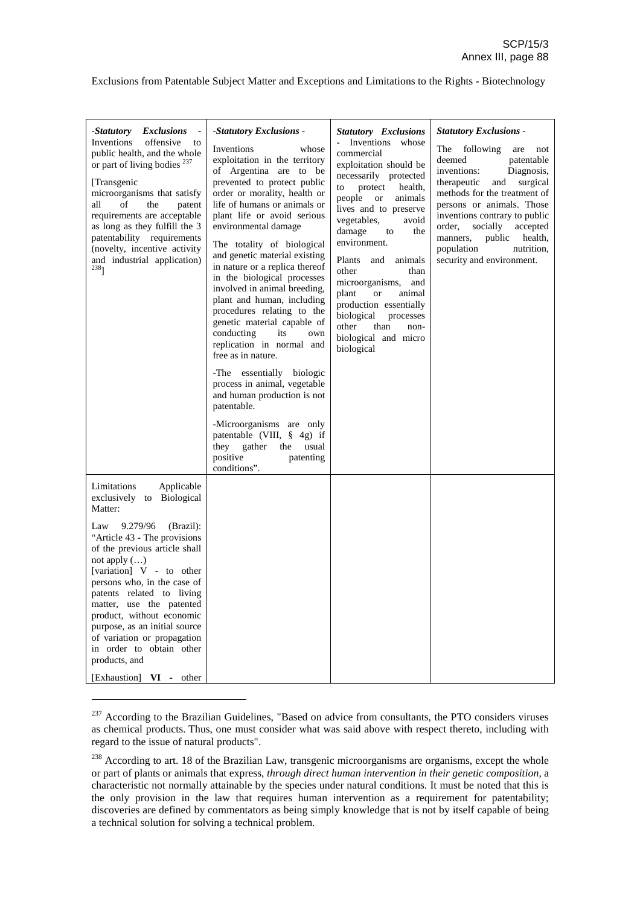Exclusions from Patentable Subject Matter and Exceptions and Limitations to the Rights - Biotechnology

| | | | |
|---|---|---|---|
| -*Statutory Exclusions* - Inventions offensive to public health, and the whole or part of living bodies [237]<br><br>[Transgenic microorganisms that satisfy all of the patent requirements are acceptable as long as they fulfill the 3 patentability requirements (novelty, incentive activity and industrial application) [238]] | -*Statutory Exclusions* -<br><br>Inventions whose exploitation in the territory of Argentina are to be prevented to protect public order or morality, health or life of humans or animals or plant life or avoid serious environmental damage<br><br>The totality of biological and genetic material existing in nature or a replica thereof in the biological processes involved in animal breeding, plant and human, including procedures relating to the genetic material capable of conducting its own replication in normal and free as in nature.<br><br>-The essentially biologic process in animal, vegetable and human production is not patentable.<br><br>-Microorganisms are only patentable (VIII, § 4g) if they gather the usual positive patenting conditions". | ***Statutory Exclusions*** - Inventions whose commercial exploitation should be necessarily protected to protect health, people or animals lives and to preserve vegetables, avoid damage to the environment.<br><br>Plants and animals other than microorganisms, and plant or animal production essentially biological processes other than non-biological and micro biological | ***Statutory Exclusions*** -<br><br>The following are not deemed patentable inventions: Diagnosis, therapeutic and surgical methods for the treatment of persons or animals. Those inventions contrary to public order, socially accepted manners, public health, population nutrition, security and environment. |
| Limitations Applicable exclusively to Biological Matter:<br><br>Law 9.279/96 (Brazil): "Article 43 - The provisions of the previous article shall not apply (…)<br>[variation] V - to other persons who, in the case of patents related to living matter, use the patented product, without economic purpose, as an initial source of variation or propagation in order to obtain other products, and<br><br>[Exhaustion] **VI** - other | | | |

[237] According to the Brazilian Guidelines, "Based on advice from consultants, the PTO considers viruses as chemical products. Thus, one must consider what was said above with respect thereto, including with regard to the issue of natural products".

[238] According to art. 18 of the Brazilian Law, transgenic microorganisms are organisms, except the whole or part of plants or animals that express, *through direct human intervention in their genetic composition*, a characteristic not normally attainable by the species under natural conditions. It must be noted that this is the only provision in the law that requires human intervention as a requirement for patentability; discoveries are defined by commentators as being simply knowledge that is not by itself capable of being a technical solution for solving a technical problem.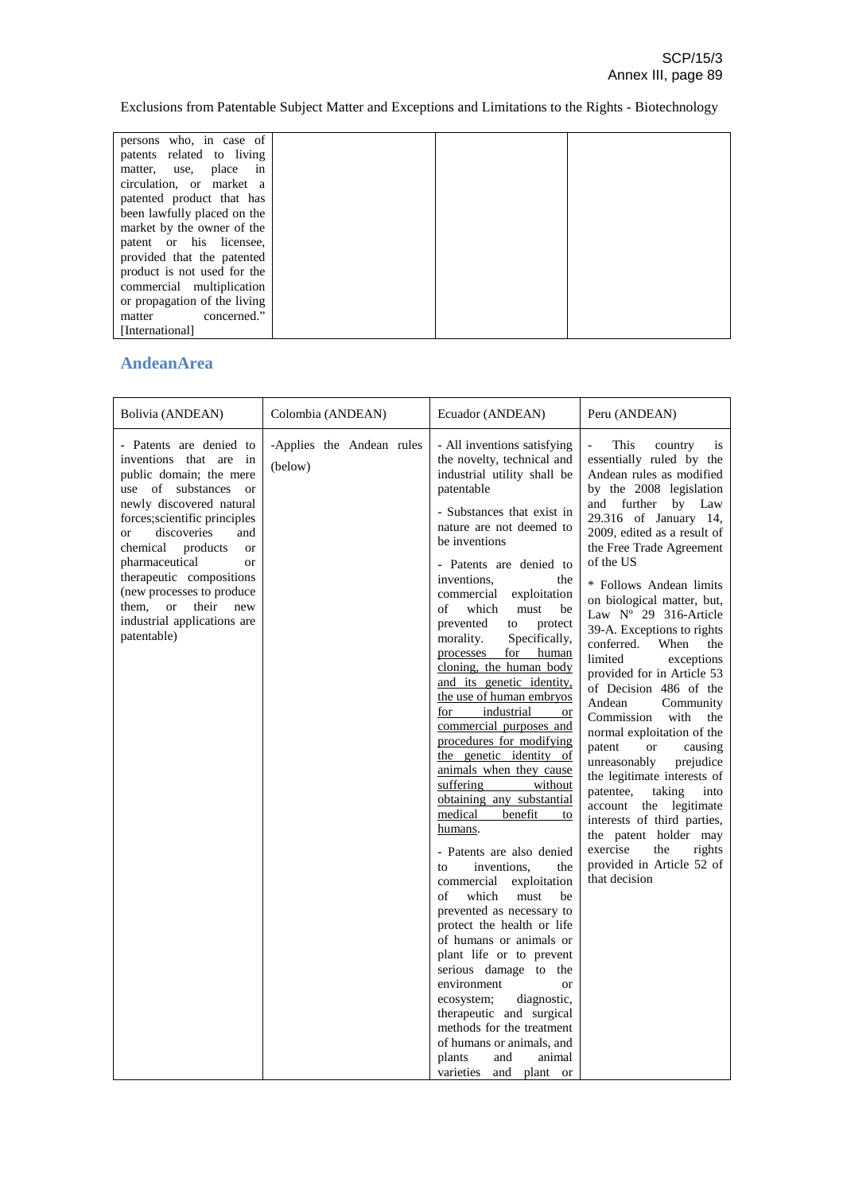Exclusions from Patentable Subject Matter and Exceptions and Limitations to the Rights - Biotechnology

| | | | |
|---|---|---|---|
| persons who, in case of patents related to living matter, use, place in circulation, or market a patented product that has been lawfully placed on the market by the owner of the patent or his licensee, provided that the patented product is not used for the commercial multiplication or propagation of the living matter concerned." [International] | | | |

## AndeanArea

| Bolivia (ANDEAN) | Colombia (ANDEAN) | Ecuador (ANDEAN) | Peru (ANDEAN) |
|---|---|---|---|
| - Patents are denied to inventions that are in public domain; the mere use of substances or newly discovered natural forces;scientific principles or discoveries and chemical products or pharmaceutical or therapeutic compositions (new processes to produce them, or their new industrial applications are patentable) | -Applies the Andean rules (below) | - All inventions satisfying the novelty, technical and industrial utility shall be patentable<br><br>- Substances that exist in nature are not deemed to be inventions<br><br>- Patents are denied to inventions, the commercial exploitation of which must be prevented to protect morality. Specifically, processes for human cloning, the human body and its genetic identity, the use of human embryos for industrial or commercial purposes and procedures for modifying the genetic identity of animals when they cause suffering without obtaining any substantial medical benefit to humans.<br><br>- Patents are also denied to inventions, the commercial exploitation of which must be prevented as necessary to protect the health or life of humans or animals or plant life or to prevent serious damage to the environment or ecosystem; diagnostic, therapeutic and surgical methods for the treatment of humans or animals, and plants and animal varieties and plant or | - This country is essentially ruled by the Andean rules as modified by the 2008 legislation and further by Law 29.316 of January 14, 2009, edited as a result of the Free Trade Agreement of the US<br><br>* Follows Andean limits on biological matter, but, Law Nº 29 316-Article 39-A. Exceptions to rights conferred. When the limited exceptions provided for in Article 53 of Decision 486 of the Andean Community Commission with the normal exploitation of the patent or causing unreasonably prejudice the legitimate interests of patentee, taking into account the legitimate interests of third parties, the patent holder may exercise the rights provided in Article 52 of that decision |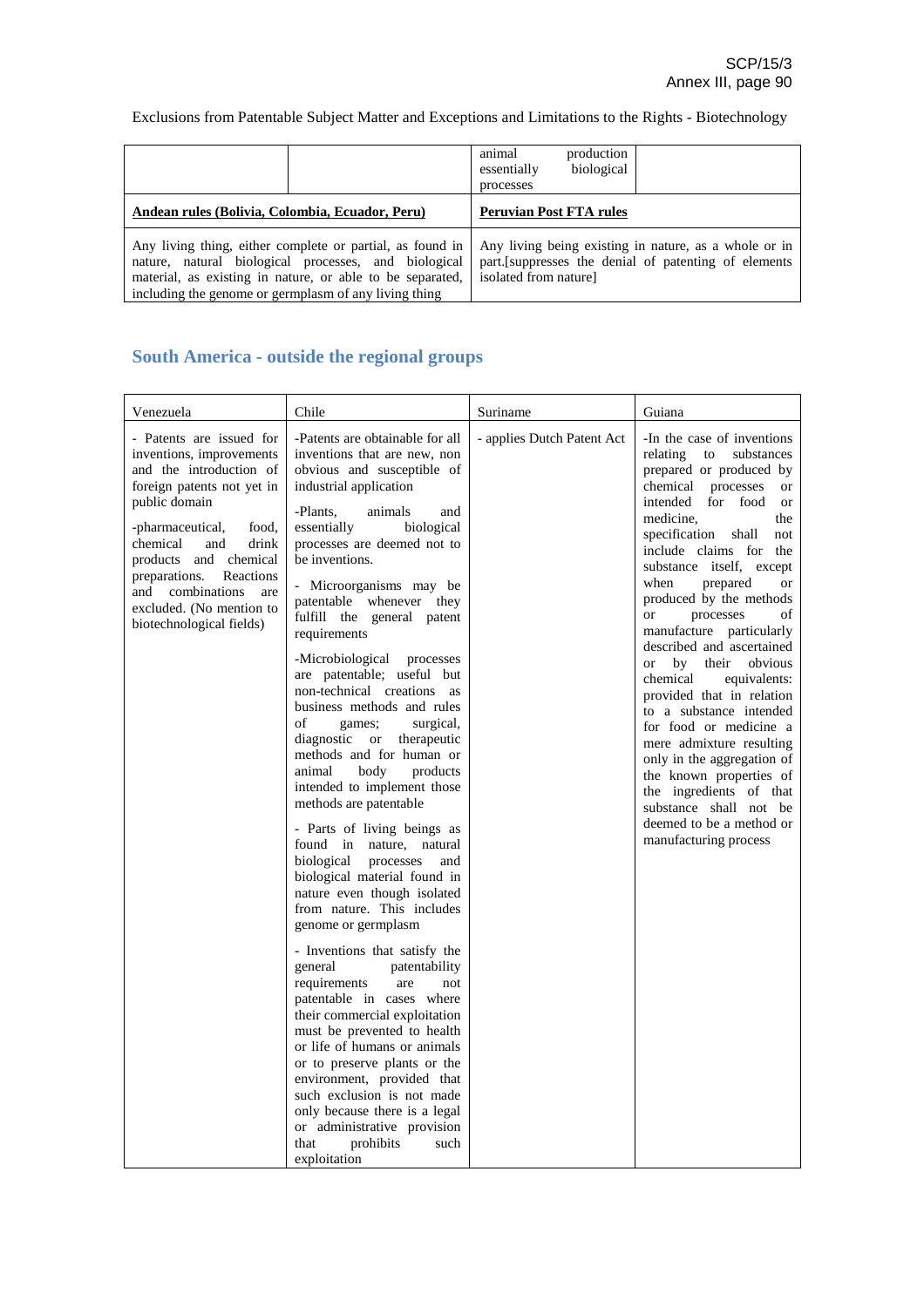Exclusions from Patentable Subject Matter and Exceptions and Limitations to the Rights - Biotechnology

| | | | |
|---|---|---|---|
| | | animal production essentially biological processes | |
| **Andean rules (Bolivia, Colombia, Ecuador, Peru)** | | **Peruvian Post FTA rules** | |
| Any living thing, either complete or partial, as found in nature, natural biological processes, and biological material, as existing in nature, or able to be separated, including the genome or germplasm of any living thing | | Any living being existing in nature, as a whole or in part.[suppresses the denial of patenting of elements isolated from nature] | |

## South America - outside the regional groups

| Venezuela | Chile | Suriname | Guiana |
|---|---|---|---|
| - Patents are issued for inventions, improvements and the introduction of foreign patents not yet in public domain<br><br>-pharmaceutical, food, chemical and drink products and chemical preparations. Reactions and combinations are excluded. (No mention to biotechnological fields) | -Patents are obtainable for all inventions that are new, non obvious and susceptible of industrial application<br><br>-Plants, animals and essentially biological processes are deemed not to be inventions.<br><br>- Microorganisms may be patentable whenever they fulfill the general patent requirements<br><br>-Microbiological processes are patentable; useful but non-technical creations as business methods and rules of games; surgical, diagnostic or therapeutic methods and for human or animal body products intended to implement those methods are patentable<br><br>- Parts of living beings as found in nature, natural biological processes and biological material found in nature even though isolated from nature. This includes genome or germplasm<br><br>- Inventions that satisfy the general patentability requirements are not patentable in cases where their commercial exploitation must be prevented to health or life of humans or animals or to preserve plants or the environment, provided that such exclusion is not made only because there is a legal or administrative provision that prohibits such exploitation | - applies Dutch Patent Act | -In the case of inventions relating to substances prepared or produced by chemical processes or intended for food or medicine, the specification shall not include claims for the substance itself, except when prepared or produced by the methods or processes of manufacture particularly described and ascertained or by their obvious chemical equivalents: provided that in relation to a substance intended for food or medicine a mere admixture resulting only in the aggregation of the known properties of the ingredients of that substance shall not be deemed to be a method or manufacturing process |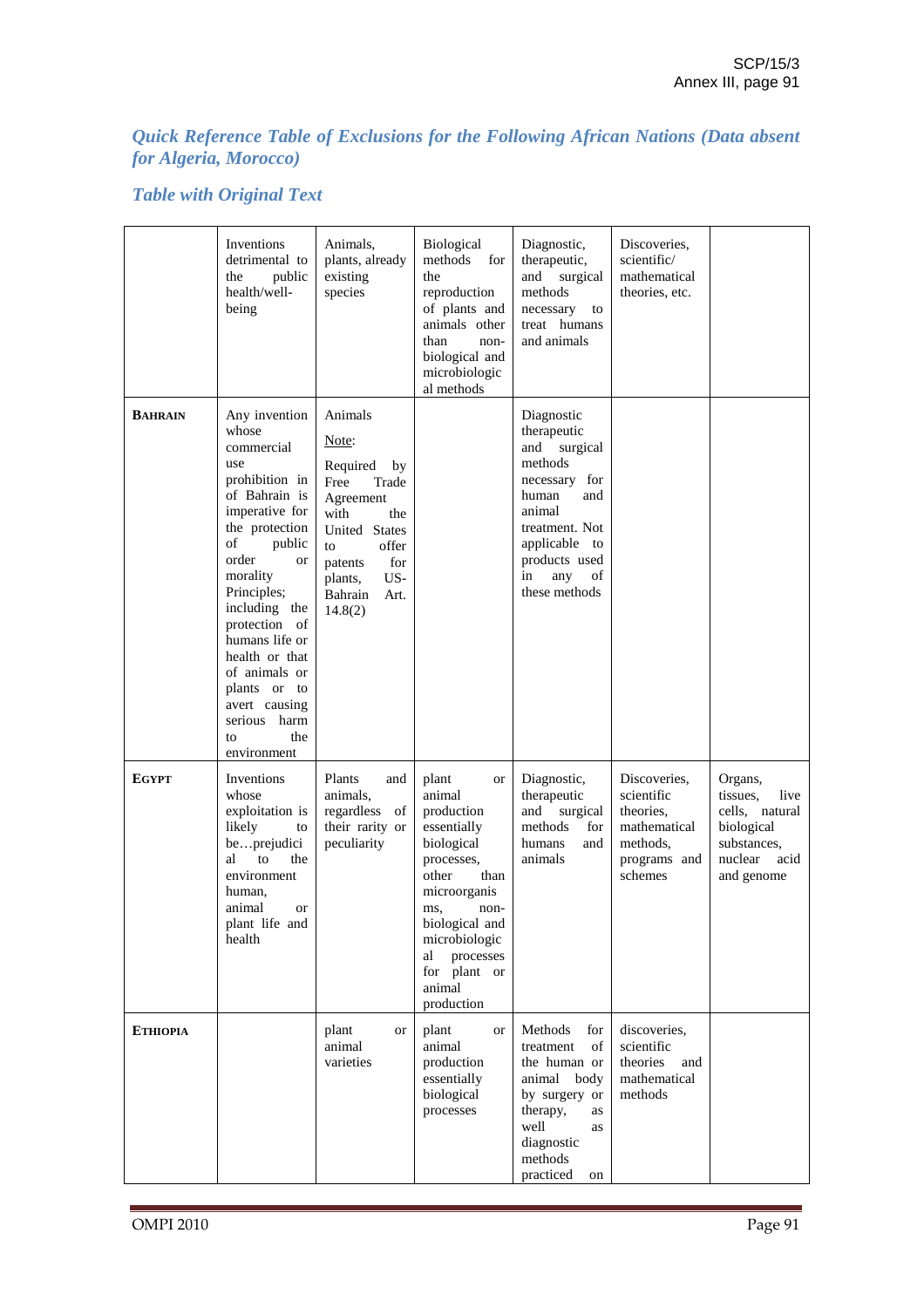## *Quick Reference Table of Exclusions for the Following African Nations (Data absent for Algeria, Morocco)*

## *Table with Original Text*

| | Inventions detrimental to the public health/well-being | Animals, plants, already existing species | Biological methods for the reproduction of plants and animals other than non-biological and microbiological methods | Diagnostic, therapeutic, and surgical methods necessary to treat humans and animals | Discoveries, scientific/ mathematical theories, etc. | |
|---|---|---|---|---|---|---|
| **BAHRAIN** | Any invention whose commercial use prohibition in of Bahrain is imperative for the protection of public order or morality Principles; including the protection of humans life or health or that of animals or plants or to avert causing serious harm to the environment | Animals<br><br>Note:<br><br>Required by Free Trade Agreement with the United States to offer patents for plants, US-Bahrain Art. 14.8(2) | | Diagnostic therapeutic and surgical methods necessary for human and animal treatment. Not applicable to products used in any of these methods | | |
| **EGYPT** | Inventions whose exploitation is likely to be…prejudicial to the environment human, animal or plant life and health | Plants and animals, regardless of their rarity or peculiarity | plant or animal production essentially biological processes, other than microorganisms, non-biological and microbiological processes for plant or animal production | Diagnostic, therapeutic and surgical methods for humans and animals | Discoveries, scientific theories, mathematical methods, programs and schemes | Organs, tissues, live cells, natural biological substances, nuclear acid and genome |
| **ETHIOPIA** | | plant or animal varieties | plant or animal production essentially biological processes | Methods for treatment of the human or animal body by surgery or therapy, as well as diagnostic methods practiced on | discoveries, scientific theories and mathematical methods | |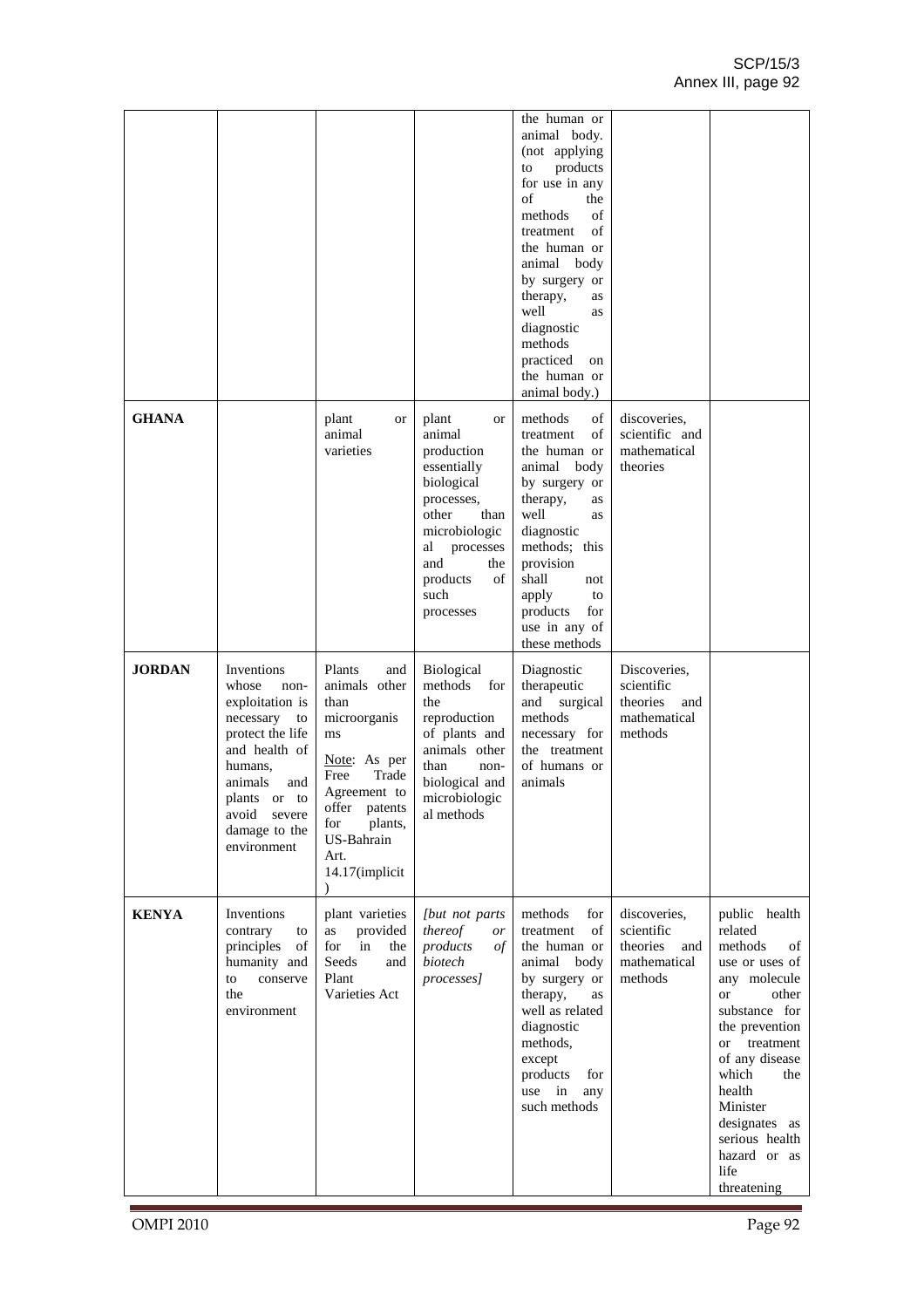| | | | | | | |
|---|---|---|---|---|---|---|
| | | | | the human or animal body. (not applying to products for use in any of the methods of treatment of the human or animal body by surgery or therapy, as well as diagnostic methods practiced on the human or animal body.) | | |
| **GHANA** | | plant or animal varieties | plant or animal production essentially biological processes, other than microbiological processes and the products of such processes | methods of treatment of the human or animal body by surgery or therapy, as well as diagnostic methods; this provision shall not apply to products for use in any of these methods | discoveries, scientific and mathematical theories | |
| **JORDAN** | Inventions whose non-exploitation is necessary to protect the life and health of humans, animals and plants or to avoid severe damage to the environment | Plants and animals other than microorganisms<br><br>Note: As per Free Trade Agreement to offer patents for plants, US-Bahrain Art. 14.17(implicit) | Biological methods for the reproduction of plants and animals other than non-biological and microbiological methods | Diagnostic therapeutic and surgical methods necessary for the treatment of humans or animals | Discoveries, scientific theories and mathematical methods | |
| **KENYA** | Inventions contrary to principles of humanity and to conserve the environment | plant varieties as provided for in the Seeds and Plant Varieties Act | *[but not parts thereof or products of biotech processes]* | methods for treatment of the human or animal body by surgery or therapy, as well as related diagnostic methods, except products for use in any such methods | discoveries, scientific theories and mathematical methods | public health related methods of use or uses of any molecule or other substance for the prevention or treatment of any disease which the health Minister designates as serious health hazard or as life threatening |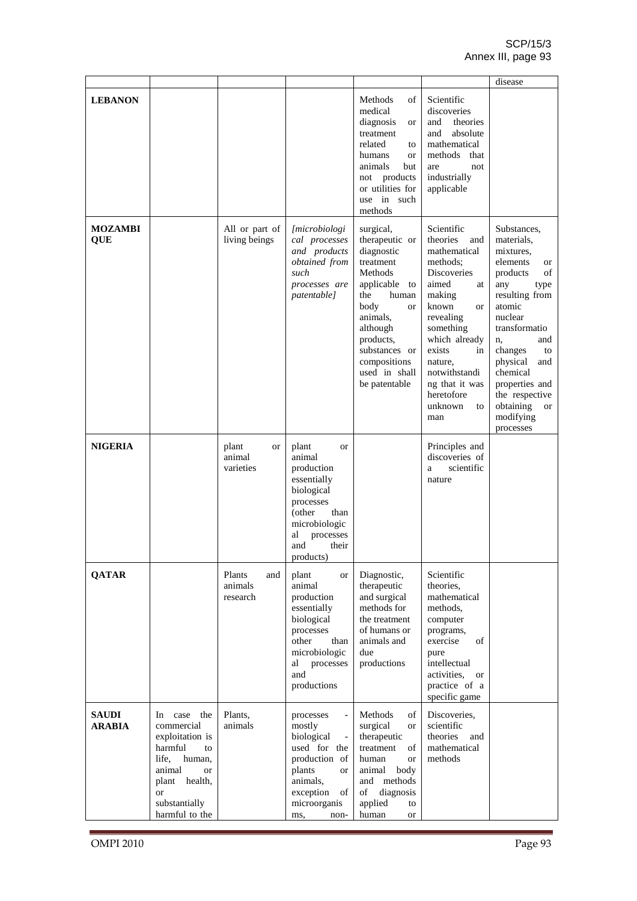| | | | | | | disease |
|---|---|---|---|---|---|---|
| **LEBANON** | | | | Methods of medical diagnosis or treatment related to humans or animals but not products or utilities for use in such methods | Scientific discoveries and theories and absolute mathematical methods that are not industrially applicable | |
| **MOZAMBIQUE** | | All or part of living beings | *[microbiological processes and products obtained from such processes are patentable]* | surgical, therapeutic or diagnostic treatment Methods applicable to the human body or animals, although products, substances or compositions used in shall be patentable | Scientific theories and mathematical methods; Discoveries aimed at making known or revealing something which already exists in nature, notwithstanding that it was heretofore unknown to man | Substances, materials, mixtures, elements or products of any type resulting from atomic nuclear transformation, and changes to physical and chemical properties and the respective obtaining or modifying processes |
| **NIGERIA** | | plant or animal varieties | plant or animal production essentially biological processes (other than microbiological processes and their products) | | Principles and discoveries of a scientific nature | |
| **QATAR** | | Plants and animals research | plant or animal production essentially biological processes other than microbiological processes and productions | Diagnostic, therapeutic and surgical methods for the treatment of humans or animals and due productions | Scientific theories, mathematical methods, computer programs, exercise of pure intellectual activities, or practice of a specific game | |
| **SAUDI ARABIA** | In case the commercial exploitation is harmful to life, human, animal or plant health, or substantially harmful to the | Plants, animals | processes - mostly biological - used for the production of plants or animals, exception of microorganisms, non- | Methods of surgical or therapeutic treatment of human or animal body and methods of diagnosis applied to human or | Discoveries, scientific theories and mathematical methods | |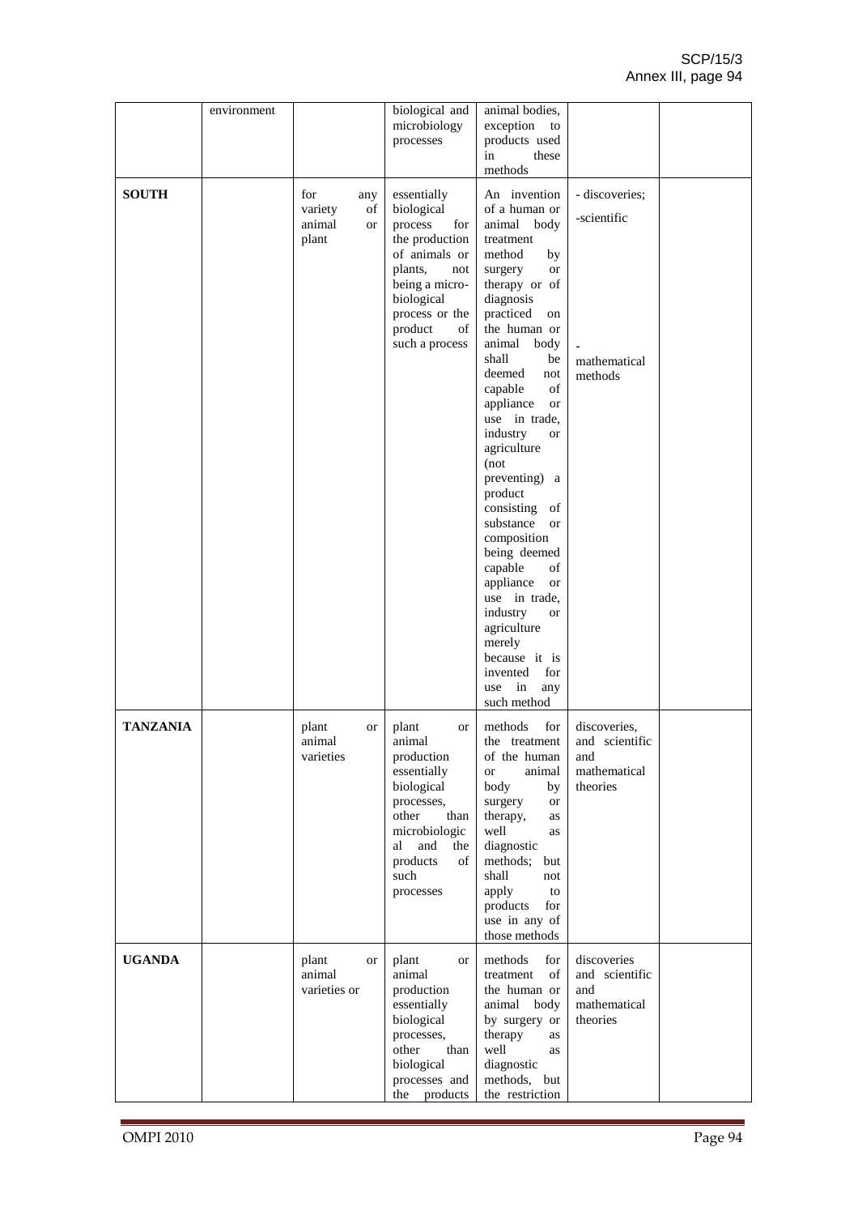| | | | | | | |
|---|---|---|---|---|---|---|
| | environment | | biological and microbiology processes | animal bodies, exception to products used in these methods | | |
| **SOUTH** | | for any variety of animal or plant | essentially biological process for the production of animals or plants, not being a micro-biological process or the product of such a process | An invention of a human or animal body treatment method by surgery or therapy or of diagnosis practiced on the human or animal body shall be deemed not capable of appliance or use in trade, industry or agriculture (not preventing) a product consisting of substance or composition being deemed capable of appliance or use in trade, industry or agriculture merely because it is invented for use in any such method | - discoveries; -scientific - mathematical methods | |
| **TANZANIA** | | plant or animal varieties | plant or animal production essentially biological processes, other than microbiological and the products of such processes | methods for the treatment of the human or animal body by surgery or therapy, as well as diagnostic methods; but shall not apply to products for use in any of those methods | discoveries, and scientific and mathematical theories | |
| **UGANDA** | | plant or animal varieties or | plant or animal production essentially biological processes, other than biological processes and the products | methods for treatment of the human or animal body by surgery or therapy as well as diagnostic methods, but the restriction | discoveries and scientific and mathematical theories | |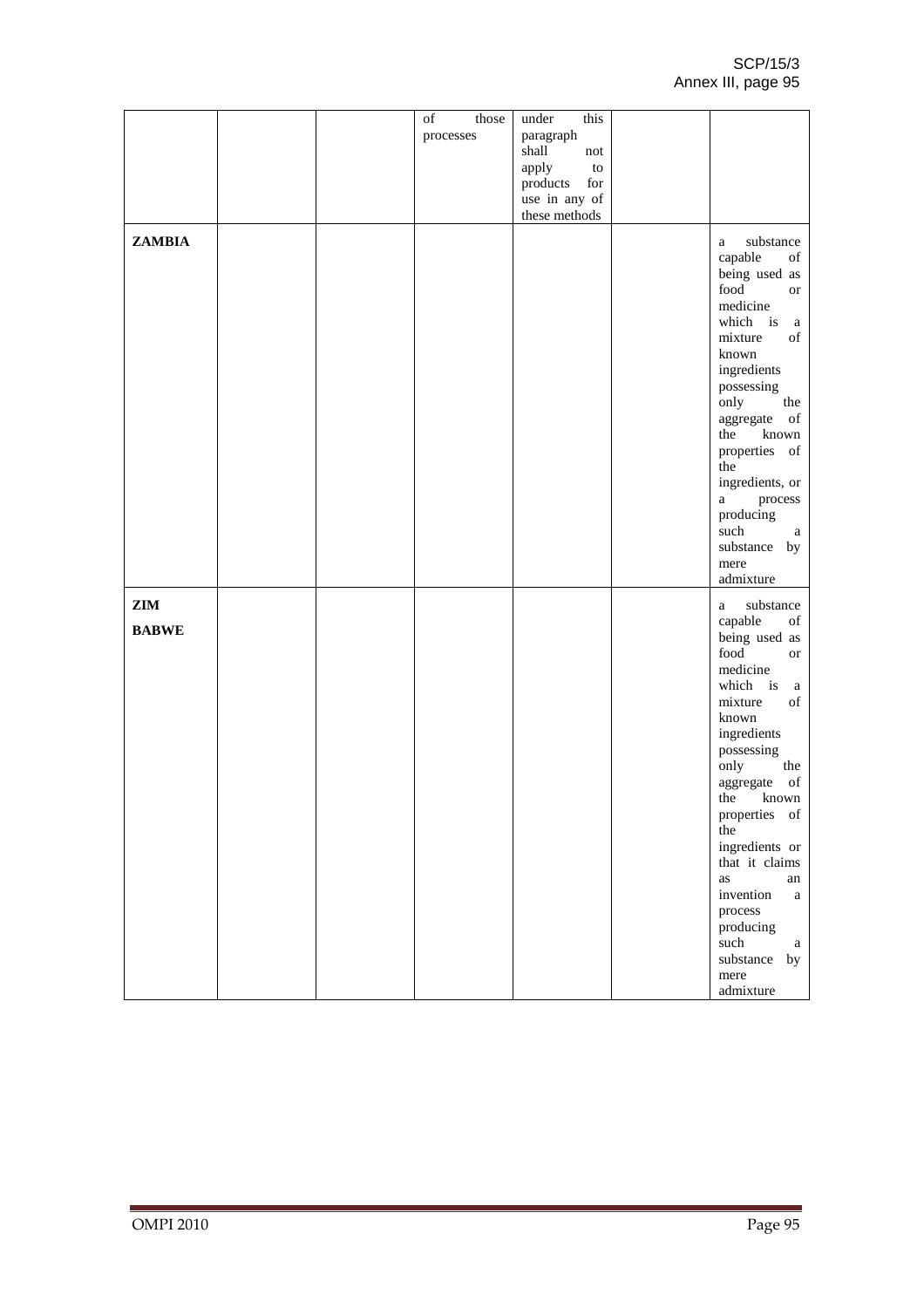| | | | | | | |
|---|---|---|---|---|---|---|
| | | | of those processes | under this paragraph shall not apply to products for use in any of these methods | | |
| **ZAMBIA** | | | | | | a substance capable of being used as food or medicine which is a mixture of known ingredients possessing only the aggregate of the known properties of the ingredients, or a process producing such a substance by mere admixture |
| **ZIM BABWE** | | | | | | a substance capable of being used as food or medicine which is a mixture of known ingredients possessing only the aggregate of the known properties of the ingredients or that it claims as an invention a process producing such a substance by mere admixture |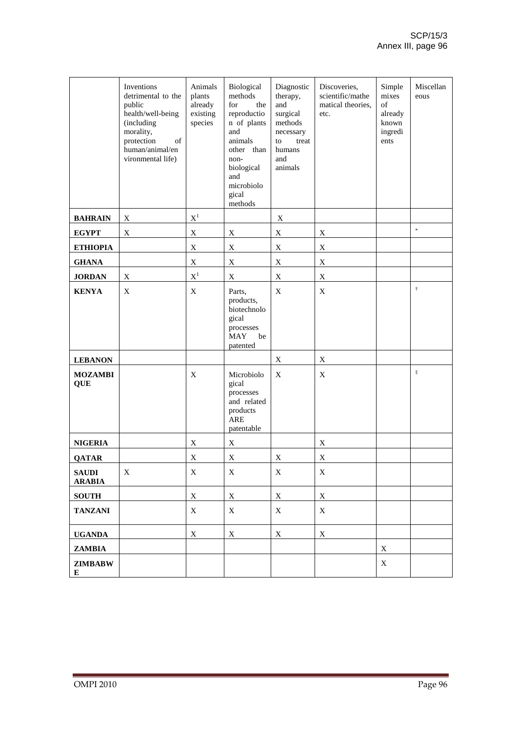| | Inventions detrimental to the public health/well-being (including morality, protection of human/animal/environmental life) | Animals plants already existing species | Biological methods for the reproduction of plants and animals other than non-biological and microbiological methods | Diagnostic therapy, and surgical methods necessary to treat humans and animals | Discoveries, scientific/mathematical theories, etc. | Simple mixes of already known ingredients | Miscellaneous |
|---|---|---|---|---|---|---|---|
| **BAHRAIN** | X | X[1] | | X | | | |
| **EGYPT** | X | X | X | X | X | | * |
| **ETHIOPIA** | | X | X | X | X | | |
| **GHANA** | | X | X | X | X | | |
| **JORDAN** | X | X[1] | X | X | X | | |
| **KENYA** | X | X | Parts, products, biotechnological processes MAY be patented | X | X | | † |
| **LEBANON** | | | | X | X | | |
| **MOZAMBIQUE** | | X | Microbiological processes and related products ARE patentable | X | X | | ‡ |
| **NIGERIA** | | X | X | | X | | |
| **QATAR** | | X | X | X | X | | |
| **SAUDI ARABIA** | X | X | X | X | X | | |
| **SOUTH** | | X | X | X | X | | |
| **TANZANI** | | X | X | X | X | | |
| **UGANDA** | | X | X | X | X | | |
| **ZAMBIA** | | | | | | X | |
| **ZIMBABWE** | | | | | | X | |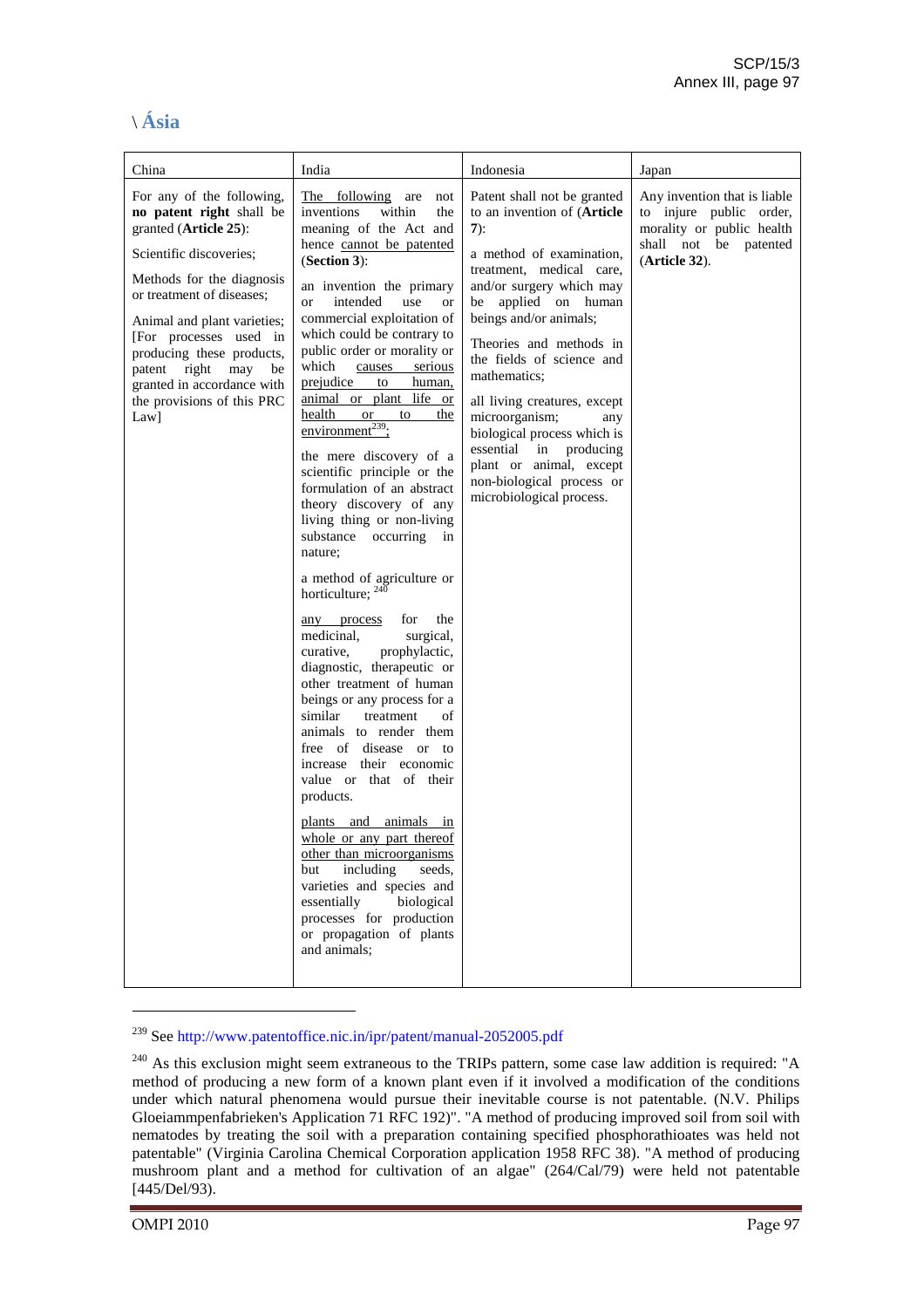# \ Ásia

| China | India | Indonesia | Japan |
|---|---|---|---|
| For any of the following, **no patent right** shall be granted (**Article 25**):<br><br>Scientific discoveries;<br><br>Methods for the diagnosis or treatment of diseases;<br><br>Animal and plant varieties; [For processes used in producing these products, patent right may be granted in accordance with the provisions of this PRC Law] | The following are not inventions within the meaning of the Act and hence cannot be patented (**Section 3**):<br><br>an invention the primary or intended use or commercial exploitation of which could be contrary to public order or morality or which causes serious prejudice to human, animal or plant life or health or to the environment[239];<br><br>the mere discovery of a scientific principle or the formulation of an abstract theory discovery of any living thing or non-living substance occurring in nature;<br><br>a method of agriculture or horticulture; [240]<br><br>any process for the medicinal, surgical, curative, prophylactic, diagnostic, therapeutic or other treatment of human beings or any process for a similar treatment of animals to render them free of disease or to increase their economic value or that of their products.<br><br>plants and animals in whole or any part thereof other than microorganisms but including seeds, varieties and species and essentially biological processes for production or propagation of plants and animals; | Patent shall not be granted to an invention of (**Article 7**):<br><br>a method of examination, treatment, medical care, and/or surgery which may be applied on human beings and/or animals;<br><br>Theories and methods in the fields of science and mathematics;<br><br>all living creatures, except microorganism; any biological process which is essential in producing plant or animal, except non-biological process or microbiological process. | Any invention that is liable to injure public order, morality or public health shall not be patented (**Article 32**). |

[239] See http://www.patentoffice.nic.in/ipr/patent/manual-2052005.pdf

[240] As this exclusion might seem extraneous to the TRIPs pattern, some case law addition is required: "A method of producing a new form of a known plant even if it involved a modification of the conditions under which natural phenomena would pursue their inevitable course is not patentable. (N.V. Philips Gloeiammpenfabrieken's Application 71 RFC 192)". "A method of producing improved soil from soil with nematodes by treating the soil with a preparation containing specified phosphorathioates was held not patentable" (Virginia Carolina Chemical Corporation application 1958 RFC 38). "A method of producing mushroom plant and a method for cultivation of an algae" (264/Cal/79) were held not patentable [445/Del/93).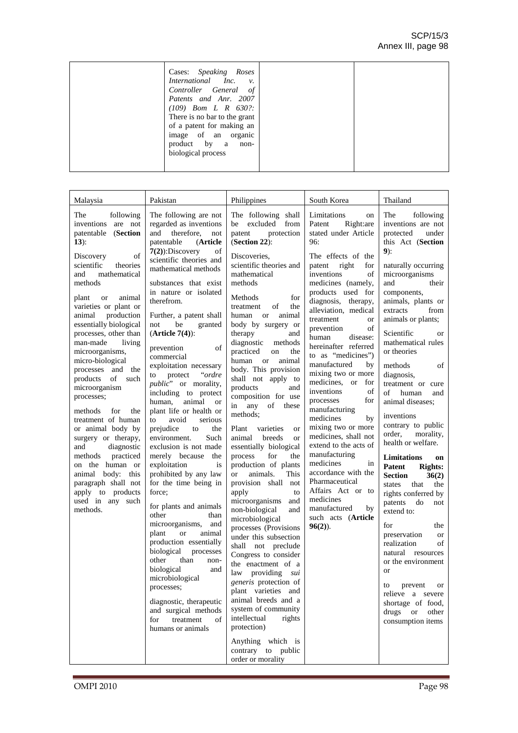| | | | |
|---|---|---|---|
| | Cases: *Speaking Roses International Inc. v. Controller General of Patents and Anr. 2007 (109) Bom L R 630?:* There is no bar to the grant of a patent for making an image of an organic product by a non-biological process | | |

| Malaysia | Pakistan | Philippines | South Korea | Thailand |
|---|---|---|---|---|
| The following inventions are not patentable (**Section 13**):<br><br>Discovery of scientific theories and mathematical methods<br><br>plant or animal varieties or plant or animal production essentially biological processes, other than man-made living microorganisms, micro-biological processes and the products of such microorganism processes;<br><br>methods for the treatment of human or animal body by surgery or therapy, and diagnostic methods practiced on the human or animal body: this paragraph shall not apply to products used in any such methods. | The following are not regarded as inventions and therefore, not patentable (**Article 7(2)**):Discovery of scientific theories and mathematical methods<br><br>substances that exist in nature or isolated therefrom.<br><br>Further, a patent shall not be granted (**Article 7(4)**):<br><br>prevention of commercial exploitation necessary to protect "*ordre public*" or morality, including to protect human, animal or plant life or health or to avoid serious prejudice to the environment. Such exclusion is not made merely because the exploitation is prohibited by any law for the time being in force;<br><br>for plants and animals other than microorganisms, and plant or animal production essentially biological processes other than non-biological and microbiological processes;<br><br>diagnostic, therapeutic and surgical methods for treatment of humans or animals | The following shall be excluded from patent protection (**Section 22**):<br><br>Discoveries, scientific theories and mathematical methods<br><br>Methods for treatment of the human or animal body by surgery or therapy and diagnostic methods practiced on the human or animal body. This provision shall not apply to products and composition for use in any of these methods;<br><br>Plant varieties or animal breeds or essentially biological process for the production of plants or animals. This provision shall not apply to microorganisms and non-biological and microbiological processes (Provisions under this subsection shall not preclude Congress to consider the enactment of a law providing *sui generis* protection of plant varieties and animal breeds and a system of community intellectual rights protection)<br><br>Anything which is contrary to public order or morality | Limitations on Patent Right:are stated under Article 96:<br><br>The effects of the patent right for inventions of medicines (namely, products used for diagnosis, therapy, alleviation, medical treatment or prevention of human disease: hereinafter referred to as "medicines") manufactured by mixing two or more medicines, or for inventions of processes for manufacturing medicines by mixing two or more medicines, shall not extend to the acts of manufacturing medicines in accordance with the Pharmaceutical Affairs Act or to medicines manufactured by such acts (**Article 96(2)**). | The following inventions are not protected under this Act (**Section 9**):<br><br>naturally occurring microorganisms and their components, animals, plants or extracts from animals or plants;<br><br>Scientific or mathematical rules or theories<br><br>methods of diagnosis, treatment or cure of human and animal diseases;<br><br>inventions contrary to public order, morality, health or welfare.<br><br>**Limitations on Patent Rights: Section 36(2)** states that the rights conferred by patents do not extend to:<br><br>for the preservation or realization of natural resources or the environment or<br><br>to prevent or relieve a severe shortage of food, drugs or other consumption items |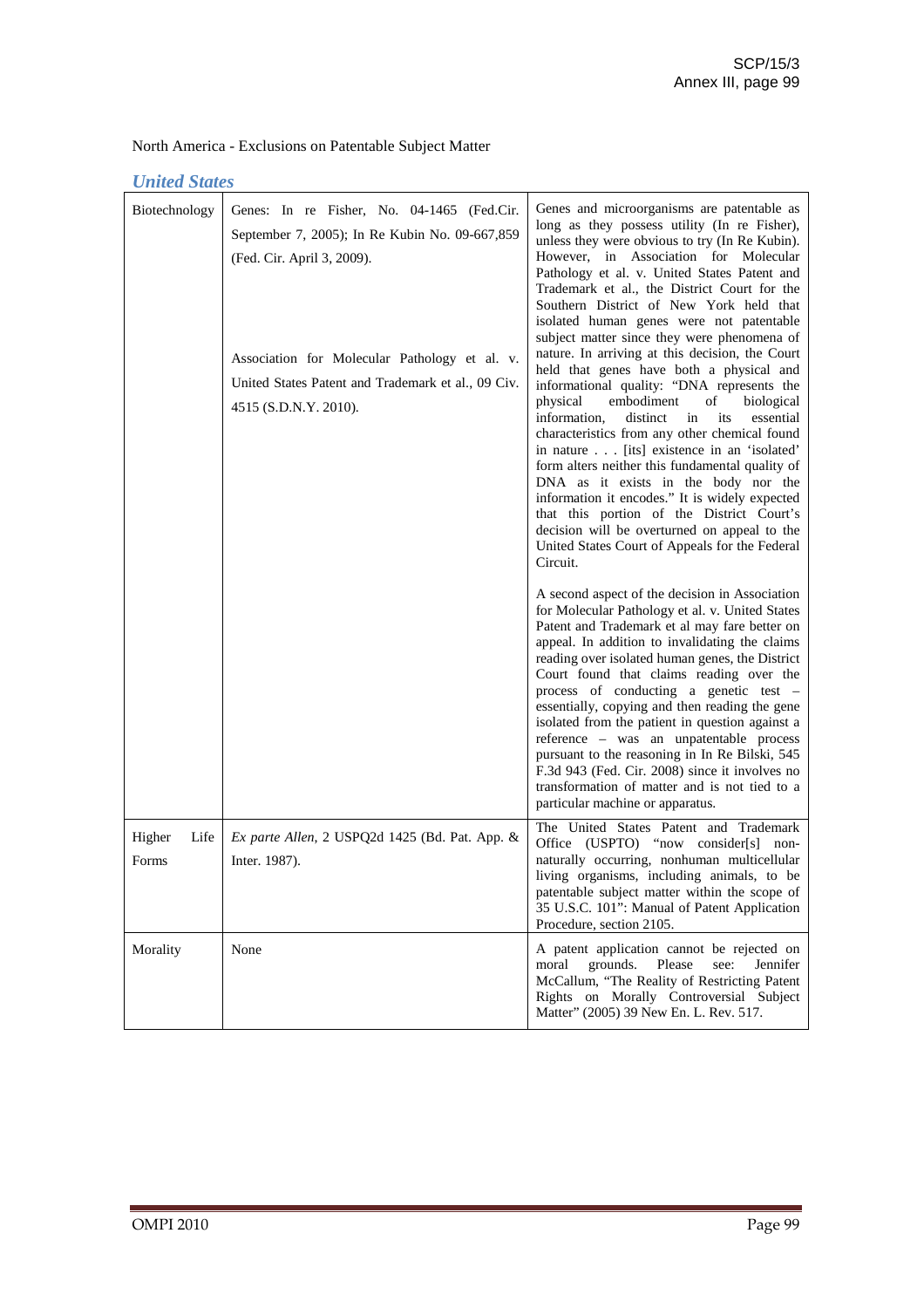North America - Exclusions on Patentable Subject Matter

### *United States*

| | | |
|---|---|---|
| Biotechnology | Genes: In re Fisher, No. 04-1465 (Fed.Cir. September 7, 2005); In Re Kubin No. 09-667,859 (Fed. Cir. April 3, 2009).<br><br>Association for Molecular Pathology et al. v. United States Patent and Trademark et al., 09 Civ. 4515 (S.D.N.Y. 2010). | Genes and microorganisms are patentable as long as they possess utility (In re Fisher), unless they were obvious to try (In Re Kubin). However, in Association for Molecular Pathology et al. v. United States Patent and Trademark et al., the District Court for the Southern District of New York held that isolated human genes were not patentable subject matter since they were phenomena of nature. In arriving at this decision, the Court held that genes have both a physical and informational quality: "DNA represents the physical embodiment of biological information, distinct in its essential characteristics from any other chemical found in nature . . . [its] existence in an 'isolated' form alters neither this fundamental quality of DNA as it exists in the body nor the information it encodes." It is widely expected that this portion of the District Court's decision will be overturned on appeal to the United States Court of Appeals for the Federal Circuit.<br><br>A second aspect of the decision in Association for Molecular Pathology et al. v. United States Patent and Trademark et al may fare better on appeal. In addition to invalidating the claims reading over isolated human genes, the District Court found that claims reading over the process of conducting a genetic test – essentially, copying and then reading the gene isolated from the patient in question against a reference – was an unpatentable process pursuant to the reasoning in In Re Bilski, 545 F.3d 943 (Fed. Cir. 2008) since it involves no transformation of matter and is not tied to a particular machine or apparatus. |
| Higher Life Forms | *Ex parte Allen*, 2 USPQ2d 1425 (Bd. Pat. App. & Inter. 1987). | The United States Patent and Trademark Office (USPTO) "now consider[s] non-naturally occurring, nonhuman multicellular living organisms, including animals, to be patentable subject matter within the scope of 35 U.S.C. 101": Manual of Patent Application Procedure, section 2105. |
| Morality | None | A patent application cannot be rejected on moral grounds. Please see: Jennifer McCallum, "The Reality of Restricting Patent Rights on Morally Controversial Subject Matter" (2005) 39 New En. L. Rev. 517. |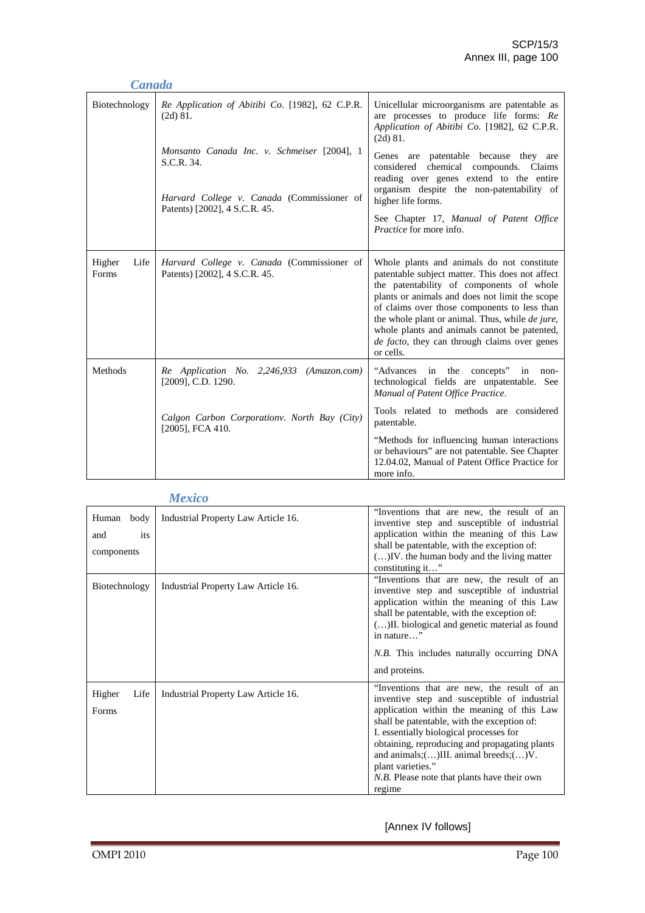### *Canada*

| | | |
|---|---|---|
| Biotechnology | *Re Application of Abitibi Co.* [1982], 62 C.P.R. (2d) 81.<br><br>*Monsanto Canada Inc. v. Schmeiser* [2004], 1 S.C.R. 34.<br><br>*Harvard College v. Canada* (Commissioner of Patents) [2002], 4 S.C.R. 45. | Unicellular microorganisms are patentable as are processes to produce life forms: *Re Application of Abitibi Co.* [1982], 62 C.P.R. (2d) 81.<br><br>Genes are patentable because they are considered chemical compounds. Claims reading over genes extend to the entire organism despite the non-patentability of higher life forms.<br><br>See Chapter 17, *Manual of Patent Office Practice* for more info. |
| Higher Life Forms | *Harvard College v. Canada* (Commissioner of Patents) [2002], 4 S.C.R. 45. | Whole plants and animals do not constitute patentable subject matter. This does not affect the patentability of components of whole plants or animals and does not limit the scope of claims over those components to less than the whole plant or animal. Thus, while *de jure*, whole plants and animals cannot be patented, *de facto*, they can through claims over genes or cells. |
| Methods | *Re Application No. 2,246,933 (Amazon.com)* [2009], C.D. 1290.<br><br>*Calgon Carbon Corporationv. North Bay (City)* [2005], FCA 410. | "Advances in the concepts" in non-technological fields are unpatentable. See *Manual of Patent Office Practice*.<br><br>Tools related to methods are considered patentable.<br><br>"Methods for influencing human interactions or behaviours" are not patentable. See Chapter 12.04.02, Manual of Patent Office Practice for more info. |

### *Mexico*

| | | |
|---|---|---|
| Human body and its components | Industrial Property Law Article 16. | "Inventions that are new, the result of an inventive step and susceptible of industrial application within the meaning of this Law shall be patentable, with the exception of: (…)IV. the human body and the living matter constituting it…" |
| Biotechnology | Industrial Property Law Article 16. | "Inventions that are new, the result of an inventive step and susceptible of industrial application within the meaning of this Law shall be patentable, with the exception of: (…)II. biological and genetic material as found in nature…"<br><br>*N.B.* This includes naturally occurring DNA and proteins. |
| Higher Life Forms | Industrial Property Law Article 16. | "Inventions that are new, the result of an inventive step and susceptible of industrial application within the meaning of this Law shall be patentable, with the exception of: I. essentially biological processes for obtaining, reproducing and propagating plants and animals;(…)III. animal breeds;(…)V. plant varieties."<br>*N.B.* Please note that plants have their own regime |

[Annex IV follows]